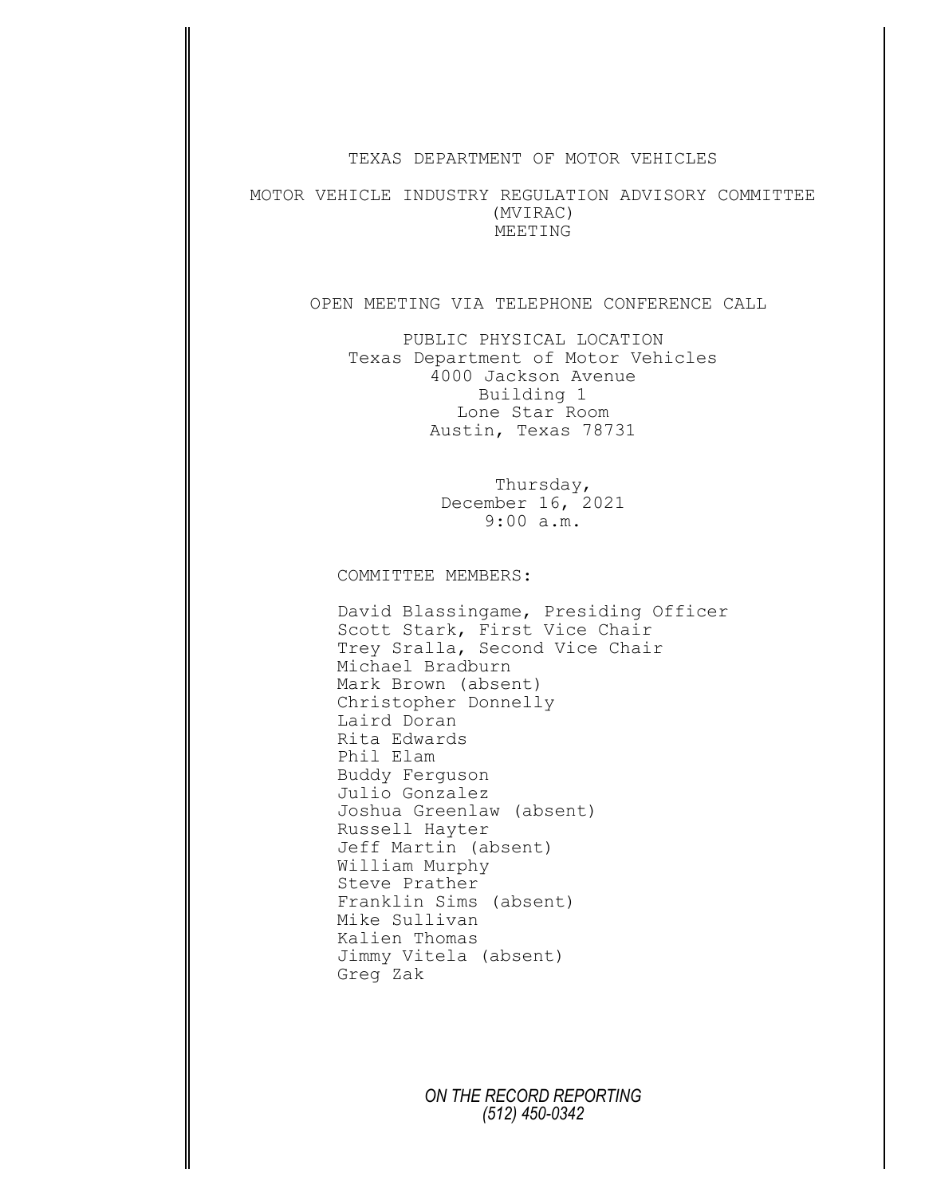# TEXAS DEPARTMENT OF MOTOR VEHICLES

## MOTOR VEHICLE INDUSTRY REGULATION ADVISORY COMMITTEE (MVIRAC) MEETING

OPEN MEETING VIA TELEPHONE CONFERENCE CALL

PUBLIC PHYSICAL LOCATION
Texas Department of Motor Vehicles
4000 Jackson Avenue
Building 1
Lone Star Room
Austin, Texas 78731

Thursday,
December 16, 2021
9:00 a.m.

COMMITTEE MEMBERS:

David Blassingame, Presiding Officer
Scott Stark, First Vice Chair
Trey Sralla, Second Vice Chair
Michael Bradburn
Mark Brown (absent)
Christopher Donnelly
Laird Doran
Rita Edwards
Phil Elam
Buddy Ferguson
Julio Gonzalez
Joshua Greenlaw (absent)
Russell Hayter
Jeff Martin (absent)
William Murphy
Steve Prather
Franklin Sims (absent)
Mike Sullivan
Kalien Thomas
Jimmy Vitela (absent)
Greg Zak

*ON THE RECORD REPORTING*
*(512) 450-0342*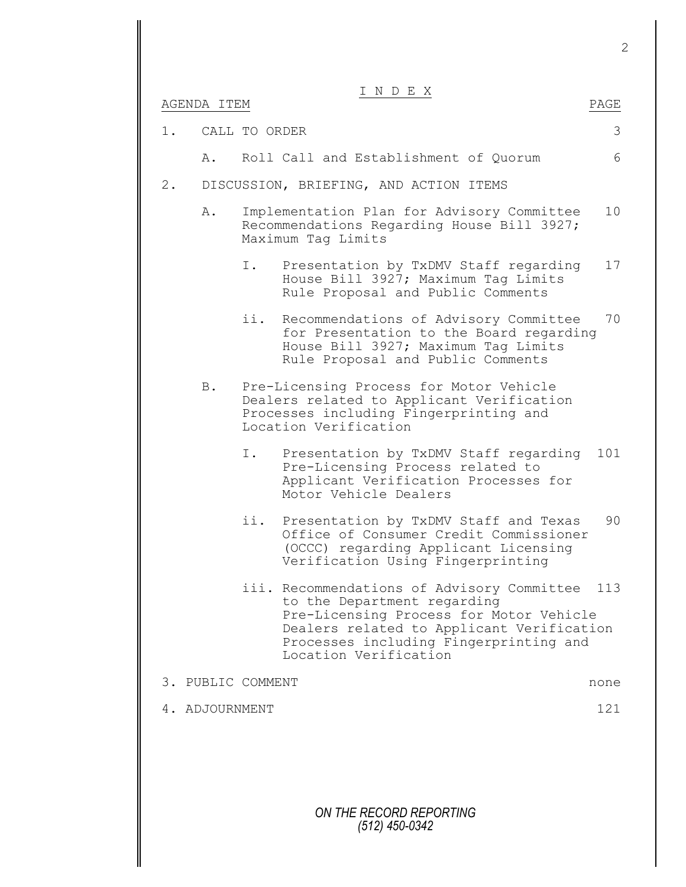# I N D E X

| AGENDA ITEM | PAGE |
| --- | --- |
| 1. CALL TO ORDER | 3 |
| A. Roll Call and Establishment of Quorum | 6 |
| 2. DISCUSSION, BRIEFING, AND ACTION ITEMS | |
| A. Implementation Plan for Advisory Committee Recommendations Regarding House Bill 3927; Maximum Tag Limits | 10 |
| I. Presentation by TxDMV Staff regarding House Bill 3927; Maximum Tag Limits Rule Proposal and Public Comments | 17 |
| ii. Recommendations of Advisory Committee for Presentation to the Board regarding House Bill 3927; Maximum Tag Limits Rule Proposal and Public Comments | 70 |
| B. Pre-Licensing Process for Motor Vehicle Dealers related to Applicant Verification Processes including Fingerprinting and Location Verification | |
| I. Presentation by TxDMV Staff regarding Pre-Licensing Process related to Applicant Verification Processes for Motor Vehicle Dealers | 101 |
| ii. Presentation by TxDMV Staff and Texas Office of Consumer Credit Commissioner (OCCC) regarding Applicant Licensing Verification Using Fingerprinting | 90 |
| iii. Recommendations of Advisory Committee to the Department regarding Pre-Licensing Process for Motor Vehicle Dealers related to Applicant Verification Processes including Fingerprinting and Location Verification | 113 |
| 3. PUBLIC COMMENT | none |
| 4. ADJOURNMENT | 121 |

*ON THE RECORD REPORTING*
*(512) 450-0342*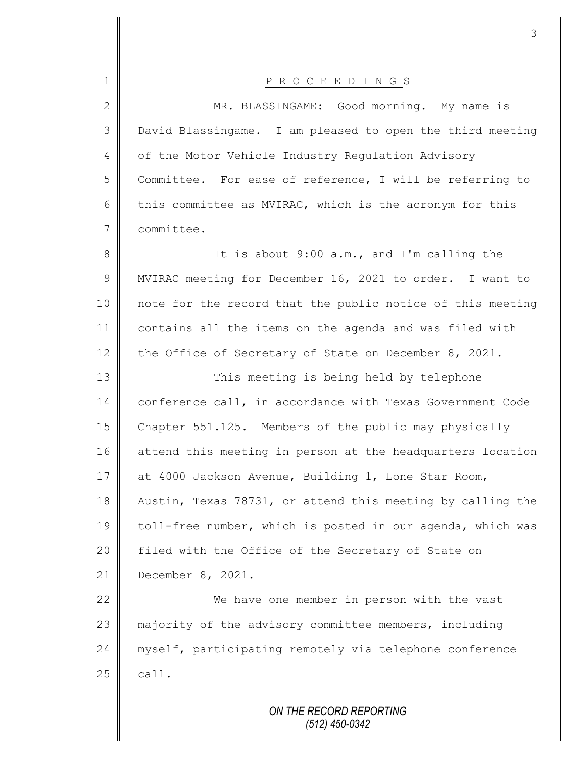P R O C E E D I N G S

MR. BLASSINGAME: Good morning. My name is David Blassingame. I am pleased to open the third meeting of the Motor Vehicle Industry Regulation Advisory Committee. For ease of reference, I will be referring to this committee as MVIRAC, which is the acronym for this committee.

It is about 9:00 a.m., and I'm calling the MVIRAC meeting for December 16, 2021 to order. I want to note for the record that the public notice of this meeting contains all the items on the agenda and was filed with the Office of Secretary of State on December 8, 2021.

This meeting is being held by telephone conference call, in accordance with Texas Government Code Chapter 551.125. Members of the public may physically attend this meeting in person at the headquarters location at 4000 Jackson Avenue, Building 1, Lone Star Room, Austin, Texas 78731, or attend this meeting by calling the toll-free number, which is posted in our agenda, which was filed with the Office of the Secretary of State on December 8, 2021.

We have one member in person with the vast majority of the advisory committee members, including myself, participating remotely via telephone conference call.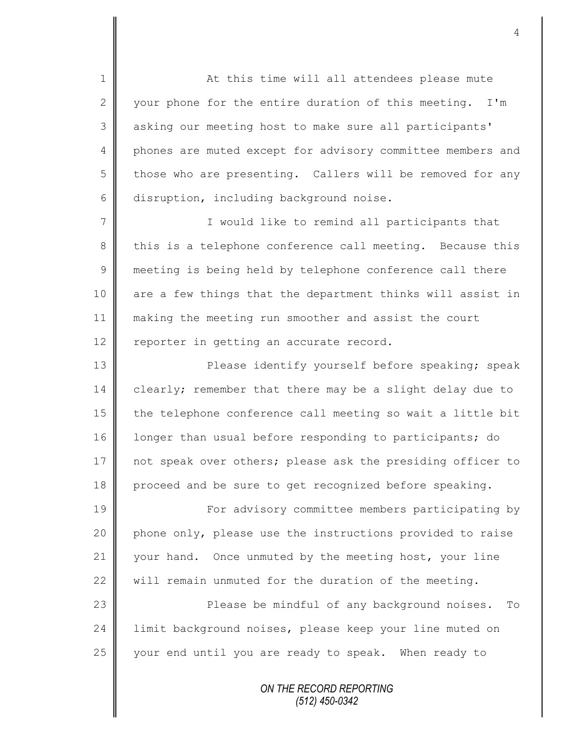At this time will all attendees please mute your phone for the entire duration of this meeting. I'm asking our meeting host to make sure all participants' phones are muted except for advisory committee members and those who are presenting. Callers will be removed for any disruption, including background noise.

I would like to remind all participants that this is a telephone conference call meeting. Because this meeting is being held by telephone conference call there are a few things that the department thinks will assist in making the meeting run smoother and assist the court reporter in getting an accurate record.

Please identify yourself before speaking; speak clearly; remember that there may be a slight delay due to the telephone conference call meeting so wait a little bit longer than usual before responding to participants; do not speak over others; please ask the presiding officer to proceed and be sure to get recognized before speaking.

For advisory committee members participating by phone only, please use the instructions provided to raise your hand. Once unmuted by the meeting host, your line will remain unmuted for the duration of the meeting.

Please be mindful of any background noises. To limit background noises, please keep your line muted on your end until you are ready to speak. When ready to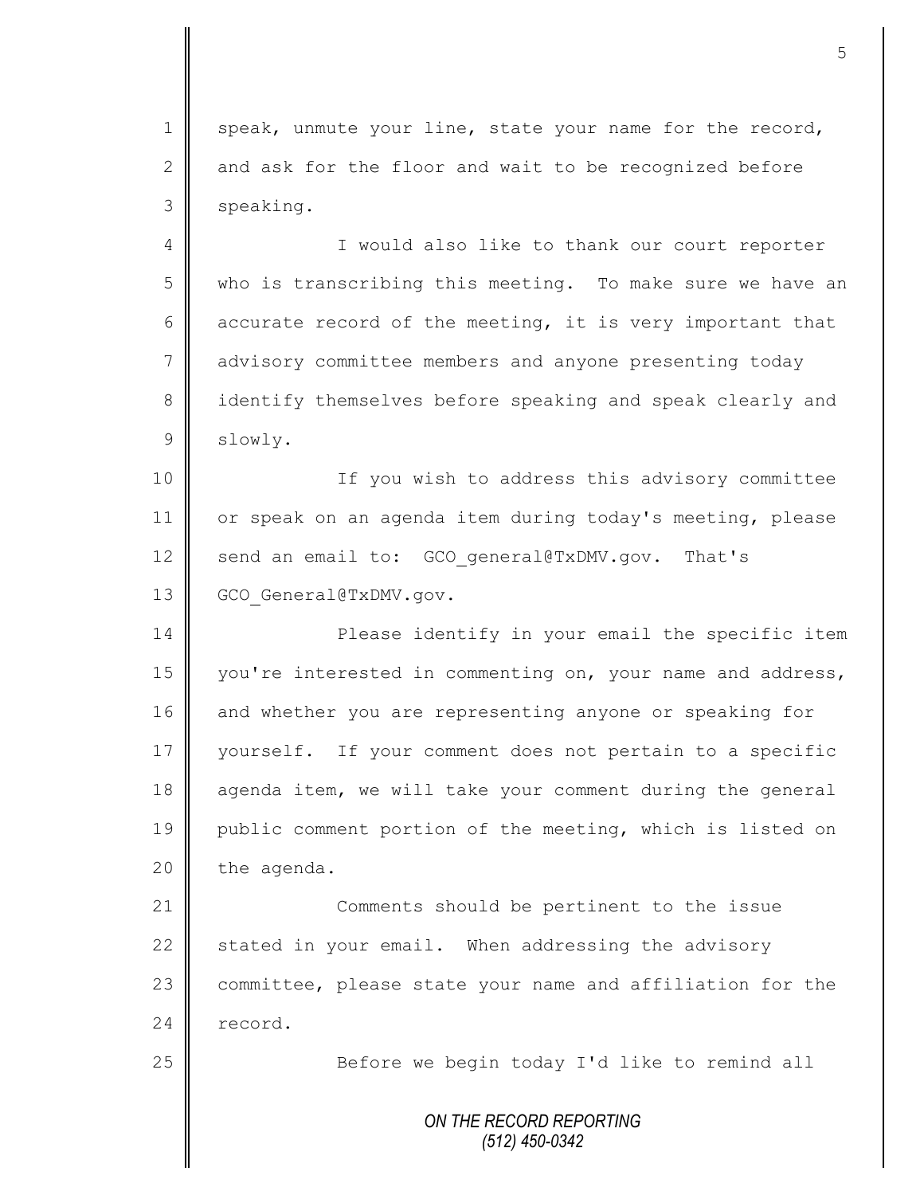speak, unmute your line, state your name for the record, and ask for the floor and wait to be recognized before speaking.

I would also like to thank our court reporter who is transcribing this meeting. To make sure we have an accurate record of the meeting, it is very important that advisory committee members and anyone presenting today identify themselves before speaking and speak clearly and slowly.

If you wish to address this advisory committee or speak on an agenda item during today's meeting, please send an email to: GCO_general@TxDMV.gov. That's GCO_General@TxDMV.gov.

Please identify in your email the specific item you're interested in commenting on, your name and address, and whether you are representing anyone or speaking for yourself. If your comment does not pertain to a specific agenda item, we will take your comment during the general public comment portion of the meeting, which is listed on the agenda.

Comments should be pertinent to the issue stated in your email. When addressing the advisory committee, please state your name and affiliation for the record.

Before we begin today I'd like to remind all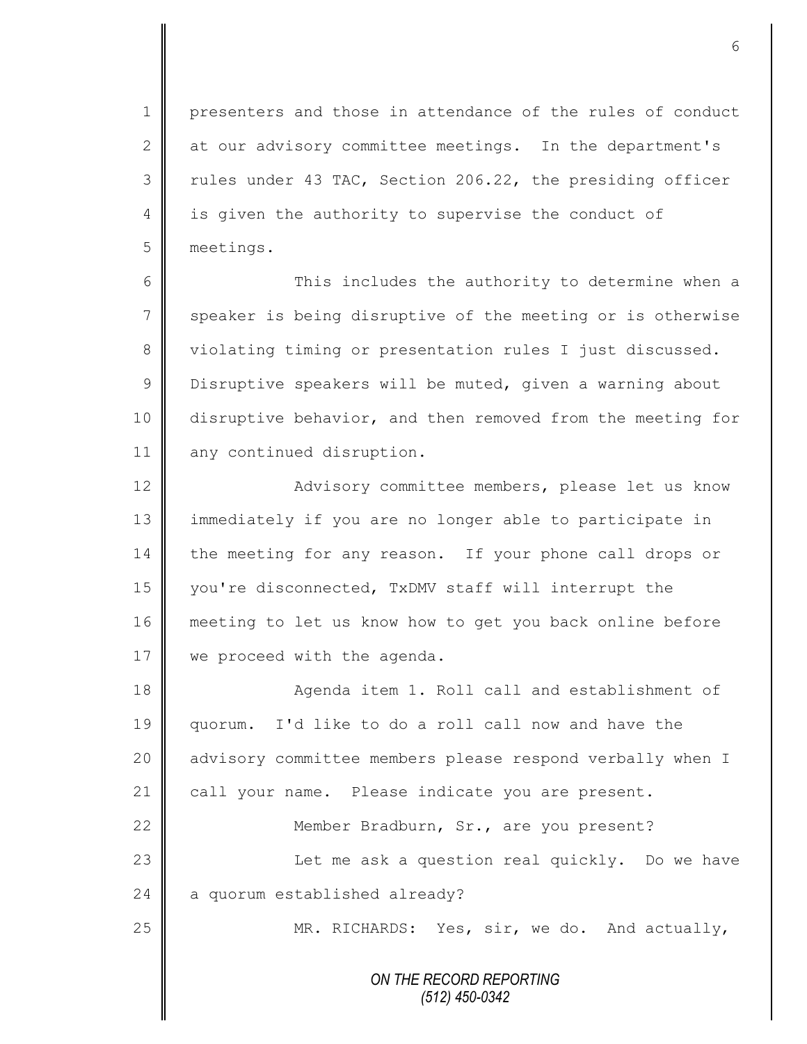presenters and those in attendance of the rules of conduct at our advisory committee meetings. In the department's rules under 43 TAC, Section 206.22, the presiding officer is given the authority to supervise the conduct of meetings.

This includes the authority to determine when a speaker is being disruptive of the meeting or is otherwise violating timing or presentation rules I just discussed. Disruptive speakers will be muted, given a warning about disruptive behavior, and then removed from the meeting for any continued disruption.

Advisory committee members, please let us know immediately if you are no longer able to participate in the meeting for any reason. If your phone call drops or you're disconnected, TxDMV staff will interrupt the meeting to let us know how to get you back online before we proceed with the agenda.

Agenda item 1. Roll call and establishment of quorum. I'd like to do a roll call now and have the advisory committee members please respond verbally when I call your name. Please indicate you are present.

Member Bradburn, Sr., are you present?

Let me ask a question real quickly. Do we have a quorum established already?

MR. RICHARDS: Yes, sir, we do. And actually,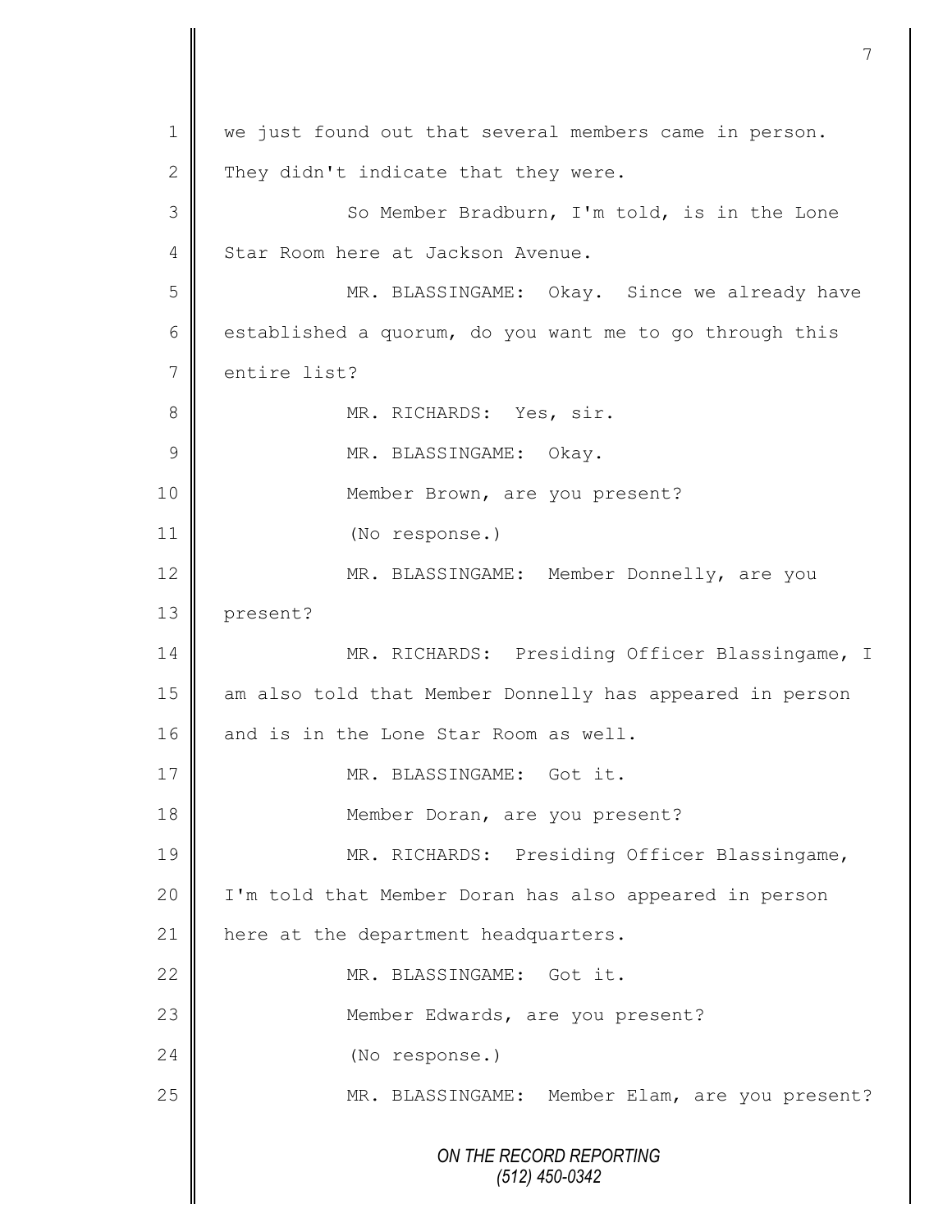we just found out that several members came in person. They didn't indicate that they were.

So Member Bradburn, I'm told, is in the Lone Star Room here at Jackson Avenue.

MR. BLASSINGAME: Okay. Since we already have established a quorum, do you want me to go through this entire list?

MR. RICHARDS: Yes, sir.

MR. BLASSINGAME: Okay.

Member Brown, are you present?

(No response.)

MR. BLASSINGAME: Member Donnelly, are you present?

MR. RICHARDS: Presiding Officer Blassingame, I am also told that Member Donnelly has appeared in person and is in the Lone Star Room as well.

MR. BLASSINGAME: Got it.

Member Doran, are you present?

MR. RICHARDS: Presiding Officer Blassingame, I'm told that Member Doran has also appeared in person here at the department headquarters.

MR. BLASSINGAME: Got it.

Member Edwards, are you present?

(No response.)

MR. BLASSINGAME: Member Elam, are you present?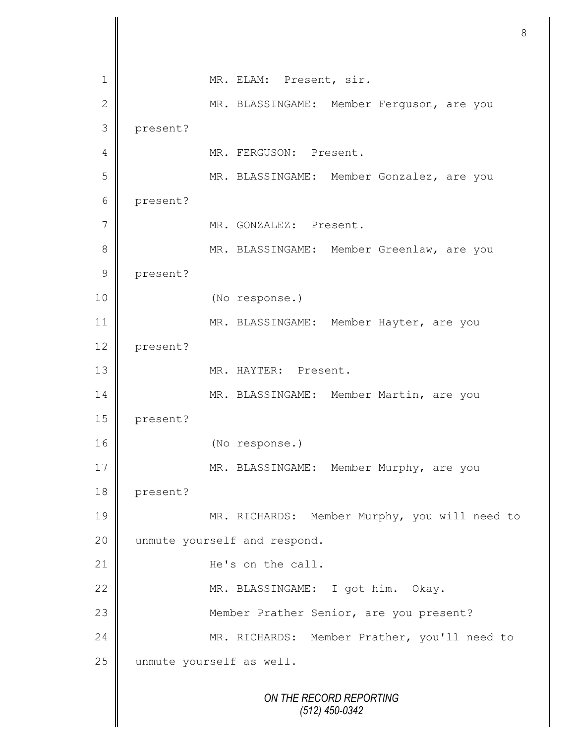MR. ELAM: Present, sir.

MR. BLASSINGAME: Member Ferguson, are you present?

MR. FERGUSON: Present.

MR. BLASSINGAME: Member Gonzalez, are you present?

MR. GONZALEZ: Present.

MR. BLASSINGAME: Member Greenlaw, are you present?

(No response.)

MR. BLASSINGAME: Member Hayter, are you present?

MR. HAYTER: Present.

MR. BLASSINGAME: Member Martin, are you present?

(No response.)

MR. BLASSINGAME: Member Murphy, are you present?

MR. RICHARDS: Member Murphy, you will need to unmute yourself and respond.

He's on the call.

MR. BLASSINGAME: I got him. Okay.

Member Prather Senior, are you present?

MR. RICHARDS: Member Prather, you'll need to unmute yourself as well.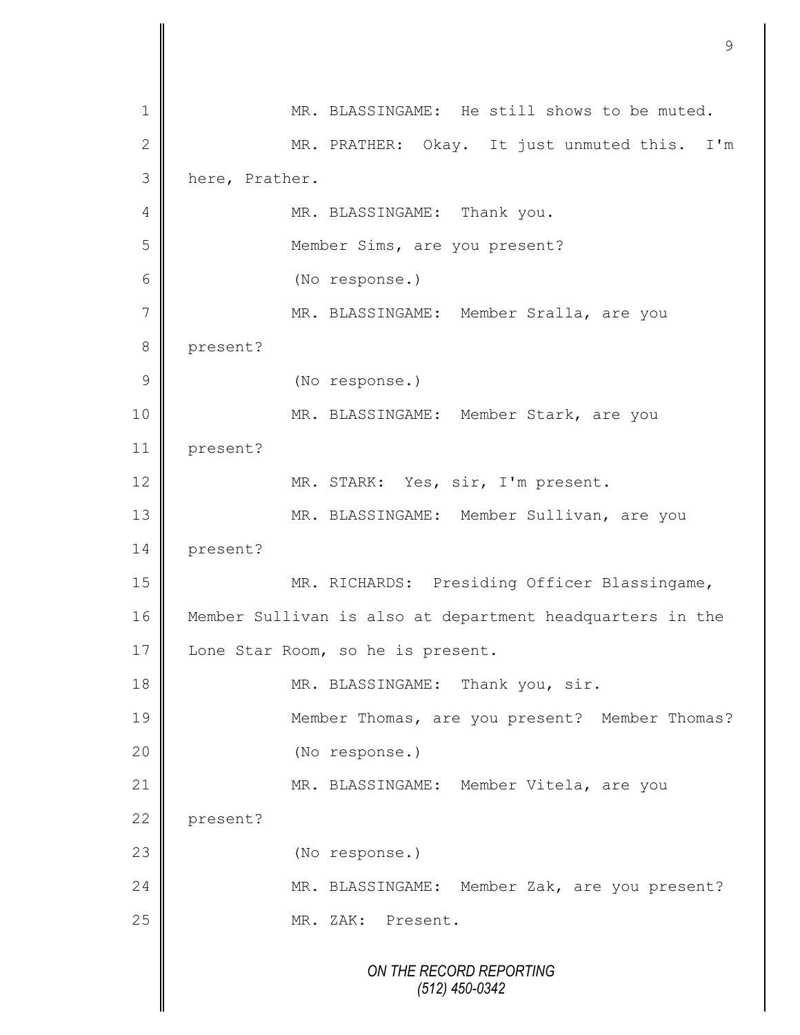MR. BLASSINGAME: He still shows to be muted.

MR. PRATHER: Okay. It just unmuted this. I'm here, Prather.

MR. BLASSINGAME: Thank you.

Member Sims, are you present?

(No response.)

MR. BLASSINGAME: Member Sralla, are you present?

(No response.)

MR. BLASSINGAME: Member Stark, are you present?

MR. STARK: Yes, sir, I'm present.

MR. BLASSINGAME: Member Sullivan, are you present?

MR. RICHARDS: Presiding Officer Blassingame, Member Sullivan is also at department headquarters in the Lone Star Room, so he is present.

MR. BLASSINGAME: Thank you, sir.

Member Thomas, are you present? Member Thomas?

(No response.)

MR. BLASSINGAME: Member Vitela, are you present?

(No response.)

MR. BLASSINGAME: Member Zak, are you present?

MR. ZAK: Present.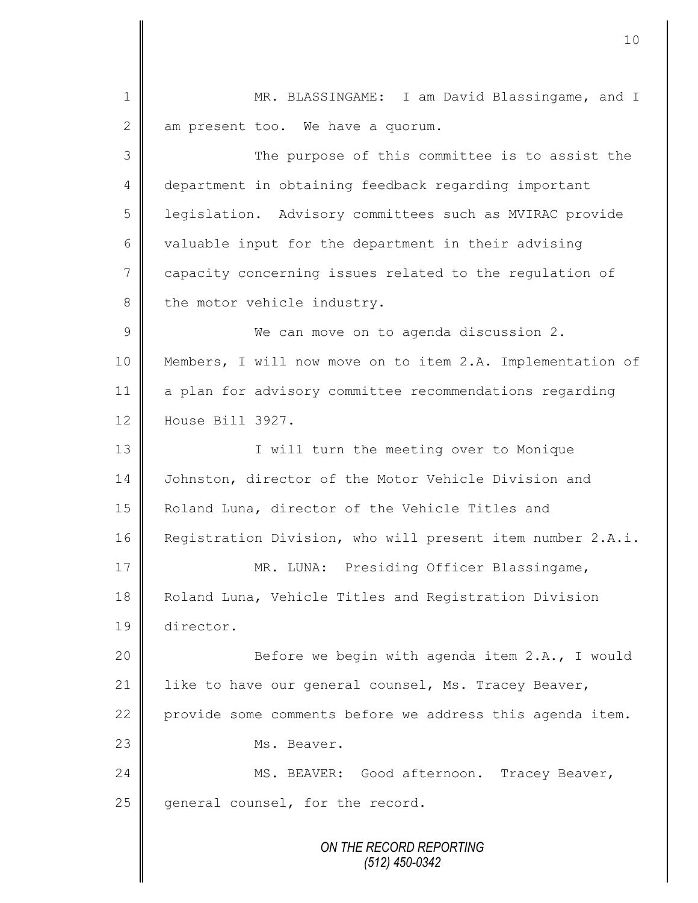MR. BLASSINGAME: I am David Blassingame, and I am present too. We have a quorum.

The purpose of this committee is to assist the department in obtaining feedback regarding important legislation. Advisory committees such as MVIRAC provide valuable input for the department in their advising capacity concerning issues related to the regulation of the motor vehicle industry.

We can move on to agenda discussion 2. Members, I will now move on to item 2.A. Implementation of a plan for advisory committee recommendations regarding House Bill 3927.

I will turn the meeting over to Monique Johnston, director of the Motor Vehicle Division and Roland Luna, director of the Vehicle Titles and Registration Division, who will present item number 2.A.i.

MR. LUNA: Presiding Officer Blassingame, Roland Luna, Vehicle Titles and Registration Division director.

Before we begin with agenda item 2.A., I would like to have our general counsel, Ms. Tracey Beaver, provide some comments before we address this agenda item.

Ms. Beaver.

MS. BEAVER: Good afternoon. Tracey Beaver, general counsel, for the record.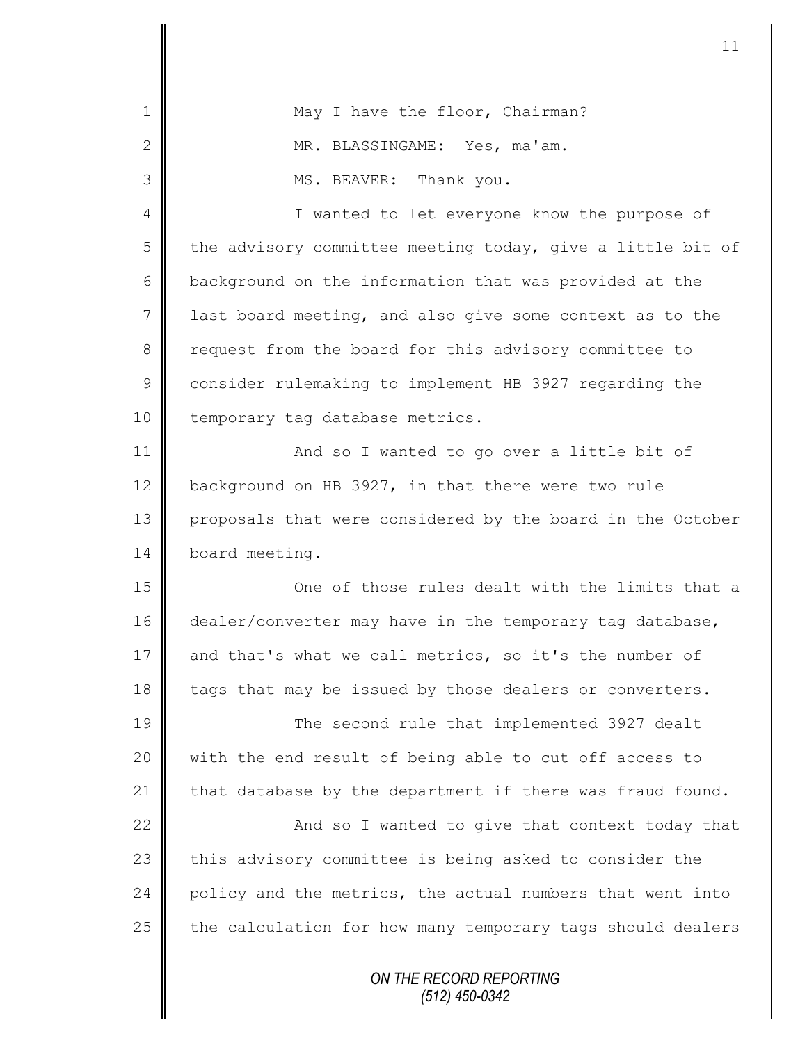May I have the floor, Chairman?

MR. BLASSINGAME: Yes, ma'am.

MS. BEAVER: Thank you.

I wanted to let everyone know the purpose of the advisory committee meeting today, give a little bit of background on the information that was provided at the last board meeting, and also give some context as to the request from the board for this advisory committee to consider rulemaking to implement HB 3927 regarding the temporary tag database metrics.

And so I wanted to go over a little bit of background on HB 3927, in that there were two rule proposals that were considered by the board in the October board meeting.

One of those rules dealt with the limits that a dealer/converter may have in the temporary tag database, and that's what we call metrics, so it's the number of tags that may be issued by those dealers or converters.

The second rule that implemented 3927 dealt with the end result of being able to cut off access to that database by the department if there was fraud found.

And so I wanted to give that context today that this advisory committee is being asked to consider the policy and the metrics, the actual numbers that went into the calculation for how many temporary tags should dealers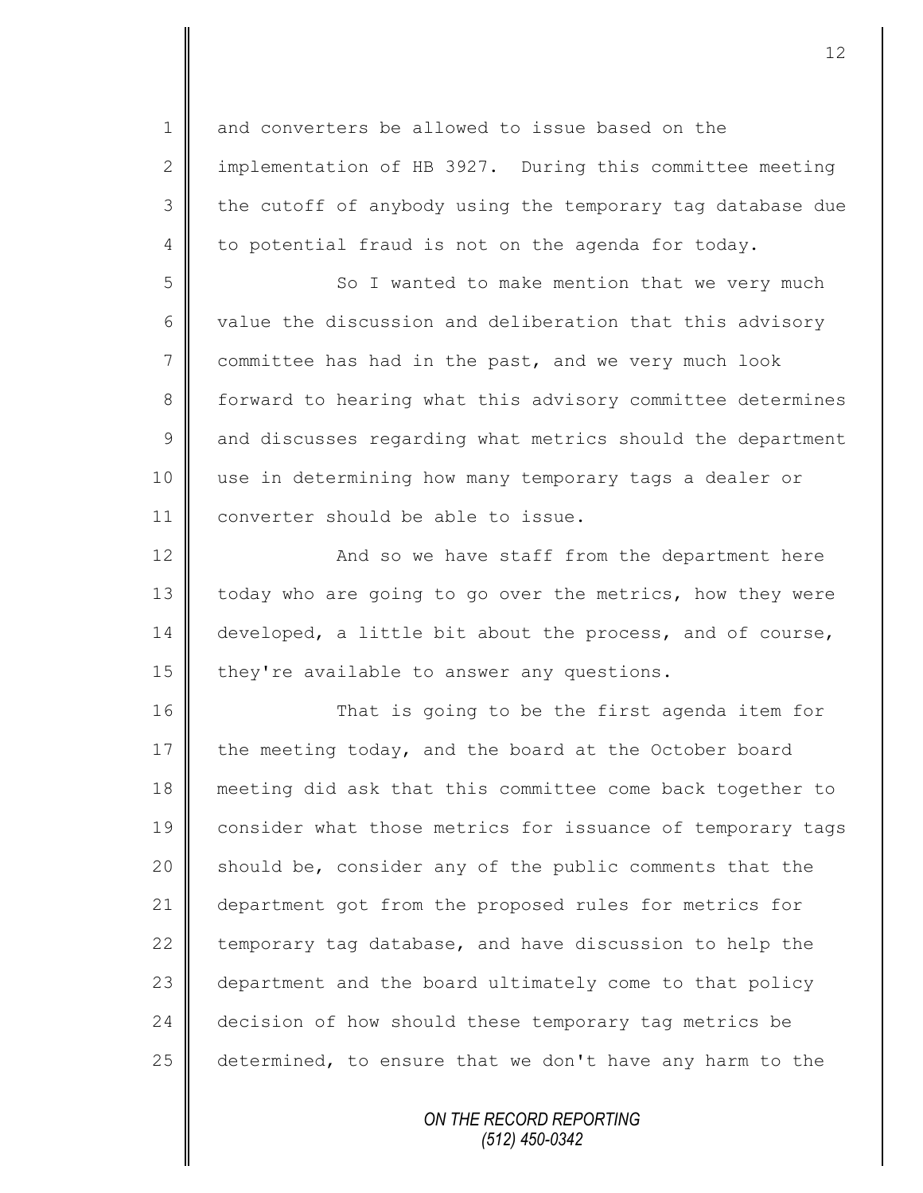and converters be allowed to issue based on the implementation of HB 3927. During this committee meeting the cutoff of anybody using the temporary tag database due to potential fraud is not on the agenda for today.

So I wanted to make mention that we very much value the discussion and deliberation that this advisory committee has had in the past, and we very much look forward to hearing what this advisory committee determines and discusses regarding what metrics should the department use in determining how many temporary tags a dealer or converter should be able to issue.

And so we have staff from the department here today who are going to go over the metrics, how they were developed, a little bit about the process, and of course, they're available to answer any questions.

That is going to be the first agenda item for the meeting today, and the board at the October board meeting did ask that this committee come back together to consider what those metrics for issuance of temporary tags should be, consider any of the public comments that the department got from the proposed rules for metrics for temporary tag database, and have discussion to help the department and the board ultimately come to that policy decision of how should these temporary tag metrics be determined, to ensure that we don't have any harm to the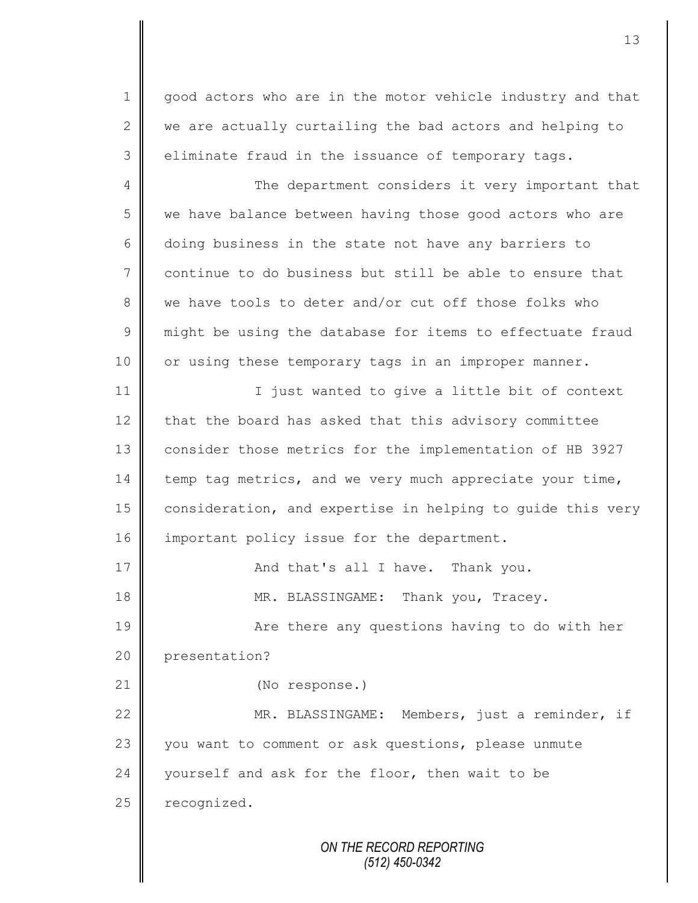good actors who are in the motor vehicle industry and that we are actually curtailing the bad actors and helping to eliminate fraud in the issuance of temporary tags.

The department considers it very important that we have balance between having those good actors who are doing business in the state not have any barriers to continue to do business but still be able to ensure that we have tools to deter and/or cut off those folks who might be using the database for items to effectuate fraud or using these temporary tags in an improper manner.

I just wanted to give a little bit of context that the board has asked that this advisory committee consider those metrics for the implementation of HB 3927 temp tag metrics, and we very much appreciate your time, consideration, and expertise in helping to guide this very important policy issue for the department.

And that's all I have. Thank you.

MR. BLASSINGAME: Thank you, Tracey.

Are there any questions having to do with her presentation?

(No response.)

MR. BLASSINGAME: Members, just a reminder, if you want to comment or ask questions, please unmute yourself and ask for the floor, then wait to be recognized.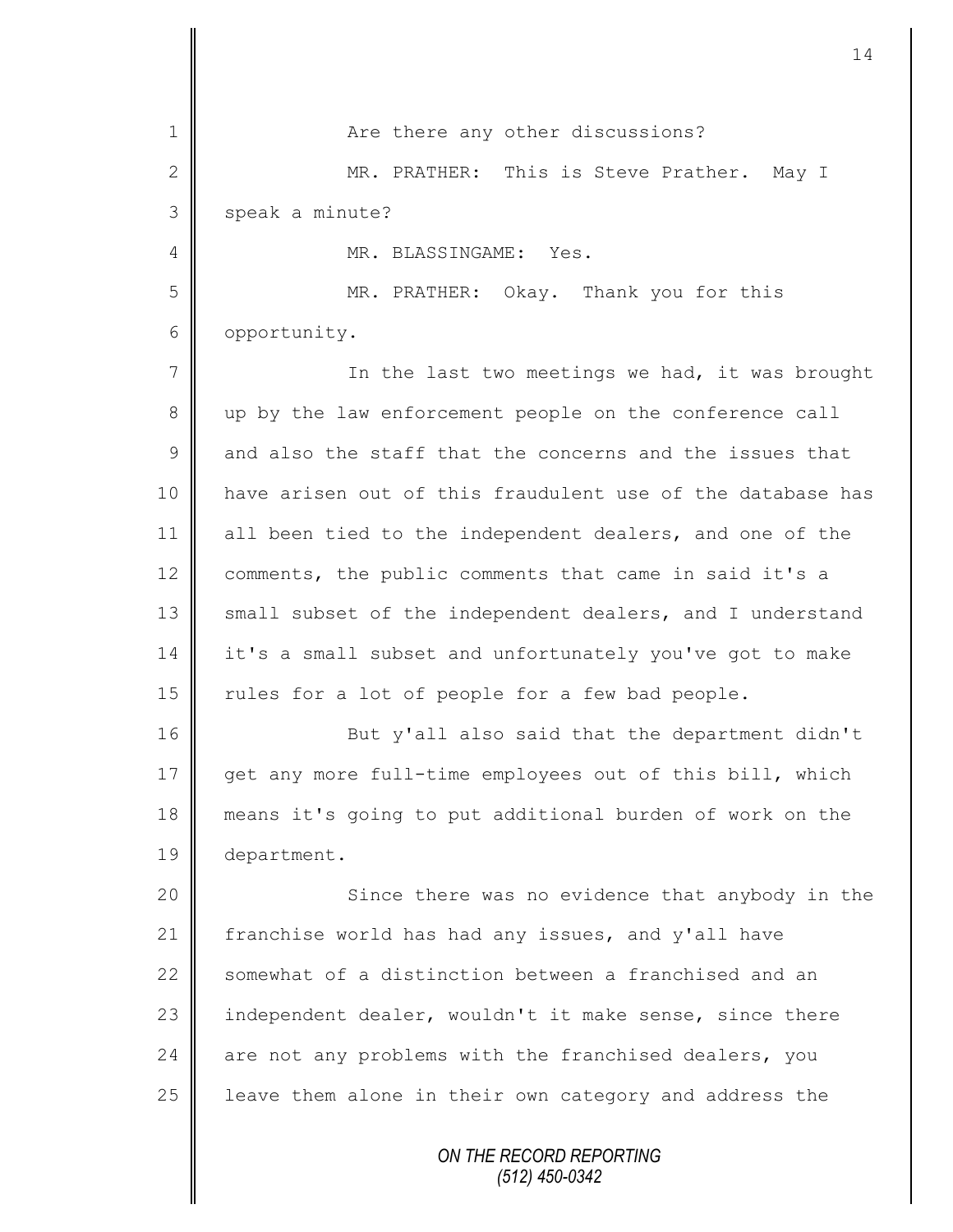Are there any other discussions?

MR. PRATHER: This is Steve Prather. May I speak a minute?

MR. BLASSINGAME: Yes.

MR. PRATHER: Okay. Thank you for this opportunity.

In the last two meetings we had, it was brought up by the law enforcement people on the conference call and also the staff that the concerns and the issues that have arisen out of this fraudulent use of the database has all been tied to the independent dealers, and one of the comments, the public comments that came in said it's a small subset of the independent dealers, and I understand it's a small subset and unfortunately you've got to make rules for a lot of people for a few bad people.

But y'all also said that the department didn't get any more full-time employees out of this bill, which means it's going to put additional burden of work on the department.

Since there was no evidence that anybody in the franchise world has had any issues, and y'all have somewhat of a distinction between a franchised and an independent dealer, wouldn't it make sense, since there are not any problems with the franchised dealers, you leave them alone in their own category and address the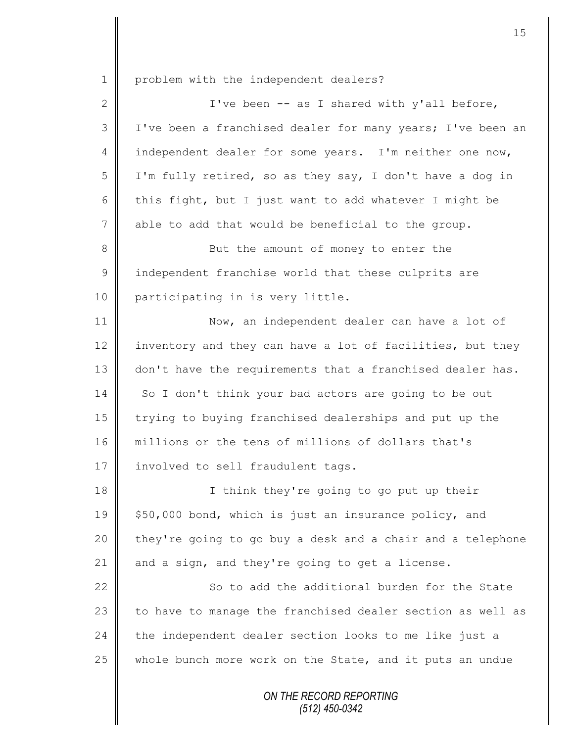problem with the independent dealers?

I've been -- as I shared with y'all before, I've been a franchised dealer for many years; I've been an independent dealer for some years. I'm neither one now, I'm fully retired, so as they say, I don't have a dog in this fight, but I just want to add whatever I might be able to add that would be beneficial to the group.

But the amount of money to enter the independent franchise world that these culprits are participating in is very little.

Now, an independent dealer can have a lot of inventory and they can have a lot of facilities, but they don't have the requirements that a franchised dealer has. So I don't think your bad actors are going to be out trying to buying franchised dealerships and put up the millions or the tens of millions of dollars that's involved to sell fraudulent tags.

I think they're going to go put up their $50,000 bond, which is just an insurance policy, and they're going to go buy a desk and a chair and a telephone and a sign, and they're going to get a license.

So to add the additional burden for the State to have to manage the franchised dealer section as well as the independent dealer section looks to me like just a whole bunch more work on the State, and it puts an undue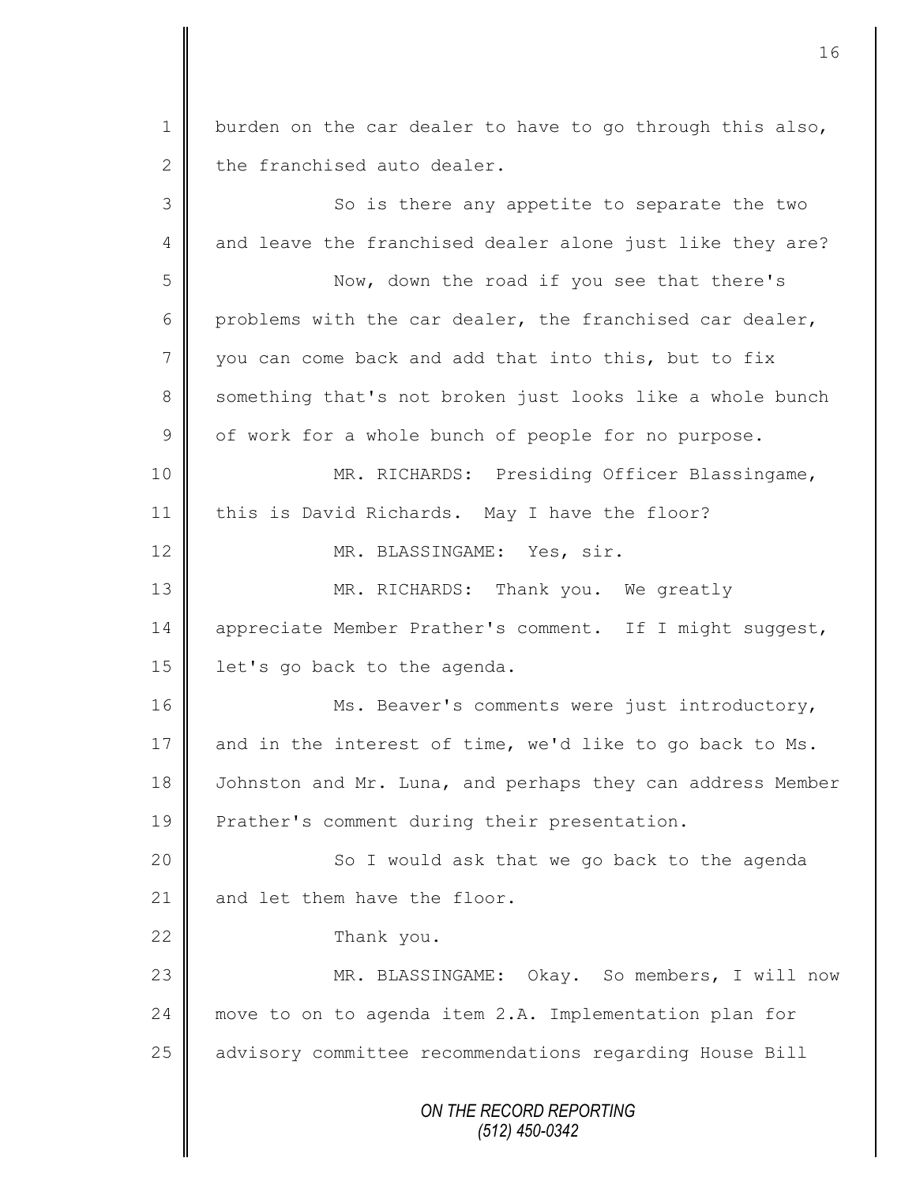burden on the car dealer to have to go through this also, the franchised auto dealer.

So is there any appetite to separate the two and leave the franchised dealer alone just like they are?

Now, down the road if you see that there's problems with the car dealer, the franchised car dealer, you can come back and add that into this, but to fix something that's not broken just looks like a whole bunch of work for a whole bunch of people for no purpose.

MR. RICHARDS: Presiding Officer Blassingame, this is David Richards. May I have the floor?

MR. BLASSINGAME: Yes, sir.

MR. RICHARDS: Thank you. We greatly appreciate Member Prather's comment. If I might suggest, let's go back to the agenda.

Ms. Beaver's comments were just introductory, and in the interest of time, we'd like to go back to Ms. Johnston and Mr. Luna, and perhaps they can address Member Prather's comment during their presentation.

So I would ask that we go back to the agenda and let them have the floor.

Thank you.

MR. BLASSINGAME: Okay. So members, I will now move to on to agenda item 2.A. Implementation plan for advisory committee recommendations regarding House Bill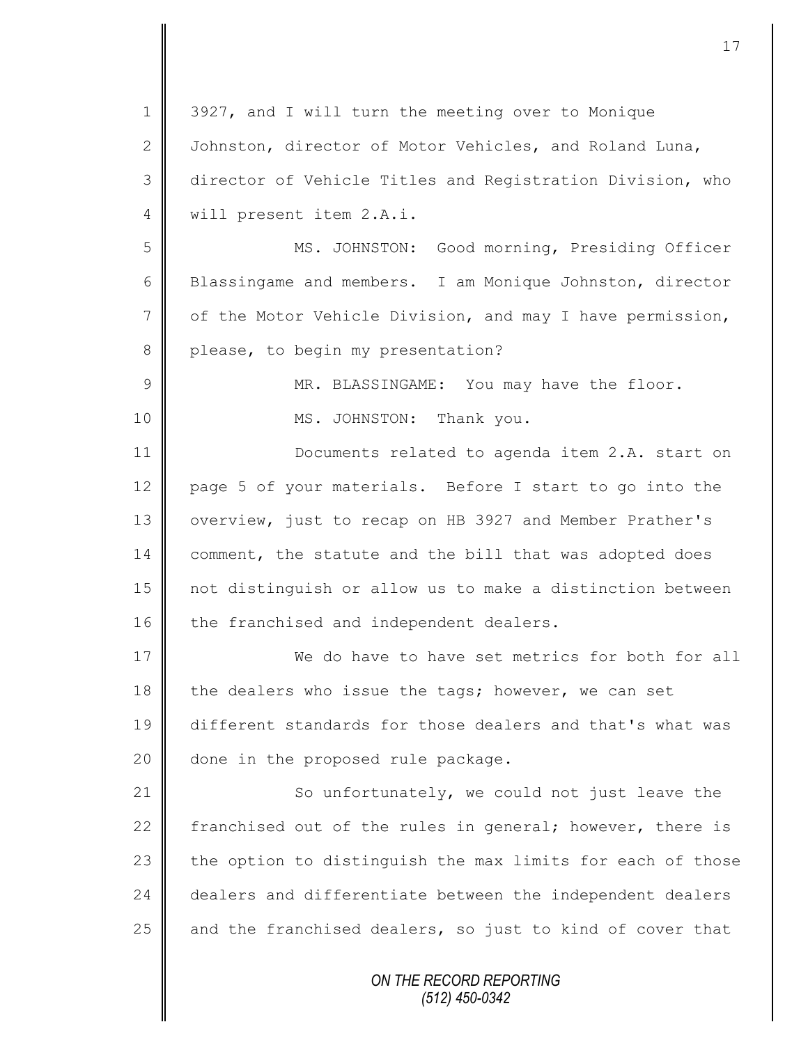3927, and I will turn the meeting over to Monique Johnston, director of Motor Vehicles, and Roland Luna, director of Vehicle Titles and Registration Division, who will present item 2.A.i.

MS. JOHNSTON: Good morning, Presiding Officer Blassingame and members. I am Monique Johnston, director of the Motor Vehicle Division, and may I have permission, please, to begin my presentation?

MR. BLASSINGAME: You may have the floor.

MS. JOHNSTON: Thank you.

Documents related to agenda item 2.A. start on page 5 of your materials. Before I start to go into the overview, just to recap on HB 3927 and Member Prather's comment, the statute and the bill that was adopted does not distinguish or allow us to make a distinction between the franchised and independent dealers.

We do have to have set metrics for both for all the dealers who issue the tags; however, we can set different standards for those dealers and that's what was done in the proposed rule package.

So unfortunately, we could not just leave the franchised out of the rules in general; however, there is the option to distinguish the max limits for each of those dealers and differentiate between the independent dealers and the franchised dealers, so just to kind of cover that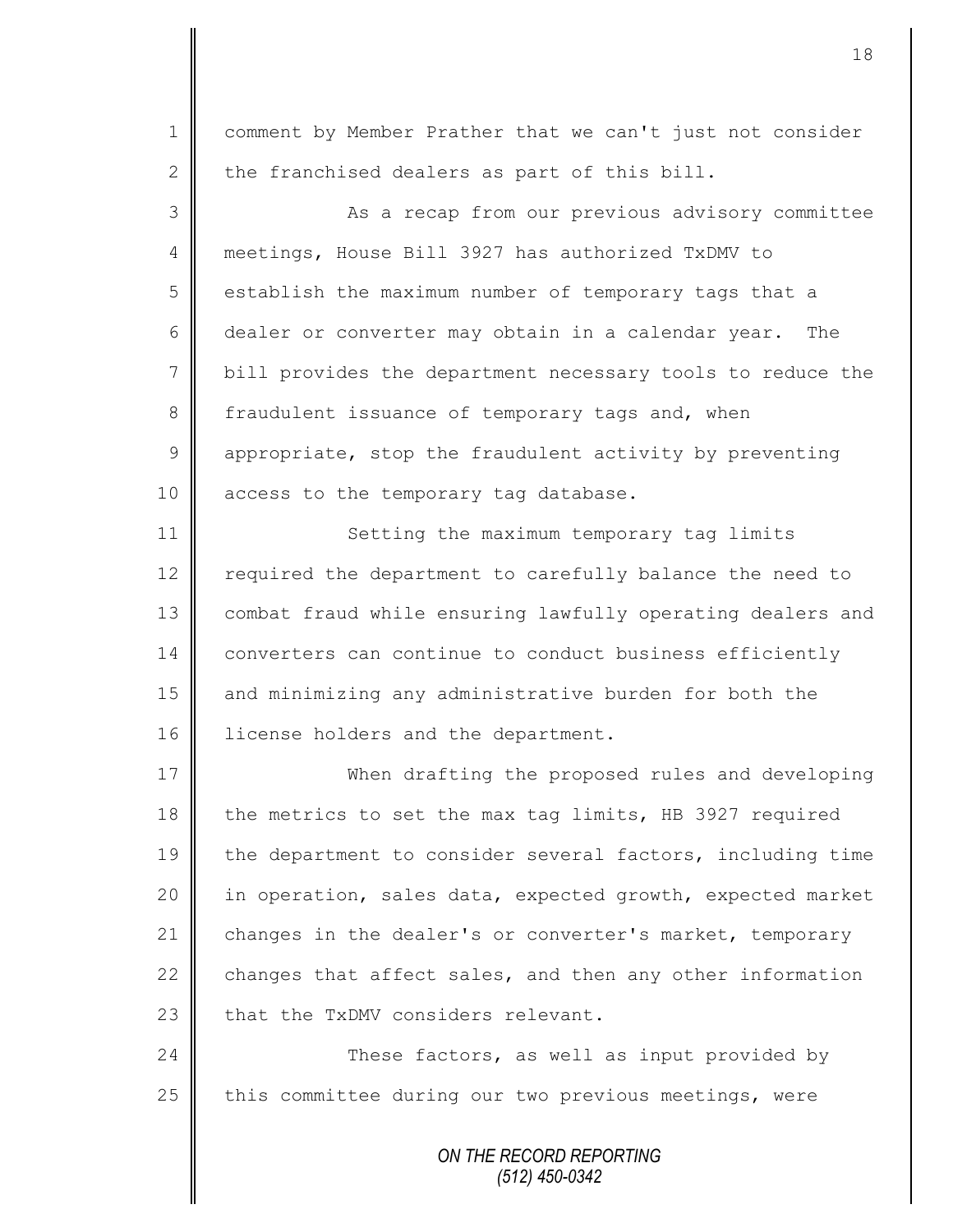comment by Member Prather that we can't just not consider the franchised dealers as part of this bill.

As a recap from our previous advisory committee meetings, House Bill 3927 has authorized TxDMV to establish the maximum number of temporary tags that a dealer or converter may obtain in a calendar year. The bill provides the department necessary tools to reduce the fraudulent issuance of temporary tags and, when appropriate, stop the fraudulent activity by preventing access to the temporary tag database.

Setting the maximum temporary tag limits required the department to carefully balance the need to combat fraud while ensuring lawfully operating dealers and converters can continue to conduct business efficiently and minimizing any administrative burden for both the license holders and the department.

When drafting the proposed rules and developing the metrics to set the max tag limits, HB 3927 required the department to consider several factors, including time in operation, sales data, expected growth, expected market changes in the dealer's or converter's market, temporary changes that affect sales, and then any other information that the TxDMV considers relevant.

These factors, as well as input provided by this committee during our two previous meetings, were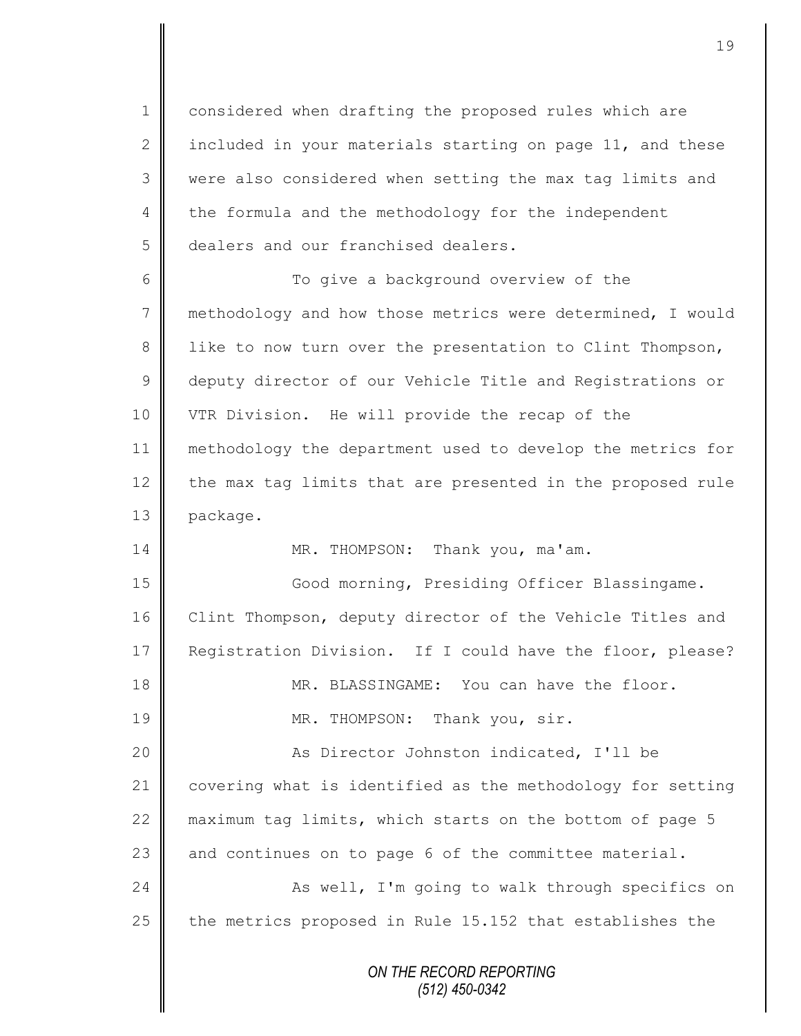considered when drafting the proposed rules which are included in your materials starting on page 11, and these were also considered when setting the max tag limits and the formula and the methodology for the independent dealers and our franchised dealers.

To give a background overview of the methodology and how those metrics were determined, I would like to now turn over the presentation to Clint Thompson, deputy director of our Vehicle Title and Registrations or VTR Division. He will provide the recap of the methodology the department used to develop the metrics for the max tag limits that are presented in the proposed rule package.

MR. THOMPSON: Thank you, ma'am.

Good morning, Presiding Officer Blassingame. Clint Thompson, deputy director of the Vehicle Titles and Registration Division. If I could have the floor, please?

MR. BLASSINGAME: You can have the floor.

MR. THOMPSON: Thank you, sir.

As Director Johnston indicated, I'll be covering what is identified as the methodology for setting maximum tag limits, which starts on the bottom of page 5 and continues on to page 6 of the committee material.

As well, I'm going to walk through specifics on the metrics proposed in Rule 15.152 that establishes the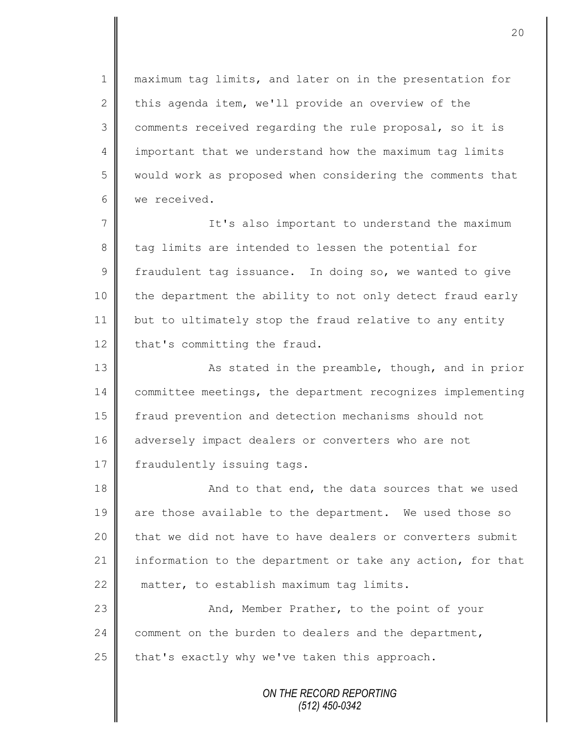maximum tag limits, and later on in the presentation for this agenda item, we'll provide an overview of the comments received regarding the rule proposal, so it is important that we understand how the maximum tag limits would work as proposed when considering the comments that we received.

It's also important to understand the maximum tag limits are intended to lessen the potential for fraudulent tag issuance. In doing so, we wanted to give the department the ability to not only detect fraud early but to ultimately stop the fraud relative to any entity that's committing the fraud.

As stated in the preamble, though, and in prior committee meetings, the department recognizes implementing fraud prevention and detection mechanisms should not adversely impact dealers or converters who are not fraudulently issuing tags.

And to that end, the data sources that we used are those available to the department. We used those so that we did not have to have dealers or converters submit information to the department or take any action, for that matter, to establish maximum tag limits.

And, Member Prather, to the point of your comment on the burden to dealers and the department, that's exactly why we've taken this approach.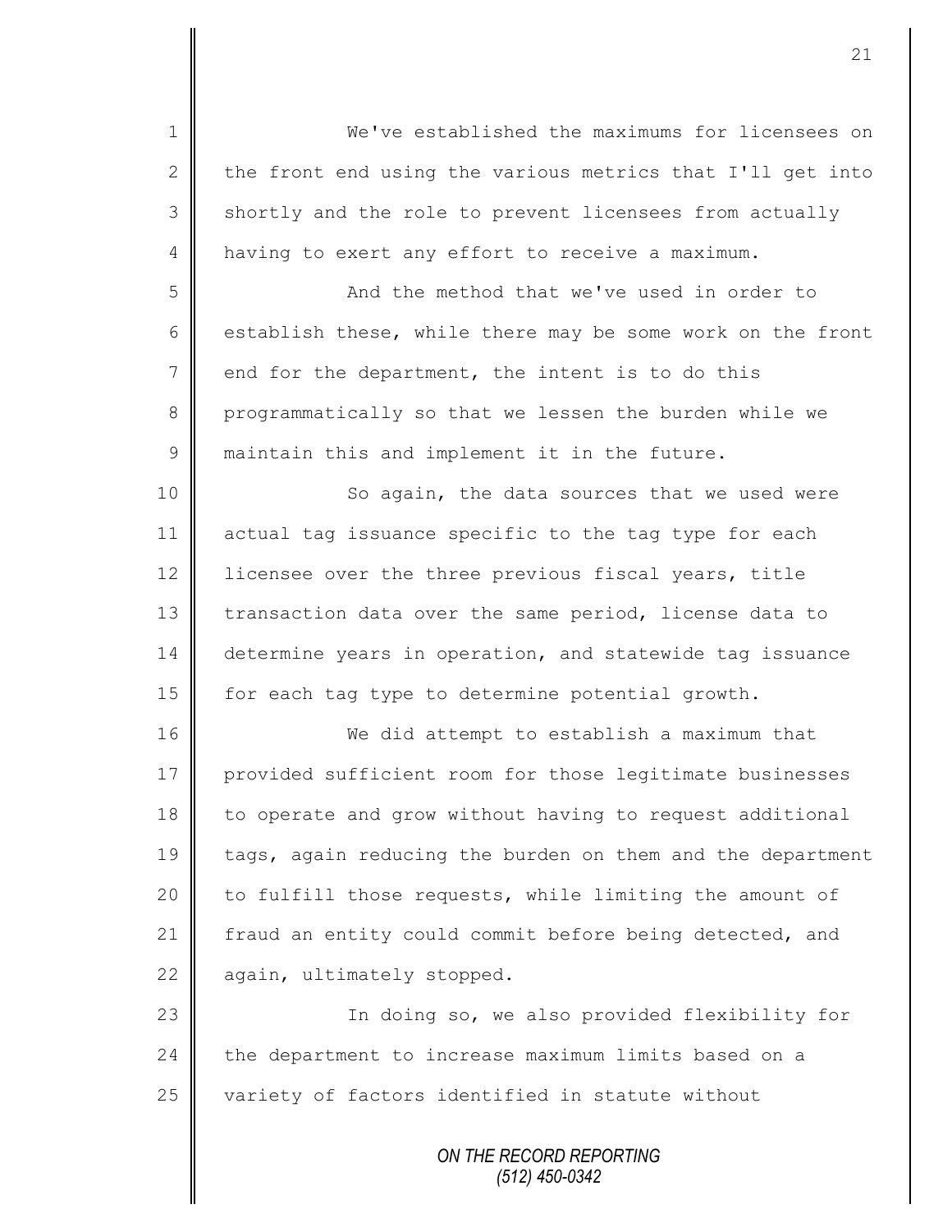We've established the maximums for licensees on the front end using the various metrics that I'll get into shortly and the role to prevent licensees from actually having to exert any effort to receive a maximum.

And the method that we've used in order to establish these, while there may be some work on the front end for the department, the intent is to do this programmatically so that we lessen the burden while we maintain this and implement it in the future.

So again, the data sources that we used were actual tag issuance specific to the tag type for each licensee over the three previous fiscal years, title transaction data over the same period, license data to determine years in operation, and statewide tag issuance for each tag type to determine potential growth.

We did attempt to establish a maximum that provided sufficient room for those legitimate businesses to operate and grow without having to request additional tags, again reducing the burden on them and the department to fulfill those requests, while limiting the amount of fraud an entity could commit before being detected, and again, ultimately stopped.

In doing so, we also provided flexibility for the department to increase maximum limits based on a variety of factors identified in statute without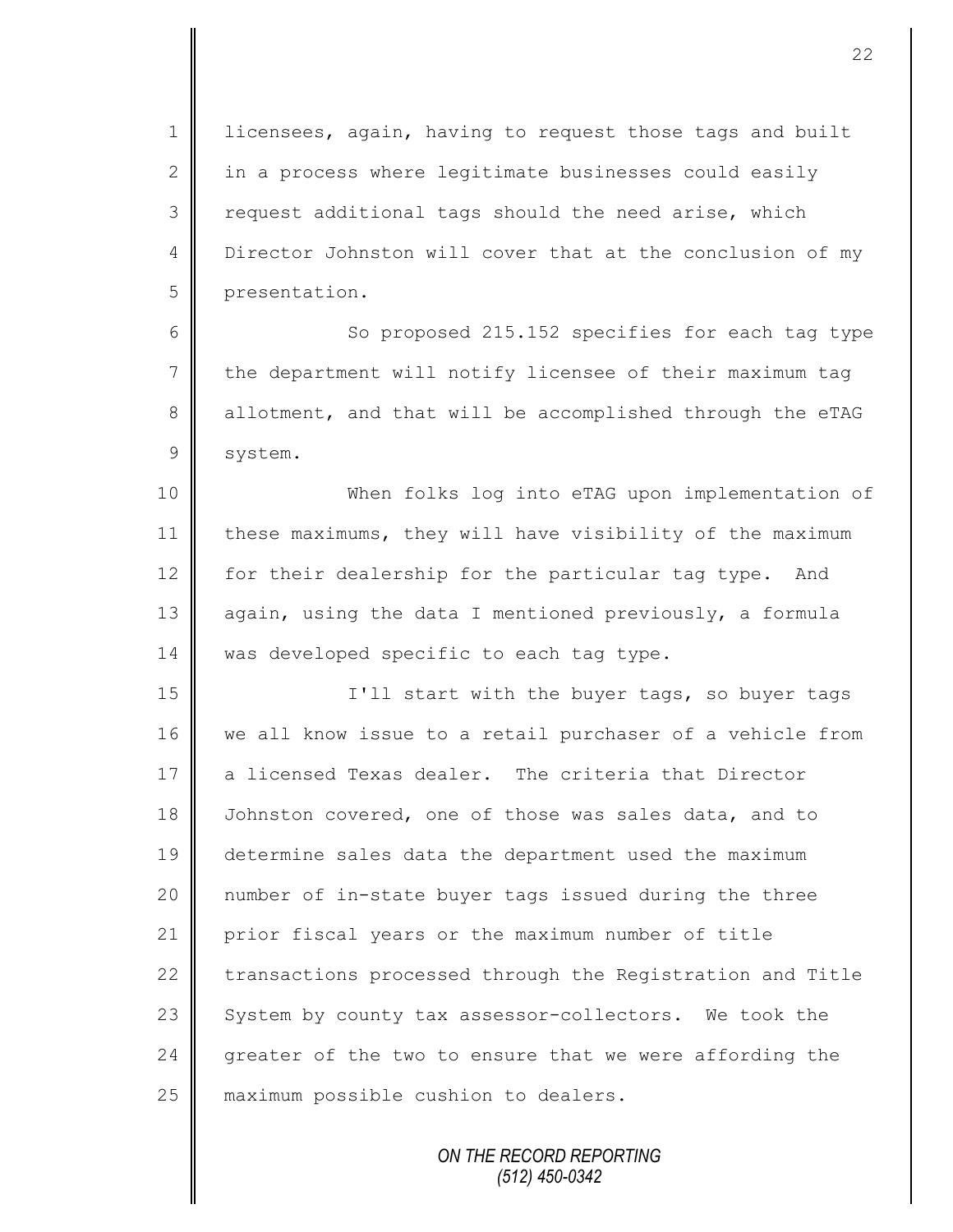licensees, again, having to request those tags and built in a process where legitimate businesses could easily request additional tags should the need arise, which Director Johnston will cover that at the conclusion of my presentation.

So proposed 215.152 specifies for each tag type the department will notify licensee of their maximum tag allotment, and that will be accomplished through the eTAG system.

When folks log into eTAG upon implementation of these maximums, they will have visibility of the maximum for their dealership for the particular tag type. And again, using the data I mentioned previously, a formula was developed specific to each tag type.

I'll start with the buyer tags, so buyer tags we all know issue to a retail purchaser of a vehicle from a licensed Texas dealer. The criteria that Director Johnston covered, one of those was sales data, and to determine sales data the department used the maximum number of in-state buyer tags issued during the three prior fiscal years or the maximum number of title transactions processed through the Registration and Title System by county tax assessor-collectors. We took the greater of the two to ensure that we were affording the maximum possible cushion to dealers.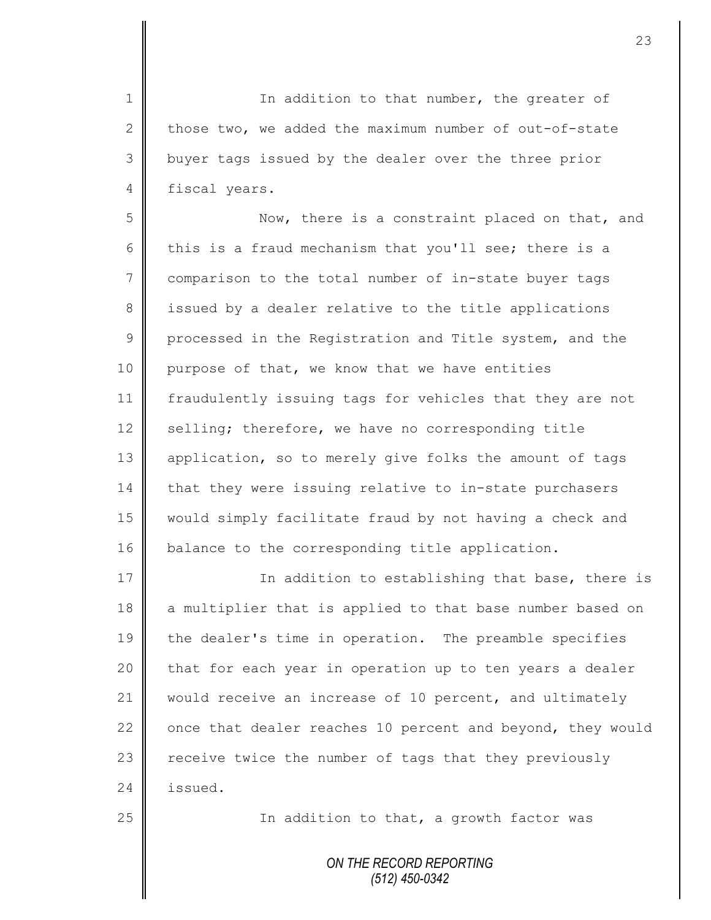In addition to that number, the greater of those two, we added the maximum number of out-of-state buyer tags issued by the dealer over the three prior fiscal years.

Now, there is a constraint placed on that, and this is a fraud mechanism that you'll see; there is a comparison to the total number of in-state buyer tags issued by a dealer relative to the title applications processed in the Registration and Title system, and the purpose of that, we know that we have entities fraudulently issuing tags for vehicles that they are not selling; therefore, we have no corresponding title application, so to merely give folks the amount of tags that they were issuing relative to in-state purchasers would simply facilitate fraud by not having a check and balance to the corresponding title application.

In addition to establishing that base, there is a multiplier that is applied to that base number based on the dealer's time in operation. The preamble specifies that for each year in operation up to ten years a dealer would receive an increase of 10 percent, and ultimately once that dealer reaches 10 percent and beyond, they would receive twice the number of tags that they previously issued.

In addition to that, a growth factor was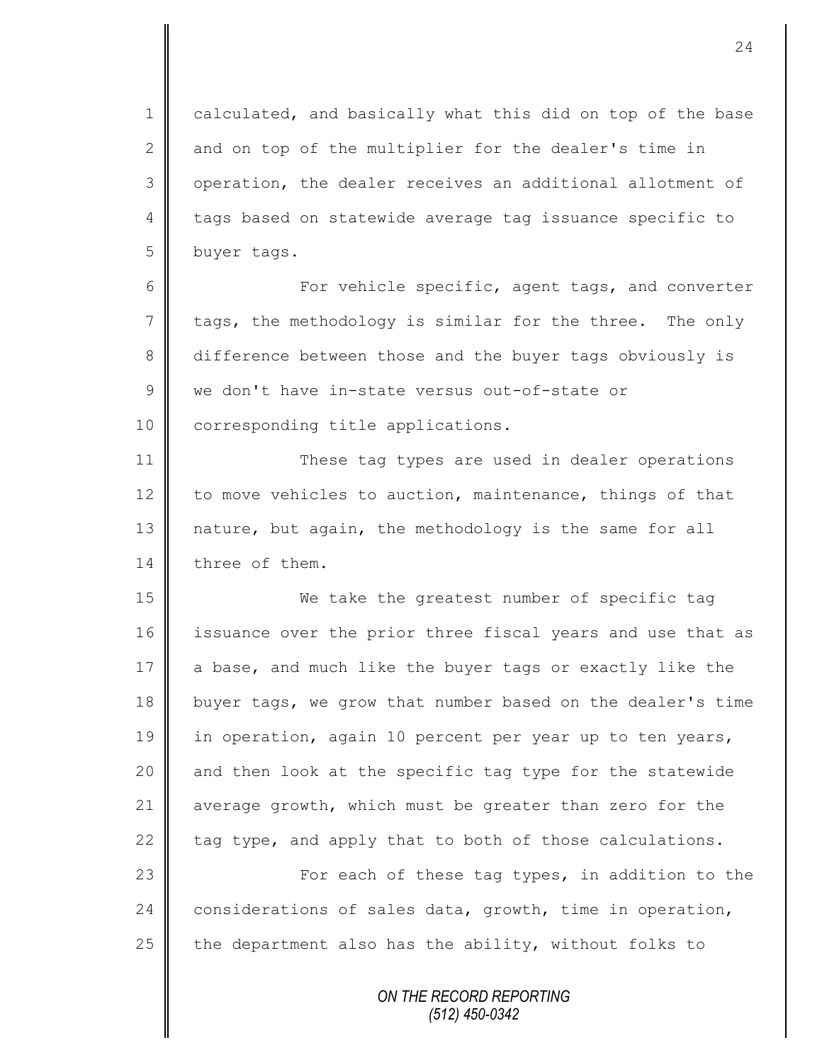calculated, and basically what this did on top of the base and on top of the multiplier for the dealer's time in operation, the dealer receives an additional allotment of tags based on statewide average tag issuance specific to buyer tags.

For vehicle specific, agent tags, and converter tags, the methodology is similar for the three. The only difference between those and the buyer tags obviously is we don't have in-state versus out-of-state or corresponding title applications.

These tag types are used in dealer operations to move vehicles to auction, maintenance, things of that nature, but again, the methodology is the same for all three of them.

We take the greatest number of specific tag issuance over the prior three fiscal years and use that as a base, and much like the buyer tags or exactly like the buyer tags, we grow that number based on the dealer's time in operation, again 10 percent per year up to ten years, and then look at the specific tag type for the statewide average growth, which must be greater than zero for the tag type, and apply that to both of those calculations.

For each of these tag types, in addition to the considerations of sales data, growth, time in operation, the department also has the ability, without folks to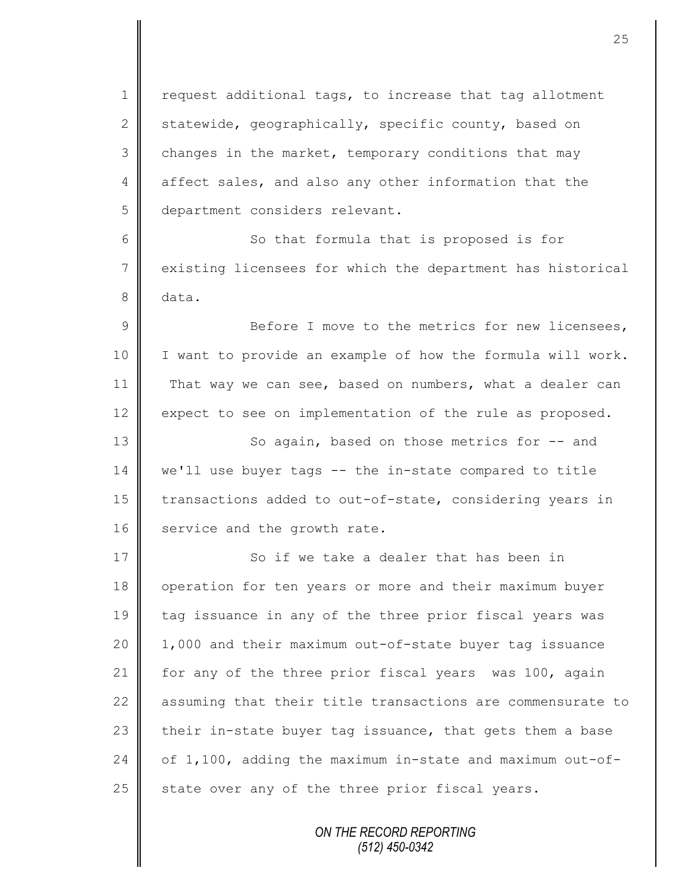request additional tags, to increase that tag allotment statewide, geographically, specific county, based on changes in the market, temporary conditions that may affect sales, and also any other information that the department considers relevant.

So that formula that is proposed is for existing licensees for which the department has historical data.

Before I move to the metrics for new licensees, I want to provide an example of how the formula will work. That way we can see, based on numbers, what a dealer can expect to see on implementation of the rule as proposed.

So again, based on those metrics for -- and we'll use buyer tags -- the in-state compared to title transactions added to out-of-state, considering years in service and the growth rate.

So if we take a dealer that has been in operation for ten years or more and their maximum buyer tag issuance in any of the three prior fiscal years was 1,000 and their maximum out-of-state buyer tag issuance for any of the three prior fiscal years was 100, again assuming that their title transactions are commensurate to their in-state buyer tag issuance, that gets them a base of 1,100, adding the maximum in-state and maximum out-of-state over any of the three prior fiscal years.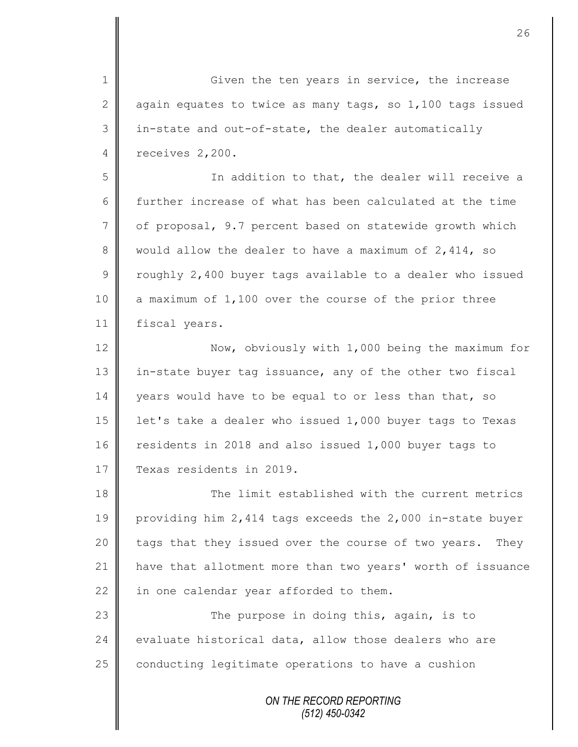Given the ten years in service, the increase again equates to twice as many tags, so 1,100 tags issued in-state and out-of-state, the dealer automatically receives 2,200.

In addition to that, the dealer will receive a further increase of what has been calculated at the time of proposal, 9.7 percent based on statewide growth which would allow the dealer to have a maximum of 2,414, so roughly 2,400 buyer tags available to a dealer who issued a maximum of 1,100 over the course of the prior three fiscal years.

Now, obviously with 1,000 being the maximum for in-state buyer tag issuance, any of the other two fiscal years would have to be equal to or less than that, so let's take a dealer who issued 1,000 buyer tags to Texas residents in 2018 and also issued 1,000 buyer tags to Texas residents in 2019.

The limit established with the current metrics providing him 2,414 tags exceeds the 2,000 in-state buyer tags that they issued over the course of two years. They have that allotment more than two years' worth of issuance in one calendar year afforded to them.

The purpose in doing this, again, is to evaluate historical data, allow those dealers who are conducting legitimate operations to have a cushion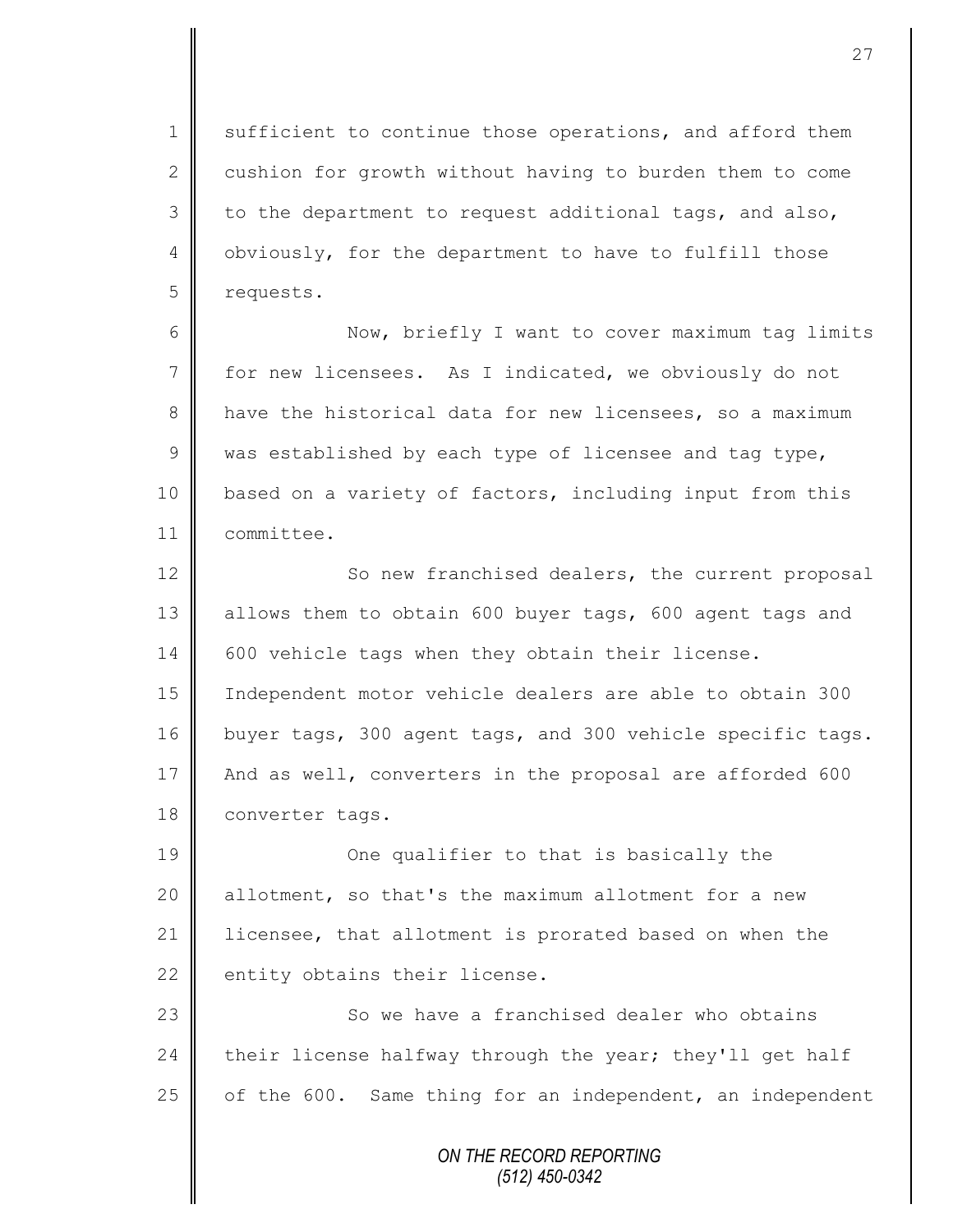sufficient to continue those operations, and afford them cushion for growth without having to burden them to come to the department to request additional tags, and also, obviously, for the department to have to fulfill those requests.

Now, briefly I want to cover maximum tag limits for new licensees. As I indicated, we obviously do not have the historical data for new licensees, so a maximum was established by each type of licensee and tag type, based on a variety of factors, including input from this committee.

So new franchised dealers, the current proposal allows them to obtain 600 buyer tags, 600 agent tags and 600 vehicle tags when they obtain their license. Independent motor vehicle dealers are able to obtain 300 buyer tags, 300 agent tags, and 300 vehicle specific tags. And as well, converters in the proposal are afforded 600 converter tags.

One qualifier to that is basically the allotment, so that's the maximum allotment for a new licensee, that allotment is prorated based on when the entity obtains their license.

So we have a franchised dealer who obtains their license halfway through the year; they'll get half of the 600. Same thing for an independent, an independent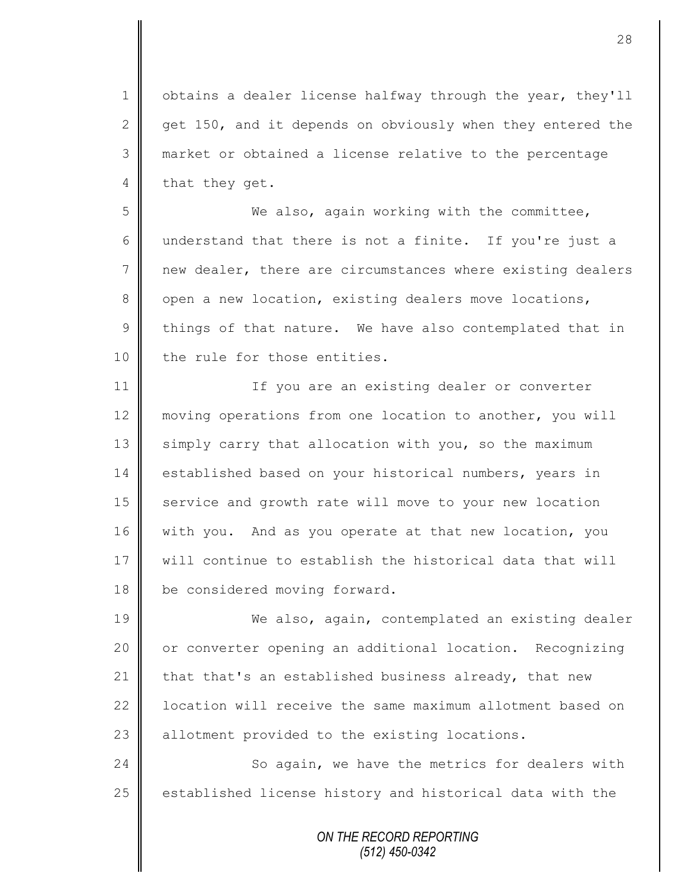obtains a dealer license halfway through the year, they'll get 150, and it depends on obviously when they entered the market or obtained a license relative to the percentage that they get.

We also, again working with the committee, understand that there is not a finite. If you're just a new dealer, there are circumstances where existing dealers open a new location, existing dealers move locations, things of that nature. We have also contemplated that in the rule for those entities.

If you are an existing dealer or converter moving operations from one location to another, you will simply carry that allocation with you, so the maximum established based on your historical numbers, years in service and growth rate will move to your new location with you. And as you operate at that new location, you will continue to establish the historical data that will be considered moving forward.

We also, again, contemplated an existing dealer or converter opening an additional location. Recognizing that that's an established business already, that new location will receive the same maximum allotment based on allotment provided to the existing locations.

So again, we have the metrics for dealers with established license history and historical data with the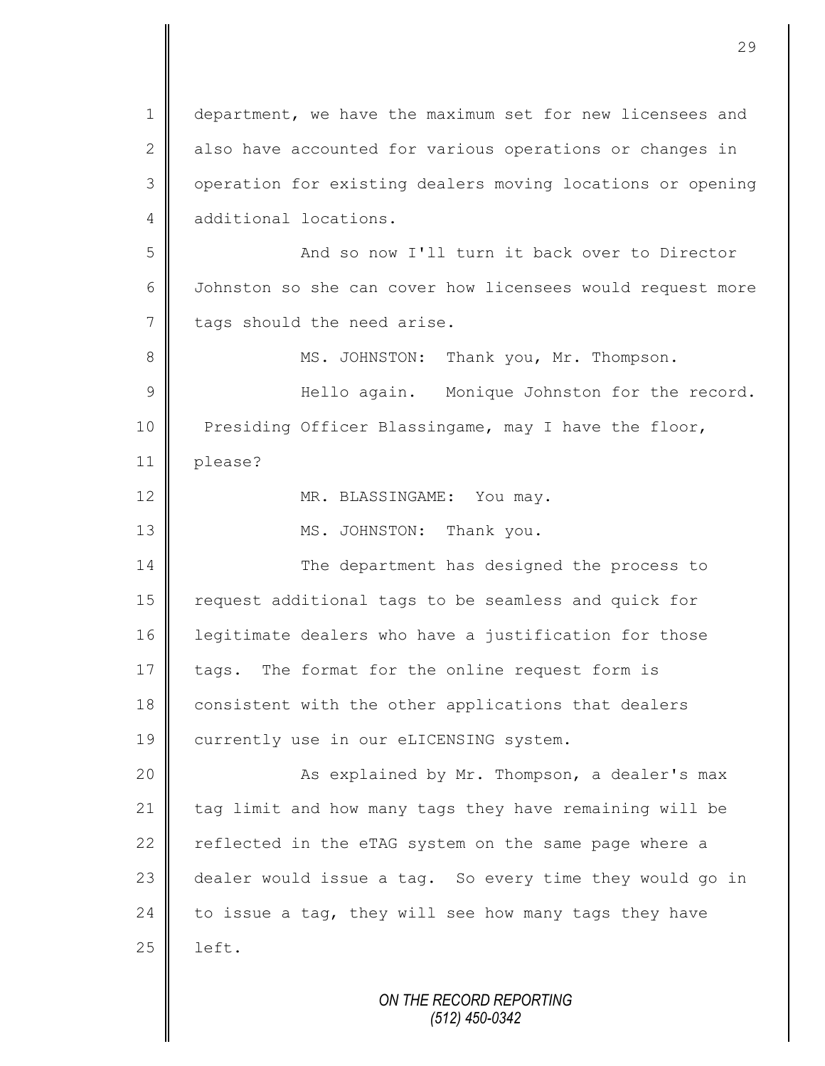department, we have the maximum set for new licensees and also have accounted for various operations or changes in operation for existing dealers moving locations or opening additional locations.

And so now I'll turn it back over to Director Johnston so she can cover how licensees would request more tags should the need arise.

MS. JOHNSTON: Thank you, Mr. Thompson.

Hello again. Monique Johnston for the record. Presiding Officer Blassingame, may I have the floor, please?

MR. BLASSINGAME: You may.

MS. JOHNSTON: Thank you.

The department has designed the process to request additional tags to be seamless and quick for legitimate dealers who have a justification for those tags. The format for the online request form is consistent with the other applications that dealers currently use in our eLICENSING system.

As explained by Mr. Thompson, a dealer's max tag limit and how many tags they have remaining will be reflected in the eTAG system on the same page where a dealer would issue a tag. So every time they would go in to issue a tag, they will see how many tags they have left.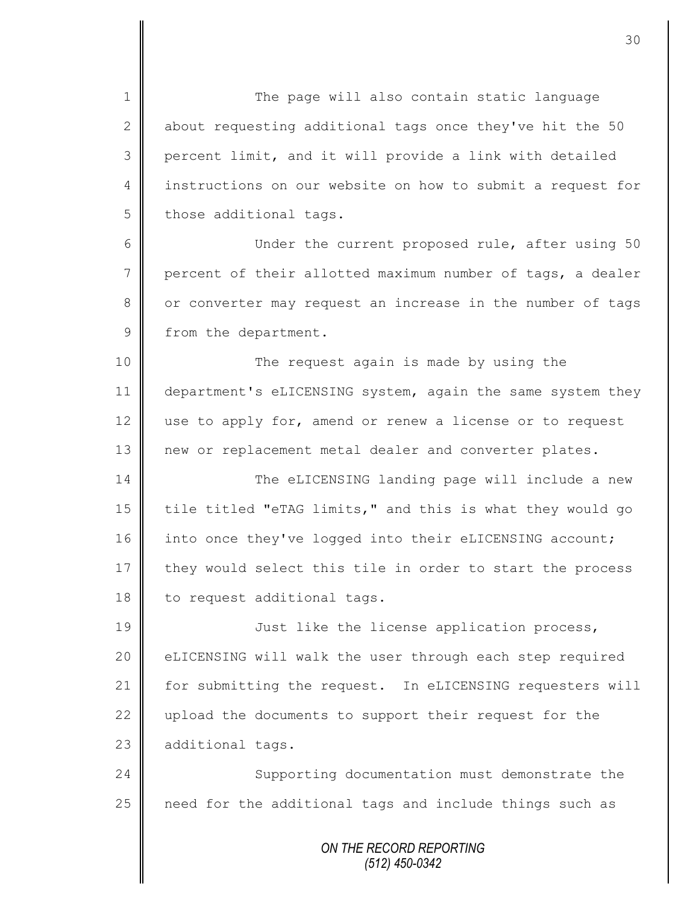The page will also contain static language about requesting additional tags once they've hit the 50 percent limit, and it will provide a link with detailed instructions on our website on how to submit a request for those additional tags.

Under the current proposed rule, after using 50 percent of their allotted maximum number of tags, a dealer or converter may request an increase in the number of tags from the department.

The request again is made by using the department's eLICENSING system, again the same system they use to apply for, amend or renew a license or to request new or replacement metal dealer and converter plates.

The eLICENSING landing page will include a new tile titled "eTAG limits," and this is what they would go into once they've logged into their eLICENSING account; they would select this tile in order to start the process to request additional tags.

Just like the license application process, eLICENSING will walk the user through each step required for submitting the request. In eLICENSING requesters will upload the documents to support their request for the additional tags.

Supporting documentation must demonstrate the need for the additional tags and include things such as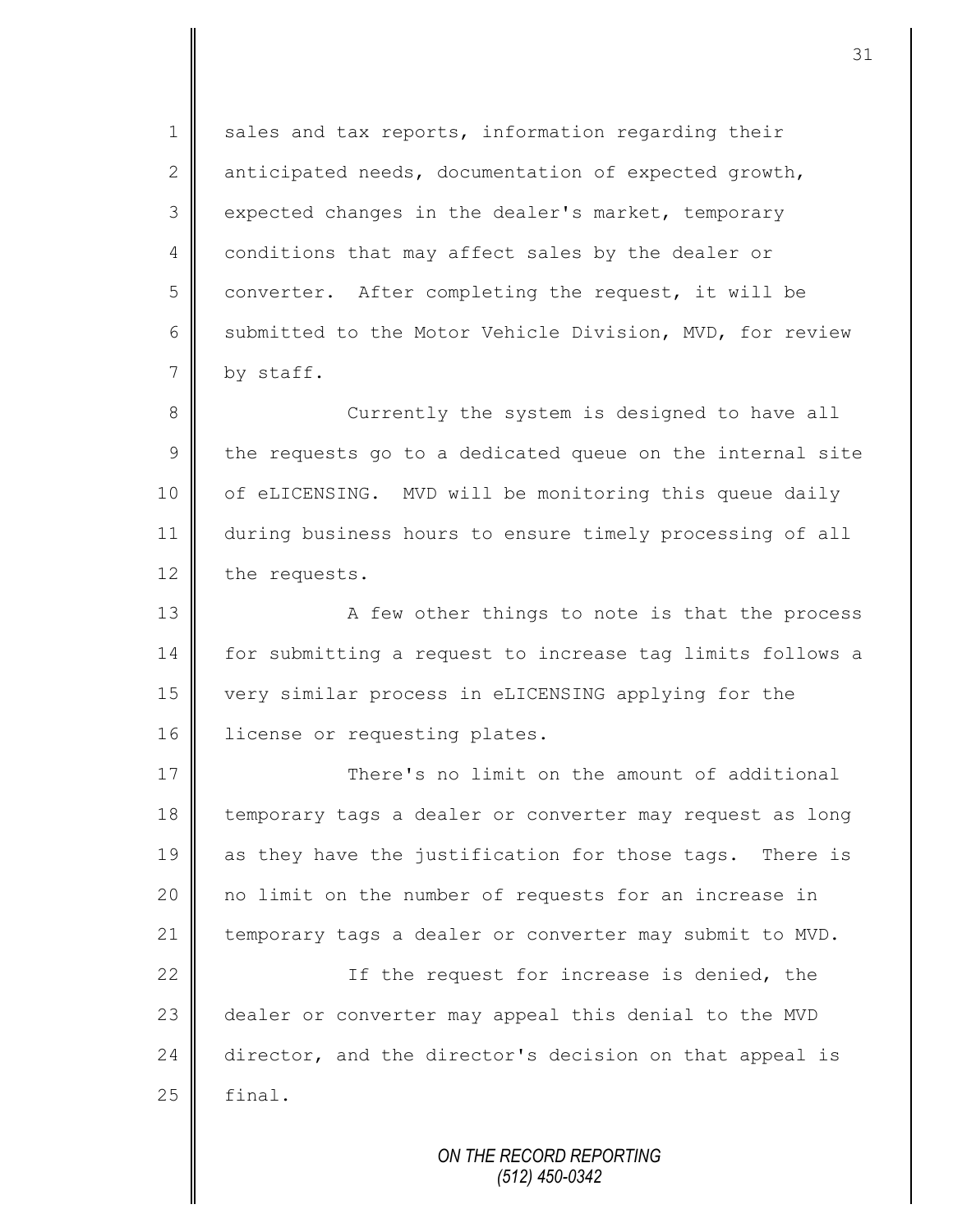sales and tax reports, information regarding their anticipated needs, documentation of expected growth, expected changes in the dealer's market, temporary conditions that may affect sales by the dealer or converter. After completing the request, it will be submitted to the Motor Vehicle Division, MVD, for review by staff.

Currently the system is designed to have all the requests go to a dedicated queue on the internal site of eLICENSING. MVD will be monitoring this queue daily during business hours to ensure timely processing of all the requests.

A few other things to note is that the process for submitting a request to increase tag limits follows a very similar process in eLICENSING applying for the license or requesting plates.

There's no limit on the amount of additional temporary tags a dealer or converter may request as long as they have the justification for those tags. There is no limit on the number of requests for an increase in temporary tags a dealer or converter may submit to MVD.

If the request for increase is denied, the dealer or converter may appeal this denial to the MVD director, and the director's decision on that appeal is final.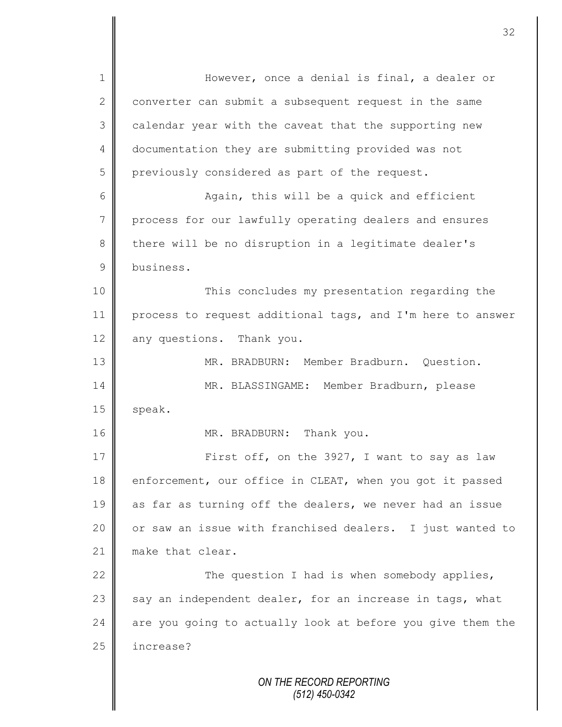However, once a denial is final, a dealer or converter can submit a subsequent request in the same calendar year with the caveat that the supporting new documentation they are submitting provided was not previously considered as part of the request.

Again, this will be a quick and efficient process for our lawfully operating dealers and ensures there will be no disruption in a legitimate dealer's business.

This concludes my presentation regarding the process to request additional tags, and I'm here to answer any questions. Thank you.

MR. BRADBURN: Member Bradburn. Question.

MR. BLASSINGAME: Member Bradburn, please speak.

MR. BRADBURN: Thank you.

First off, on the 3927, I want to say as law enforcement, our office in CLEAT, when you got it passed as far as turning off the dealers, we never had an issue or saw an issue with franchised dealers. I just wanted to make that clear.

The question I had is when somebody applies, say an independent dealer, for an increase in tags, what are you going to actually look at before you give them the increase?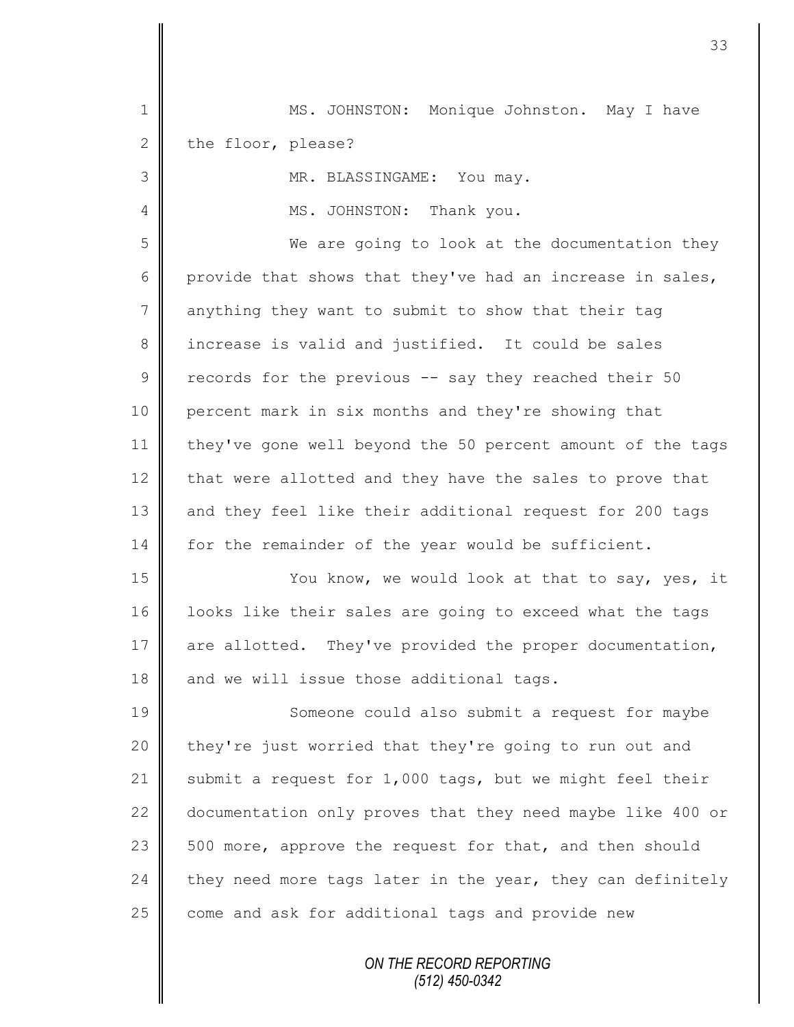MS. JOHNSTON: Monique Johnston. May I have the floor, please?

MR. BLASSINGAME: You may.

MS. JOHNSTON: Thank you.

We are going to look at the documentation they provide that shows that they've had an increase in sales, anything they want to submit to show that their tag increase is valid and justified. It could be sales records for the previous -- say they reached their 50 percent mark in six months and they're showing that they've gone well beyond the 50 percent amount of the tags that were allotted and they have the sales to prove that and they feel like their additional request for 200 tags for the remainder of the year would be sufficient.

You know, we would look at that to say, yes, it looks like their sales are going to exceed what the tags are allotted. They've provided the proper documentation, and we will issue those additional tags.

Someone could also submit a request for maybe they're just worried that they're going to run out and submit a request for 1,000 tags, but we might feel their documentation only proves that they need maybe like 400 or 500 more, approve the request for that, and then should they need more tags later in the year, they can definitely come and ask for additional tags and provide new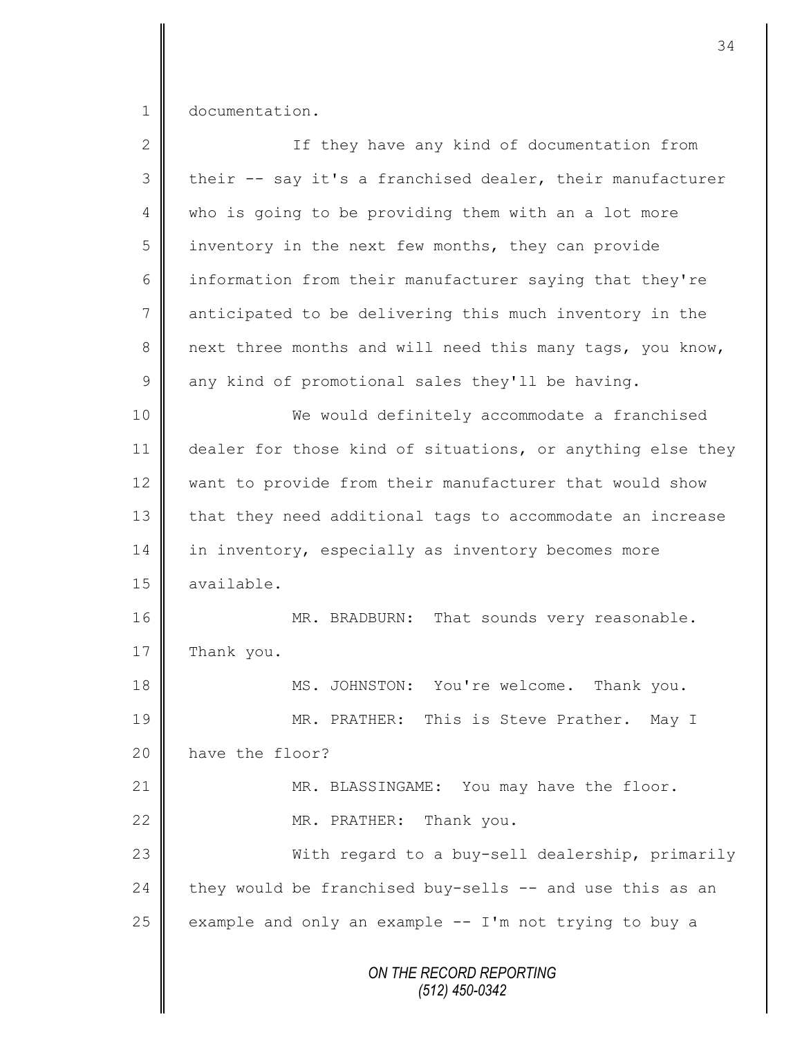documentation.

If they have any kind of documentation from their -- say it's a franchised dealer, their manufacturer who is going to be providing them with an a lot more inventory in the next few months, they can provide information from their manufacturer saying that they're anticipated to be delivering this much inventory in the next three months and will need this many tags, you know, any kind of promotional sales they'll be having.

We would definitely accommodate a franchised dealer for those kind of situations, or anything else they want to provide from their manufacturer that would show that they need additional tags to accommodate an increase in inventory, especially as inventory becomes more available.

MR. BRADBURN: That sounds very reasonable. Thank you.

MS. JOHNSTON: You're welcome. Thank you.

MR. PRATHER: This is Steve Prather. May I have the floor?

MR. BLASSINGAME: You may have the floor.

MR. PRATHER: Thank you.

With regard to a buy-sell dealership, primarily they would be franchised buy-sells -- and use this as an example and only an example -- I'm not trying to buy a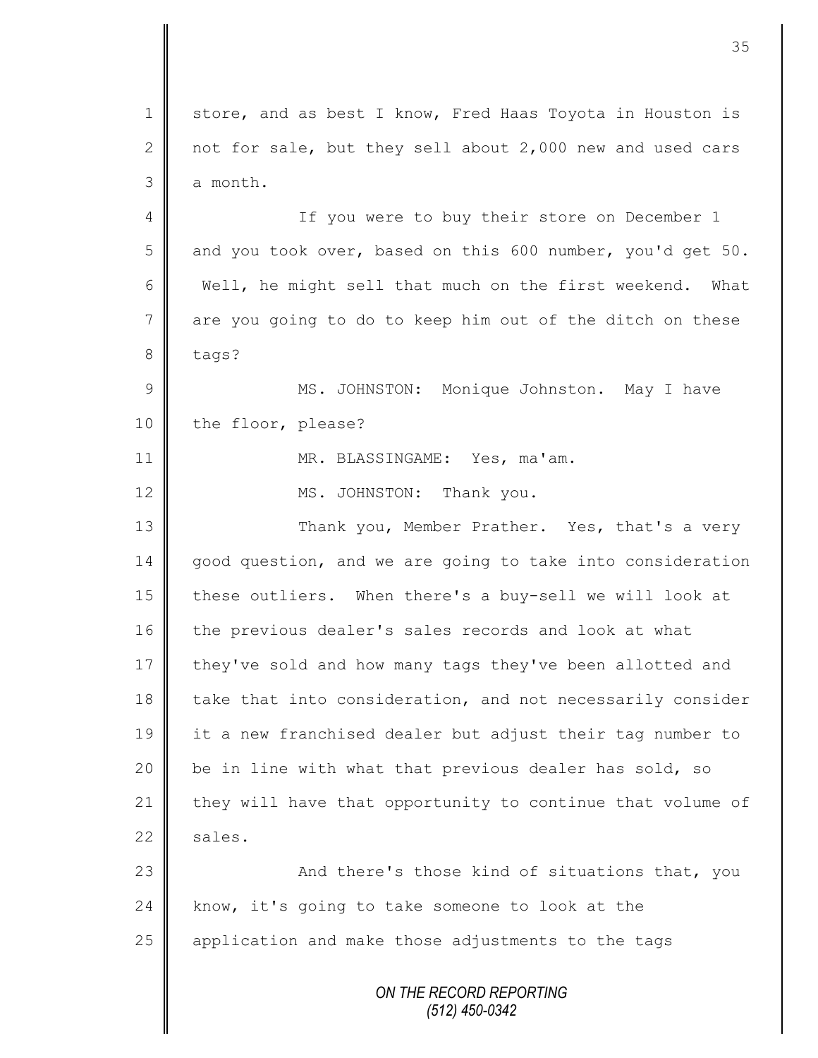store, and as best I know, Fred Haas Toyota in Houston is not for sale, but they sell about 2,000 new and used cars a month.

If you were to buy their store on December 1 and you took over, based on this 600 number, you'd get 50. Well, he might sell that much on the first weekend. What are you going to do to keep him out of the ditch on these tags?

MS. JOHNSTON: Monique Johnston. May I have the floor, please?

MR. BLASSINGAME: Yes, ma'am.

MS. JOHNSTON: Thank you.

Thank you, Member Prather. Yes, that's a very good question, and we are going to take into consideration these outliers. When there's a buy-sell we will look at the previous dealer's sales records and look at what they've sold and how many tags they've been allotted and take that into consideration, and not necessarily consider it a new franchised dealer but adjust their tag number to be in line with what that previous dealer has sold, so they will have that opportunity to continue that volume of sales.

And there's those kind of situations that, you know, it's going to take someone to look at the application and make those adjustments to the tags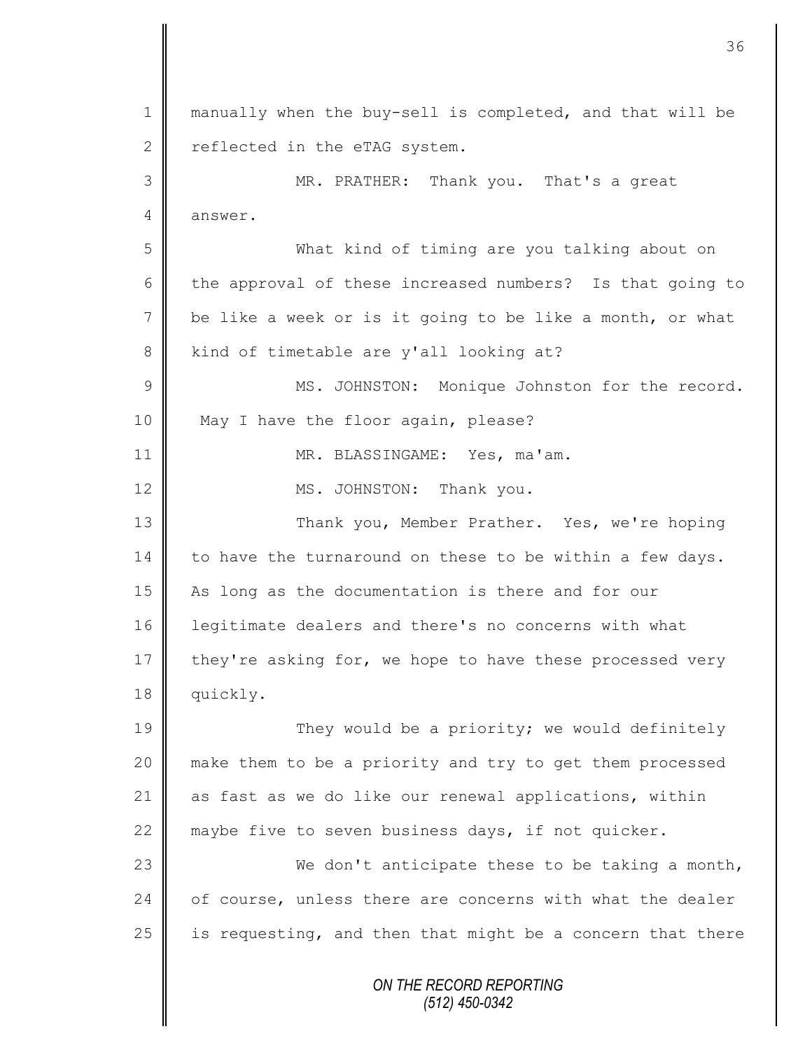manually when the buy-sell is completed, and that will be reflected in the eTAG system.

MR. PRATHER: Thank you. That's a great answer.

What kind of timing are you talking about on the approval of these increased numbers? Is that going to be like a week or is it going to be like a month, or what kind of timetable are y'all looking at?

MS. JOHNSTON: Monique Johnston for the record. May I have the floor again, please?

MR. BLASSINGAME: Yes, ma'am.

MS. JOHNSTON: Thank you.

Thank you, Member Prather. Yes, we're hoping to have the turnaround on these to be within a few days. As long as the documentation is there and for our legitimate dealers and there's no concerns with what they're asking for, we hope to have these processed very quickly.

They would be a priority; we would definitely make them to be a priority and try to get them processed as fast as we do like our renewal applications, within maybe five to seven business days, if not quicker.

We don't anticipate these to be taking a month, of course, unless there are concerns with what the dealer is requesting, and then that might be a concern that there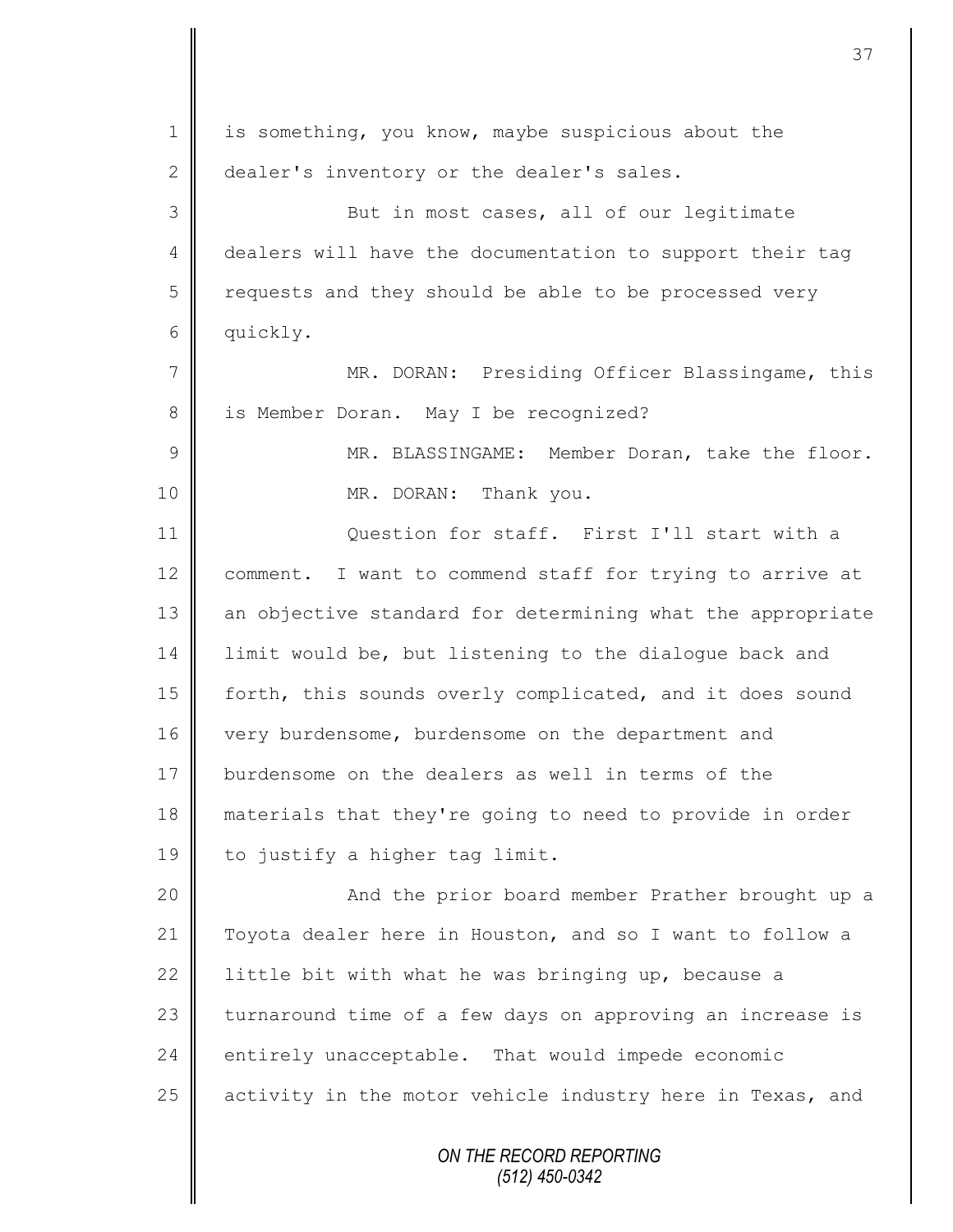is something, you know, maybe suspicious about the dealer's inventory or the dealer's sales.

But in most cases, all of our legitimate dealers will have the documentation to support their tag requests and they should be able to be processed very quickly.

MR. DORAN: Presiding Officer Blassingame, this is Member Doran. May I be recognized?

MR. BLASSINGAME: Member Doran, take the floor.

MR. DORAN: Thank you.

Question for staff. First I'll start with a comment. I want to commend staff for trying to arrive at an objective standard for determining what the appropriate limit would be, but listening to the dialogue back and forth, this sounds overly complicated, and it does sound very burdensome, burdensome on the department and burdensome on the dealers as well in terms of the materials that they're going to need to provide in order to justify a higher tag limit.

And the prior board member Prather brought up a Toyota dealer here in Houston, and so I want to follow a little bit with what he was bringing up, because a turnaround time of a few days on approving an increase is entirely unacceptable. That would impede economic activity in the motor vehicle industry here in Texas, and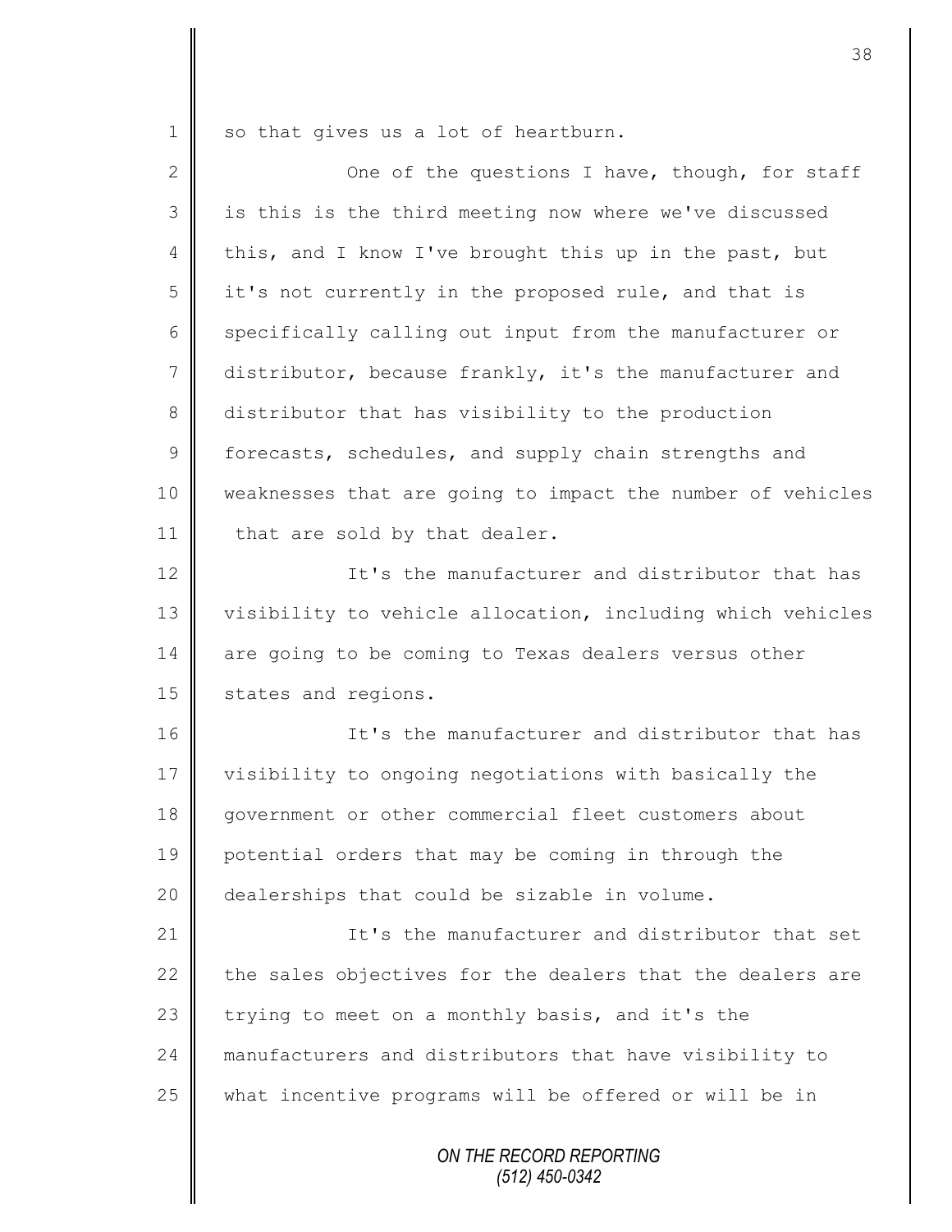so that gives us a lot of heartburn.

One of the questions I have, though, for staff is this is the third meeting now where we've discussed this, and I know I've brought this up in the past, but it's not currently in the proposed rule, and that is specifically calling out input from the manufacturer or distributor, because frankly, it's the manufacturer and distributor that has visibility to the production forecasts, schedules, and supply chain strengths and weaknesses that are going to impact the number of vehicles that are sold by that dealer.

It's the manufacturer and distributor that has visibility to vehicle allocation, including which vehicles are going to be coming to Texas dealers versus other states and regions.

It's the manufacturer and distributor that has visibility to ongoing negotiations with basically the government or other commercial fleet customers about potential orders that may be coming in through the dealerships that could be sizable in volume.

It's the manufacturer and distributor that set the sales objectives for the dealers that the dealers are trying to meet on a monthly basis, and it's the manufacturers and distributors that have visibility to what incentive programs will be offered or will be in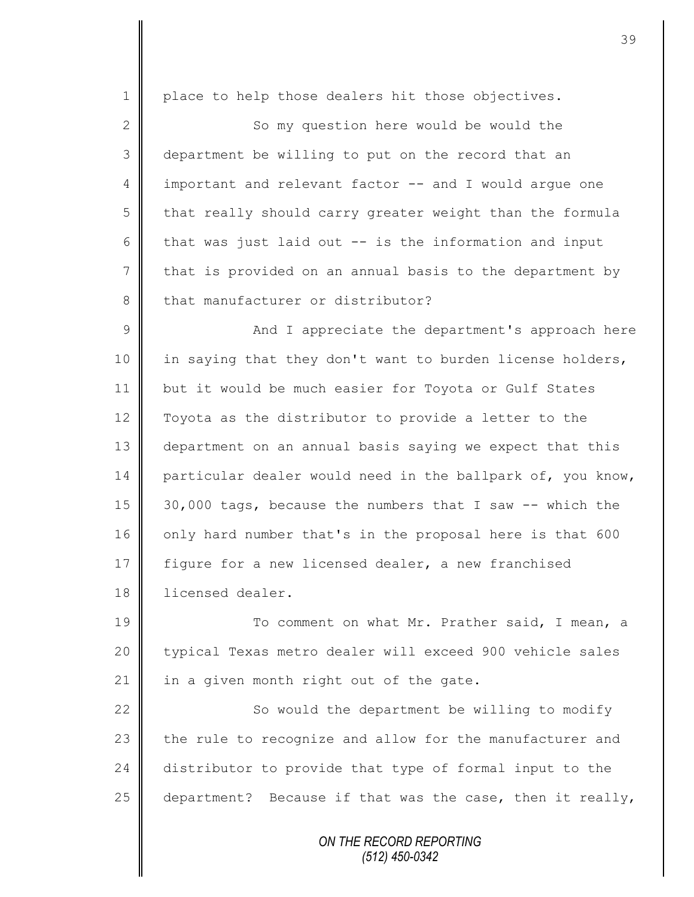place to help those dealers hit those objectives.

So my question here would be would the department be willing to put on the record that an important and relevant factor -- and I would argue one that really should carry greater weight than the formula that was just laid out -- is the information and input that is provided on an annual basis to the department by that manufacturer or distributor?

And I appreciate the department's approach here in saying that they don't want to burden license holders, but it would be much easier for Toyota or Gulf States Toyota as the distributor to provide a letter to the department on an annual basis saying we expect that this particular dealer would need in the ballpark of, you know, 30,000 tags, because the numbers that I saw -- which the only hard number that's in the proposal here is that 600 figure for a new licensed dealer, a new franchised licensed dealer.

To comment on what Mr. Prather said, I mean, a typical Texas metro dealer will exceed 900 vehicle sales in a given month right out of the gate.

So would the department be willing to modify the rule to recognize and allow for the manufacturer and distributor to provide that type of formal input to the department? Because if that was the case, then it really,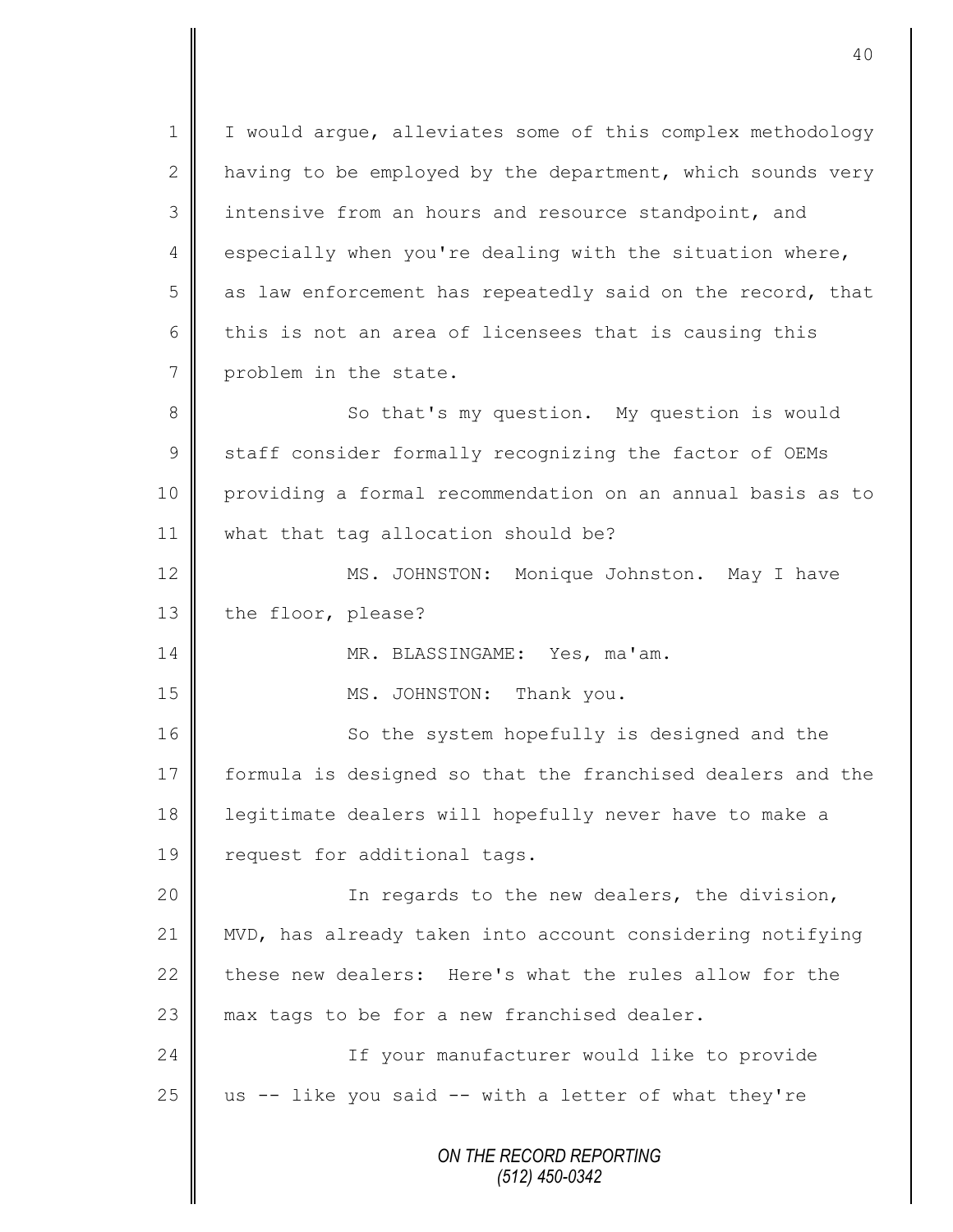I would argue, alleviates some of this complex methodology having to be employed by the department, which sounds very intensive from an hours and resource standpoint, and especially when you're dealing with the situation where, as law enforcement has repeatedly said on the record, that this is not an area of licensees that is causing this problem in the state.

So that's my question. My question is would staff consider formally recognizing the factor of OEMs providing a formal recommendation on an annual basis as to what that tag allocation should be?

MS. JOHNSTON: Monique Johnston. May I have the floor, please?

MR. BLASSINGAME: Yes, ma'am.

MS. JOHNSTON: Thank you.

So the system hopefully is designed and the formula is designed so that the franchised dealers and the legitimate dealers will hopefully never have to make a request for additional tags.

In regards to the new dealers, the division, MVD, has already taken into account considering notifying these new dealers: Here's what the rules allow for the max tags to be for a new franchised dealer.

If your manufacturer would like to provide us -- like you said -- with a letter of what they're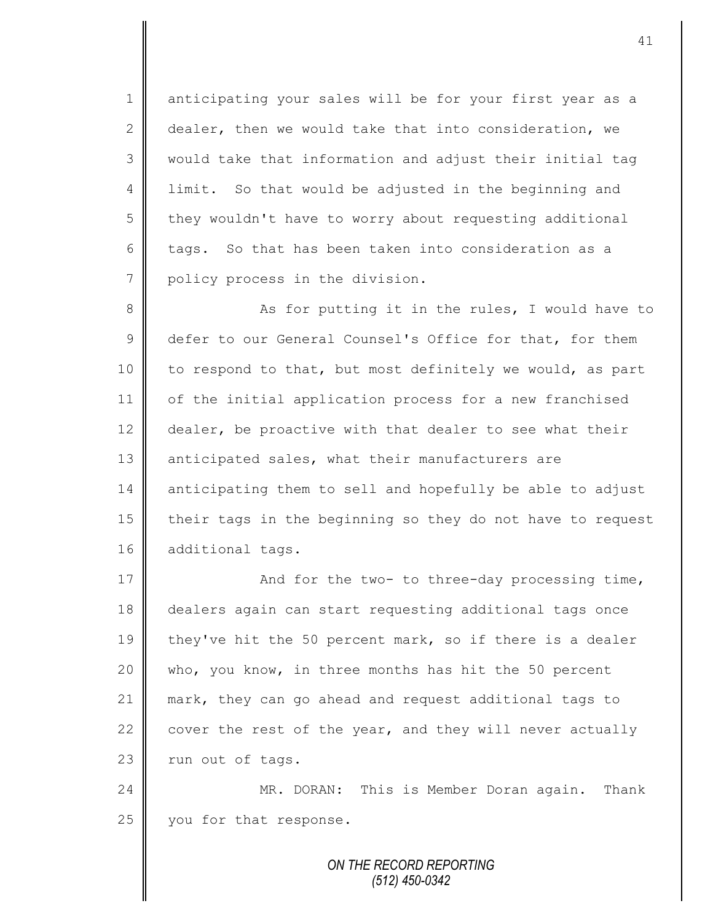anticipating your sales will be for your first year as a dealer, then we would take that into consideration, we would take that information and adjust their initial tag limit. So that would be adjusted in the beginning and they wouldn't have to worry about requesting additional tags. So that has been taken into consideration as a policy process in the division.

As for putting it in the rules, I would have to defer to our General Counsel's Office for that, for them to respond to that, but most definitely we would, as part of the initial application process for a new franchised dealer, be proactive with that dealer to see what their anticipated sales, what their manufacturers are anticipating them to sell and hopefully be able to adjust their tags in the beginning so they do not have to request additional tags.

And for the two- to three-day processing time, dealers again can start requesting additional tags once they've hit the 50 percent mark, so if there is a dealer who, you know, in three months has hit the 50 percent mark, they can go ahead and request additional tags to cover the rest of the year, and they will never actually run out of tags.

MR. DORAN: This is Member Doran again. Thank you for that response.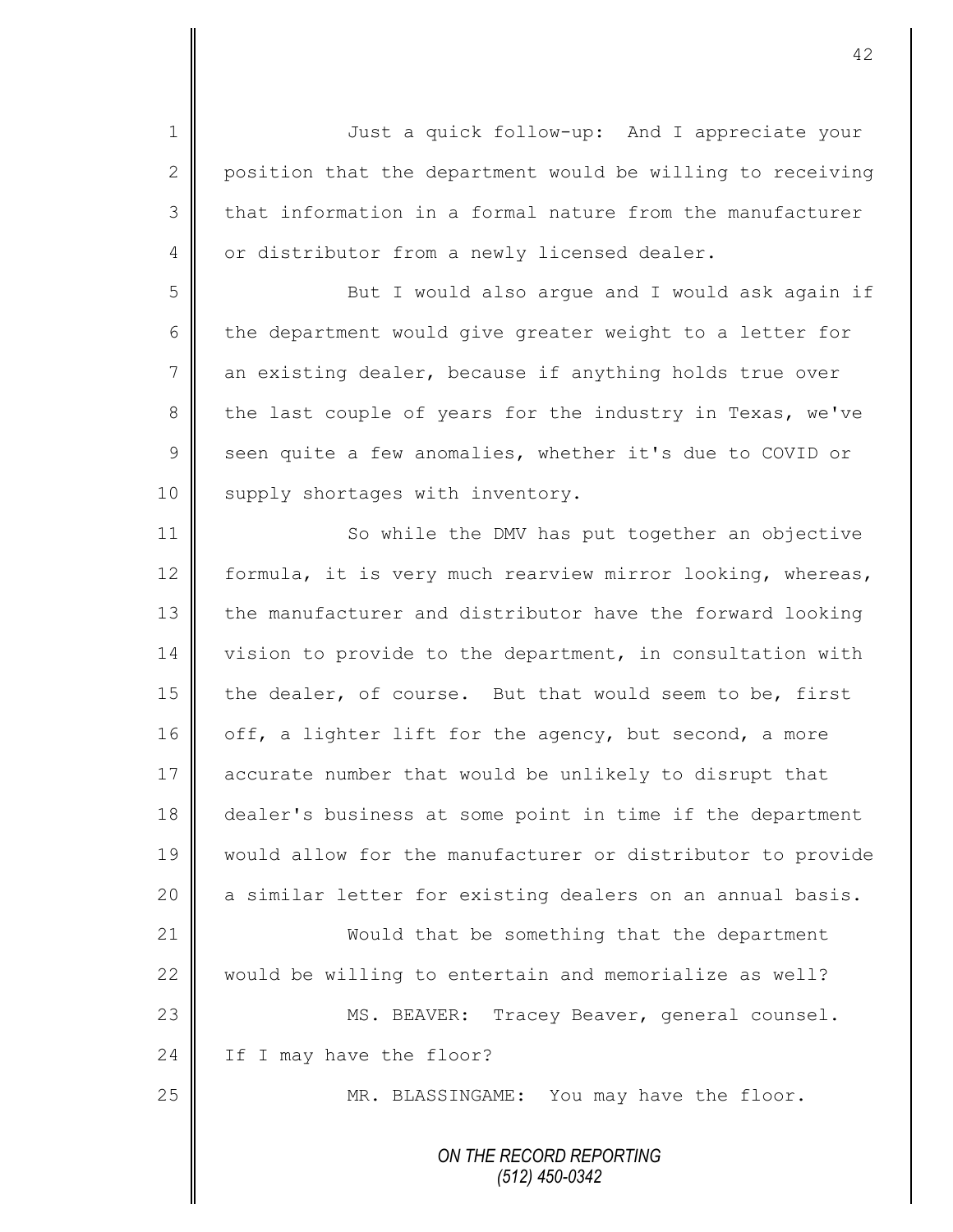Just a quick follow-up: And I appreciate your position that the department would be willing to receiving that information in a formal nature from the manufacturer or distributor from a newly licensed dealer.

But I would also argue and I would ask again if the department would give greater weight to a letter for an existing dealer, because if anything holds true over the last couple of years for the industry in Texas, we've seen quite a few anomalies, whether it's due to COVID or supply shortages with inventory.

So while the DMV has put together an objective formula, it is very much rearview mirror looking, whereas, the manufacturer and distributor have the forward looking vision to provide to the department, in consultation with the dealer, of course. But that would seem to be, first off, a lighter lift for the agency, but second, a more accurate number that would be unlikely to disrupt that dealer's business at some point in time if the department would allow for the manufacturer or distributor to provide a similar letter for existing dealers on an annual basis.

Would that be something that the department would be willing to entertain and memorialize as well?

MS. BEAVER: Tracey Beaver, general counsel. If I may have the floor?

MR. BLASSINGAME: You may have the floor.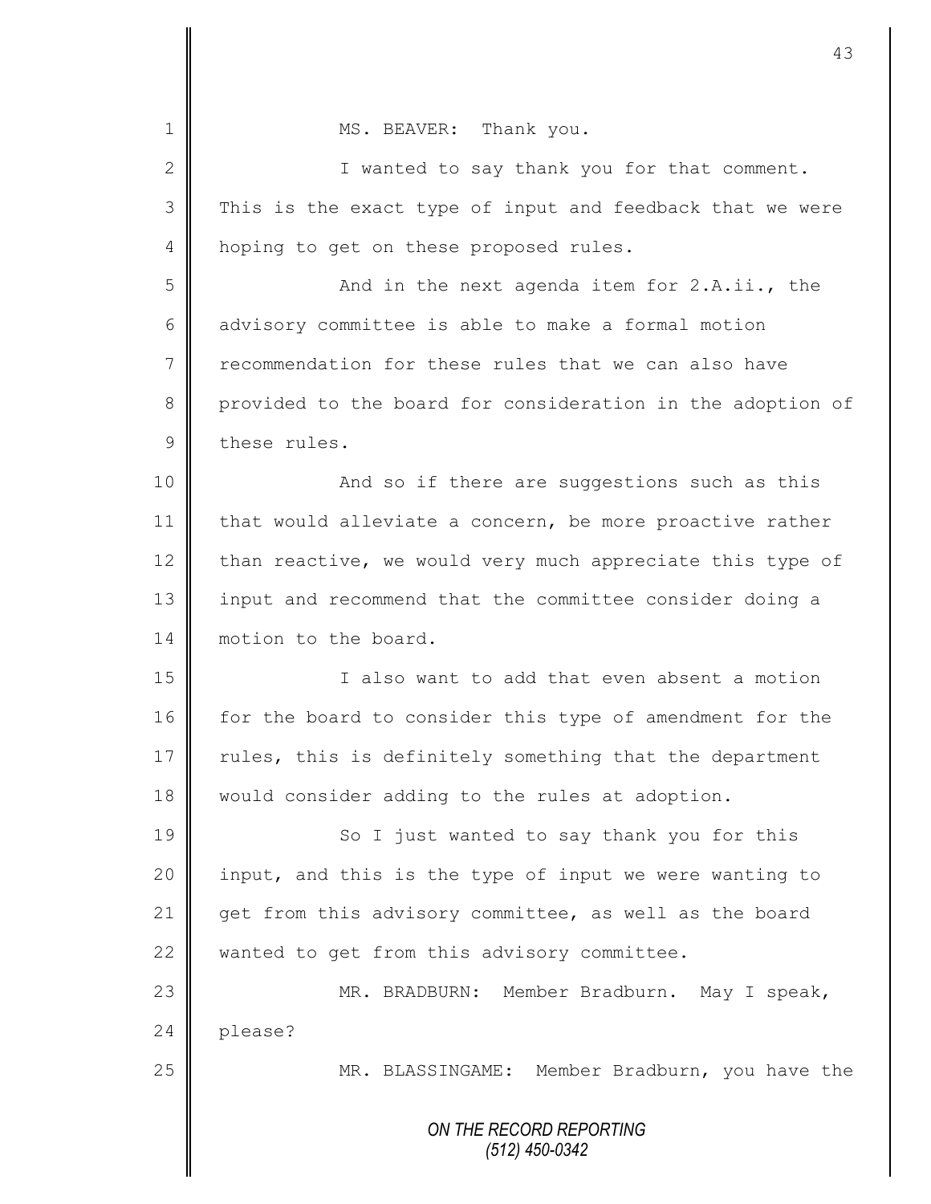MS. BEAVER: Thank you.

I wanted to say thank you for that comment. This is the exact type of input and feedback that we were hoping to get on these proposed rules.

And in the next agenda item for 2.A.ii., the advisory committee is able to make a formal motion recommendation for these rules that we can also have provided to the board for consideration in the adoption of these rules.

And so if there are suggestions such as this that would alleviate a concern, be more proactive rather than reactive, we would very much appreciate this type of input and recommend that the committee consider doing a motion to the board.

I also want to add that even absent a motion for the board to consider this type of amendment for the rules, this is definitely something that the department would consider adding to the rules at adoption.

So I just wanted to say thank you for this input, and this is the type of input we were wanting to get from this advisory committee, as well as the board wanted to get from this advisory committee.

MR. BRADBURN: Member Bradburn. May I speak, please?

MR. BLASSINGAME: Member Bradburn, you have the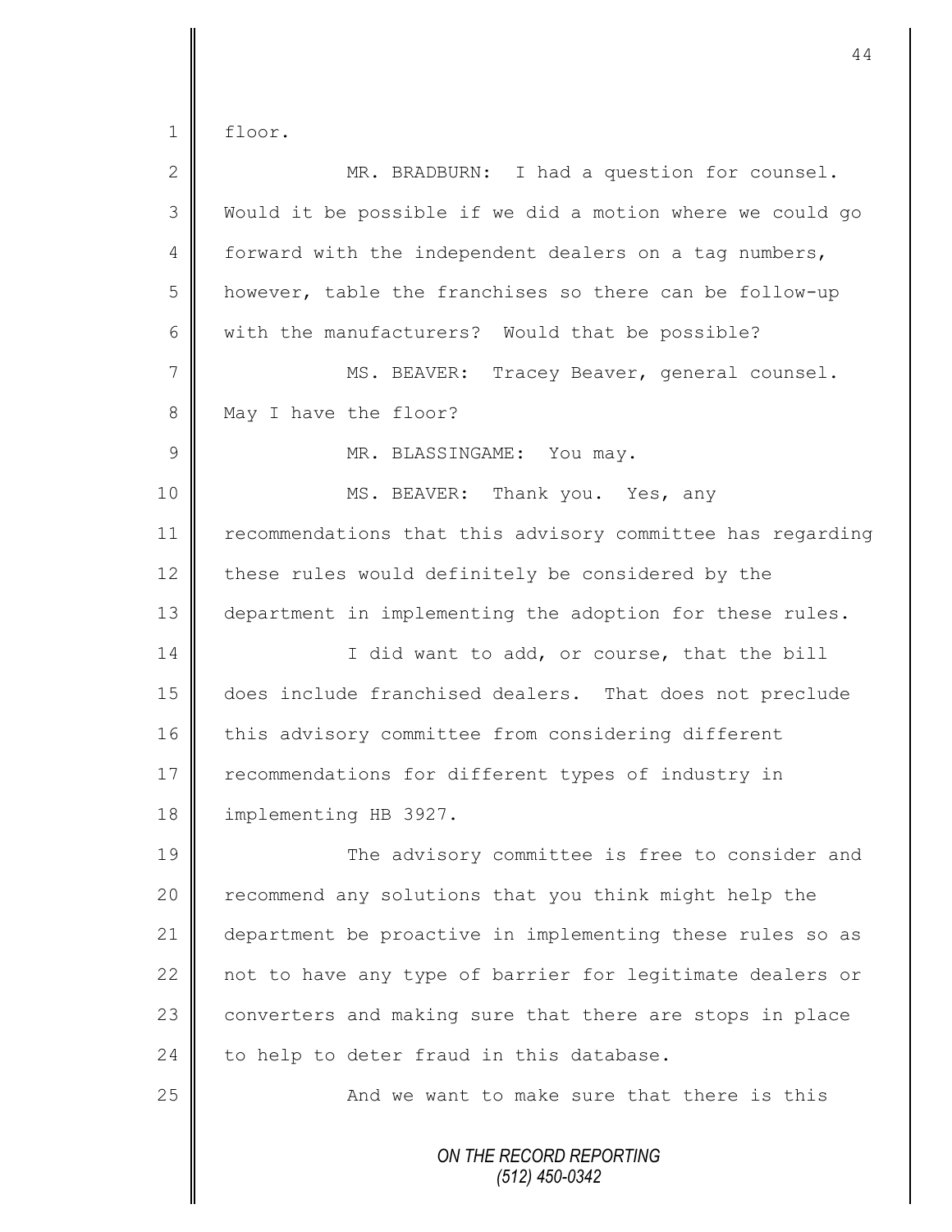floor.

MR. BRADBURN: I had a question for counsel. Would it be possible if we did a motion where we could go forward with the independent dealers on a tag numbers, however, table the franchises so there can be follow-up with the manufacturers? Would that be possible?

MS. BEAVER: Tracey Beaver, general counsel. May I have the floor?

MR. BLASSINGAME: You may.

MS. BEAVER: Thank you. Yes, any recommendations that this advisory committee has regarding these rules would definitely be considered by the department in implementing the adoption for these rules.

I did want to add, or course, that the bill does include franchised dealers. That does not preclude this advisory committee from considering different recommendations for different types of industry in implementing HB 3927.

The advisory committee is free to consider and recommend any solutions that you think might help the department be proactive in implementing these rules so as not to have any type of barrier for legitimate dealers or converters and making sure that there are stops in place to help to deter fraud in this database.

And we want to make sure that there is this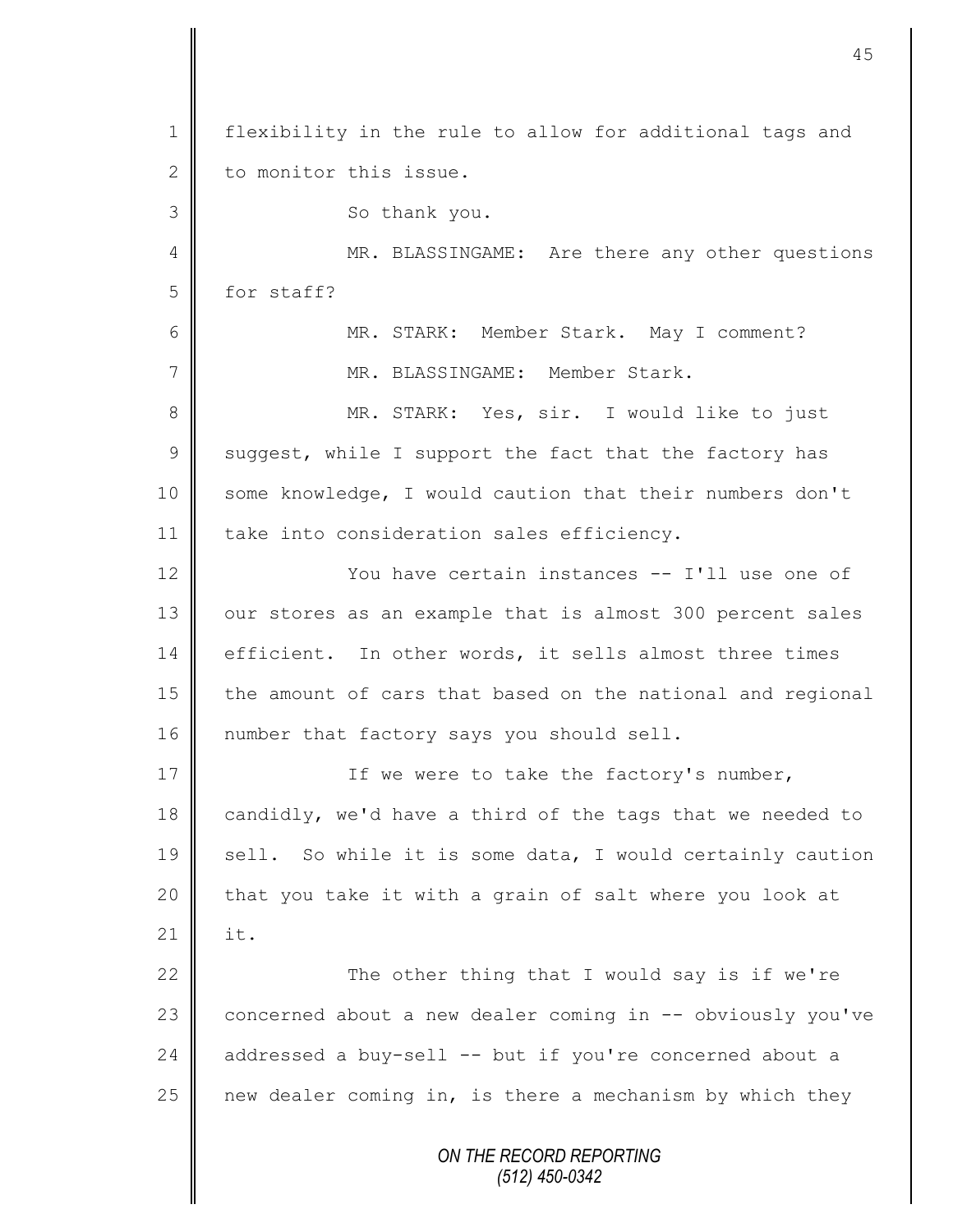flexibility in the rule to allow for additional tags and to monitor this issue.

So thank you.

MR. BLASSINGAME: Are there any other questions for staff?

MR. STARK: Member Stark. May I comment?

MR. BLASSINGAME: Member Stark.

MR. STARK: Yes, sir. I would like to just suggest, while I support the fact that the factory has some knowledge, I would caution that their numbers don't take into consideration sales efficiency.

You have certain instances -- I'll use one of our stores as an example that is almost 300 percent sales efficient. In other words, it sells almost three times the amount of cars that based on the national and regional number that factory says you should sell.

If we were to take the factory's number, candidly, we'd have a third of the tags that we needed to sell. So while it is some data, I would certainly caution that you take it with a grain of salt where you look at it.

The other thing that I would say is if we're concerned about a new dealer coming in -- obviously you've addressed a buy-sell -- but if you're concerned about a new dealer coming in, is there a mechanism by which they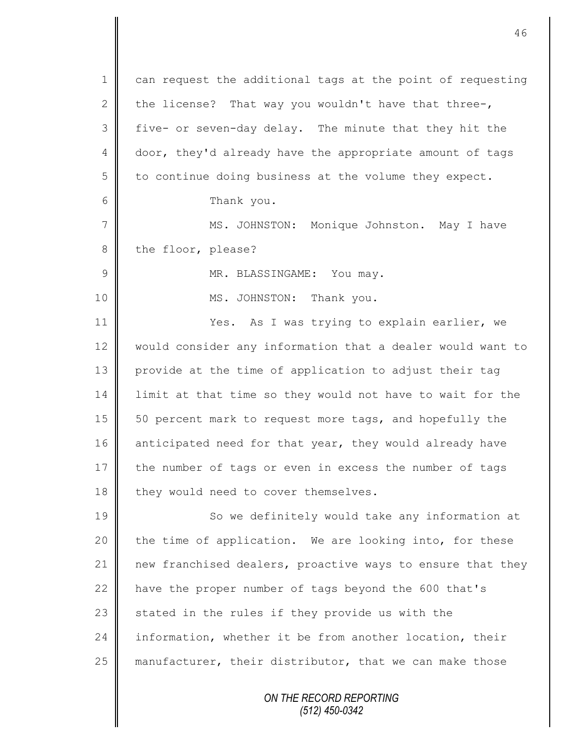can request the additional tags at the point of requesting the license? That way you wouldn't have that three-, five- or seven-day delay. The minute that they hit the door, they'd already have the appropriate amount of tags to continue doing business at the volume they expect.

Thank you.

MS. JOHNSTON: Monique Johnston. May I have the floor, please?

MR. BLASSINGAME: You may.

MS. JOHNSTON: Thank you.

Yes. As I was trying to explain earlier, we would consider any information that a dealer would want to provide at the time of application to adjust their tag limit at that time so they would not have to wait for the 50 percent mark to request more tags, and hopefully the anticipated need for that year, they would already have the number of tags or even in excess the number of tags they would need to cover themselves.

So we definitely would take any information at the time of application. We are looking into, for these new franchised dealers, proactive ways to ensure that they have the proper number of tags beyond the 600 that's stated in the rules if they provide us with the information, whether it be from another location, their manufacturer, their distributor, that we can make those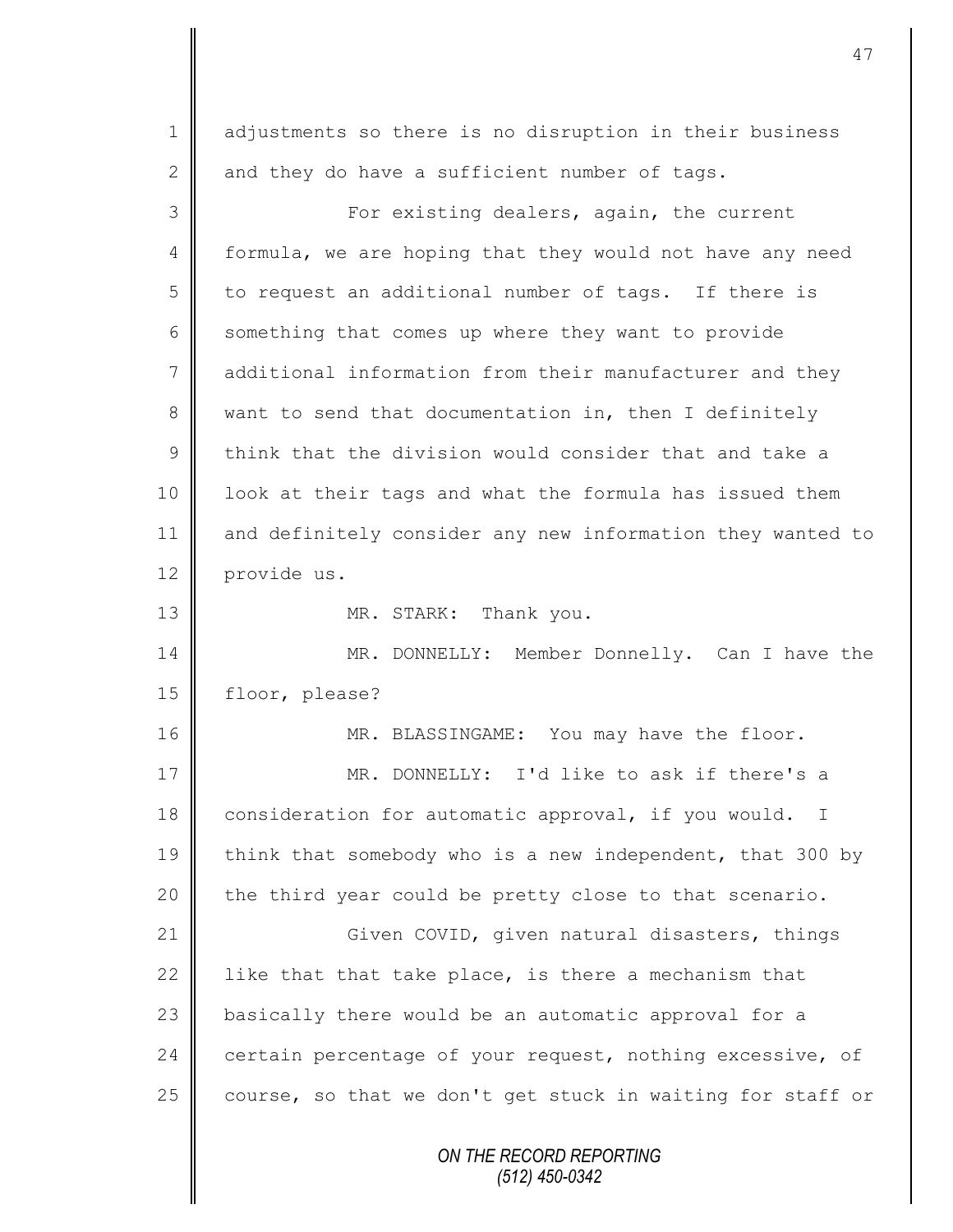adjustments so there is no disruption in their business and they do have a sufficient number of tags.

For existing dealers, again, the current formula, we are hoping that they would not have any need to request an additional number of tags. If there is something that comes up where they want to provide additional information from their manufacturer and they want to send that documentation in, then I definitely think that the division would consider that and take a look at their tags and what the formula has issued them and definitely consider any new information they wanted to provide us.

MR. STARK: Thank you.

MR. DONNELLY: Member Donnelly. Can I have the floor, please?

MR. BLASSINGAME: You may have the floor.

MR. DONNELLY: I'd like to ask if there's a consideration for automatic approval, if you would. I think that somebody who is a new independent, that 300 by the third year could be pretty close to that scenario.

Given COVID, given natural disasters, things like that that take place, is there a mechanism that basically there would be an automatic approval for a certain percentage of your request, nothing excessive, of course, so that we don't get stuck in waiting for staff or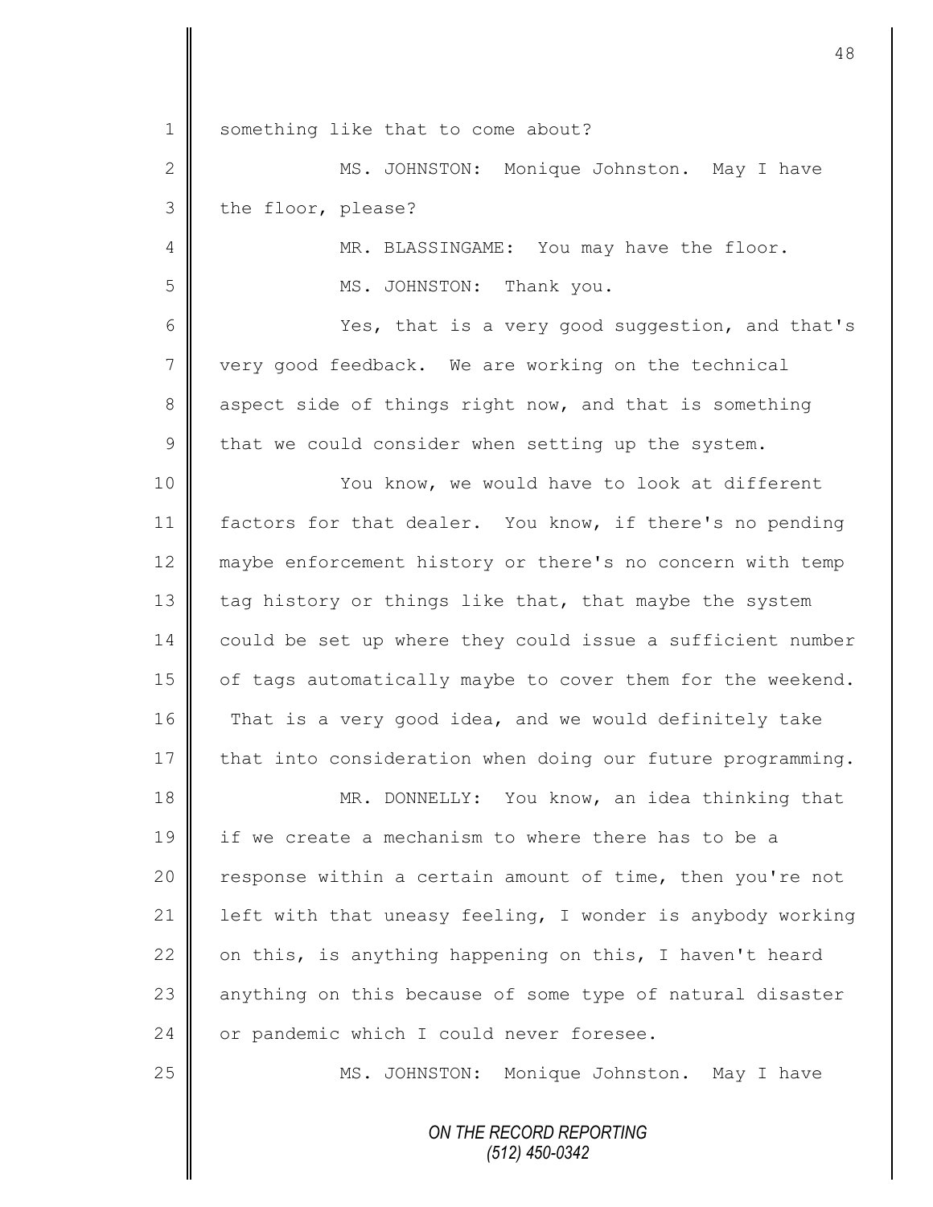something like that to come about?

MS. JOHNSTON: Monique Johnston. May I have the floor, please?

MR. BLASSINGAME: You may have the floor.

MS. JOHNSTON: Thank you.

Yes, that is a very good suggestion, and that's very good feedback. We are working on the technical aspect side of things right now, and that is something that we could consider when setting up the system.

You know, we would have to look at different factors for that dealer. You know, if there's no pending maybe enforcement history or there's no concern with temp tag history or things like that, that maybe the system could be set up where they could issue a sufficient number of tags automatically maybe to cover them for the weekend. That is a very good idea, and we would definitely take that into consideration when doing our future programming.

MR. DONNELLY: You know, an idea thinking that if we create a mechanism to where there has to be a response within a certain amount of time, then you're not left with that uneasy feeling, I wonder is anybody working on this, is anything happening on this, I haven't heard anything on this because of some type of natural disaster or pandemic which I could never foresee.

MS. JOHNSTON: Monique Johnston. May I have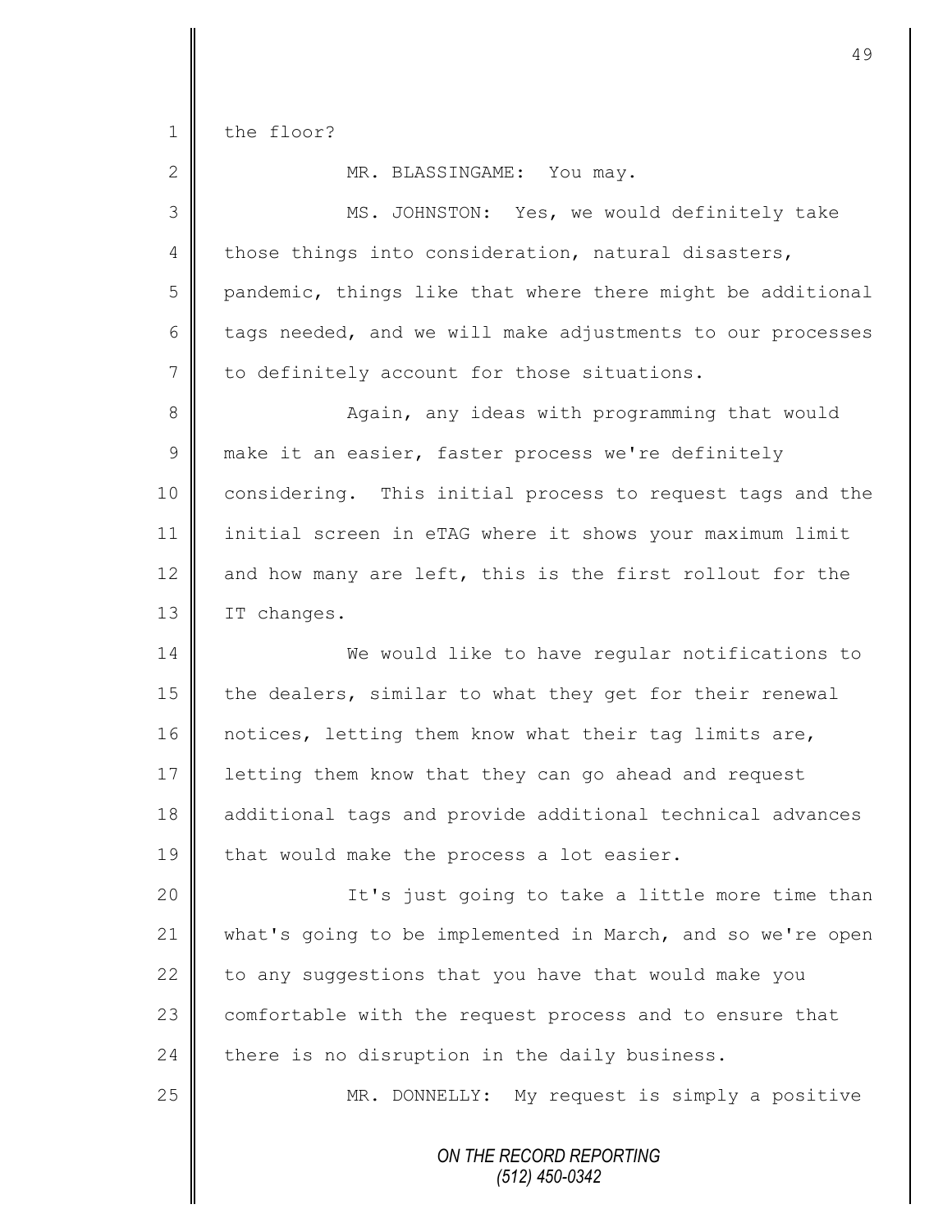the floor?

MR. BLASSINGAME: You may.

MS. JOHNSTON: Yes, we would definitely take those things into consideration, natural disasters, pandemic, things like that where there might be additional tags needed, and we will make adjustments to our processes to definitely account for those situations.

Again, any ideas with programming that would make it an easier, faster process we're definitely considering. This initial process to request tags and the initial screen in eTAG where it shows your maximum limit and how many are left, this is the first rollout for the IT changes.

We would like to have regular notifications to the dealers, similar to what they get for their renewal notices, letting them know what their tag limits are, letting them know that they can go ahead and request additional tags and provide additional technical advances that would make the process a lot easier.

It's just going to take a little more time than what's going to be implemented in March, and so we're open to any suggestions that you have that would make you comfortable with the request process and to ensure that there is no disruption in the daily business.

MR. DONNELLY: My request is simply a positive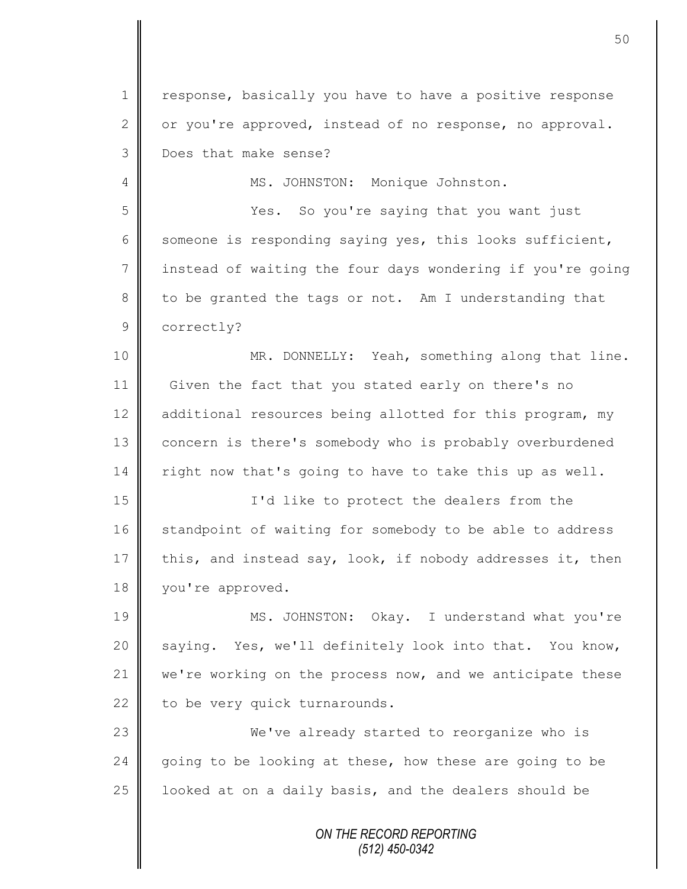response, basically you have to have a positive response or you're approved, instead of no response, no approval. Does that make sense?

MS. JOHNSTON: Monique Johnston.

Yes. So you're saying that you want just someone is responding saying yes, this looks sufficient, instead of waiting the four days wondering if you're going to be granted the tags or not. Am I understanding that correctly?

MR. DONNELLY: Yeah, something along that line. Given the fact that you stated early on there's no additional resources being allotted for this program, my concern is there's somebody who is probably overburdened right now that's going to have to take this up as well.

I'd like to protect the dealers from the standpoint of waiting for somebody to be able to address this, and instead say, look, if nobody addresses it, then you're approved.

MS. JOHNSTON: Okay. I understand what you're saying. Yes, we'll definitely look into that. You know, we're working on the process now, and we anticipate these to be very quick turnarounds.

We've already started to reorganize who is going to be looking at these, how these are going to be looked at on a daily basis, and the dealers should be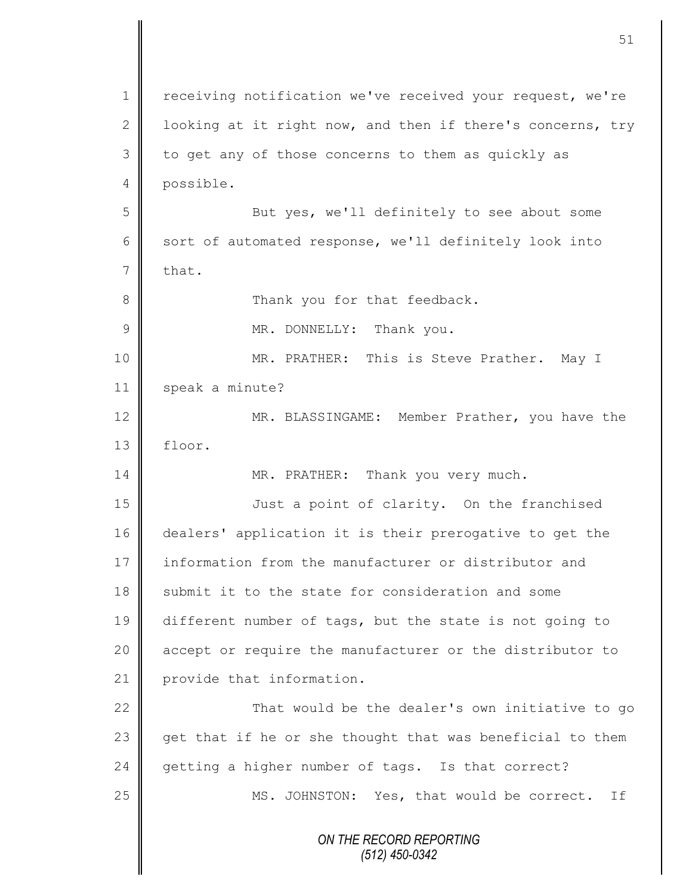receiving notification we've received your request, we're looking at it right now, and then if there's concerns, try to get any of those concerns to them as quickly as possible.

But yes, we'll definitely to see about some sort of automated response, we'll definitely look into that.

Thank you for that feedback.

MR. DONNELLY: Thank you.

MR. PRATHER: This is Steve Prather. May I speak a minute?

MR. BLASSINGAME: Member Prather, you have the floor.

MR. PRATHER: Thank you very much.

Just a point of clarity. On the franchised dealers' application it is their prerogative to get the information from the manufacturer or distributor and submit it to the state for consideration and some different number of tags, but the state is not going to accept or require the manufacturer or the distributor to provide that information.

That would be the dealer's own initiative to go get that if he or she thought that was beneficial to them getting a higher number of tags. Is that correct?

MS. JOHNSTON: Yes, that would be correct. If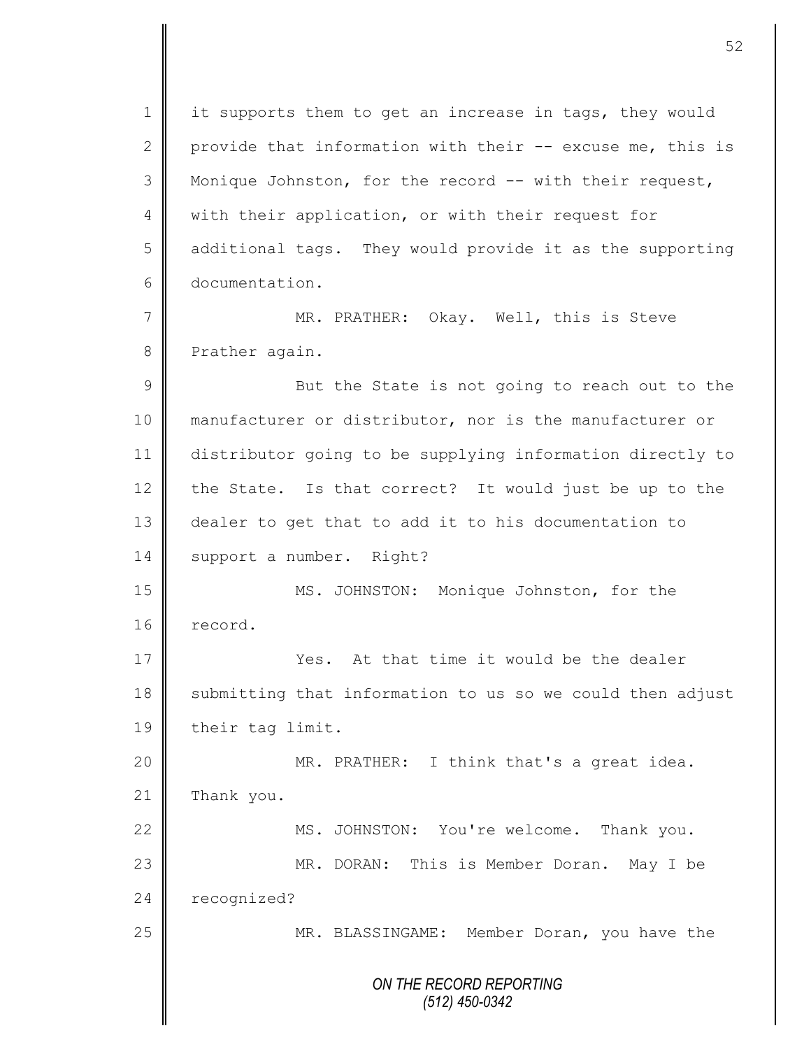it supports them to get an increase in tags, they would provide that information with their -- excuse me, this is Monique Johnston, for the record -- with their request, with their application, or with their request for additional tags. They would provide it as the supporting documentation.

MR. PRATHER: Okay. Well, this is Steve Prather again.

But the State is not going to reach out to the manufacturer or distributor, nor is the manufacturer or distributor going to be supplying information directly to the State. Is that correct? It would just be up to the dealer to get that to add it to his documentation to support a number. Right?

MS. JOHNSTON: Monique Johnston, for the record.

Yes. At that time it would be the dealer submitting that information to us so we could then adjust their tag limit.

MR. PRATHER: I think that's a great idea. Thank you.

MS. JOHNSTON: You're welcome. Thank you.

MR. DORAN: This is Member Doran. May I be recognized?

MR. BLASSINGAME: Member Doran, you have the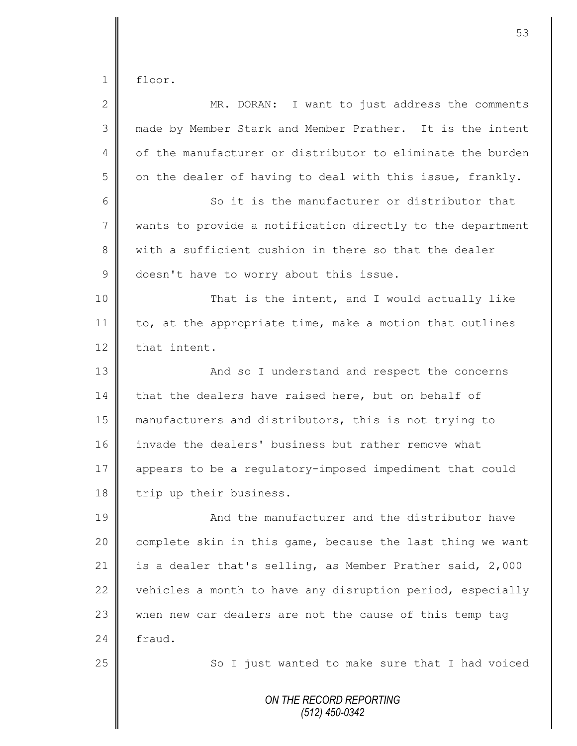floor.

MR. DORAN: I want to just address the comments made by Member Stark and Member Prather. It is the intent of the manufacturer or distributor to eliminate the burden on the dealer of having to deal with this issue, frankly.

So it is the manufacturer or distributor that wants to provide a notification directly to the department with a sufficient cushion in there so that the dealer doesn't have to worry about this issue.

That is the intent, and I would actually like to, at the appropriate time, make a motion that outlines that intent.

And so I understand and respect the concerns that the dealers have raised here, but on behalf of manufacturers and distributors, this is not trying to invade the dealers' business but rather remove what appears to be a regulatory-imposed impediment that could trip up their business.

And the manufacturer and the distributor have complete skin in this game, because the last thing we want is a dealer that's selling, as Member Prather said, 2,000 vehicles a month to have any disruption period, especially when new car dealers are not the cause of this temp tag fraud.

So I just wanted to make sure that I had voiced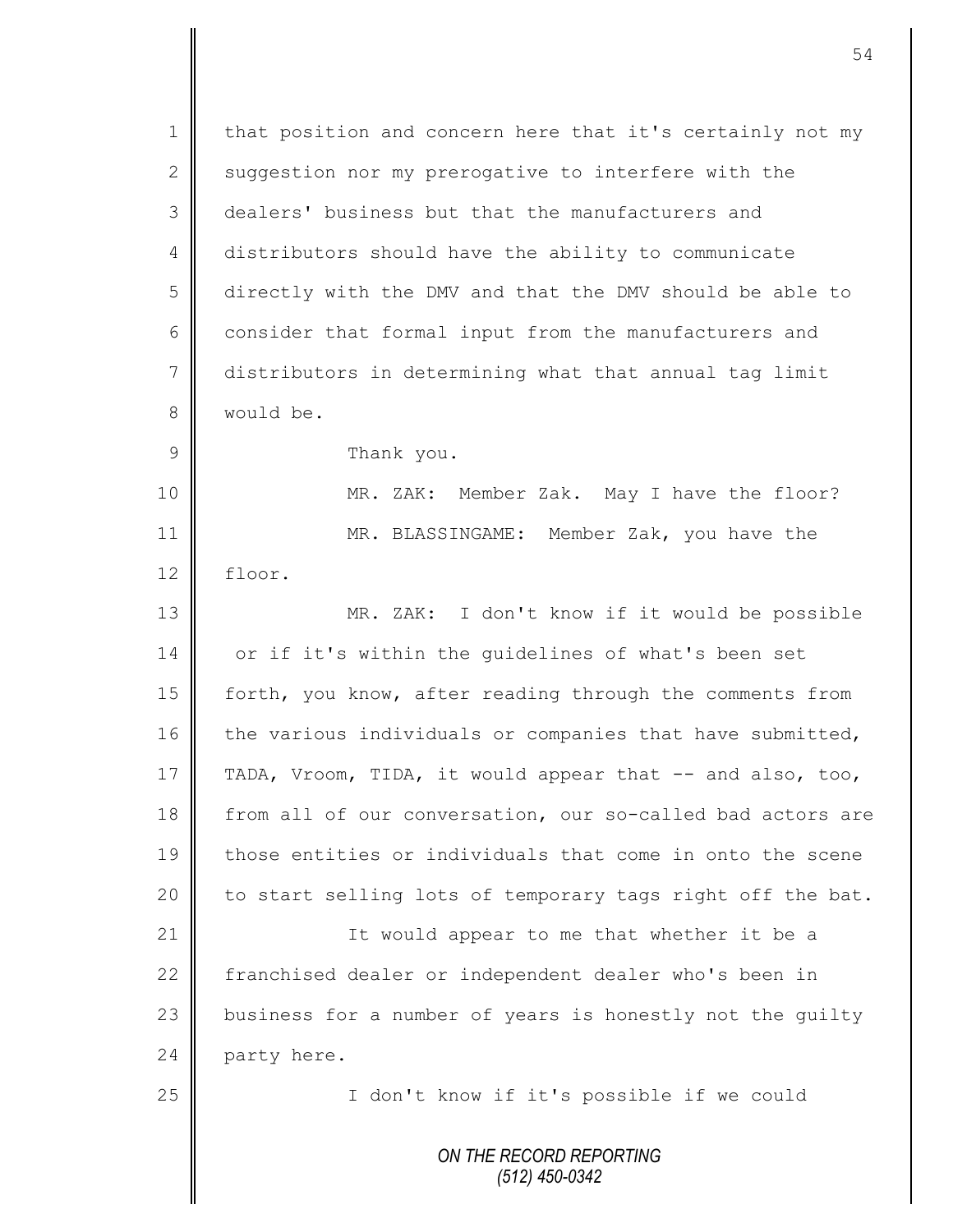that position and concern here that it's certainly not my suggestion nor my prerogative to interfere with the dealers' business but that the manufacturers and distributors should have the ability to communicate directly with the DMV and that the DMV should be able to consider that formal input from the manufacturers and distributors in determining what that annual tag limit would be.

Thank you.

MR. ZAK: Member Zak. May I have the floor?

MR. BLASSINGAME: Member Zak, you have the floor.

MR. ZAK: I don't know if it would be possible or if it's within the guidelines of what's been set forth, you know, after reading through the comments from the various individuals or companies that have submitted, TADA, Vroom, TIDA, it would appear that -- and also, too, from all of our conversation, our so-called bad actors are those entities or individuals that come in onto the scene to start selling lots of temporary tags right off the bat.

It would appear to me that whether it be a franchised dealer or independent dealer who's been in business for a number of years is honestly not the guilty party here.

I don't know if it's possible if we could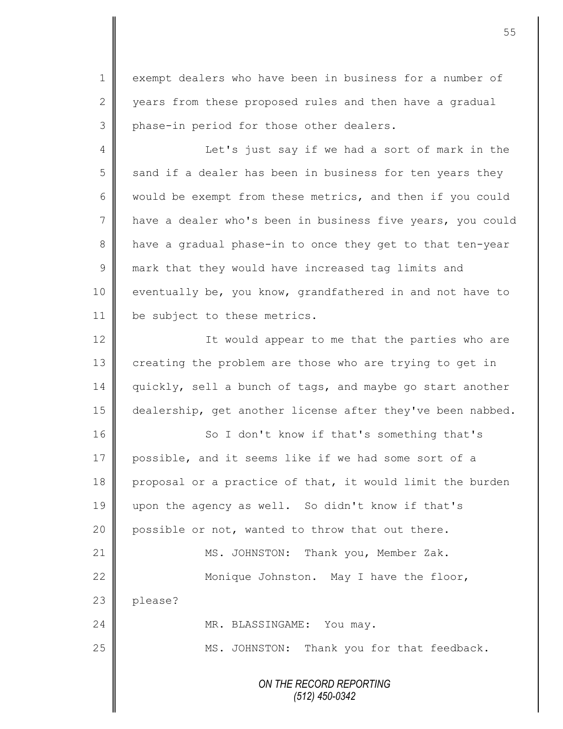exempt dealers who have been in business for a number of years from these proposed rules and then have a gradual phase-in period for those other dealers.

Let's just say if we had a sort of mark in the sand if a dealer has been in business for ten years they would be exempt from these metrics, and then if you could have a dealer who's been in business five years, you could have a gradual phase-in to once they get to that ten-year mark that they would have increased tag limits and eventually be, you know, grandfathered in and not have to be subject to these metrics.

It would appear to me that the parties who are creating the problem are those who are trying to get in quickly, sell a bunch of tags, and maybe go start another dealership, get another license after they've been nabbed.

So I don't know if that's something that's possible, and it seems like if we had some sort of a proposal or a practice of that, it would limit the burden upon the agency as well. So didn't know if that's possible or not, wanted to throw that out there.

MS. JOHNSTON: Thank you, Member Zak.

Monique Johnston. May I have the floor, please?

MR. BLASSINGAME: You may.

MS. JOHNSTON: Thank you for that feedback.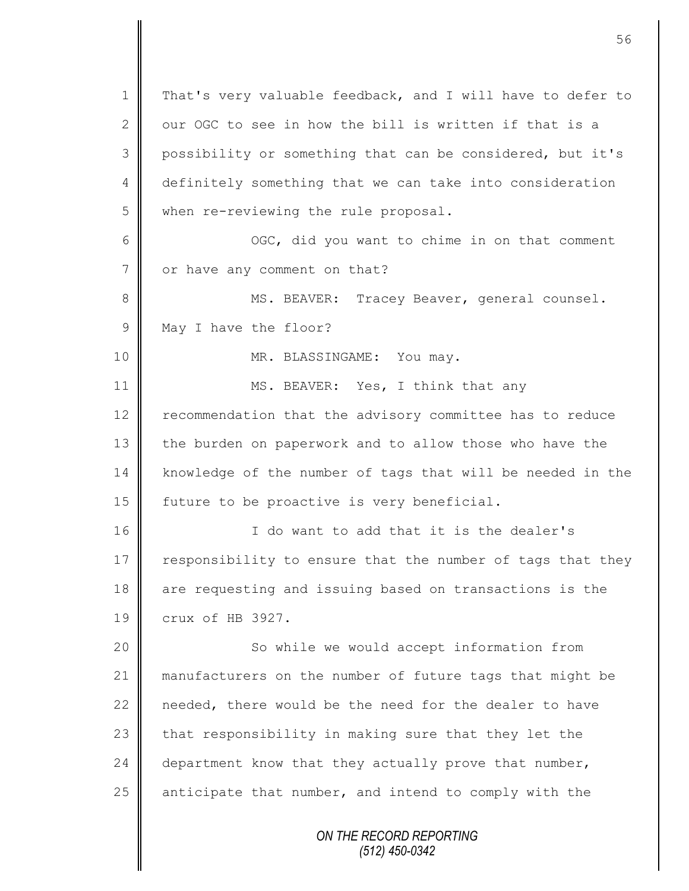That's very valuable feedback, and I will have to defer to our OGC to see in how the bill is written if that is a possibility or something that can be considered, but it's definitely something that we can take into consideration when re-reviewing the rule proposal.

OGC, did you want to chime in on that comment or have any comment on that?

MS. BEAVER: Tracey Beaver, general counsel. May I have the floor?

MR. BLASSINGAME: You may.

MS. BEAVER: Yes, I think that any recommendation that the advisory committee has to reduce the burden on paperwork and to allow those who have the knowledge of the number of tags that will be needed in the future to be proactive is very beneficial.

I do want to add that it is the dealer's responsibility to ensure that the number of tags that they are requesting and issuing based on transactions is the crux of HB 3927.

So while we would accept information from manufacturers on the number of future tags that might be needed, there would be the need for the dealer to have that responsibility in making sure that they let the department know that they actually prove that number, anticipate that number, and intend to comply with the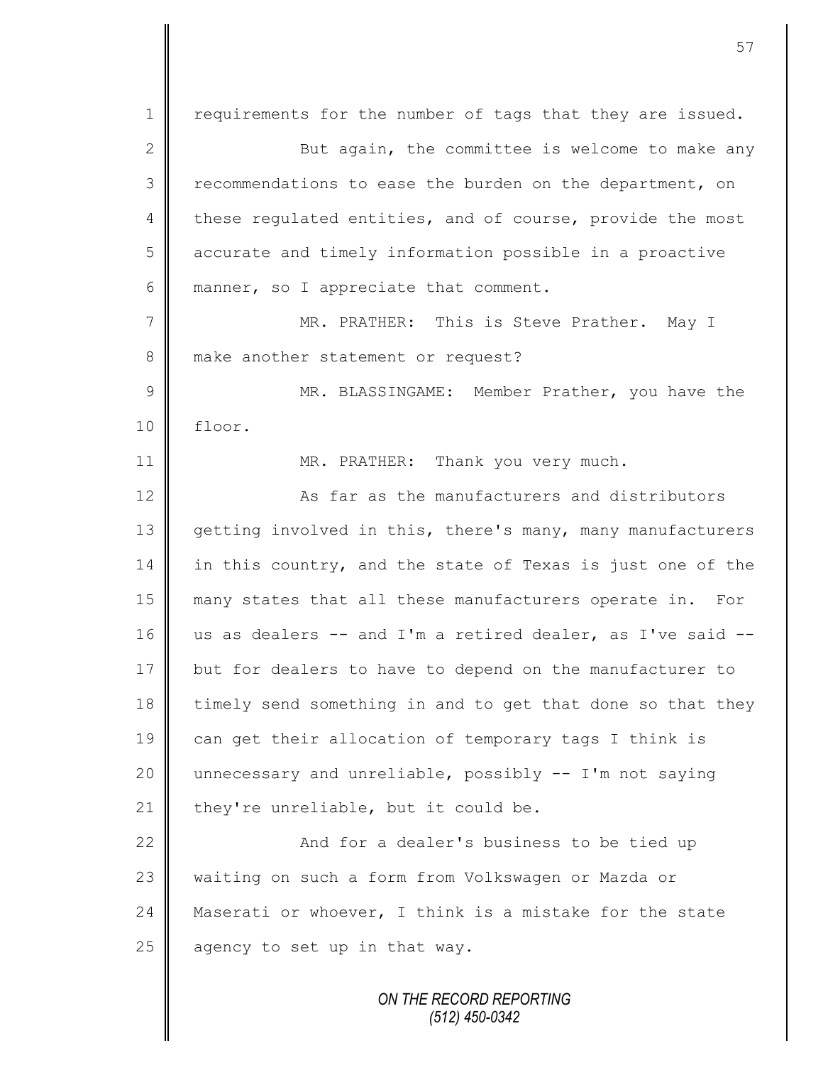requirements for the number of tags that they are issued.

But again, the committee is welcome to make any recommendations to ease the burden on the department, on these regulated entities, and of course, provide the most accurate and timely information possible in a proactive manner, so I appreciate that comment.

MR. PRATHER: This is Steve Prather. May I make another statement or request?

MR. BLASSINGAME: Member Prather, you have the floor.

MR. PRATHER: Thank you very much.

As far as the manufacturers and distributors getting involved in this, there's many, many manufacturers in this country, and the state of Texas is just one of the many states that all these manufacturers operate in. For us as dealers -- and I'm a retired dealer, as I've said -- but for dealers to have to depend on the manufacturer to timely send something in and to get that done so that they can get their allocation of temporary tags I think is unnecessary and unreliable, possibly -- I'm not saying they're unreliable, but it could be.

And for a dealer's business to be tied up waiting on such a form from Volkswagen or Mazda or Maserati or whoever, I think is a mistake for the state agency to set up in that way.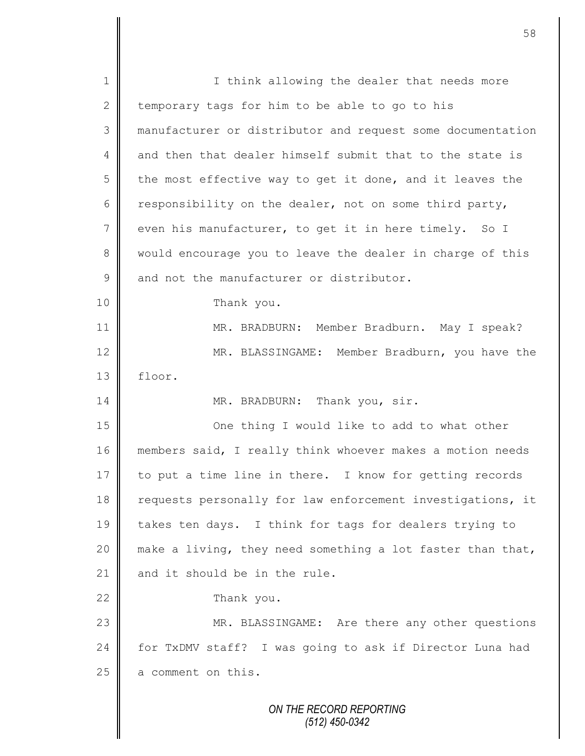I think allowing the dealer that needs more temporary tags for him to be able to go to his manufacturer or distributor and request some documentation and then that dealer himself submit that to the state is the most effective way to get it done, and it leaves the responsibility on the dealer, not on some third party, even his manufacturer, to get it in here timely. So I would encourage you to leave the dealer in charge of this and not the manufacturer or distributor.

Thank you.

MR. BRADBURN: Member Bradburn. May I speak?

MR. BLASSINGAME: Member Bradburn, you have the floor.

MR. BRADBURN: Thank you, sir.

One thing I would like to add to what other members said, I really think whoever makes a motion needs to put a time line in there. I know for getting records requests personally for law enforcement investigations, it takes ten days. I think for tags for dealers trying to make a living, they need something a lot faster than that, and it should be in the rule.

Thank you.

MR. BLASSINGAME: Are there any other questions for TxDMV staff? I was going to ask if Director Luna had a comment on this.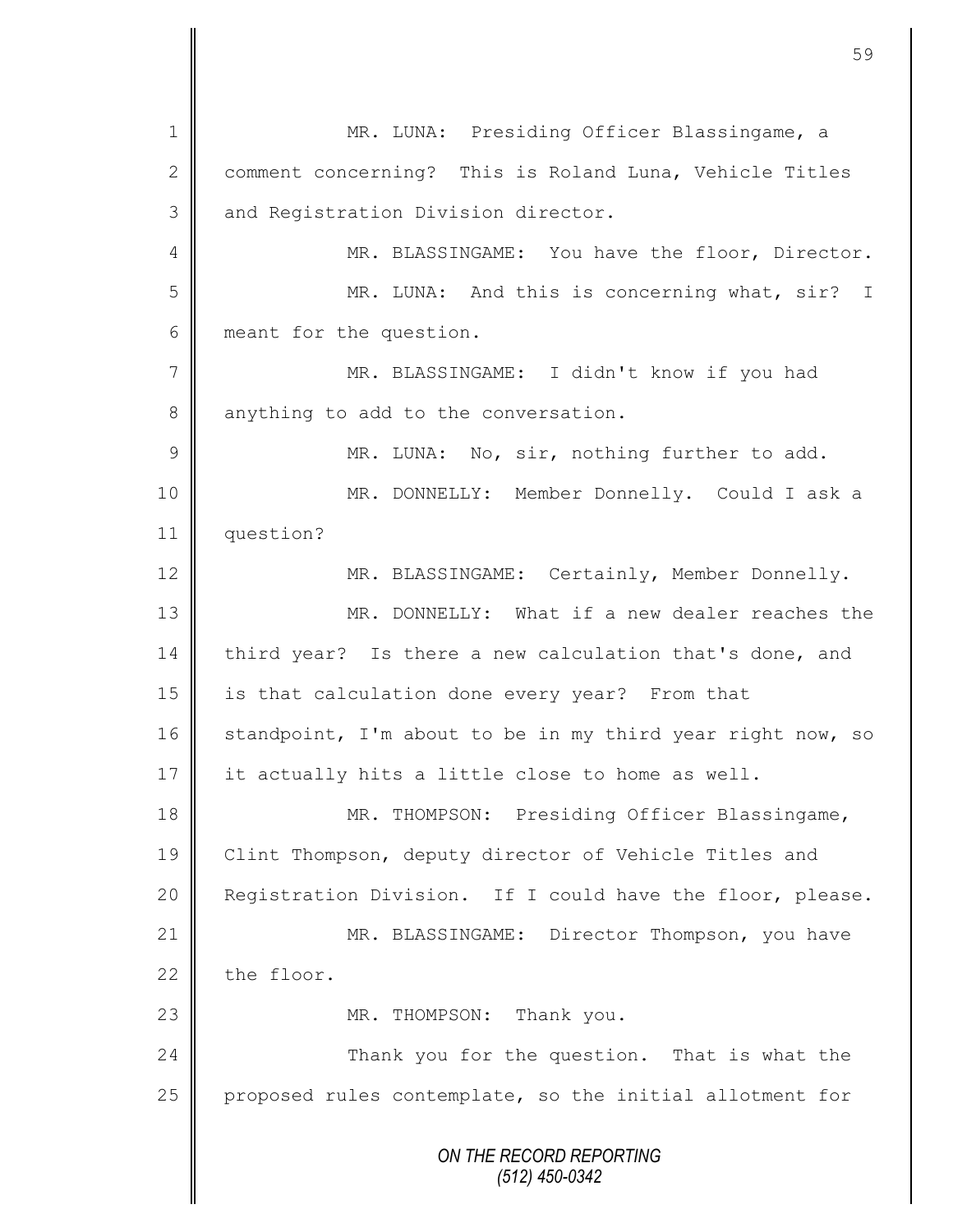MR. LUNA: Presiding Officer Blassingame, a comment concerning? This is Roland Luna, Vehicle Titles and Registration Division director.

MR. BLASSINGAME: You have the floor, Director.

MR. LUNA: And this is concerning what, sir? I meant for the question.

MR. BLASSINGAME: I didn't know if you had anything to add to the conversation.

MR. LUNA: No, sir, nothing further to add.

MR. DONNELLY: Member Donnelly. Could I ask a question?

MR. BLASSINGAME: Certainly, Member Donnelly.

MR. DONNELLY: What if a new dealer reaches the third year? Is there a new calculation that's done, and is that calculation done every year? From that standpoint, I'm about to be in my third year right now, so it actually hits a little close to home as well.

MR. THOMPSON: Presiding Officer Blassingame, Clint Thompson, deputy director of Vehicle Titles and Registration Division. If I could have the floor, please.

MR. BLASSINGAME: Director Thompson, you have the floor.

MR. THOMPSON: Thank you.

Thank you for the question. That is what the proposed rules contemplate, so the initial allotment for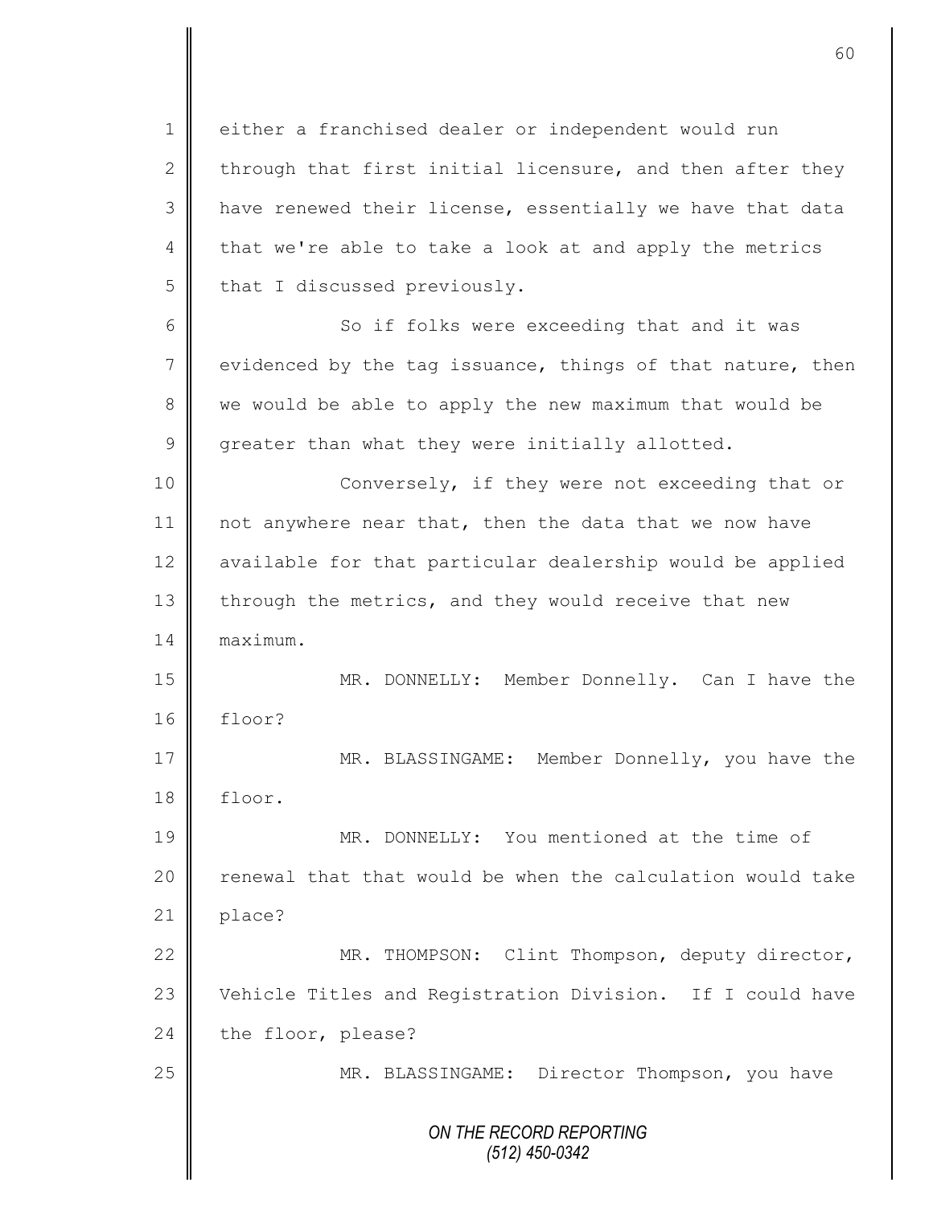either a franchised dealer or independent would run through that first initial licensure, and then after they have renewed their license, essentially we have that data that we're able to take a look at and apply the metrics that I discussed previously.

So if folks were exceeding that and it was evidenced by the tag issuance, things of that nature, then we would be able to apply the new maximum that would be greater than what they were initially allotted.

Conversely, if they were not exceeding that or not anywhere near that, then the data that we now have available for that particular dealership would be applied through the metrics, and they would receive that new maximum.

MR. DONNELLY: Member Donnelly. Can I have the floor?

MR. BLASSINGAME: Member Donnelly, you have the floor.

MR. DONNELLY: You mentioned at the time of renewal that that would be when the calculation would take place?

MR. THOMPSON: Clint Thompson, deputy director, Vehicle Titles and Registration Division. If I could have the floor, please?

MR. BLASSINGAME: Director Thompson, you have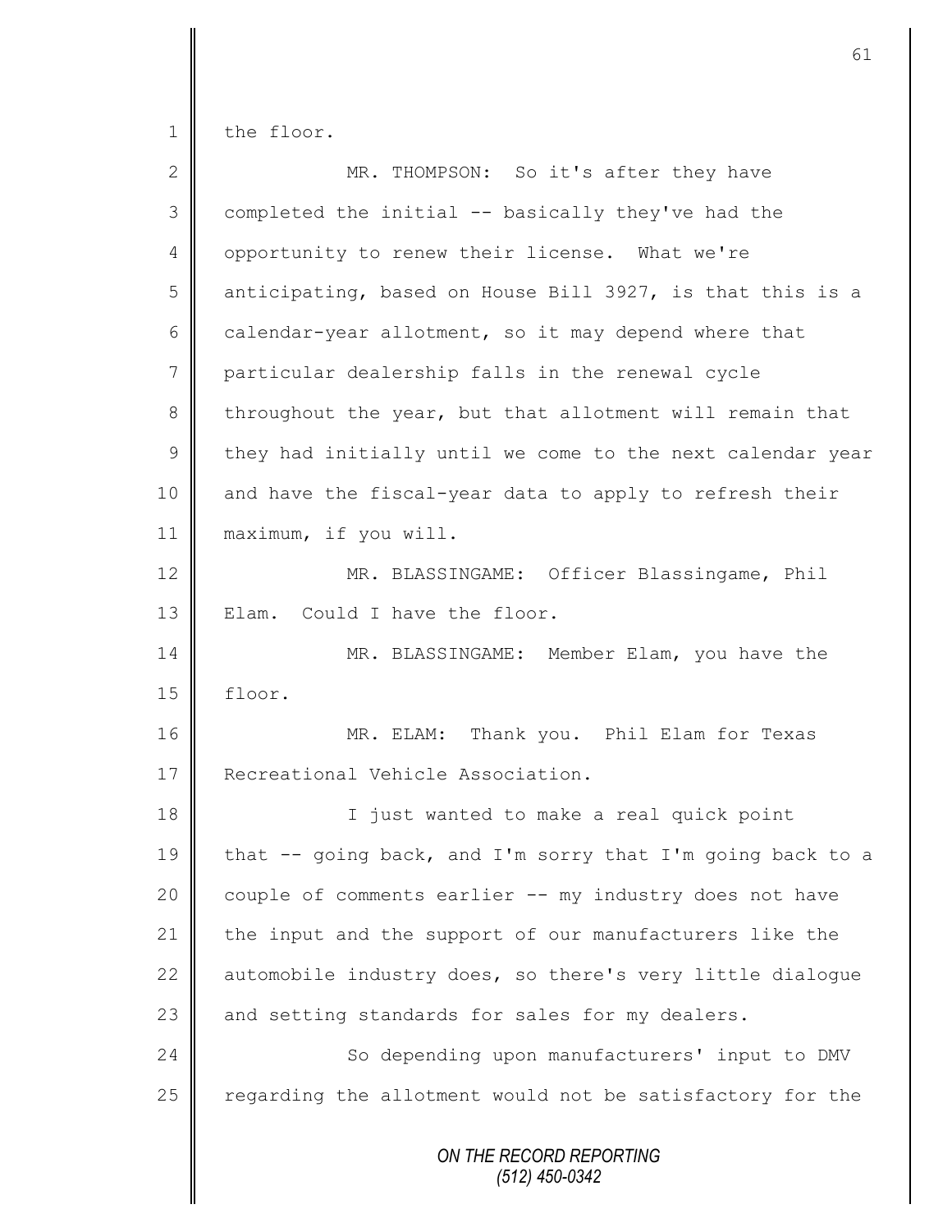the floor.

MR. THOMPSON: So it's after they have completed the initial -- basically they've had the opportunity to renew their license. What we're anticipating, based on House Bill 3927, is that this is a calendar-year allotment, so it may depend where that particular dealership falls in the renewal cycle throughout the year, but that allotment will remain that they had initially until we come to the next calendar year and have the fiscal-year data to apply to refresh their maximum, if you will.

MR. BLASSINGAME: Officer Blassingame, Phil Elam. Could I have the floor.

MR. BLASSINGAME: Member Elam, you have the floor.

MR. ELAM: Thank you. Phil Elam for Texas Recreational Vehicle Association.

I just wanted to make a real quick point that -- going back, and I'm sorry that I'm going back to a couple of comments earlier -- my industry does not have the input and the support of our manufacturers like the automobile industry does, so there's very little dialogue and setting standards for sales for my dealers.

So depending upon manufacturers' input to DMV regarding the allotment would not be satisfactory for the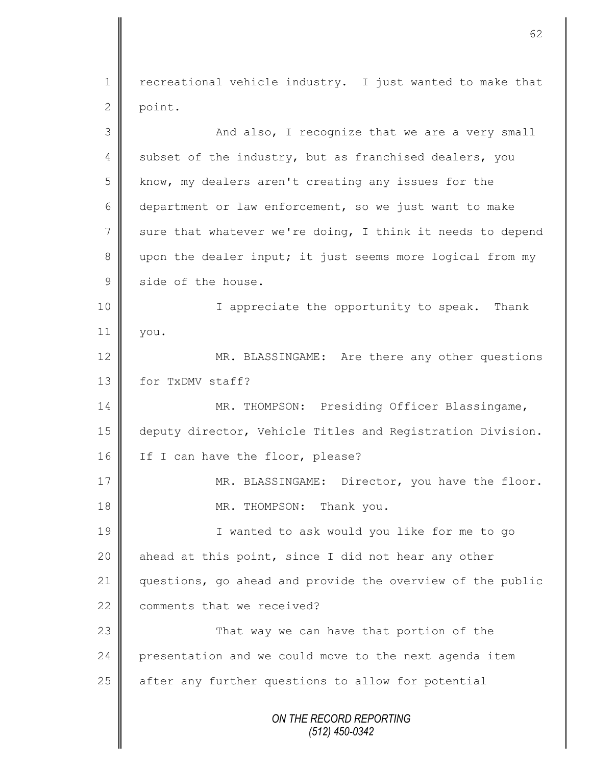recreational vehicle industry. I just wanted to make that point.

And also, I recognize that we are a very small subset of the industry, but as franchised dealers, you know, my dealers aren't creating any issues for the department or law enforcement, so we just want to make sure that whatever we're doing, I think it needs to depend upon the dealer input; it just seems more logical from my side of the house.

I appreciate the opportunity to speak. Thank you.

MR. BLASSINGAME: Are there any other questions for TxDMV staff?

MR. THOMPSON: Presiding Officer Blassingame, deputy director, Vehicle Titles and Registration Division. If I can have the floor, please?

MR. BLASSINGAME: Director, you have the floor.

MR. THOMPSON: Thank you.

I wanted to ask would you like for me to go ahead at this point, since I did not hear any other questions, go ahead and provide the overview of the public comments that we received?

That way we can have that portion of the presentation and we could move to the next agenda item after any further questions to allow for potential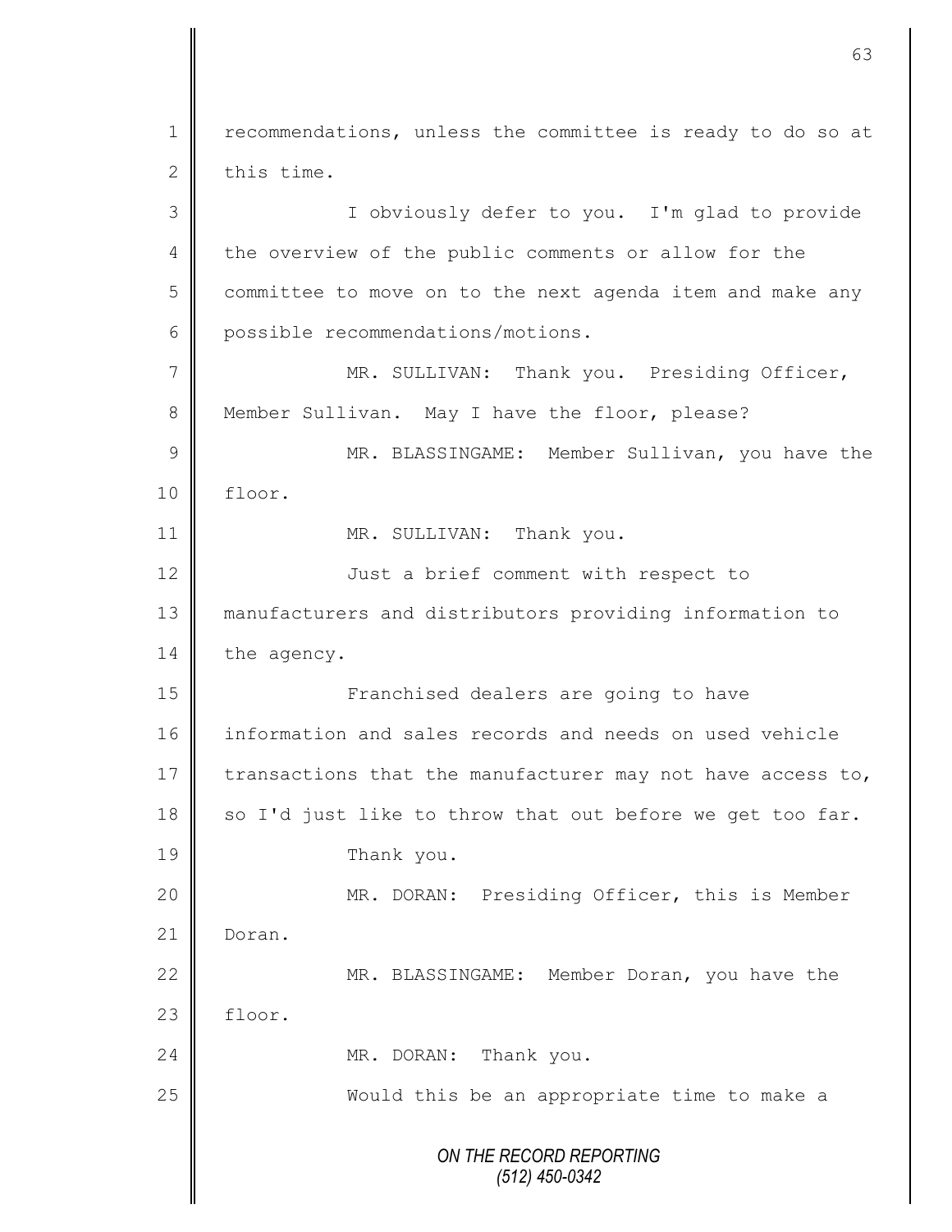recommendations, unless the committee is ready to do so at this time.

I obviously defer to you. I'm glad to provide the overview of the public comments or allow for the committee to move on to the next agenda item and make any possible recommendations/motions.

MR. SULLIVAN: Thank you. Presiding Officer, Member Sullivan. May I have the floor, please?

MR. BLASSINGAME: Member Sullivan, you have the floor.

MR. SULLIVAN: Thank you.

Just a brief comment with respect to manufacturers and distributors providing information to the agency.

Franchised dealers are going to have information and sales records and needs on used vehicle transactions that the manufacturer may not have access to, so I'd just like to throw that out before we get too far.

Thank you.

MR. DORAN: Presiding Officer, this is Member Doran.

MR. BLASSINGAME: Member Doran, you have the floor.

MR. DORAN: Thank you.

Would this be an appropriate time to make a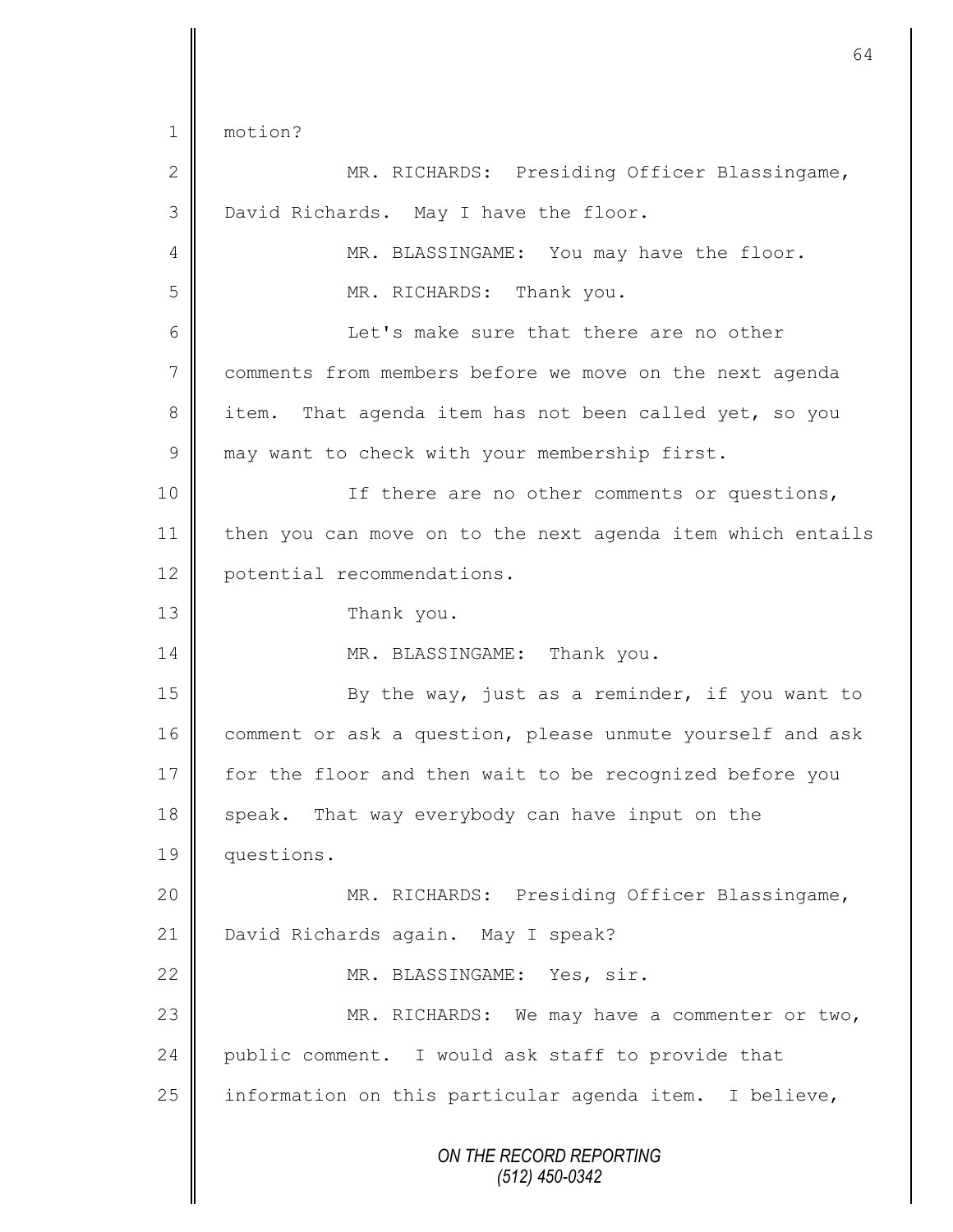motion?

MR. RICHARDS: Presiding Officer Blassingame, David Richards. May I have the floor.

MR. BLASSINGAME: You may have the floor.

MR. RICHARDS: Thank you.

Let's make sure that there are no other comments from members before we move on the next agenda item. That agenda item has not been called yet, so you may want to check with your membership first.

If there are no other comments or questions, then you can move on to the next agenda item which entails potential recommendations.

Thank you.

MR. BLASSINGAME: Thank you.

By the way, just as a reminder, if you want to comment or ask a question, please unmute yourself and ask for the floor and then wait to be recognized before you speak. That way everybody can have input on the questions.

MR. RICHARDS: Presiding Officer Blassingame, David Richards again. May I speak?

MR. BLASSINGAME: Yes, sir.

MR. RICHARDS: We may have a commenter or two, public comment. I would ask staff to provide that information on this particular agenda item. I believe,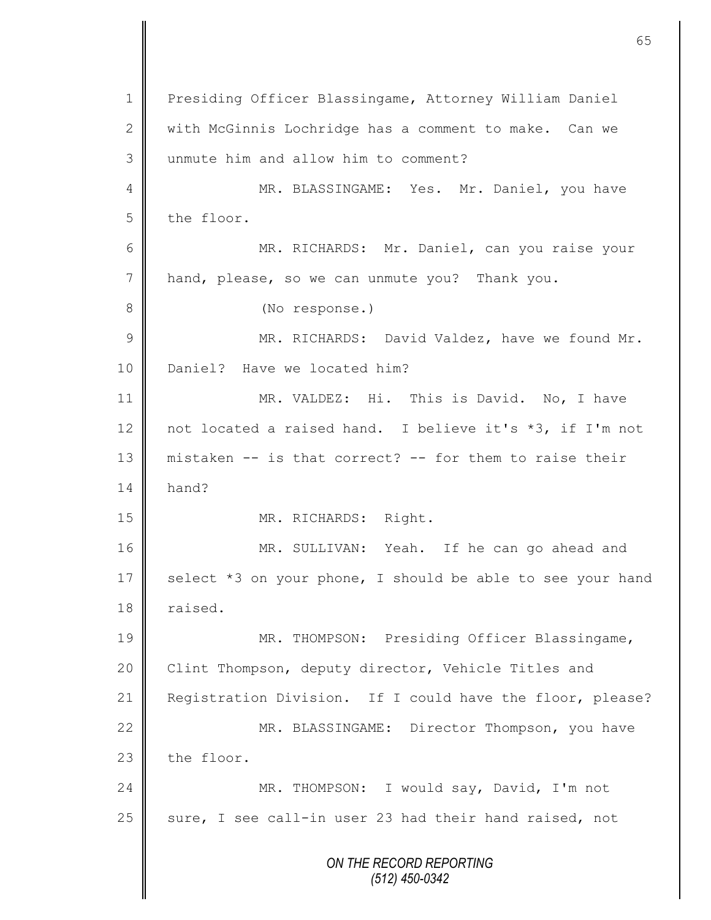Presiding Officer Blassingame, Attorney William Daniel with McGinnis Lochridge has a comment to make. Can we unmute him and allow him to comment?

MR. BLASSINGAME: Yes. Mr. Daniel, you have the floor.

MR. RICHARDS: Mr. Daniel, can you raise your hand, please, so we can unmute you? Thank you.

(No response.)

MR. RICHARDS: David Valdez, have we found Mr. Daniel? Have we located him?

MR. VALDEZ: Hi. This is David. No, I have not located a raised hand. I believe it's *3, if I'm not mistaken -- is that correct? -- for them to raise their hand?

MR. RICHARDS: Right.

MR. SULLIVAN: Yeah. If he can go ahead and select *3 on your phone, I should be able to see your hand raised.

MR. THOMPSON: Presiding Officer Blassingame, Clint Thompson, deputy director, Vehicle Titles and Registration Division. If I could have the floor, please?

MR. BLASSINGAME: Director Thompson, you have the floor.

MR. THOMPSON: I would say, David, I'm not sure, I see call-in user 23 had their hand raised, not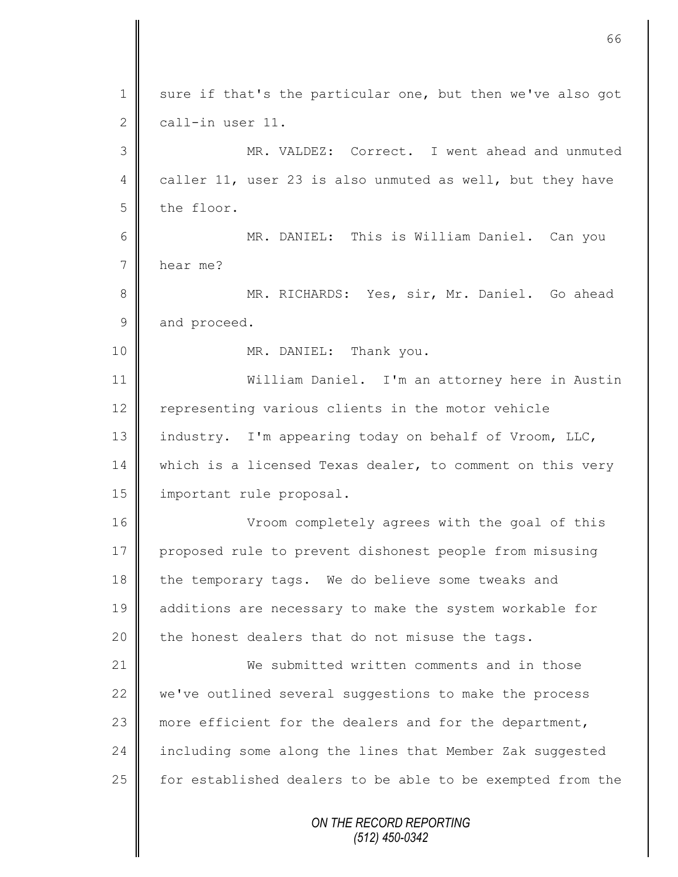sure if that's the particular one, but then we've also got call-in user 11.

MR. VALDEZ: Correct. I went ahead and unmuted caller 11, user 23 is also unmuted as well, but they have the floor.

MR. DANIEL: This is William Daniel. Can you hear me?

MR. RICHARDS: Yes, sir, Mr. Daniel. Go ahead and proceed.

MR. DANIEL: Thank you.

William Daniel. I'm an attorney here in Austin representing various clients in the motor vehicle industry. I'm appearing today on behalf of Vroom, LLC, which is a licensed Texas dealer, to comment on this very important rule proposal.

Vroom completely agrees with the goal of this proposed rule to prevent dishonest people from misusing the temporary tags. We do believe some tweaks and additions are necessary to make the system workable for the honest dealers that do not misuse the tags.

We submitted written comments and in those we've outlined several suggestions to make the process more efficient for the dealers and for the department, including some along the lines that Member Zak suggested for established dealers to be able to be exempted from the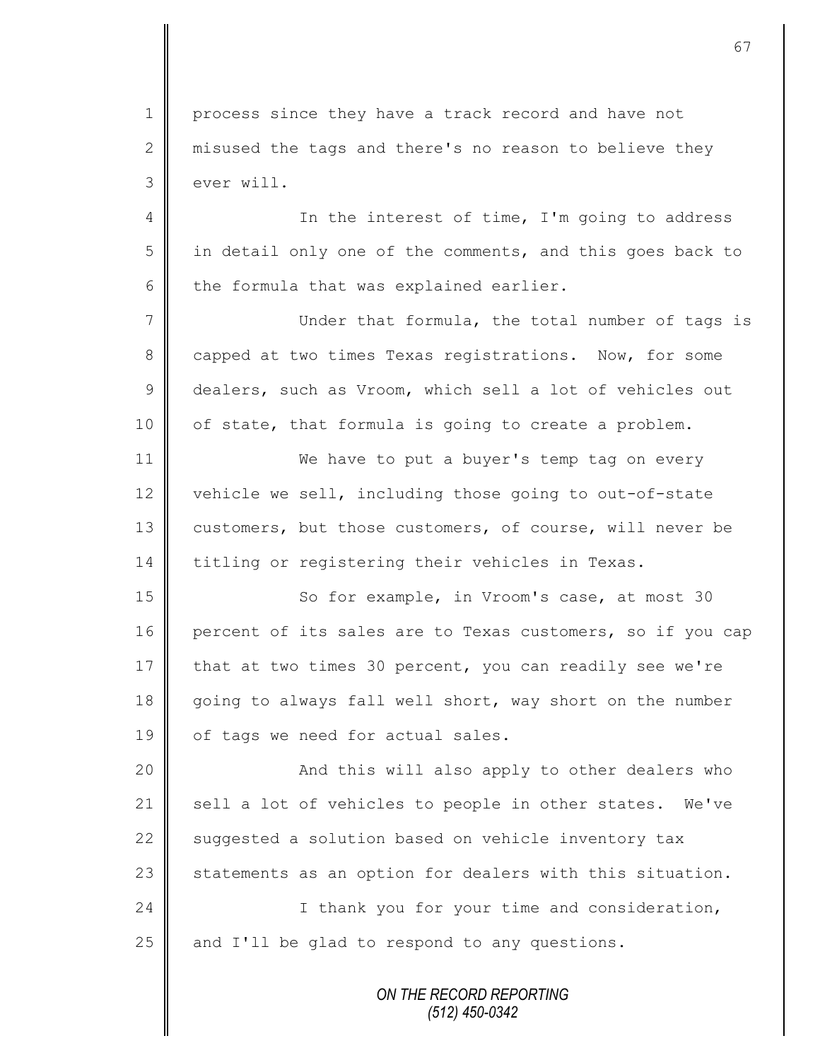process since they have a track record and have not misused the tags and there's no reason to believe they ever will.

In the interest of time, I'm going to address in detail only one of the comments, and this goes back to the formula that was explained earlier.

Under that formula, the total number of tags is capped at two times Texas registrations. Now, for some dealers, such as Vroom, which sell a lot of vehicles out of state, that formula is going to create a problem.

We have to put a buyer's temp tag on every vehicle we sell, including those going to out-of-state customers, but those customers, of course, will never be titling or registering their vehicles in Texas.

So for example, in Vroom's case, at most 30 percent of its sales are to Texas customers, so if you cap that at two times 30 percent, you can readily see we're going to always fall well short, way short on the number of tags we need for actual sales.

And this will also apply to other dealers who sell a lot of vehicles to people in other states. We've suggested a solution based on vehicle inventory tax statements as an option for dealers with this situation.

I thank you for your time and consideration, and I'll be glad to respond to any questions.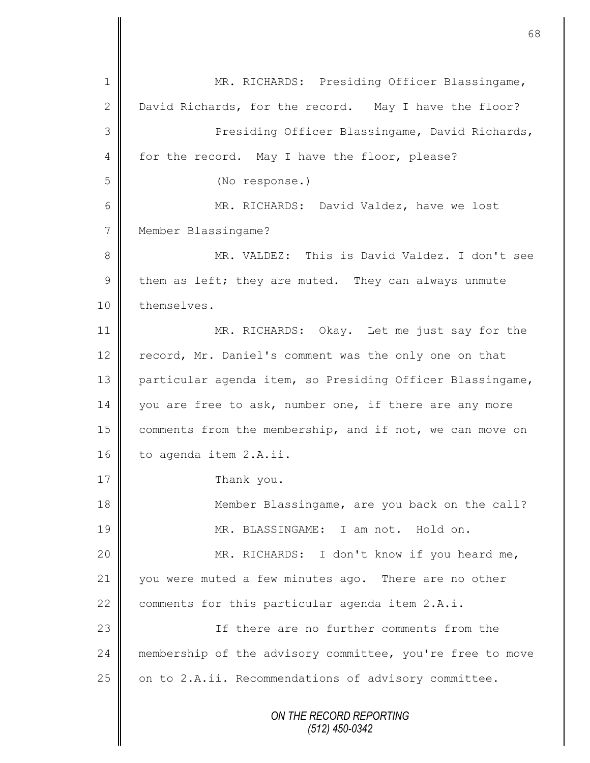MR. RICHARDS: Presiding Officer Blassingame, David Richards, for the record. May I have the floor?

Presiding Officer Blassingame, David Richards, for the record. May I have the floor, please?

(No response.)

MR. RICHARDS: David Valdez, have we lost Member Blassingame?

MR. VALDEZ: This is David Valdez. I don't see them as left; they are muted. They can always unmute themselves.

MR. RICHARDS: Okay. Let me just say for the record, Mr. Daniel's comment was the only one on that particular agenda item, so Presiding Officer Blassingame, you are free to ask, number one, if there are any more comments from the membership, and if not, we can move on to agenda item 2.A.ii.

Thank you.

Member Blassingame, are you back on the call?

MR. BLASSINGAME: I am not. Hold on.

MR. RICHARDS: I don't know if you heard me, you were muted a few minutes ago. There are no other comments for this particular agenda item 2.A.i.

If there are no further comments from the membership of the advisory committee, you're free to move on to 2.A.ii. Recommendations of advisory committee.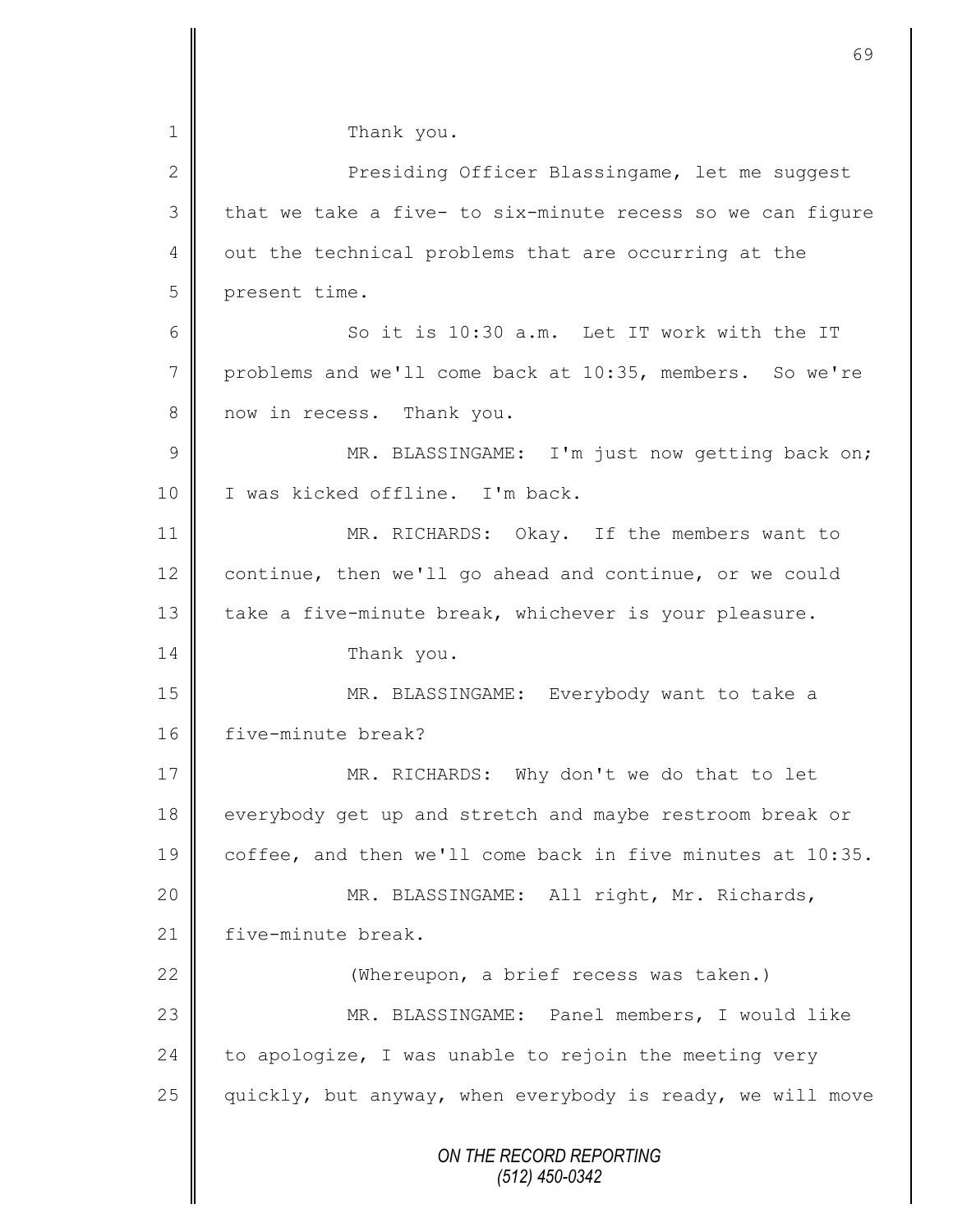Thank you.

Presiding Officer Blassingame, let me suggest that we take a five- to six-minute recess so we can figure out the technical problems that are occurring at the present time.

So it is 10:30 a.m. Let IT work with the IT problems and we'll come back at 10:35, members. So we're now in recess. Thank you.

MR. BLASSINGAME: I'm just now getting back on; I was kicked offline. I'm back.

MR. RICHARDS: Okay. If the members want to continue, then we'll go ahead and continue, or we could take a five-minute break, whichever is your pleasure.

Thank you.

MR. BLASSINGAME: Everybody want to take a five-minute break?

MR. RICHARDS: Why don't we do that to let everybody get up and stretch and maybe restroom break or coffee, and then we'll come back in five minutes at 10:35.

MR. BLASSINGAME: All right, Mr. Richards, five-minute break.

(Whereupon, a brief recess was taken.)

MR. BLASSINGAME: Panel members, I would like to apologize, I was unable to rejoin the meeting very quickly, but anyway, when everybody is ready, we will move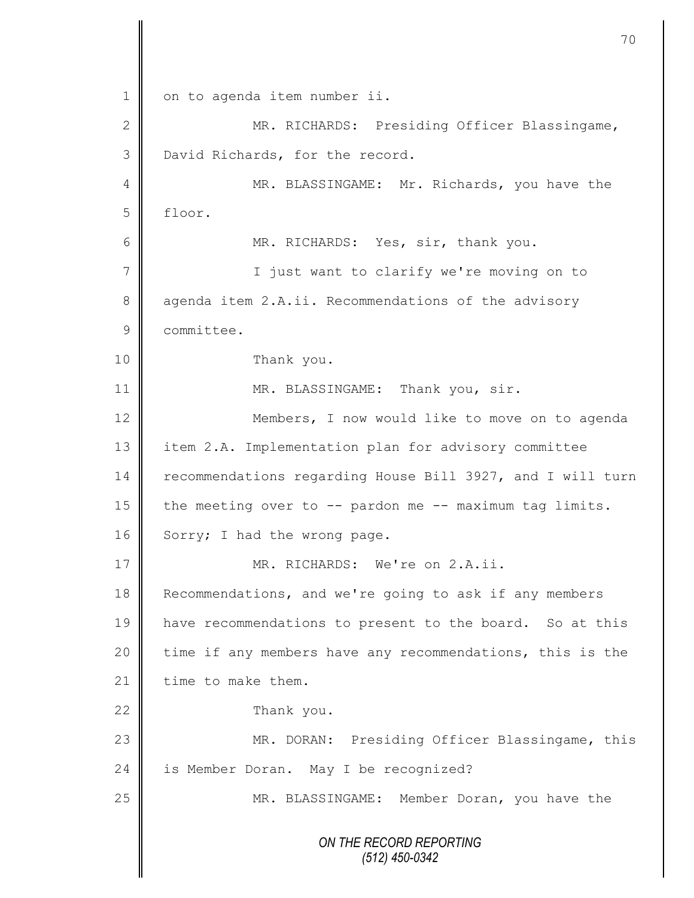on to agenda item number ii.

MR. RICHARDS: Presiding Officer Blassingame, David Richards, for the record.

MR. BLASSINGAME: Mr. Richards, you have the floor.

MR. RICHARDS: Yes, sir, thank you.

I just want to clarify we're moving on to agenda item 2.A.ii. Recommendations of the advisory committee.

Thank you.

MR. BLASSINGAME: Thank you, sir.

Members, I now would like to move on to agenda item 2.A. Implementation plan for advisory committee recommendations regarding House Bill 3927, and I will turn the meeting over to -- pardon me -- maximum tag limits. Sorry; I had the wrong page.

MR. RICHARDS: We're on 2.A.ii. Recommendations, and we're going to ask if any members have recommendations to present to the board. So at this time if any members have any recommendations, this is the time to make them.

Thank you.

MR. DORAN: Presiding Officer Blassingame, this is Member Doran. May I be recognized?

MR. BLASSINGAME: Member Doran, you have the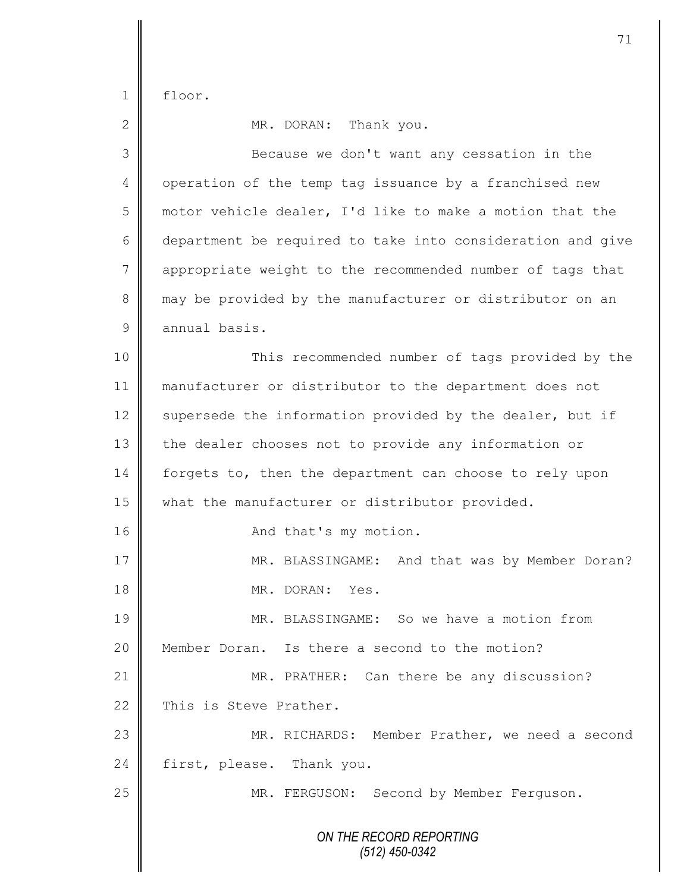floor.

MR. DORAN: Thank you.

Because we don't want any cessation in the operation of the temp tag issuance by a franchised new motor vehicle dealer, I'd like to make a motion that the department be required to take into consideration and give appropriate weight to the recommended number of tags that may be provided by the manufacturer or distributor on an annual basis.

This recommended number of tags provided by the manufacturer or distributor to the department does not supersede the information provided by the dealer, but if the dealer chooses not to provide any information or forgets to, then the department can choose to rely upon what the manufacturer or distributor provided.

And that's my motion.

MR. BLASSINGAME: And that was by Member Doran?

MR. DORAN: Yes.

MR. BLASSINGAME: So we have a motion from Member Doran. Is there a second to the motion?

MR. PRATHER: Can there be any discussion? This is Steve Prather.

MR. RICHARDS: Member Prather, we need a second first, please. Thank you.

MR. FERGUSON: Second by Member Ferguson.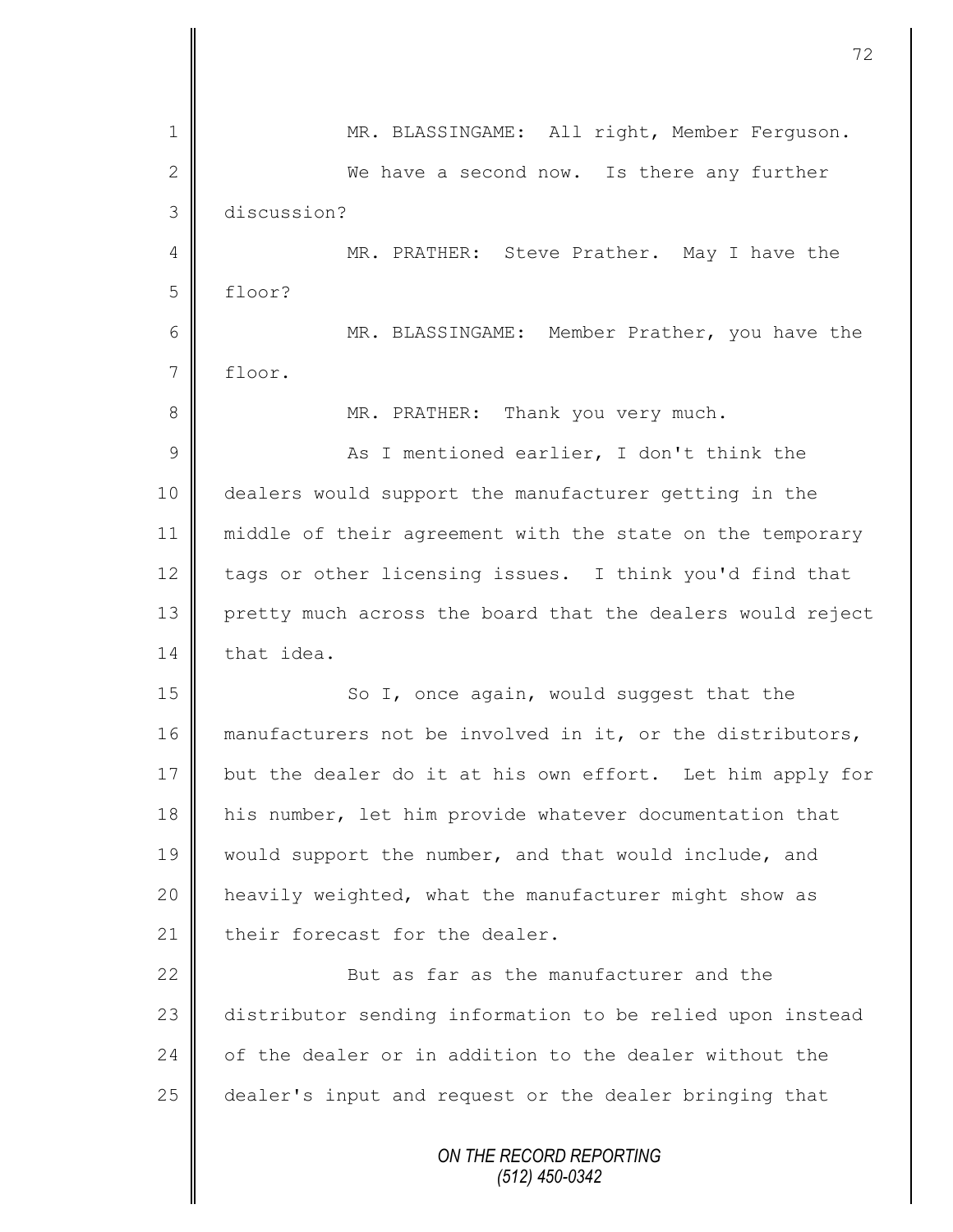MR. BLASSINGAME: All right, Member Ferguson.

We have a second now. Is there any further discussion?

MR. PRATHER: Steve Prather. May I have the floor?

MR. BLASSINGAME: Member Prather, you have the floor.

MR. PRATHER: Thank you very much.

As I mentioned earlier, I don't think the dealers would support the manufacturer getting in the middle of their agreement with the state on the temporary tags or other licensing issues. I think you'd find that pretty much across the board that the dealers would reject that idea.

So I, once again, would suggest that the manufacturers not be involved in it, or the distributors, but the dealer do it at his own effort. Let him apply for his number, let him provide whatever documentation that would support the number, and that would include, and heavily weighted, what the manufacturer might show as their forecast for the dealer.

But as far as the manufacturer and the distributor sending information to be relied upon instead of the dealer or in addition to the dealer without the dealer's input and request or the dealer bringing that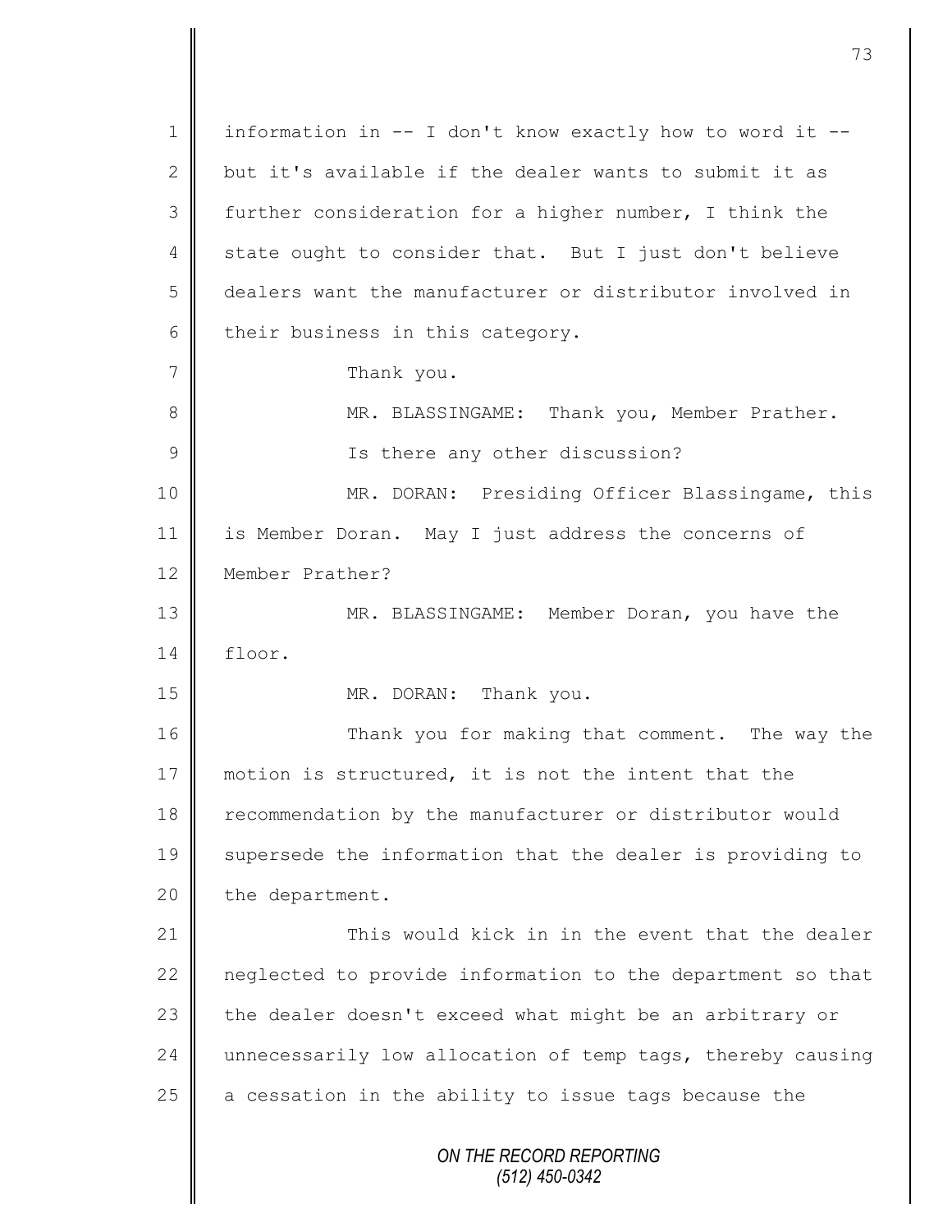information in -- I don't know exactly how to word it -- but it's available if the dealer wants to submit it as further consideration for a higher number, I think the state ought to consider that. But I just don't believe dealers want the manufacturer or distributor involved in their business in this category.

Thank you.

MR. BLASSINGAME: Thank you, Member Prather.

Is there any other discussion?

MR. DORAN: Presiding Officer Blassingame, this is Member Doran. May I just address the concerns of Member Prather?

MR. BLASSINGAME: Member Doran, you have the floor.

MR. DORAN: Thank you.

Thank you for making that comment. The way the motion is structured, it is not the intent that the recommendation by the manufacturer or distributor would supersede the information that the dealer is providing to the department.

This would kick in in the event that the dealer neglected to provide information to the department so that the dealer doesn't exceed what might be an arbitrary or unnecessarily low allocation of temp tags, thereby causing a cessation in the ability to issue tags because the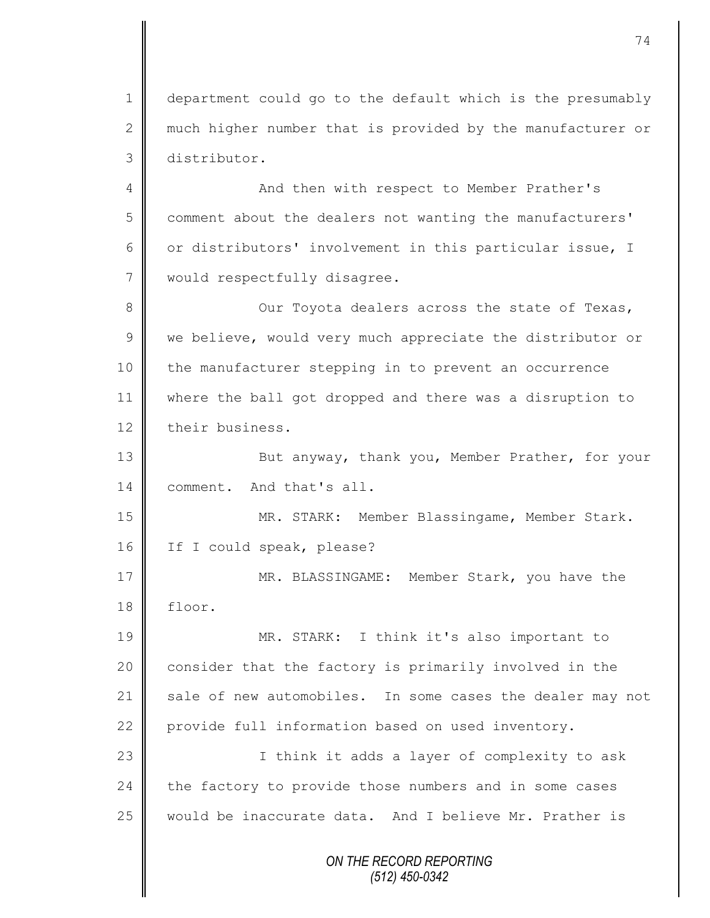department could go to the default which is the presumably much higher number that is provided by the manufacturer or distributor.

And then with respect to Member Prather's comment about the dealers not wanting the manufacturers' or distributors' involvement in this particular issue, I would respectfully disagree.

Our Toyota dealers across the state of Texas, we believe, would very much appreciate the distributor or the manufacturer stepping in to prevent an occurrence where the ball got dropped and there was a disruption to their business.

But anyway, thank you, Member Prather, for your comment. And that's all.

MR. STARK: Member Blassingame, Member Stark. If I could speak, please?

MR. BLASSINGAME: Member Stark, you have the floor.

MR. STARK: I think it's also important to consider that the factory is primarily involved in the sale of new automobiles. In some cases the dealer may not provide full information based on used inventory.

I think it adds a layer of complexity to ask the factory to provide those numbers and in some cases would be inaccurate data. And I believe Mr. Prather is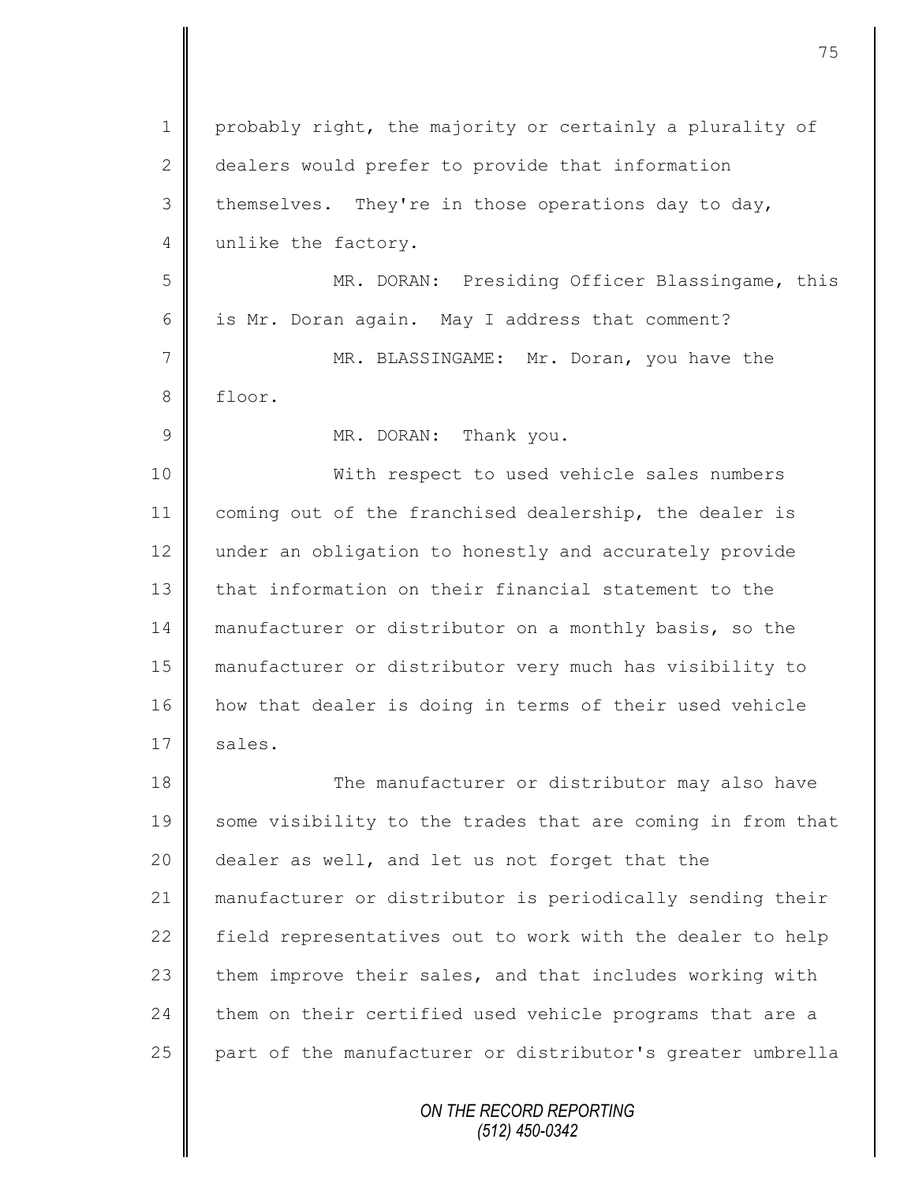probably right, the majority or certainly a plurality of dealers would prefer to provide that information themselves. They're in those operations day to day, unlike the factory.

MR. DORAN: Presiding Officer Blassingame, this is Mr. Doran again. May I address that comment?

MR. BLASSINGAME: Mr. Doran, you have the floor.

MR. DORAN: Thank you.

With respect to used vehicle sales numbers coming out of the franchised dealership, the dealer is under an obligation to honestly and accurately provide that information on their financial statement to the manufacturer or distributor on a monthly basis, so the manufacturer or distributor very much has visibility to how that dealer is doing in terms of their used vehicle sales.

The manufacturer or distributor may also have some visibility to the trades that are coming in from that dealer as well, and let us not forget that the manufacturer or distributor is periodically sending their field representatives out to work with the dealer to help them improve their sales, and that includes working with them on their certified used vehicle programs that are a part of the manufacturer or distributor's greater umbrella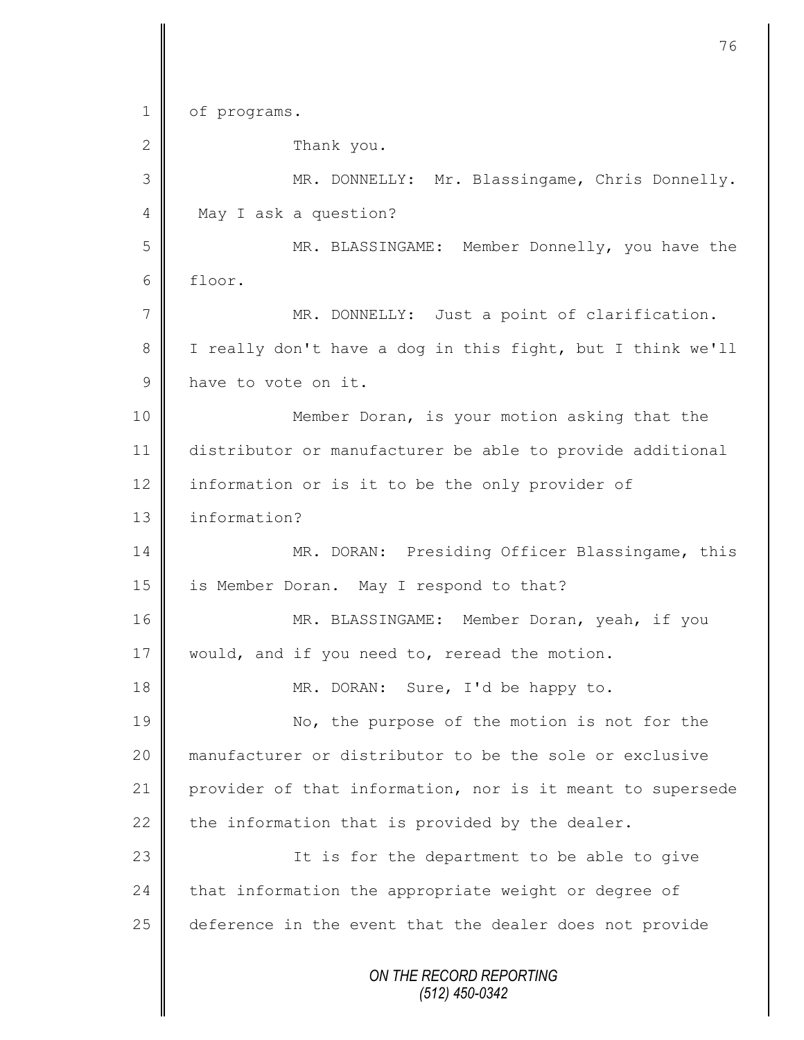of programs.

Thank you.

MR. DONNELLY: Mr. Blassingame, Chris Donnelly. May I ask a question?

MR. BLASSINGAME: Member Donnelly, you have the floor.

MR. DONNELLY: Just a point of clarification. I really don't have a dog in this fight, but I think we'll have to vote on it.

Member Doran, is your motion asking that the distributor or manufacturer be able to provide additional information or is it to be the only provider of information?

MR. DORAN: Presiding Officer Blassingame, this is Member Doran. May I respond to that?

MR. BLASSINGAME: Member Doran, yeah, if you would, and if you need to, reread the motion.

MR. DORAN: Sure, I'd be happy to.

No, the purpose of the motion is not for the manufacturer or distributor to be the sole or exclusive provider of that information, nor is it meant to supersede the information that is provided by the dealer.

It is for the department to be able to give that information the appropriate weight or degree of deference in the event that the dealer does not provide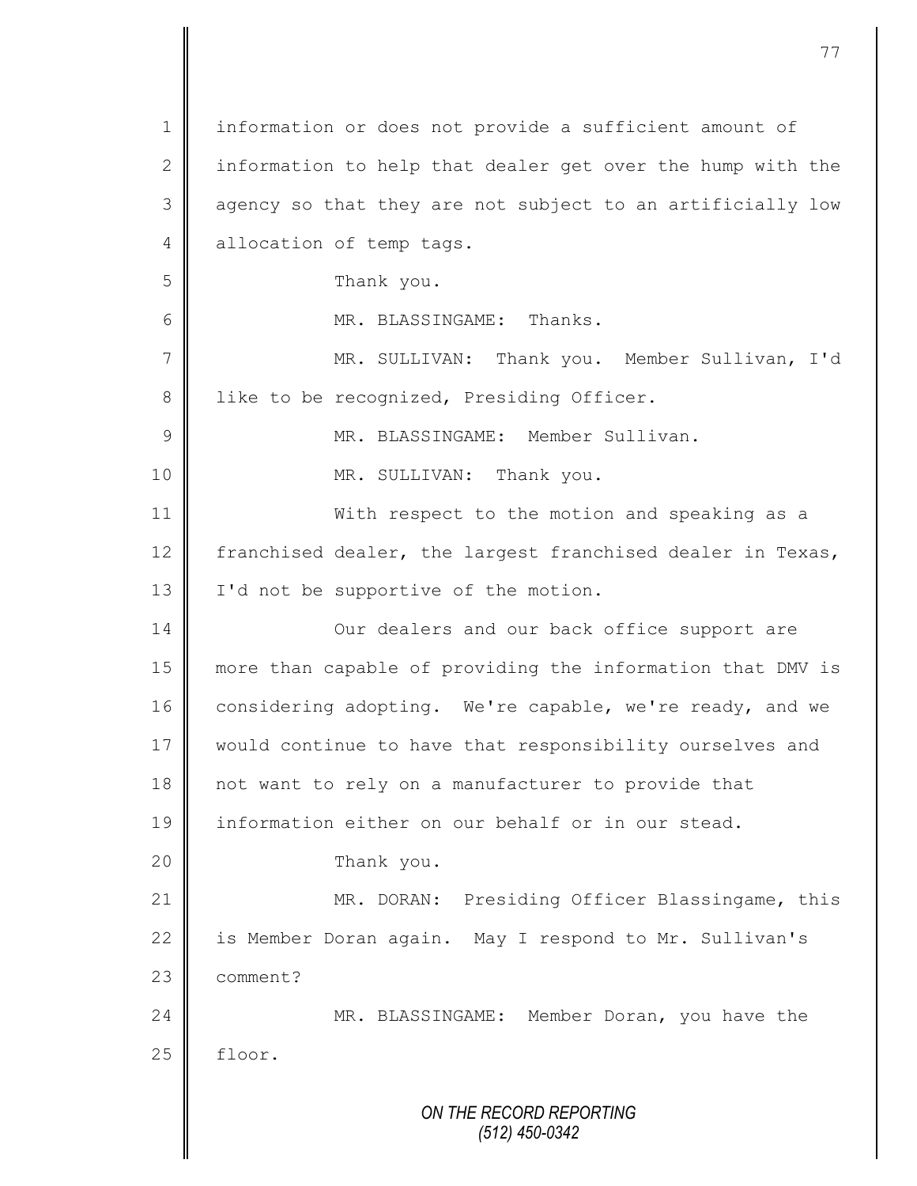information or does not provide a sufficient amount of information to help that dealer get over the hump with the agency so that they are not subject to an artificially low allocation of temp tags.

Thank you.

MR. BLASSINGAME: Thanks.

MR. SULLIVAN: Thank you. Member Sullivan, I'd like to be recognized, Presiding Officer.

MR. BLASSINGAME: Member Sullivan.

MR. SULLIVAN: Thank you.

With respect to the motion and speaking as a franchised dealer, the largest franchised dealer in Texas, I'd not be supportive of the motion.

Our dealers and our back office support are more than capable of providing the information that DMV is considering adopting. We're capable, we're ready, and we would continue to have that responsibility ourselves and not want to rely on a manufacturer to provide that information either on our behalf or in our stead.

Thank you.

MR. DORAN: Presiding Officer Blassingame, this is Member Doran again. May I respond to Mr. Sullivan's comment?

MR. BLASSINGAME: Member Doran, you have the floor.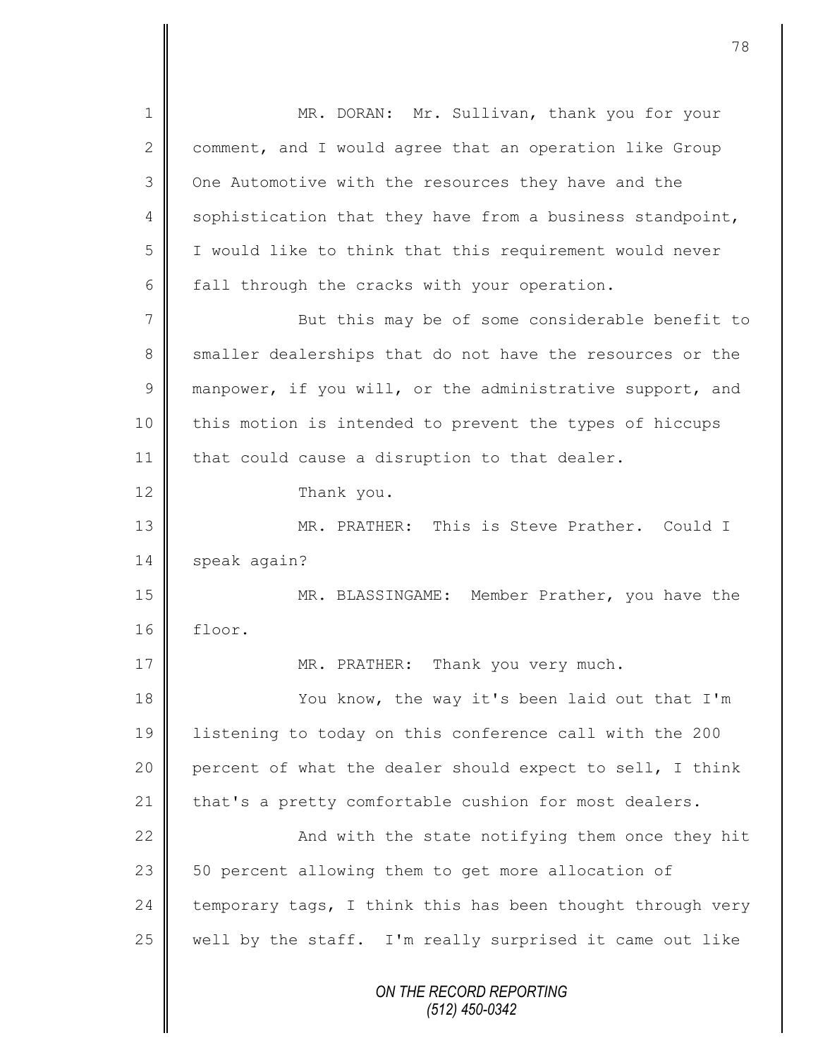MR. DORAN: Mr. Sullivan, thank you for your comment, and I would agree that an operation like Group One Automotive with the resources they have and the sophistication that they have from a business standpoint, I would like to think that this requirement would never fall through the cracks with your operation.

But this may be of some considerable benefit to smaller dealerships that do not have the resources or the manpower, if you will, or the administrative support, and this motion is intended to prevent the types of hiccups that could cause a disruption to that dealer.

Thank you.

MR. PRATHER: This is Steve Prather. Could I speak again?

MR. BLASSINGAME: Member Prather, you have the floor.

MR. PRATHER: Thank you very much.

You know, the way it's been laid out that I'm listening to today on this conference call with the 200 percent of what the dealer should expect to sell, I think that's a pretty comfortable cushion for most dealers.

And with the state notifying them once they hit 50 percent allowing them to get more allocation of temporary tags, I think this has been thought through very well by the staff. I'm really surprised it came out like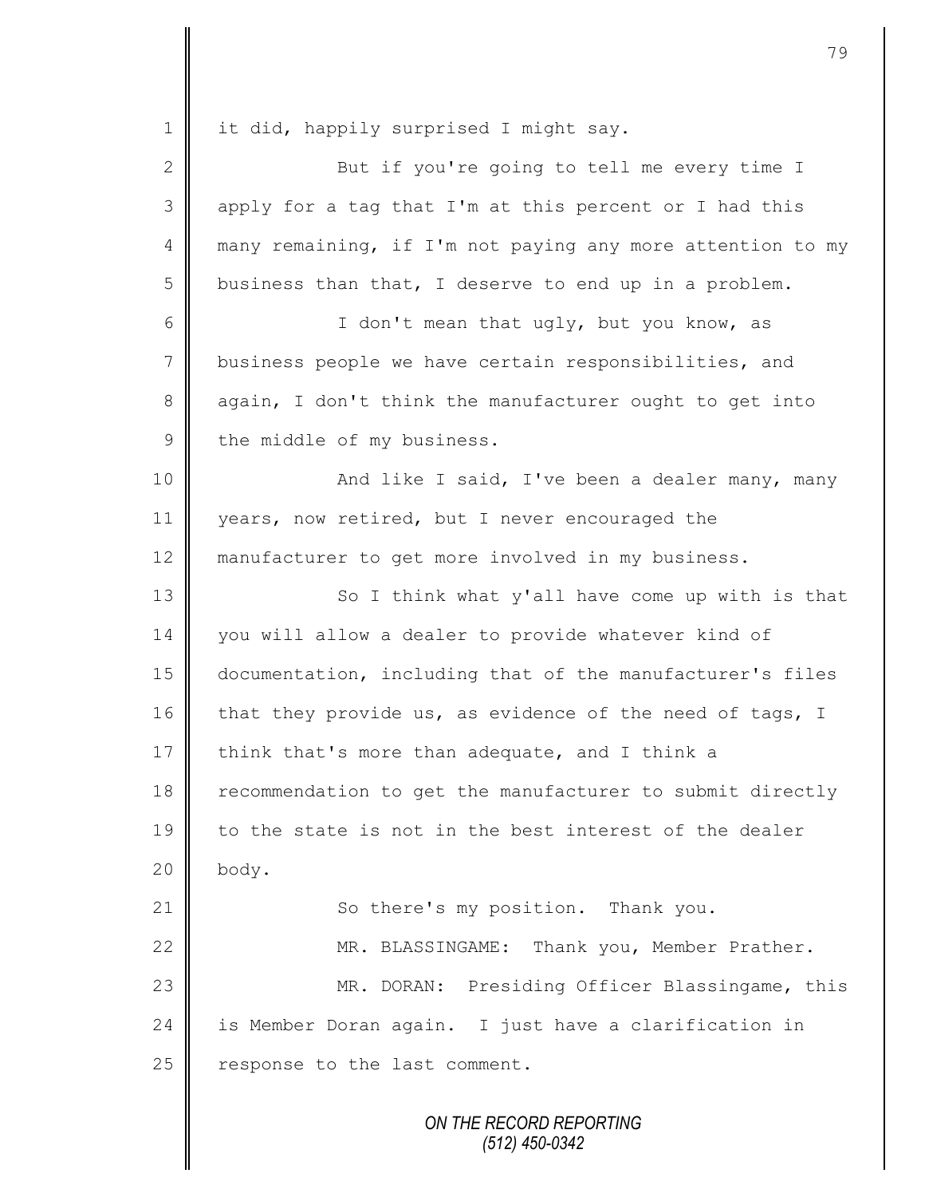it did, happily surprised I might say.

But if you're going to tell me every time I apply for a tag that I'm at this percent or I had this many remaining, if I'm not paying any more attention to my business than that, I deserve to end up in a problem.

I don't mean that ugly, but you know, as business people we have certain responsibilities, and again, I don't think the manufacturer ought to get into the middle of my business.

And like I said, I've been a dealer many, many years, now retired, but I never encouraged the manufacturer to get more involved in my business.

So I think what y'all have come up with is that you will allow a dealer to provide whatever kind of documentation, including that of the manufacturer's files that they provide us, as evidence of the need of tags, I think that's more than adequate, and I think a recommendation to get the manufacturer to submit directly to the state is not in the best interest of the dealer body.

So there's my position. Thank you.

MR. BLASSINGAME: Thank you, Member Prather.

MR. DORAN: Presiding Officer Blassingame, this is Member Doran again. I just have a clarification in response to the last comment.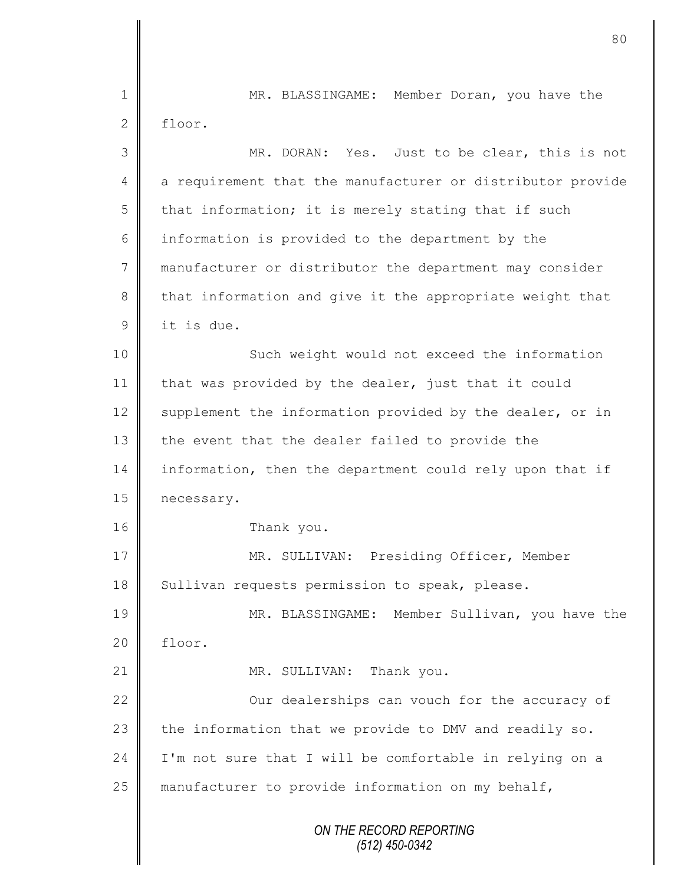MR. BLASSINGAME: Member Doran, you have the floor.

MR. DORAN: Yes. Just to be clear, this is not a requirement that the manufacturer or distributor provide that information; it is merely stating that if such information is provided to the department by the manufacturer or distributor the department may consider that information and give it the appropriate weight that it is due.

Such weight would not exceed the information that was provided by the dealer, just that it could supplement the information provided by the dealer, or in the event that the dealer failed to provide the information, then the department could rely upon that if necessary.

Thank you.

MR. SULLIVAN: Presiding Officer, Member Sullivan requests permission to speak, please.

MR. BLASSINGAME: Member Sullivan, you have the floor.

MR. SULLIVAN: Thank you.

Our dealerships can vouch for the accuracy of the information that we provide to DMV and readily so. I'm not sure that I will be comfortable in relying on a manufacturer to provide information on my behalf,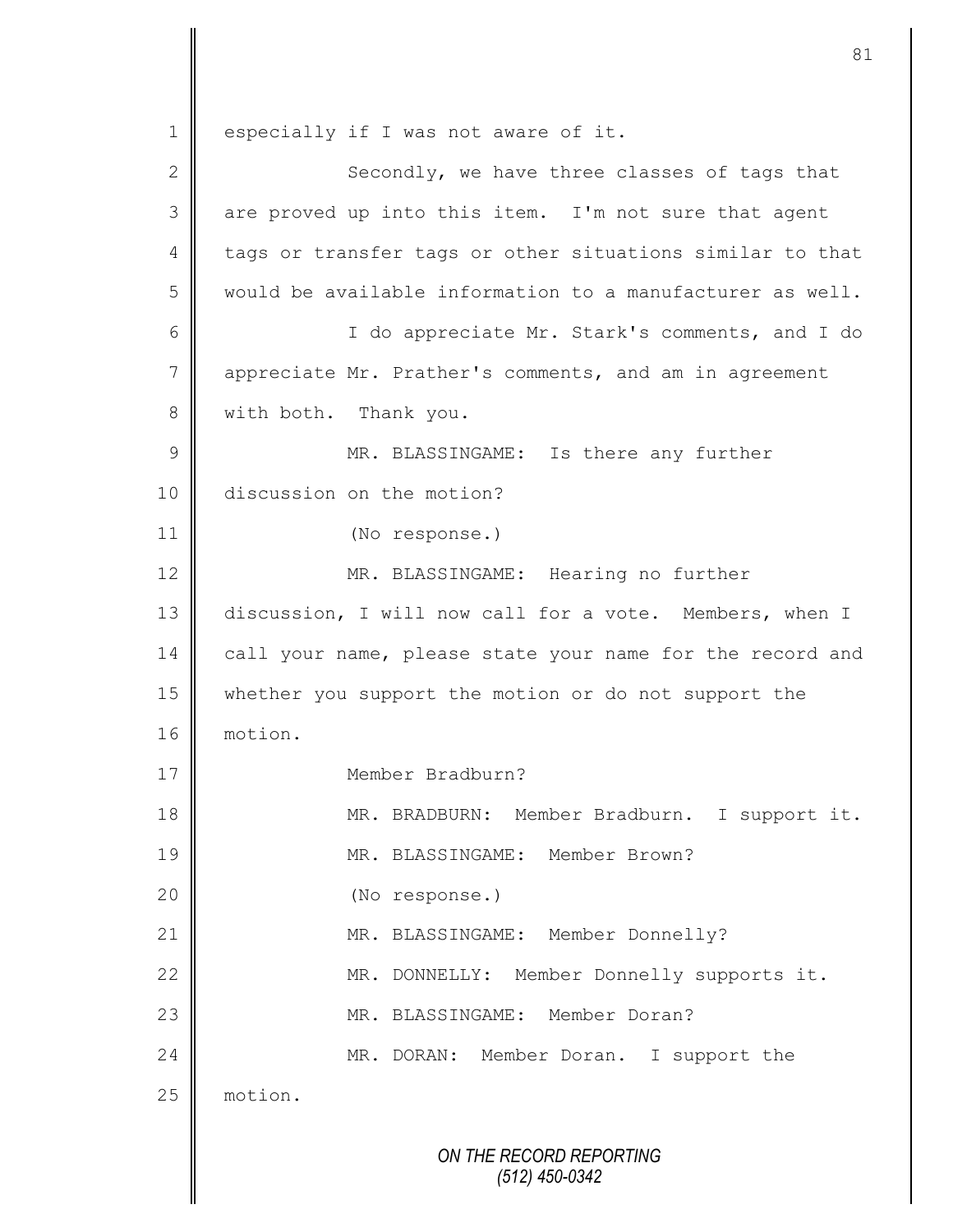especially if I was not aware of it.

Secondly, we have three classes of tags that are proved up into this item. I'm not sure that agent tags or transfer tags or other situations similar to that would be available information to a manufacturer as well.

I do appreciate Mr. Stark's comments, and I do appreciate Mr. Prather's comments, and am in agreement with both. Thank you.

MR. BLASSINGAME: Is there any further discussion on the motion?

(No response.)

MR. BLASSINGAME: Hearing no further discussion, I will now call for a vote. Members, when I call your name, please state your name for the record and whether you support the motion or do not support the motion.

Member Bradburn?

MR. BRADBURN: Member Bradburn. I support it.

MR. BLASSINGAME: Member Brown?

(No response.)

MR. BLASSINGAME: Member Donnelly?

MR. DONNELLY: Member Donnelly supports it.

MR. BLASSINGAME: Member Doran?

MR. DORAN: Member Doran. I support the motion.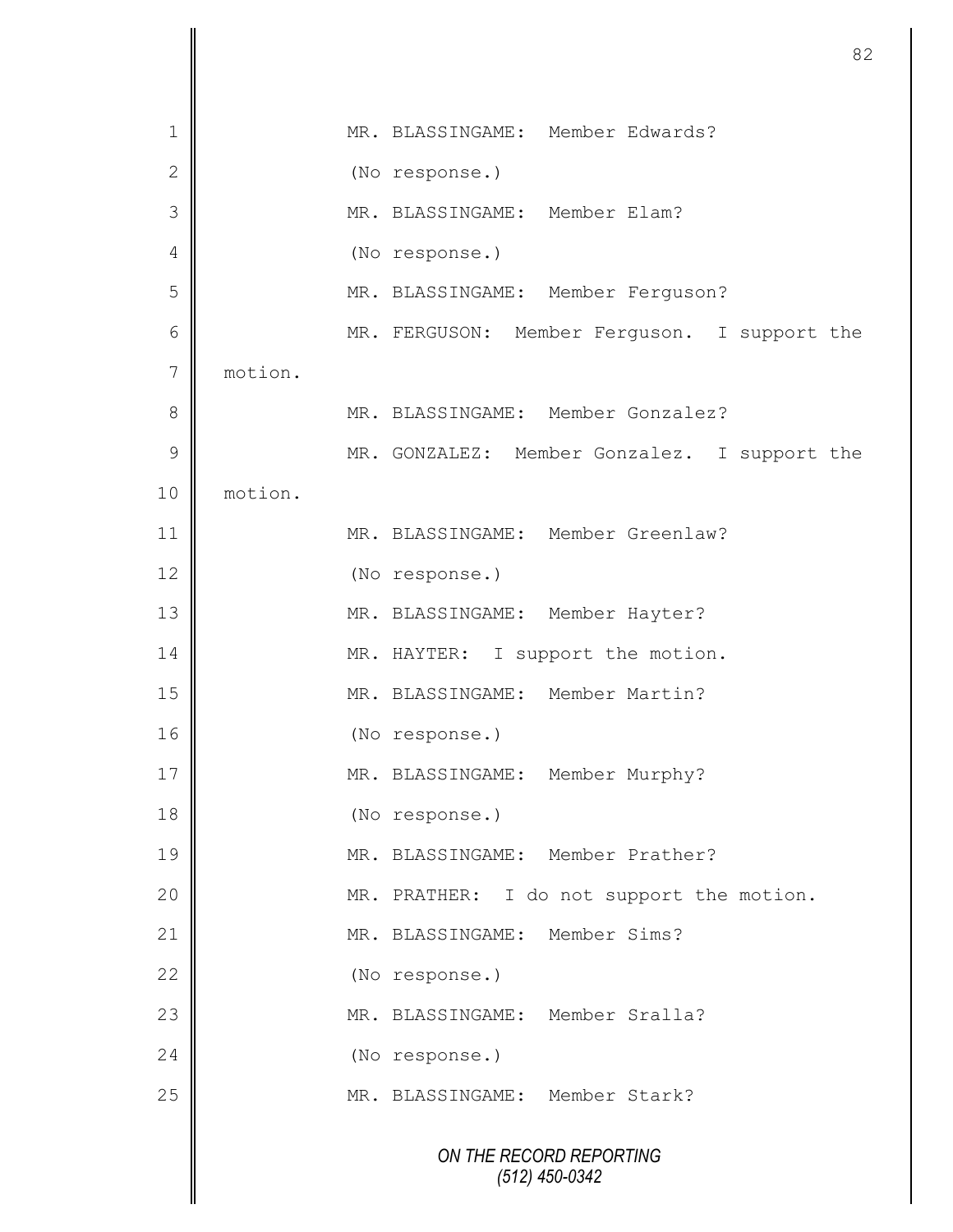MR. BLASSINGAME: Member Edwards?

(No response.)

MR. BLASSINGAME: Member Elam?

(No response.)

MR. BLASSINGAME: Member Ferguson?

MR. FERGUSON: Member Ferguson. I support the motion.

MR. BLASSINGAME: Member Gonzalez?

MR. GONZALEZ: Member Gonzalez. I support the motion.

MR. BLASSINGAME: Member Greenlaw?

(No response.)

MR. BLASSINGAME: Member Hayter?

MR. HAYTER: I support the motion.

MR. BLASSINGAME: Member Martin?

(No response.)

MR. BLASSINGAME: Member Murphy?

(No response.)

MR. BLASSINGAME: Member Prather?

MR. PRATHER: I do not support the motion.

MR. BLASSINGAME: Member Sims?

(No response.)

MR. BLASSINGAME: Member Sralla?

(No response.)

MR. BLASSINGAME: Member Stark?

*ON THE RECORD REPORTING*
*(512) 450-0342*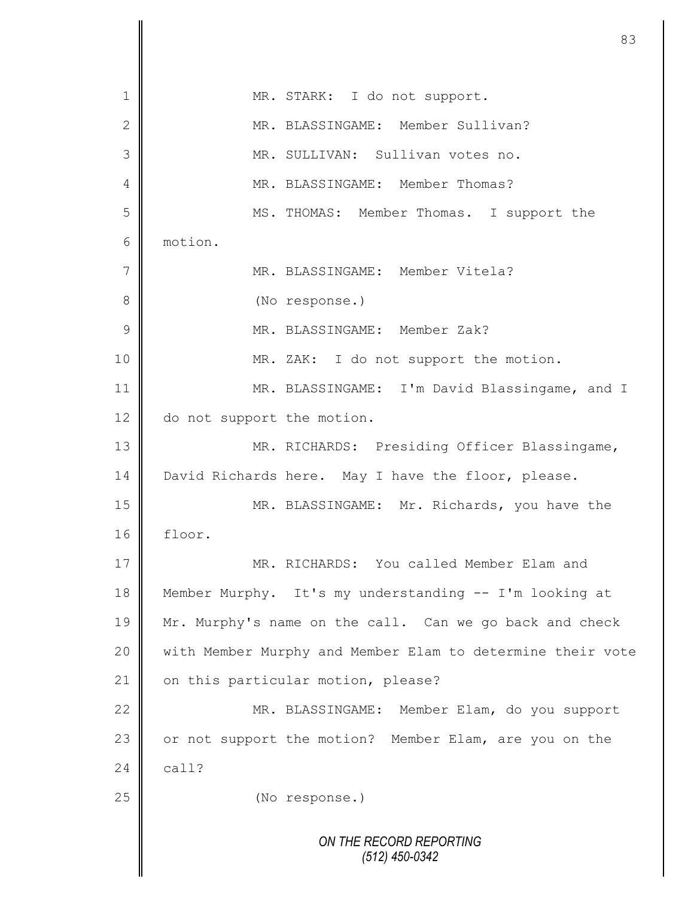MR. STARK: I do not support.

MR. BLASSINGAME: Member Sullivan?

MR. SULLIVAN: Sullivan votes no.

MR. BLASSINGAME: Member Thomas?

MS. THOMAS: Member Thomas. I support the motion.

MR. BLASSINGAME: Member Vitela?

(No response.)

MR. BLASSINGAME: Member Zak?

MR. ZAK: I do not support the motion.

MR. BLASSINGAME: I'm David Blassingame, and I do not support the motion.

MR. RICHARDS: Presiding Officer Blassingame, David Richards here. May I have the floor, please.

MR. BLASSINGAME: Mr. Richards, you have the floor.

MR. RICHARDS: You called Member Elam and Member Murphy. It's my understanding -- I'm looking at Mr. Murphy's name on the call. Can we go back and check with Member Murphy and Member Elam to determine their vote on this particular motion, please?

MR. BLASSINGAME: Member Elam, do you support or not support the motion? Member Elam, are you on the call?

(No response.)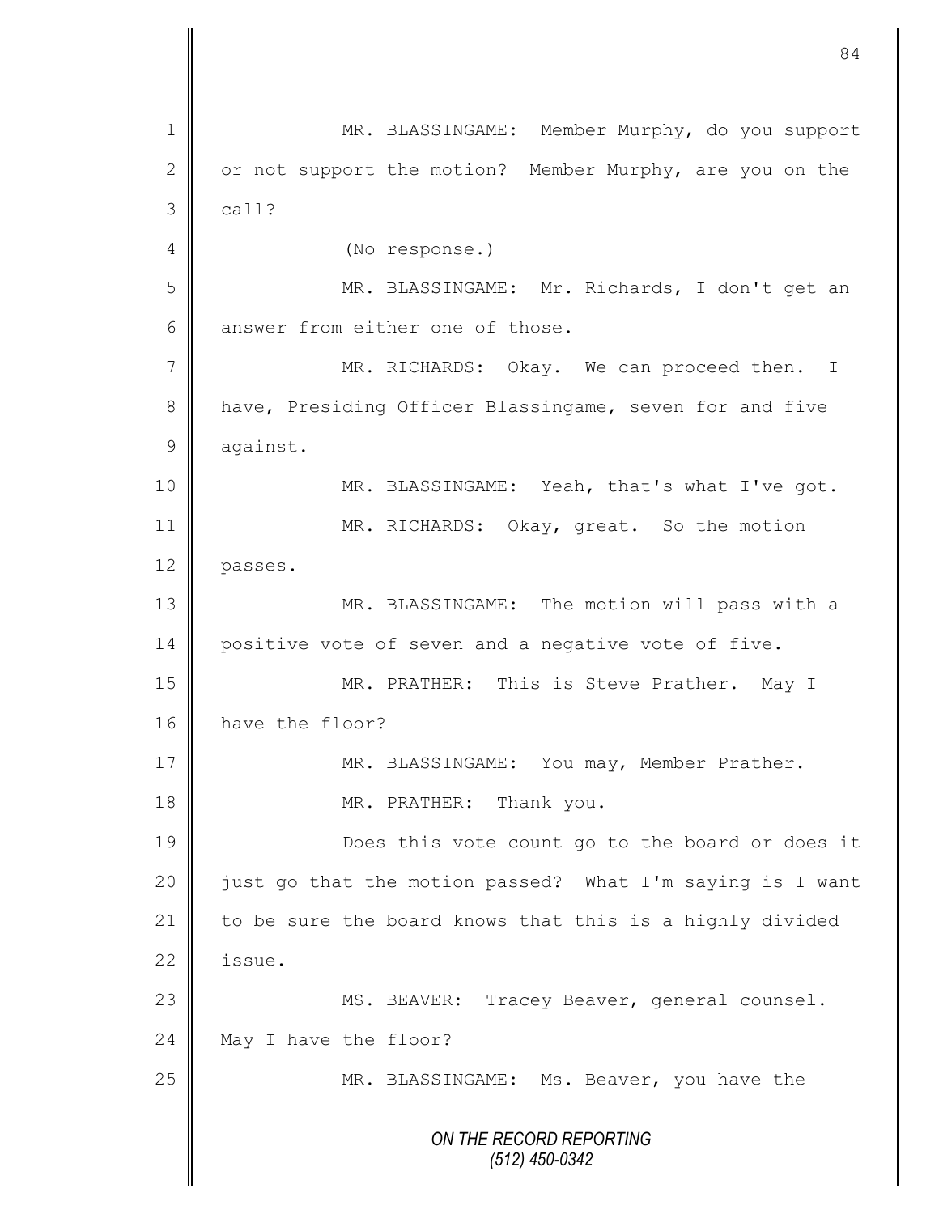MR. BLASSINGAME: Member Murphy, do you support or not support the motion? Member Murphy, are you on the call?

(No response.)

MR. BLASSINGAME: Mr. Richards, I don't get an answer from either one of those.

MR. RICHARDS: Okay. We can proceed then. I have, Presiding Officer Blassingame, seven for and five against.

MR. BLASSINGAME: Yeah, that's what I've got.

MR. RICHARDS: Okay, great. So the motion passes.

MR. BLASSINGAME: The motion will pass with a positive vote of seven and a negative vote of five.

MR. PRATHER: This is Steve Prather. May I have the floor?

MR. BLASSINGAME: You may, Member Prather.

MR. PRATHER: Thank you.

Does this vote count go to the board or does it just go that the motion passed? What I'm saying is I want to be sure the board knows that this is a highly divided issue.

MS. BEAVER: Tracey Beaver, general counsel. May I have the floor?

MR. BLASSINGAME: Ms. Beaver, you have the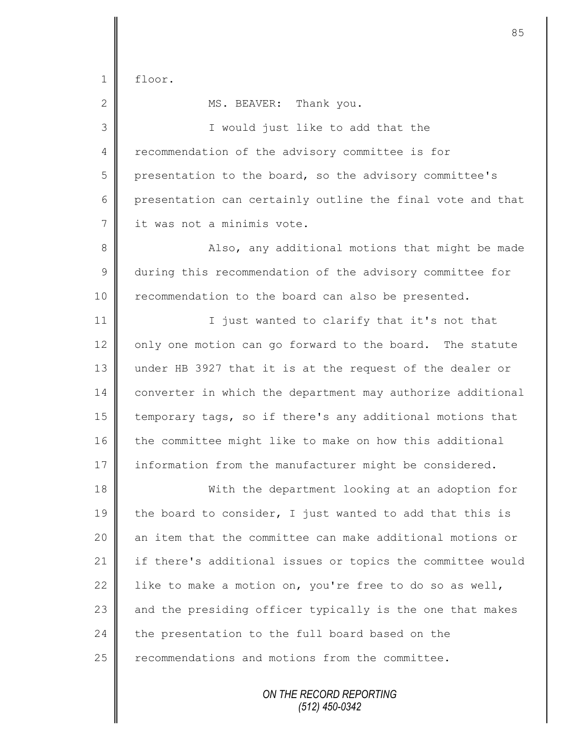floor.

MS. BEAVER: Thank you.

I would just like to add that the recommendation of the advisory committee is for presentation to the board, so the advisory committee's presentation can certainly outline the final vote and that it was not a minimis vote.

Also, any additional motions that might be made during this recommendation of the advisory committee for recommendation to the board can also be presented.

I just wanted to clarify that it's not that only one motion can go forward to the board. The statute under HB 3927 that it is at the request of the dealer or converter in which the department may authorize additional temporary tags, so if there's any additional motions that the committee might like to make on how this additional information from the manufacturer might be considered.

With the department looking at an adoption for the board to consider, I just wanted to add that this is an item that the committee can make additional motions or if there's additional issues or topics the committee would like to make a motion on, you're free to do so as well, and the presiding officer typically is the one that makes the presentation to the full board based on the recommendations and motions from the committee.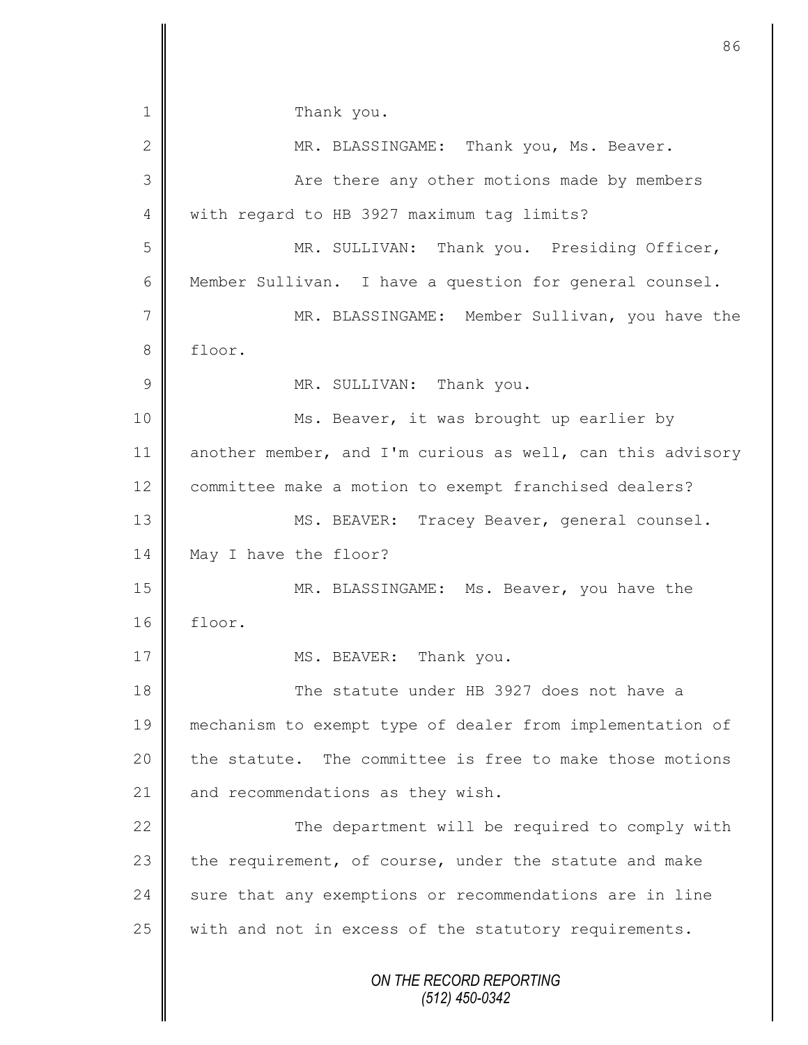Thank you.

MR. BLASSINGAME: Thank you, Ms. Beaver.

Are there any other motions made by members with regard to HB 3927 maximum tag limits?

MR. SULLIVAN: Thank you. Presiding Officer, Member Sullivan. I have a question for general counsel.

MR. BLASSINGAME: Member Sullivan, you have the floor.

MR. SULLIVAN: Thank you.

Ms. Beaver, it was brought up earlier by another member, and I'm curious as well, can this advisory committee make a motion to exempt franchised dealers?

MS. BEAVER: Tracey Beaver, general counsel. May I have the floor?

MR. BLASSINGAME: Ms. Beaver, you have the floor.

MS. BEAVER: Thank you.

The statute under HB 3927 does not have a mechanism to exempt type of dealer from implementation of the statute. The committee is free to make those motions and recommendations as they wish.

The department will be required to comply with the requirement, of course, under the statute and make sure that any exemptions or recommendations are in line with and not in excess of the statutory requirements.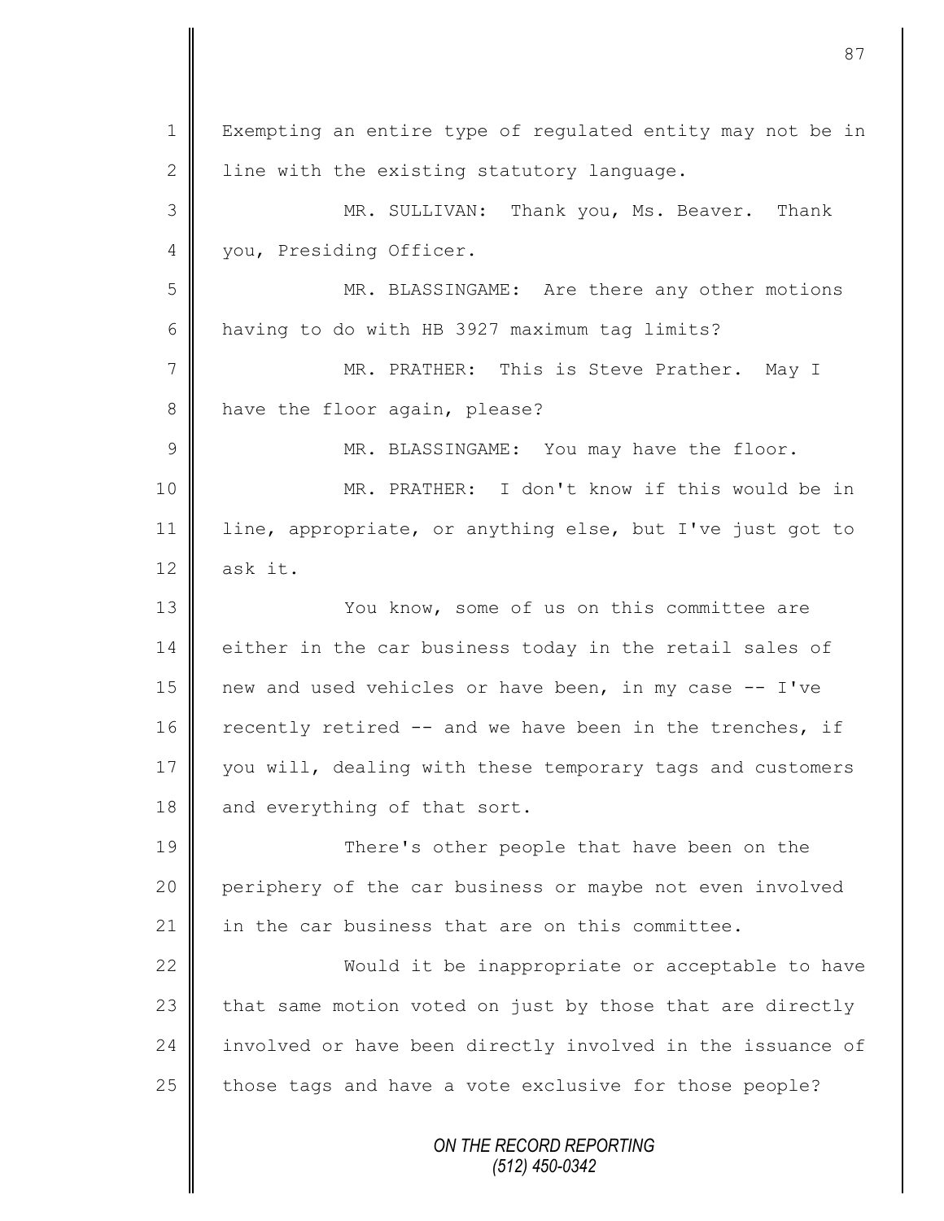Exempting an entire type of regulated entity may not be in line with the existing statutory language.

MR. SULLIVAN: Thank you, Ms. Beaver. Thank you, Presiding Officer.

MR. BLASSINGAME: Are there any other motions having to do with HB 3927 maximum tag limits?

MR. PRATHER: This is Steve Prather. May I have the floor again, please?

MR. BLASSINGAME: You may have the floor.

MR. PRATHER: I don't know if this would be in line, appropriate, or anything else, but I've just got to ask it.

You know, some of us on this committee are either in the car business today in the retail sales of new and used vehicles or have been, in my case -- I've recently retired -- and we have been in the trenches, if you will, dealing with these temporary tags and customers and everything of that sort.

There's other people that have been on the periphery of the car business or maybe not even involved in the car business that are on this committee.

Would it be inappropriate or acceptable to have that same motion voted on just by those that are directly involved or have been directly involved in the issuance of those tags and have a vote exclusive for those people?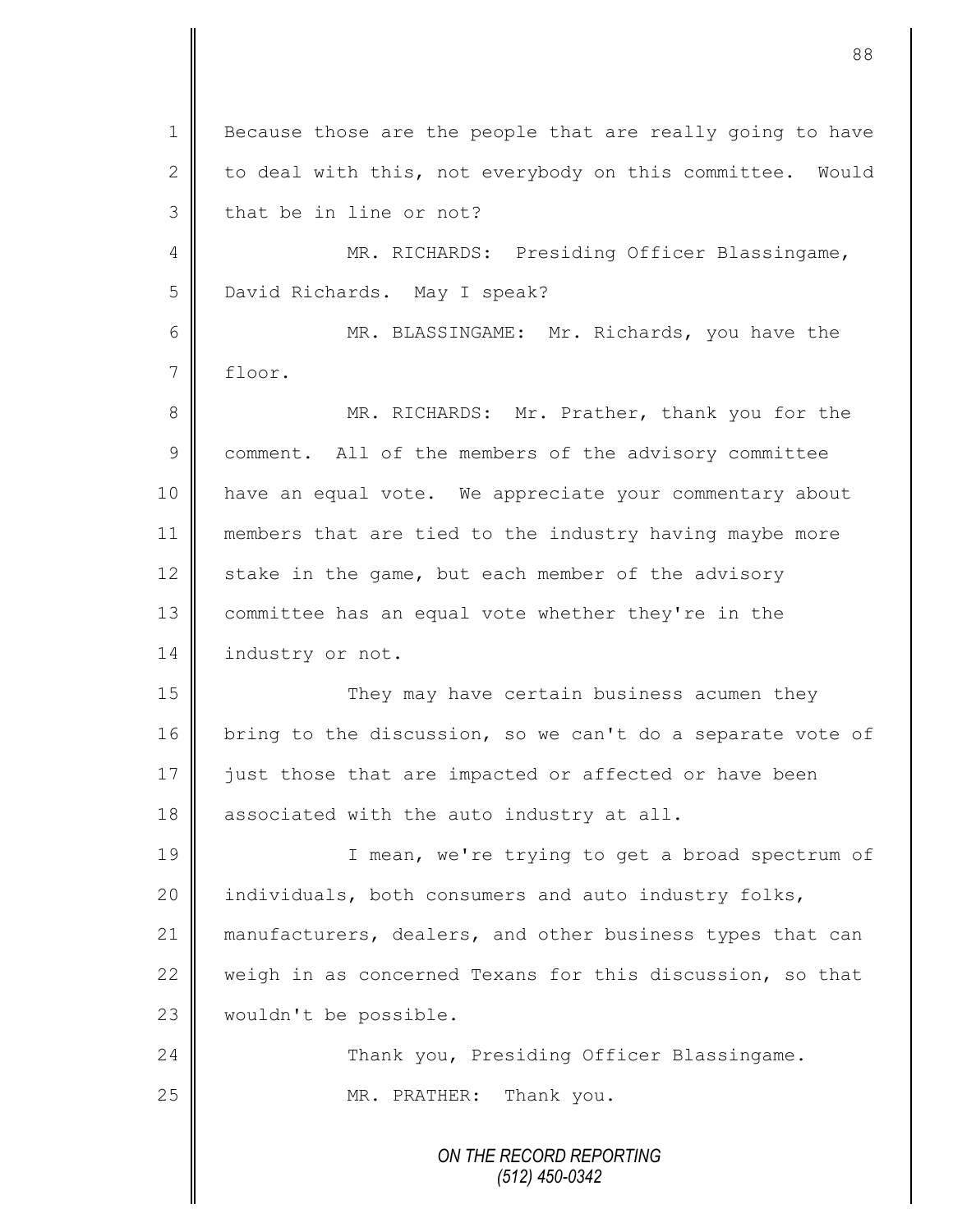Because those are the people that are really going to have to deal with this, not everybody on this committee. Would that be in line or not?

MR. RICHARDS: Presiding Officer Blassingame, David Richards. May I speak?

MR. BLASSINGAME: Mr. Richards, you have the floor.

MR. RICHARDS: Mr. Prather, thank you for the comment. All of the members of the advisory committee have an equal vote. We appreciate your commentary about members that are tied to the industry having maybe more stake in the game, but each member of the advisory committee has an equal vote whether they're in the industry or not.

They may have certain business acumen they bring to the discussion, so we can't do a separate vote of just those that are impacted or affected or have been associated with the auto industry at all.

I mean, we're trying to get a broad spectrum of individuals, both consumers and auto industry folks, manufacturers, dealers, and other business types that can weigh in as concerned Texans for this discussion, so that wouldn't be possible.

Thank you, Presiding Officer Blassingame.

MR. PRATHER: Thank you.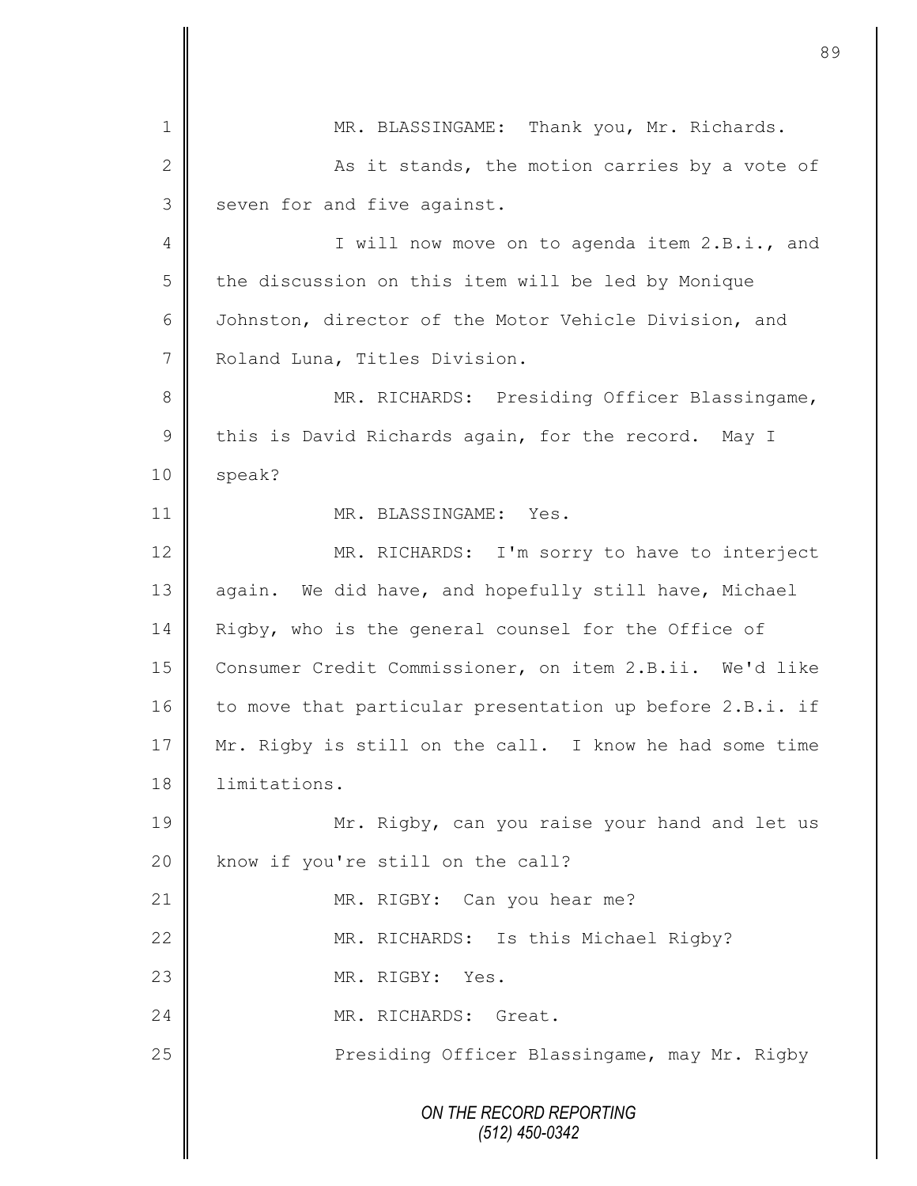MR. BLASSINGAME: Thank you, Mr. Richards.

As it stands, the motion carries by a vote of seven for and five against.

I will now move on to agenda item 2.B.i., and the discussion on this item will be led by Monique Johnston, director of the Motor Vehicle Division, and Roland Luna, Titles Division.

MR. RICHARDS: Presiding Officer Blassingame, this is David Richards again, for the record. May I speak?

MR. BLASSINGAME: Yes.

MR. RICHARDS: I'm sorry to have to interject again. We did have, and hopefully still have, Michael Rigby, who is the general counsel for the Office of Consumer Credit Commissioner, on item 2.B.ii. We'd like to move that particular presentation up before 2.B.i. if Mr. Rigby is still on the call. I know he had some time limitations.

Mr. Rigby, can you raise your hand and let us know if you're still on the call?

MR. RIGBY: Can you hear me?

MR. RICHARDS: Is this Michael Rigby?

MR. RIGBY: Yes.

MR. RICHARDS: Great.

Presiding Officer Blassingame, may Mr. Rigby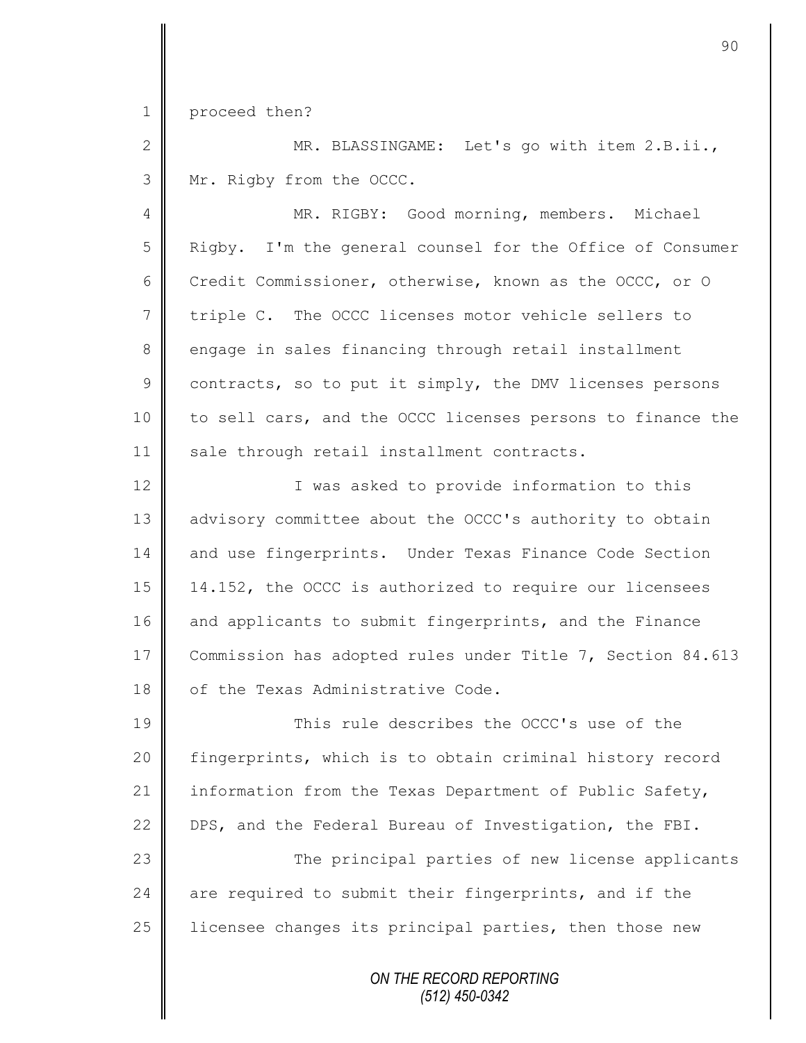proceed then?

MR. BLASSINGAME: Let's go with item 2.B.ii., Mr. Rigby from the OCCC.

MR. RIGBY: Good morning, members. Michael Rigby. I'm the general counsel for the Office of Consumer Credit Commissioner, otherwise, known as the OCCC, or O triple C. The OCCC licenses motor vehicle sellers to engage in sales financing through retail installment contracts, so to put it simply, the DMV licenses persons to sell cars, and the OCCC licenses persons to finance the sale through retail installment contracts.

I was asked to provide information to this advisory committee about the OCCC's authority to obtain and use fingerprints. Under Texas Finance Code Section 14.152, the OCCC is authorized to require our licensees and applicants to submit fingerprints, and the Finance Commission has adopted rules under Title 7, Section 84.613 of the Texas Administrative Code.

This rule describes the OCCC's use of the fingerprints, which is to obtain criminal history record information from the Texas Department of Public Safety, DPS, and the Federal Bureau of Investigation, the FBI.

The principal parties of new license applicants are required to submit their fingerprints, and if the licensee changes its principal parties, then those new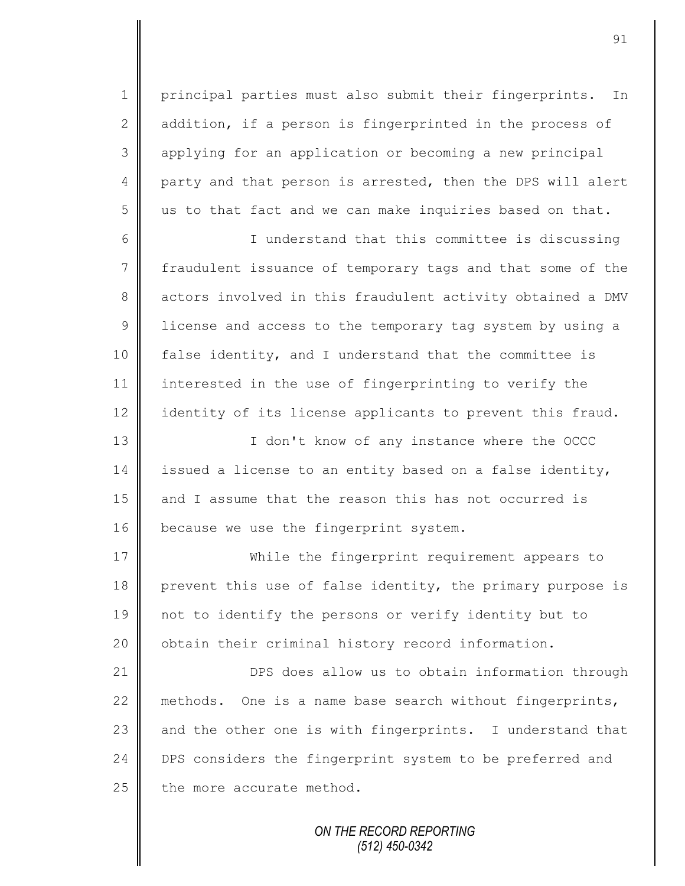principal parties must also submit their fingerprints. In addition, if a person is fingerprinted in the process of applying for an application or becoming a new principal party and that person is arrested, then the DPS will alert us to that fact and we can make inquiries based on that.

I understand that this committee is discussing fraudulent issuance of temporary tags and that some of the actors involved in this fraudulent activity obtained a DMV license and access to the temporary tag system by using a false identity, and I understand that the committee is interested in the use of fingerprinting to verify the identity of its license applicants to prevent this fraud.

I don't know of any instance where the OCCC issued a license to an entity based on a false identity, and I assume that the reason this has not occurred is because we use the fingerprint system.

While the fingerprint requirement appears to prevent this use of false identity, the primary purpose is not to identify the persons or verify identity but to obtain their criminal history record information.

DPS does allow us to obtain information through methods. One is a name base search without fingerprints, and the other one is with fingerprints. I understand that DPS considers the fingerprint system to be preferred and the more accurate method.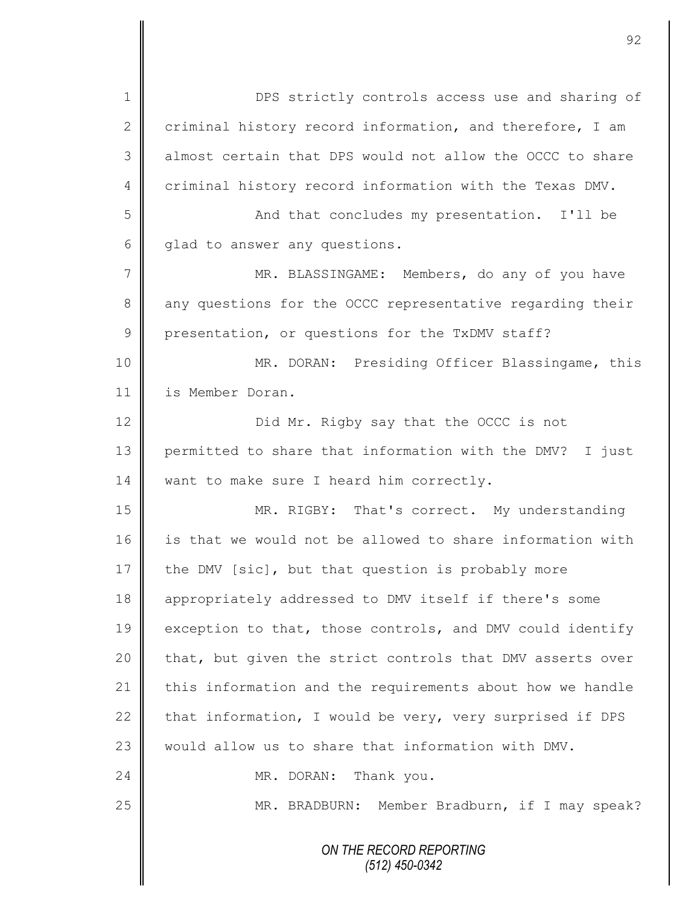DPS strictly controls access use and sharing of criminal history record information, and therefore, I am almost certain that DPS would not allow the OCCC to share criminal history record information with the Texas DMV.

And that concludes my presentation. I'll be glad to answer any questions.

MR. BLASSINGAME: Members, do any of you have any questions for the OCCC representative regarding their presentation, or questions for the TxDMV staff?

MR. DORAN: Presiding Officer Blassingame, this is Member Doran.

Did Mr. Rigby say that the OCCC is not permitted to share that information with the DMV? I just want to make sure I heard him correctly.

MR. RIGBY: That's correct. My understanding is that we would not be allowed to share information with the DMV [sic], but that question is probably more appropriately addressed to DMV itself if there's some exception to that, those controls, and DMV could identify that, but given the strict controls that DMV asserts over this information and the requirements about how we handle that information, I would be very, very surprised if DPS would allow us to share that information with DMV.

MR. DORAN: Thank you.

MR. BRADBURN: Member Bradburn, if I may speak?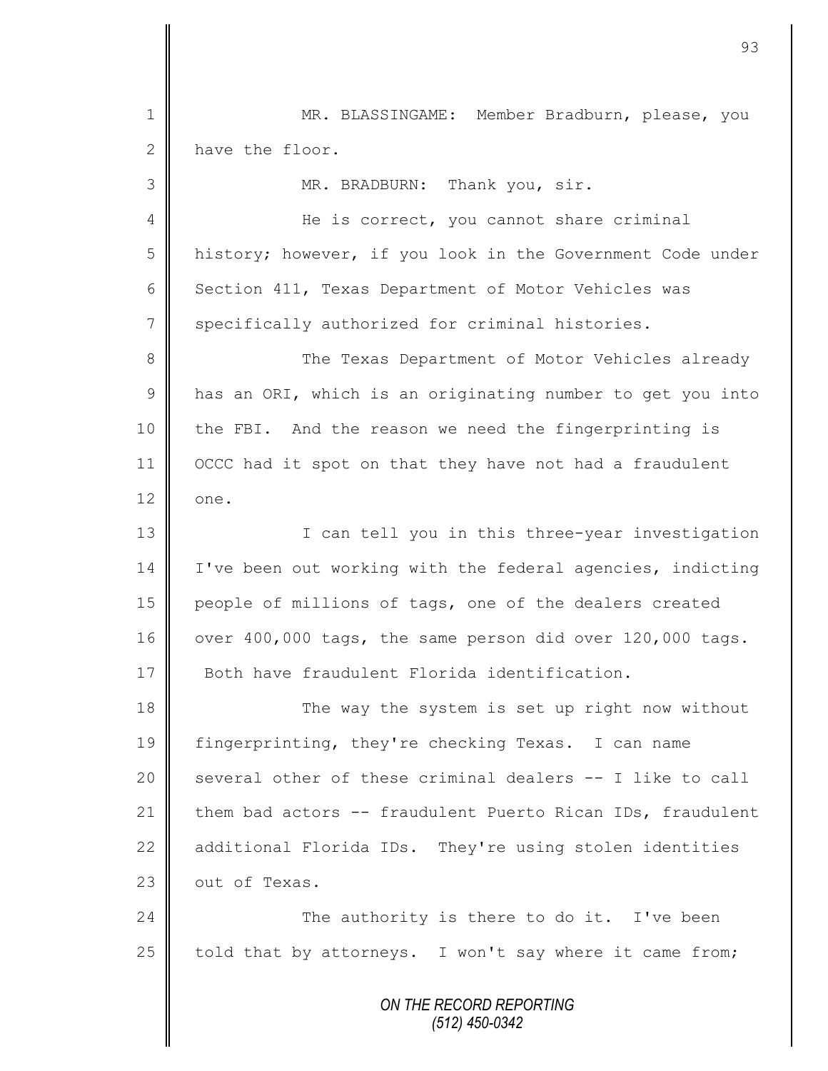MR. BLASSINGAME: Member Bradburn, please, you have the floor.

MR. BRADBURN: Thank you, sir.

He is correct, you cannot share criminal history; however, if you look in the Government Code under Section 411, Texas Department of Motor Vehicles was specifically authorized for criminal histories.

The Texas Department of Motor Vehicles already has an ORI, which is an originating number to get you into the FBI. And the reason we need the fingerprinting is OCCC had it spot on that they have not had a fraudulent one.

I can tell you in this three-year investigation I've been out working with the federal agencies, indicting people of millions of tags, one of the dealers created over 400,000 tags, the same person did over 120,000 tags. Both have fraudulent Florida identification.

The way the system is set up right now without fingerprinting, they're checking Texas. I can name several other of these criminal dealers -- I like to call them bad actors -- fraudulent Puerto Rican IDs, fraudulent additional Florida IDs. They're using stolen identities out of Texas.

The authority is there to do it. I've been told that by attorneys. I won't say where it came from;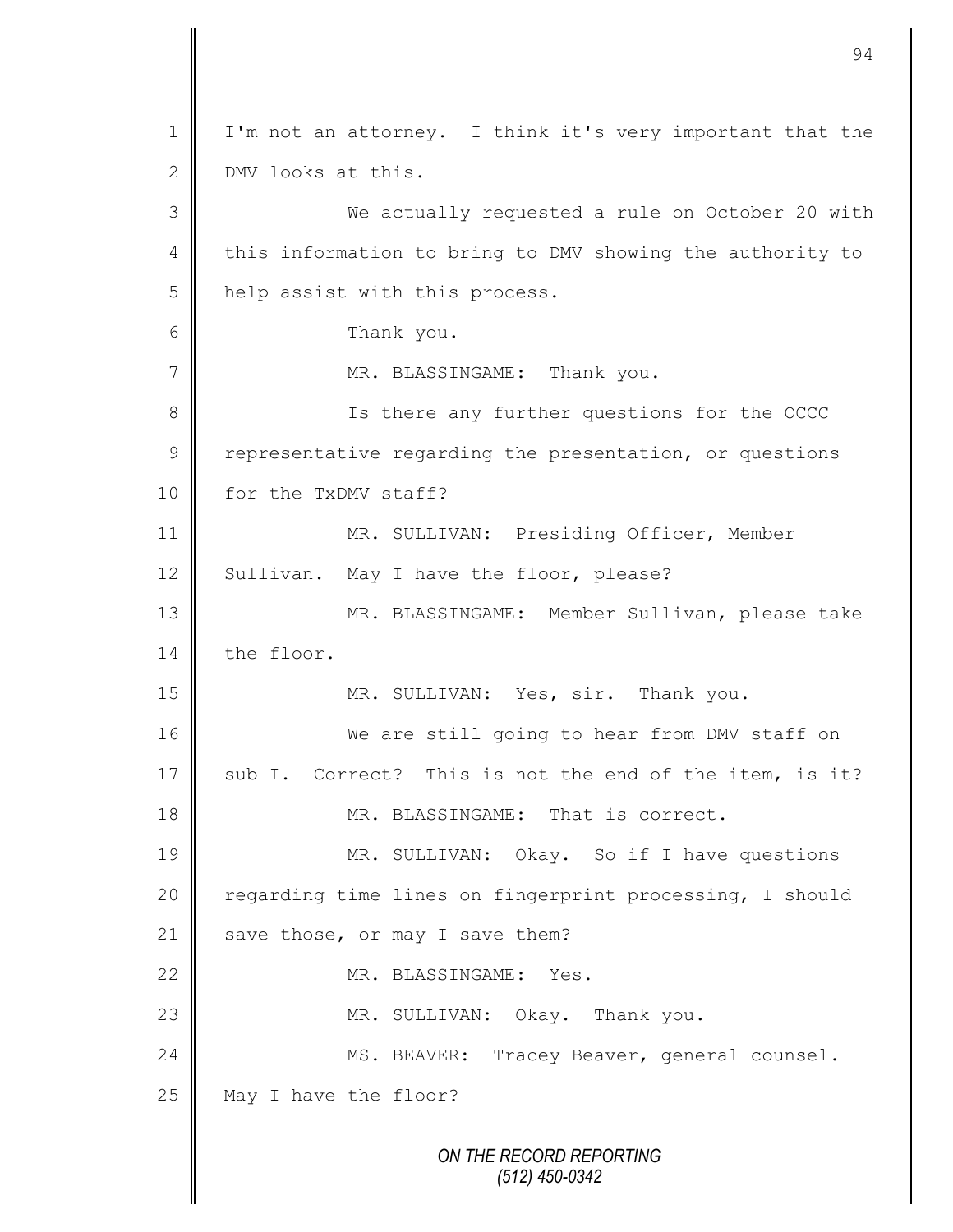I'm not an attorney. I think it's very important that the DMV looks at this.

We actually requested a rule on October 20 with this information to bring to DMV showing the authority to help assist with this process.

Thank you.

MR. BLASSINGAME: Thank you.

Is there any further questions for the OCCC representative regarding the presentation, or questions for the TxDMV staff?

MR. SULLIVAN: Presiding Officer, Member Sullivan. May I have the floor, please?

MR. BLASSINGAME: Member Sullivan, please take the floor.

MR. SULLIVAN: Yes, sir. Thank you.

We are still going to hear from DMV staff on sub I. Correct? This is not the end of the item, is it?

MR. BLASSINGAME: That is correct.

MR. SULLIVAN: Okay. So if I have questions regarding time lines on fingerprint processing, I should save those, or may I save them?

MR. BLASSINGAME: Yes.

MR. SULLIVAN: Okay. Thank you.

MS. BEAVER: Tracey Beaver, general counsel. May I have the floor?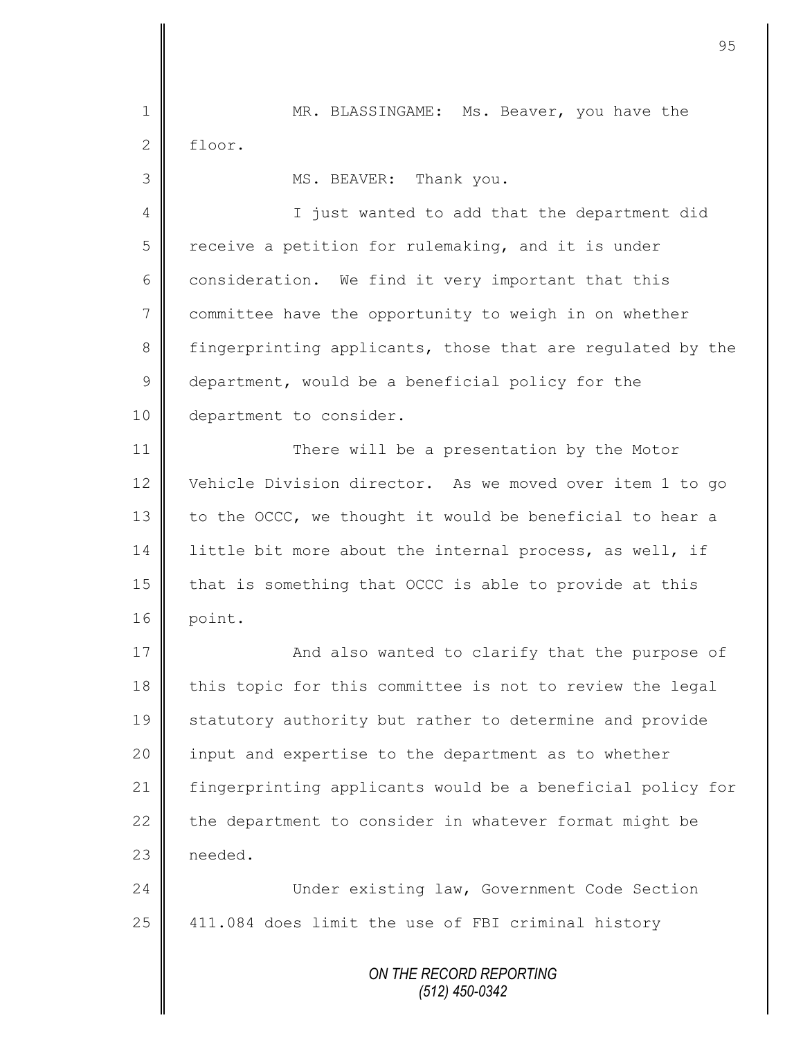MR. BLASSINGAME: Ms. Beaver, you have the floor.

MS. BEAVER: Thank you.

I just wanted to add that the department did receive a petition for rulemaking, and it is under consideration. We find it very important that this committee have the opportunity to weigh in on whether fingerprinting applicants, those that are regulated by the department, would be a beneficial policy for the department to consider.

There will be a presentation by the Motor Vehicle Division director. As we moved over item 1 to go to the OCCC, we thought it would be beneficial to hear a little bit more about the internal process, as well, if that is something that OCCC is able to provide at this point.

And also wanted to clarify that the purpose of this topic for this committee is not to review the legal statutory authority but rather to determine and provide input and expertise to the department as to whether fingerprinting applicants would be a beneficial policy for the department to consider in whatever format might be needed.

Under existing law, Government Code Section 411.084 does limit the use of FBI criminal history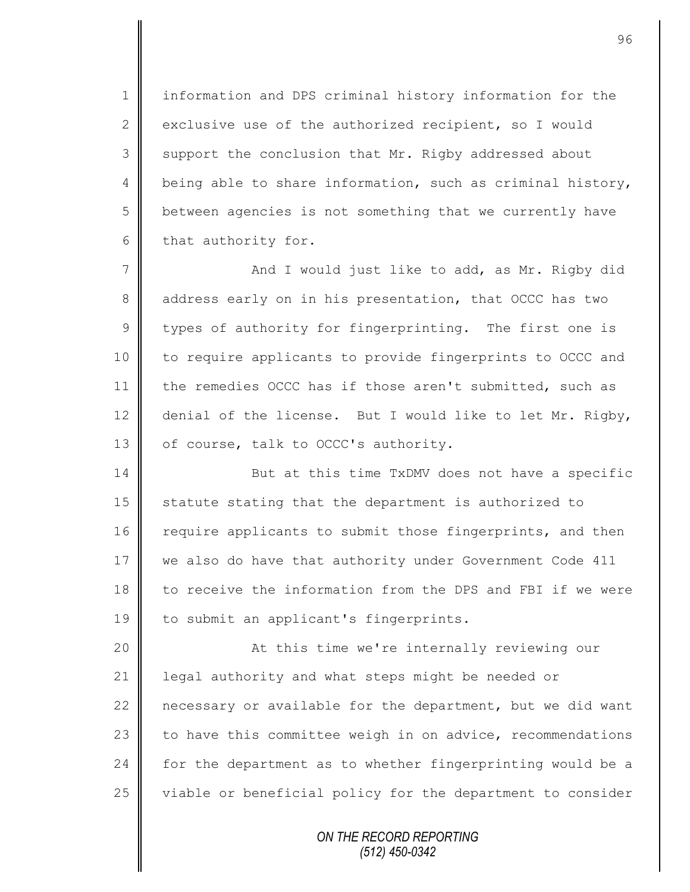information and DPS criminal history information for the exclusive use of the authorized recipient, so I would support the conclusion that Mr. Rigby addressed about being able to share information, such as criminal history, between agencies is not something that we currently have that authority for.

And I would just like to add, as Mr. Rigby did address early on in his presentation, that OCCC has two types of authority for fingerprinting. The first one is to require applicants to provide fingerprints to OCCC and the remedies OCCC has if those aren't submitted, such as denial of the license. But I would like to let Mr. Rigby, of course, talk to OCCC's authority.

But at this time TxDMV does not have a specific statute stating that the department is authorized to require applicants to submit those fingerprints, and then we also do have that authority under Government Code 411 to receive the information from the DPS and FBI if we were to submit an applicant's fingerprints.

At this time we're internally reviewing our legal authority and what steps might be needed or necessary or available for the department, but we did want to have this committee weigh in on advice, recommendations for the department as to whether fingerprinting would be a viable or beneficial policy for the department to consider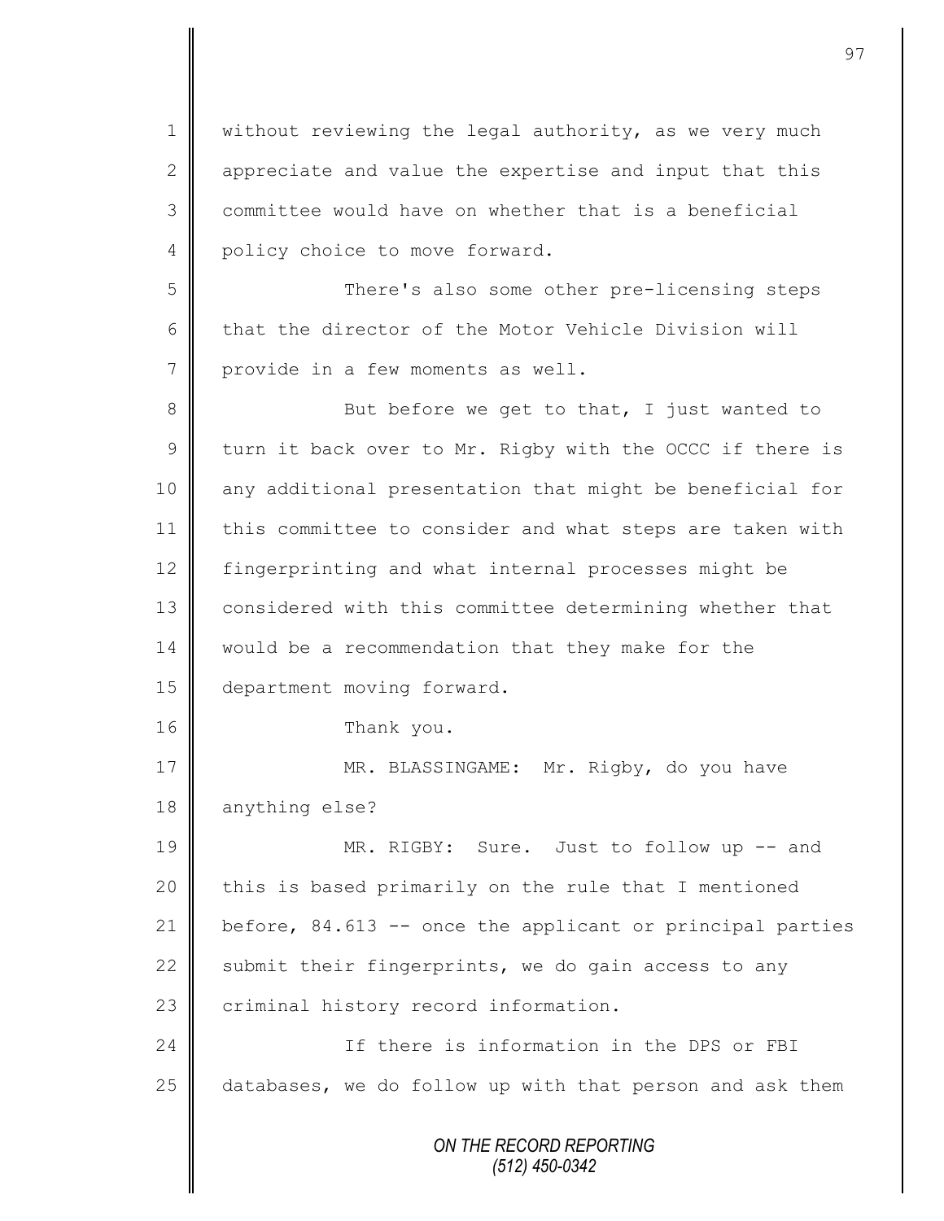without reviewing the legal authority, as we very much appreciate and value the expertise and input that this committee would have on whether that is a beneficial policy choice to move forward.

There's also some other pre-licensing steps that the director of the Motor Vehicle Division will provide in a few moments as well.

But before we get to that, I just wanted to turn it back over to Mr. Rigby with the OCCC if there is any additional presentation that might be beneficial for this committee to consider and what steps are taken with fingerprinting and what internal processes might be considered with this committee determining whether that would be a recommendation that they make for the department moving forward.

Thank you.

MR. BLASSINGAME: Mr. Rigby, do you have anything else?

MR. RIGBY: Sure. Just to follow up -- and this is based primarily on the rule that I mentioned before, 84.613 -- once the applicant or principal parties submit their fingerprints, we do gain access to any criminal history record information.

If there is information in the DPS or FBI databases, we do follow up with that person and ask them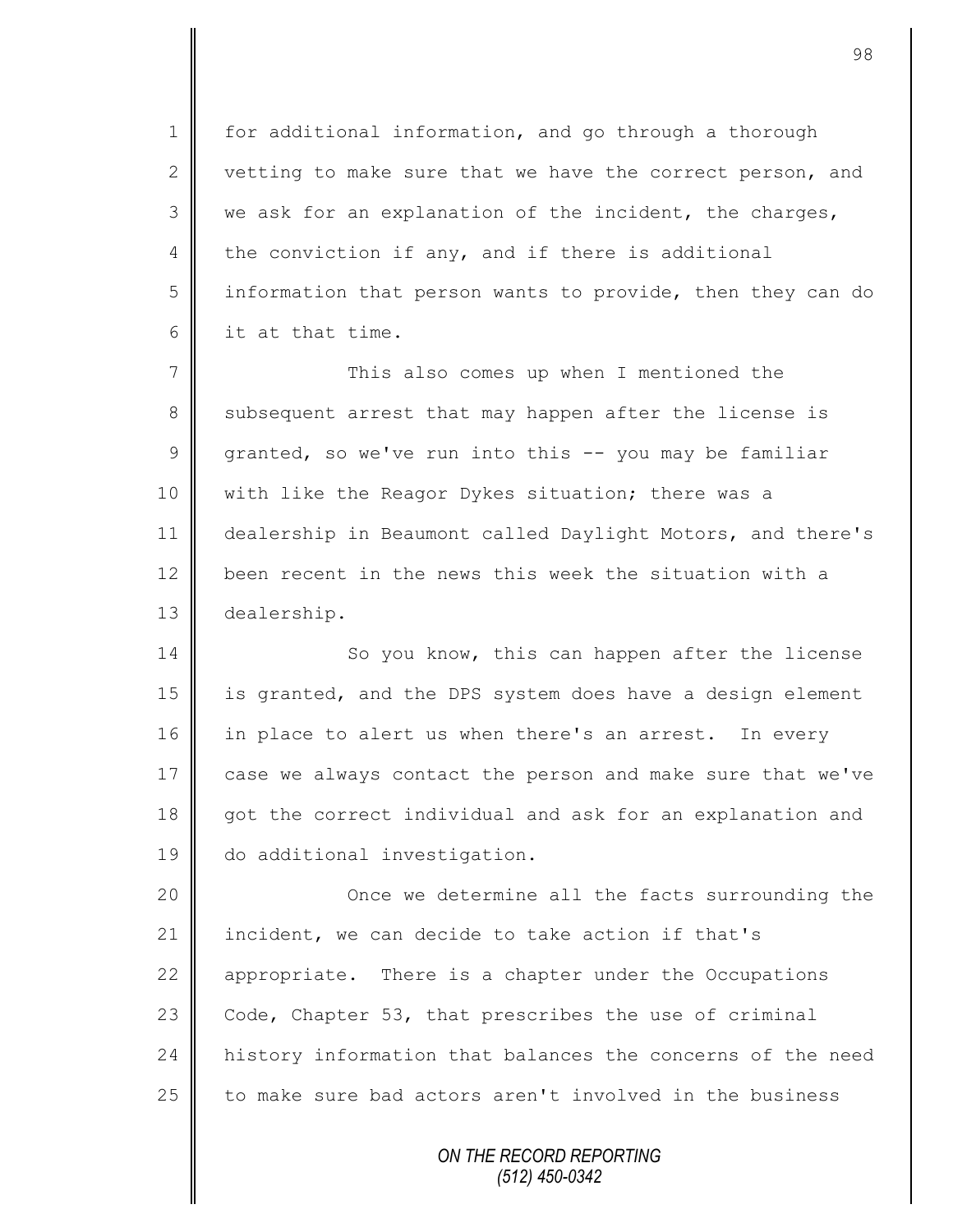for additional information, and go through a thorough vetting to make sure that we have the correct person, and we ask for an explanation of the incident, the charges, the conviction if any, and if there is additional information that person wants to provide, then they can do it at that time.

This also comes up when I mentioned the subsequent arrest that may happen after the license is granted, so we've run into this -- you may be familiar with like the Reagor Dykes situation; there was a dealership in Beaumont called Daylight Motors, and there's been recent in the news this week the situation with a dealership.

So you know, this can happen after the license is granted, and the DPS system does have a design element in place to alert us when there's an arrest. In every case we always contact the person and make sure that we've got the correct individual and ask for an explanation and do additional investigation.

Once we determine all the facts surrounding the incident, we can decide to take action if that's appropriate. There is a chapter under the Occupations Code, Chapter 53, that prescribes the use of criminal history information that balances the concerns of the need to make sure bad actors aren't involved in the business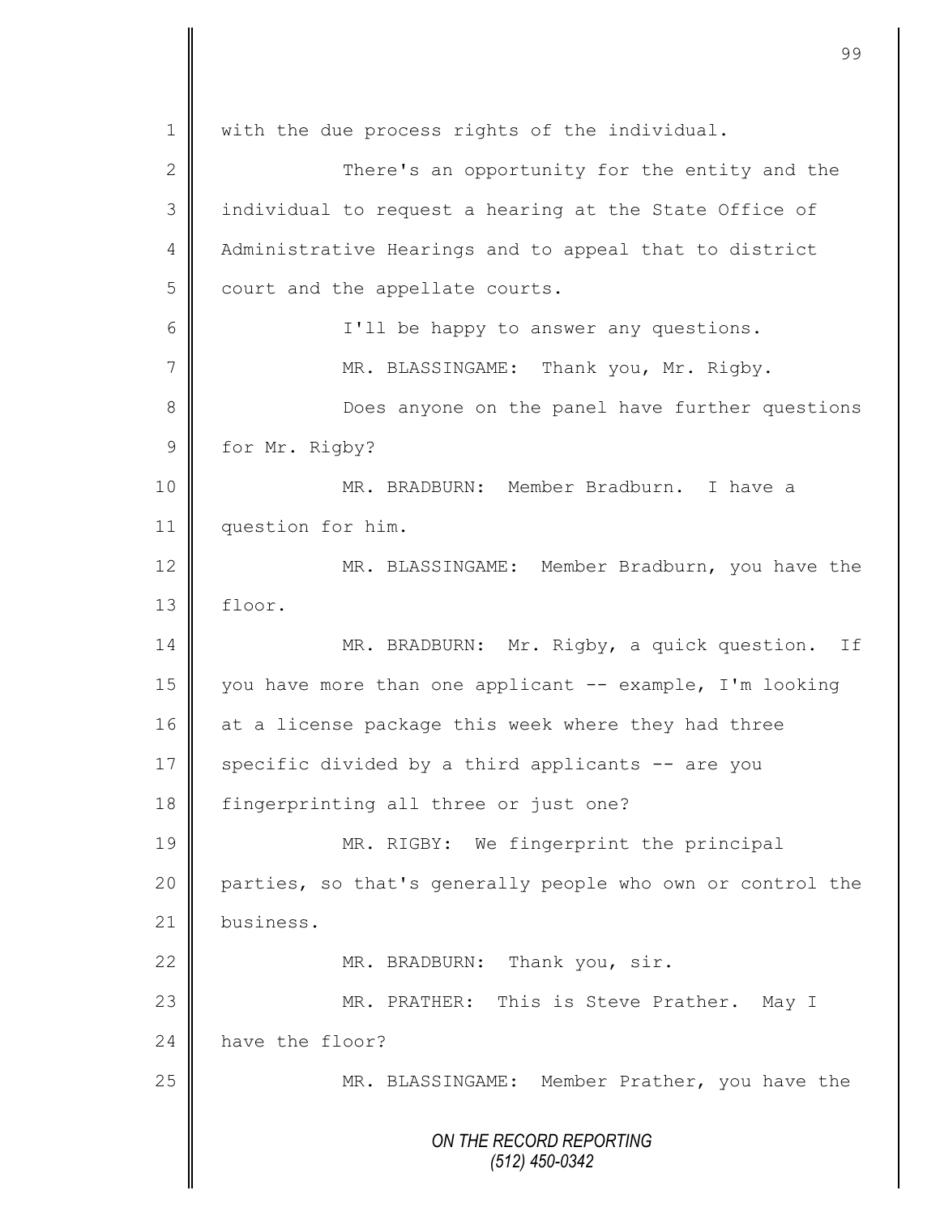with the due process rights of the individual.

There's an opportunity for the entity and the individual to request a hearing at the State Office of Administrative Hearings and to appeal that to district court and the appellate courts.

I'll be happy to answer any questions.

MR. BLASSINGAME: Thank you, Mr. Rigby.

Does anyone on the panel have further questions for Mr. Rigby?

MR. BRADBURN: Member Bradburn. I have a question for him.

MR. BLASSINGAME: Member Bradburn, you have the floor.

MR. BRADBURN: Mr. Rigby, a quick question. If you have more than one applicant -- example, I'm looking at a license package this week where they had three specific divided by a third applicants -- are you fingerprinting all three or just one?

MR. RIGBY: We fingerprint the principal parties, so that's generally people who own or control the business.

MR. BRADBURN: Thank you, sir.

MR. PRATHER: This is Steve Prather. May I have the floor?

MR. BLASSINGAME: Member Prather, you have the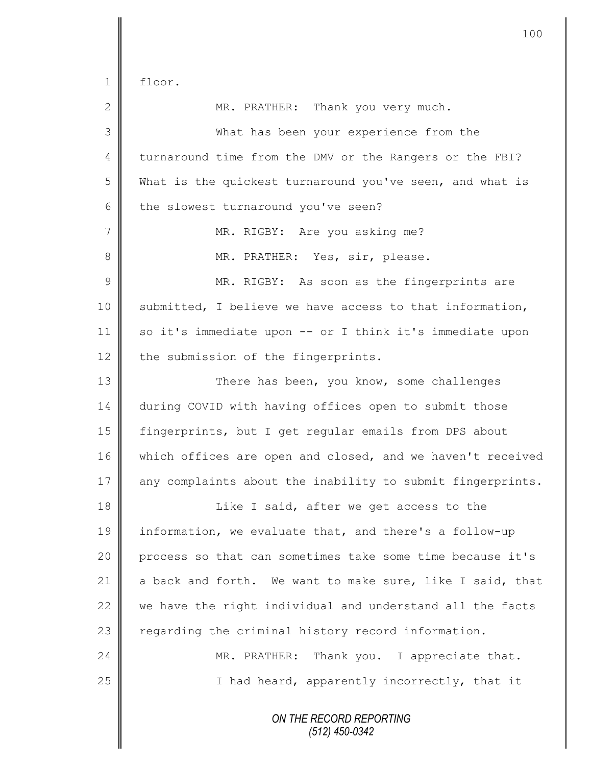floor.

MR. PRATHER: Thank you very much.

What has been your experience from the turnaround time from the DMV or the Rangers or the FBI? What is the quickest turnaround you've seen, and what is the slowest turnaround you've seen?

MR. RIGBY: Are you asking me?

MR. PRATHER: Yes, sir, please.

MR. RIGBY: As soon as the fingerprints are submitted, I believe we have access to that information, so it's immediate upon -- or I think it's immediate upon the submission of the fingerprints.

There has been, you know, some challenges during COVID with having offices open to submit those fingerprints, but I get regular emails from DPS about which offices are open and closed, and we haven't received any complaints about the inability to submit fingerprints.

Like I said, after we get access to the information, we evaluate that, and there's a follow-up process so that can sometimes take some time because it's a back and forth. We want to make sure, like I said, that we have the right individual and understand all the facts regarding the criminal history record information.

MR. PRATHER: Thank you. I appreciate that.

I had heard, apparently incorrectly, that it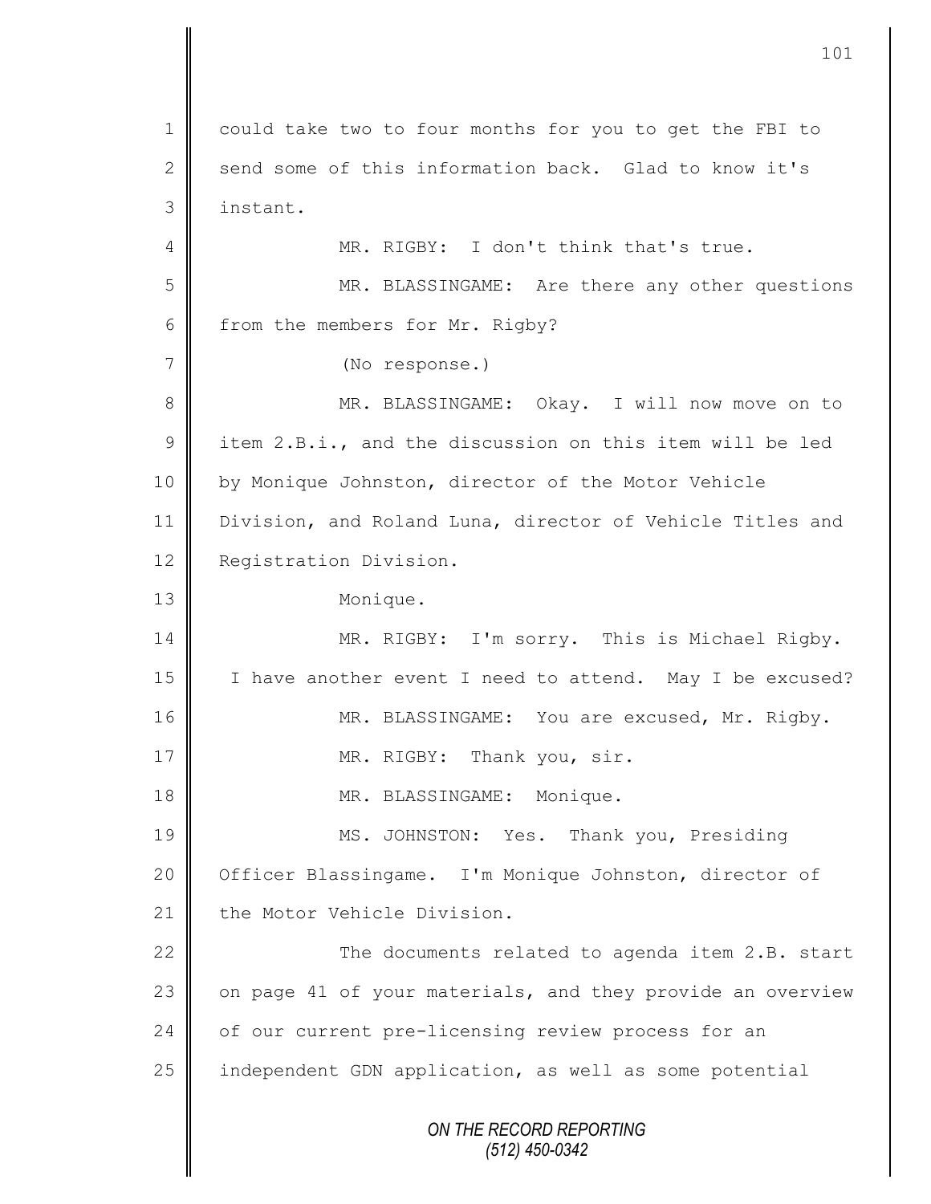1 could take two to four months for you to get the FBI to
2 send some of this information back. Glad to know it's
3 instant.

4 MR. RIGBY: I don't think that's true.

5 MR. BLASSINGAME: Are there any other questions
6 from the members for Mr. Rigby?

7 (No response.)

8 MR. BLASSINGAME: Okay. I will now move on to
9 item 2.B.i., and the discussion on this item will be led
10 by Monique Johnston, director of the Motor Vehicle
11 Division, and Roland Luna, director of Vehicle Titles and
12 Registration Division.

13 Monique.

14 MR. RIGBY: I'm sorry. This is Michael Rigby.
15 I have another event I need to attend. May I be excused?

16 MR. BLASSINGAME: You are excused, Mr. Rigby.

17 MR. RIGBY: Thank you, sir.

18 MR. BLASSINGAME: Monique.

19 MS. JOHNSTON: Yes. Thank you, Presiding
20 Officer Blassingame. I'm Monique Johnston, director of
21 the Motor Vehicle Division.

22 The documents related to agenda item 2.B. start
23 on page 41 of your materials, and they provide an overview
24 of our current pre-licensing review process for an
25 independent GDN application, as well as some potential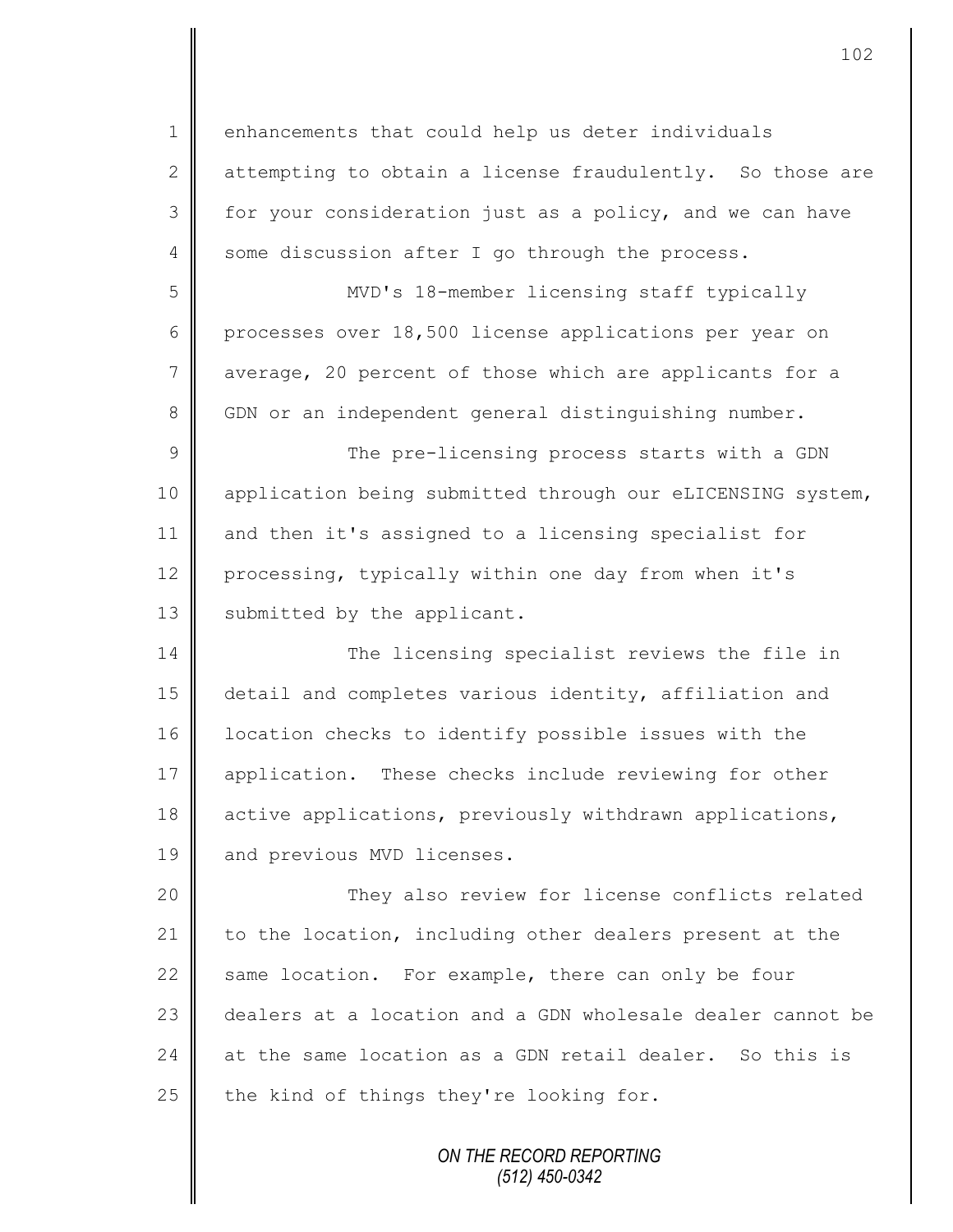enhancements that could help us deter individuals attempting to obtain a license fraudulently. So those are for your consideration just as a policy, and we can have some discussion after I go through the process.

MVD's 18-member licensing staff typically processes over 18,500 license applications per year on average, 20 percent of those which are applicants for a GDN or an independent general distinguishing number.

The pre-licensing process starts with a GDN application being submitted through our eLICENSING system, and then it's assigned to a licensing specialist for processing, typically within one day from when it's submitted by the applicant.

The licensing specialist reviews the file in detail and completes various identity, affiliation and location checks to identify possible issues with the application. These checks include reviewing for other active applications, previously withdrawn applications, and previous MVD licenses.

They also review for license conflicts related to the location, including other dealers present at the same location. For example, there can only be four dealers at a location and a GDN wholesale dealer cannot be at the same location as a GDN retail dealer. So this is the kind of things they're looking for.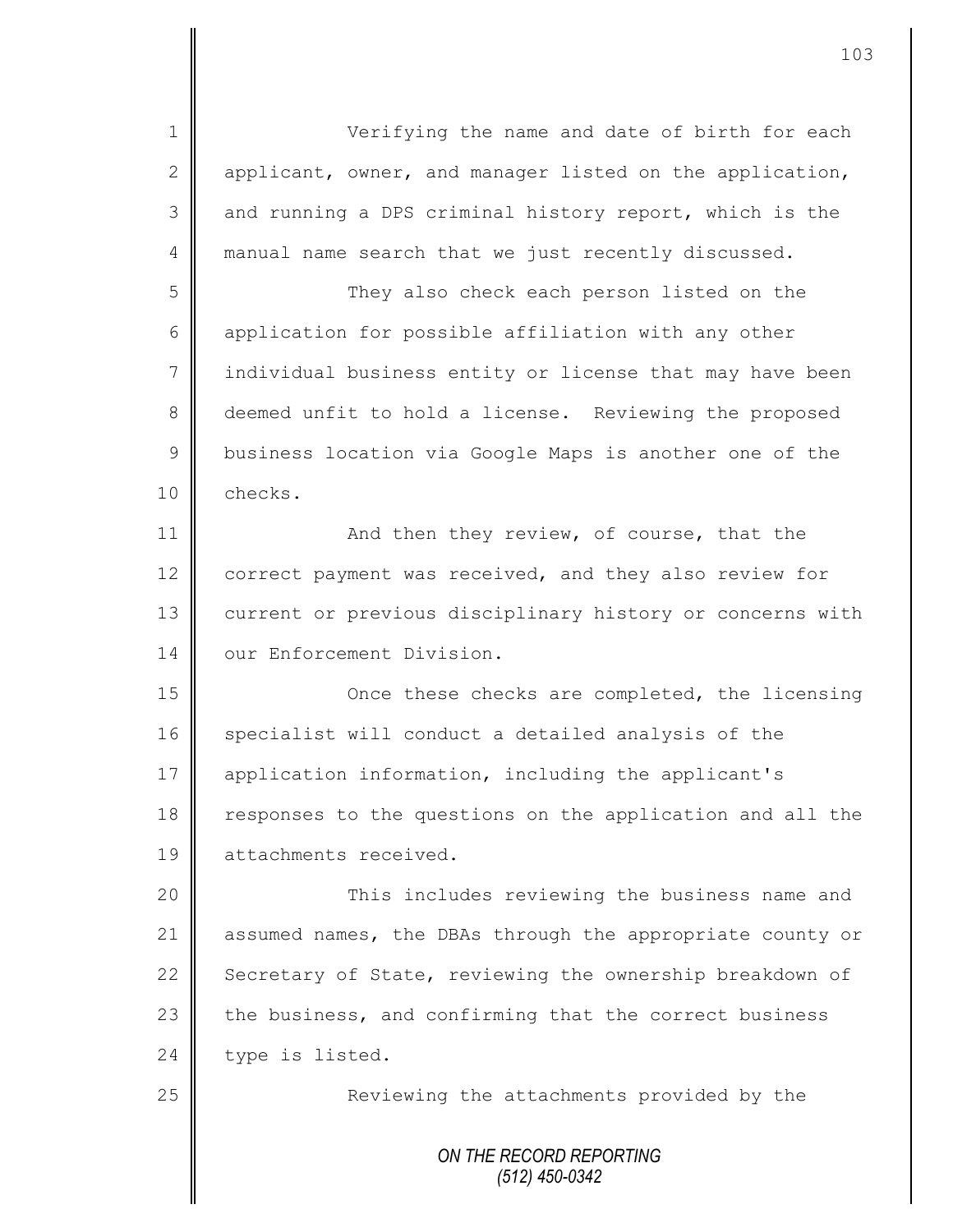Verifying the name and date of birth for each applicant, owner, and manager listed on the application, and running a DPS criminal history report, which is the manual name search that we just recently discussed.

They also check each person listed on the application for possible affiliation with any other individual business entity or license that may have been deemed unfit to hold a license. Reviewing the proposed business location via Google Maps is another one of the checks.

And then they review, of course, that the correct payment was received, and they also review for current or previous disciplinary history or concerns with our Enforcement Division.

Once these checks are completed, the licensing specialist will conduct a detailed analysis of the application information, including the applicant's responses to the questions on the application and all the attachments received.

This includes reviewing the business name and assumed names, the DBAs through the appropriate county or Secretary of State, reviewing the ownership breakdown of the business, and confirming that the correct business type is listed.

Reviewing the attachments provided by the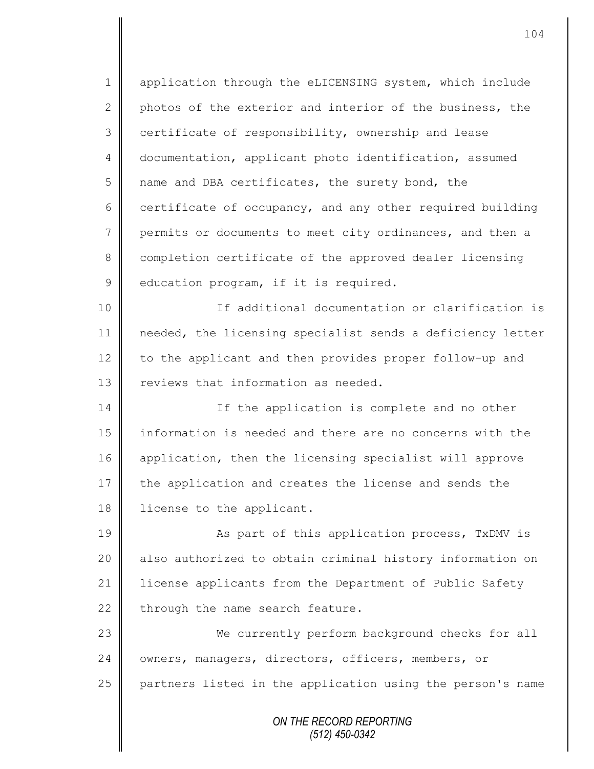application through the eLICENSING system, which include photos of the exterior and interior of the business, the certificate of responsibility, ownership and lease documentation, applicant photo identification, assumed name and DBA certificates, the surety bond, the certificate of occupancy, and any other required building permits or documents to meet city ordinances, and then a completion certificate of the approved dealer licensing education program, if it is required.

If additional documentation or clarification is needed, the licensing specialist sends a deficiency letter to the applicant and then provides proper follow-up and reviews that information as needed.

If the application is complete and no other information is needed and there are no concerns with the application, then the licensing specialist will approve the application and creates the license and sends the license to the applicant.

As part of this application process, TxDMV is also authorized to obtain criminal history information on license applicants from the Department of Public Safety through the name search feature.

We currently perform background checks for all owners, managers, directors, officers, members, or partners listed in the application using the person's name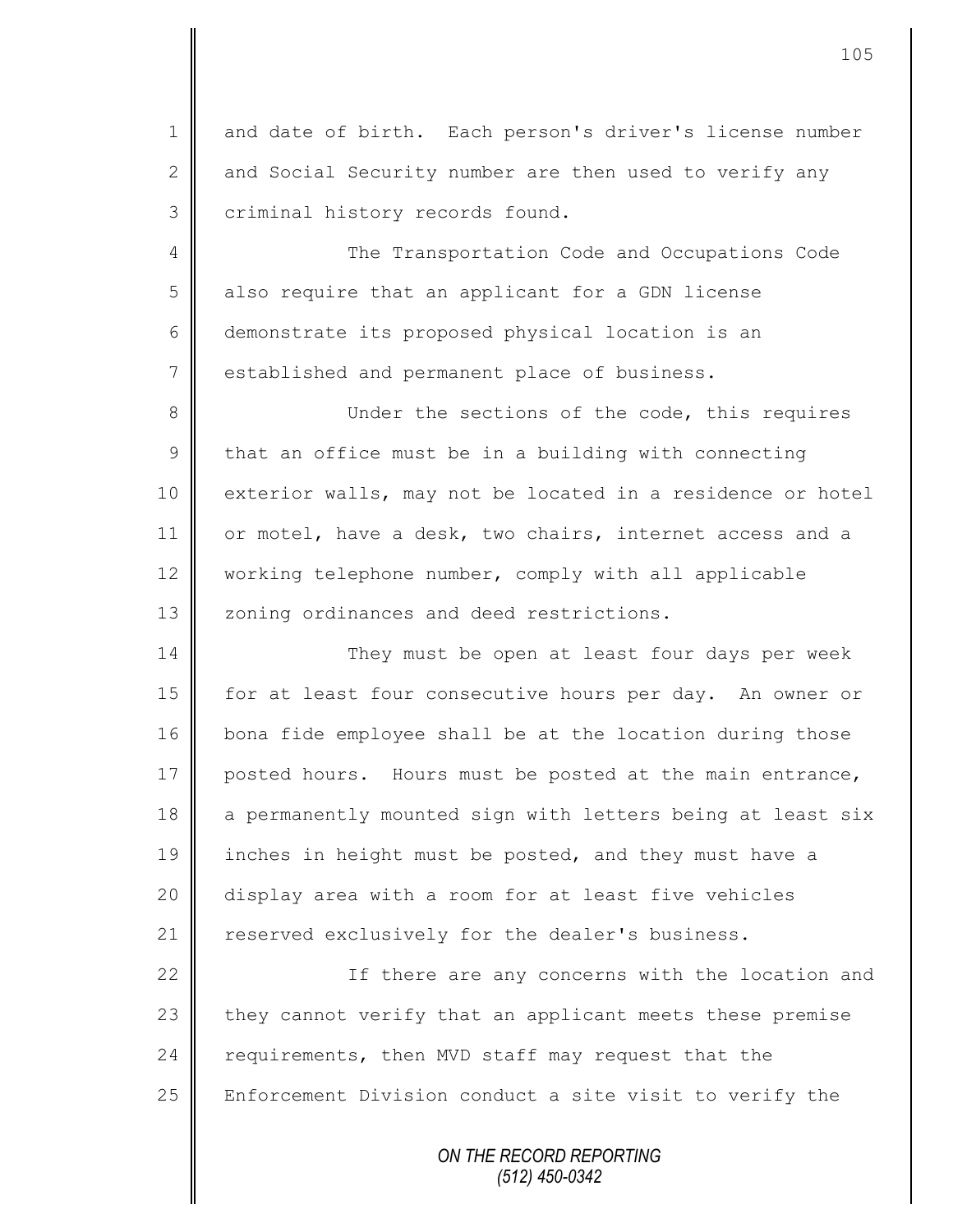and date of birth. Each person's driver's license number and Social Security number are then used to verify any criminal history records found.

The Transportation Code and Occupations Code also require that an applicant for a GDN license demonstrate its proposed physical location is an established and permanent place of business.

Under the sections of the code, this requires that an office must be in a building with connecting exterior walls, may not be located in a residence or hotel or motel, have a desk, two chairs, internet access and a working telephone number, comply with all applicable zoning ordinances and deed restrictions.

They must be open at least four days per week for at least four consecutive hours per day. An owner or bona fide employee shall be at the location during those posted hours. Hours must be posted at the main entrance, a permanently mounted sign with letters being at least six inches in height must be posted, and they must have a display area with a room for at least five vehicles reserved exclusively for the dealer's business.

If there are any concerns with the location and they cannot verify that an applicant meets these premise requirements, then MVD staff may request that the Enforcement Division conduct a site visit to verify the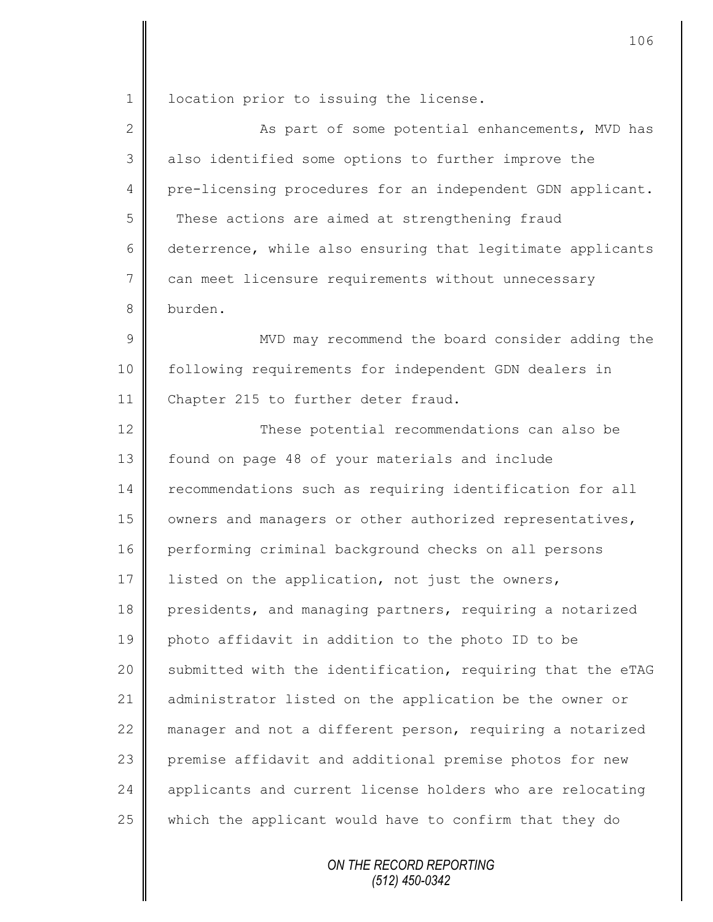location prior to issuing the license.

As part of some potential enhancements, MVD has also identified some options to further improve the pre-licensing procedures for an independent GDN applicant. These actions are aimed at strengthening fraud deterrence, while also ensuring that legitimate applicants can meet licensure requirements without unnecessary burden.

MVD may recommend the board consider adding the following requirements for independent GDN dealers in Chapter 215 to further deter fraud.

These potential recommendations can also be found on page 48 of your materials and include recommendations such as requiring identification for all owners and managers or other authorized representatives, performing criminal background checks on all persons listed on the application, not just the owners, presidents, and managing partners, requiring a notarized photo affidavit in addition to the photo ID to be submitted with the identification, requiring that the eTAG administrator listed on the application be the owner or manager and not a different person, requiring a notarized premise affidavit and additional premise photos for new applicants and current license holders who are relocating which the applicant would have to confirm that they do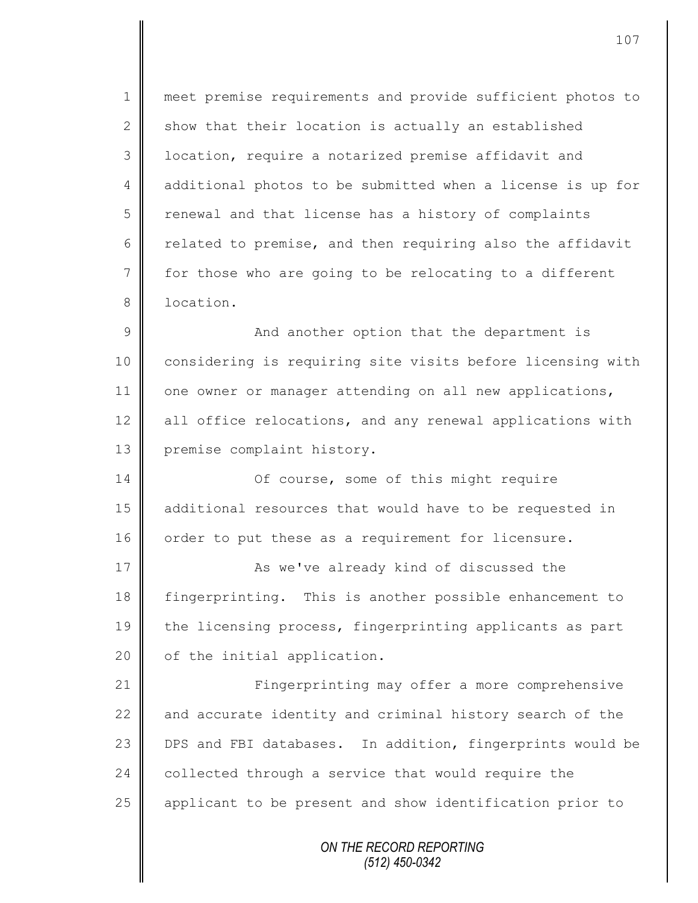meet premise requirements and provide sufficient photos to show that their location is actually an established location, require a notarized premise affidavit and additional photos to be submitted when a license is up for renewal and that license has a history of complaints related to premise, and then requiring also the affidavit for those who are going to be relocating to a different location.

And another option that the department is considering is requiring site visits before licensing with one owner or manager attending on all new applications, all office relocations, and any renewal applications with premise complaint history.

Of course, some of this might require additional resources that would have to be requested in order to put these as a requirement for licensure.

As we've already kind of discussed the fingerprinting. This is another possible enhancement to the licensing process, fingerprinting applicants as part of the initial application.

Fingerprinting may offer a more comprehensive and accurate identity and criminal history search of the DPS and FBI databases. In addition, fingerprints would be collected through a service that would require the applicant to be present and show identification prior to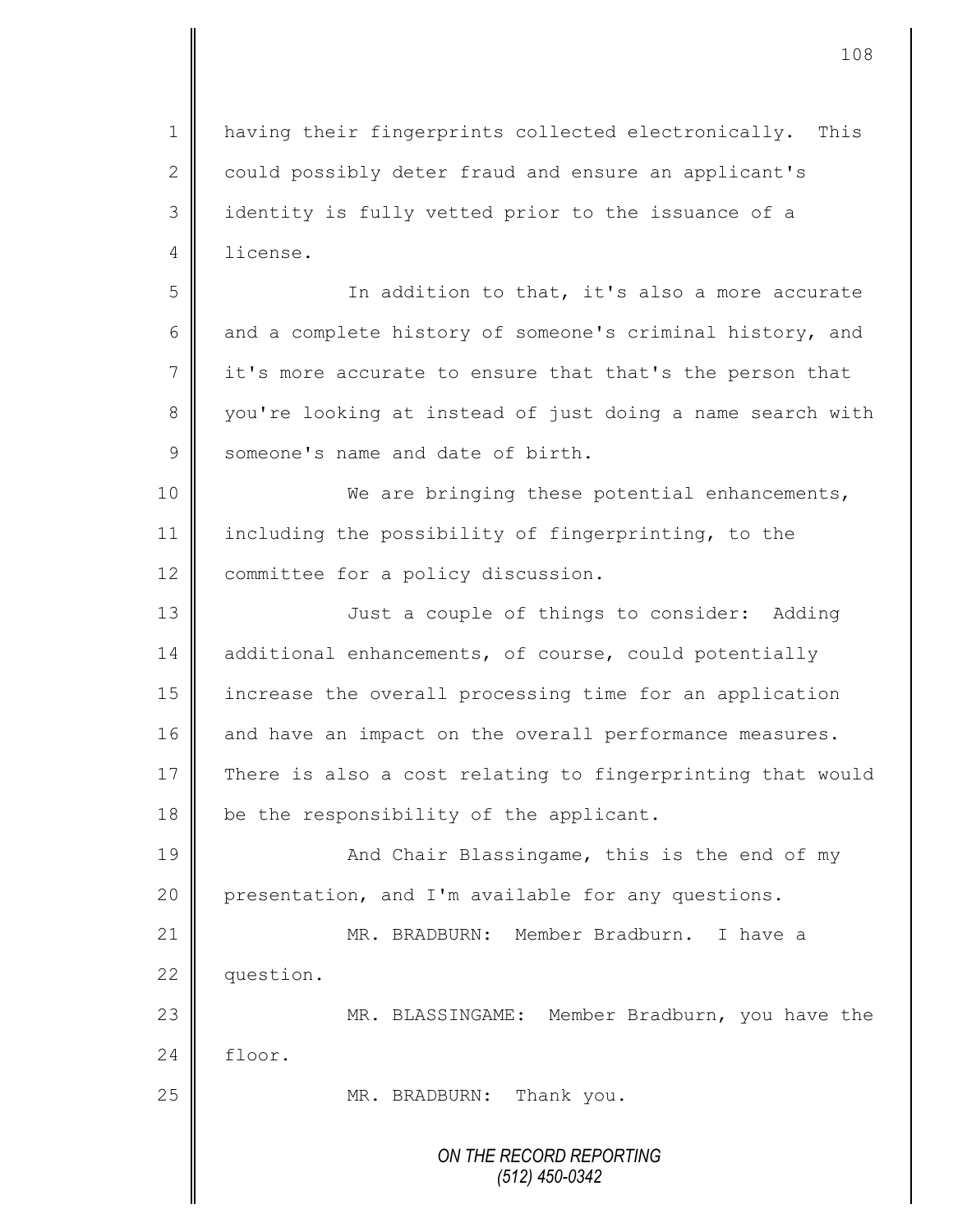having their fingerprints collected electronically. This could possibly deter fraud and ensure an applicant's identity is fully vetted prior to the issuance of a license.

In addition to that, it's also a more accurate and a complete history of someone's criminal history, and it's more accurate to ensure that that's the person that you're looking at instead of just doing a name search with someone's name and date of birth.

We are bringing these potential enhancements, including the possibility of fingerprinting, to the committee for a policy discussion.

Just a couple of things to consider: Adding additional enhancements, of course, could potentially increase the overall processing time for an application and have an impact on the overall performance measures. There is also a cost relating to fingerprinting that would be the responsibility of the applicant.

And Chair Blassingame, this is the end of my presentation, and I'm available for any questions.

MR. BRADBURN: Member Bradburn. I have a question.

MR. BLASSINGAME: Member Bradburn, you have the floor.

MR. BRADBURN: Thank you.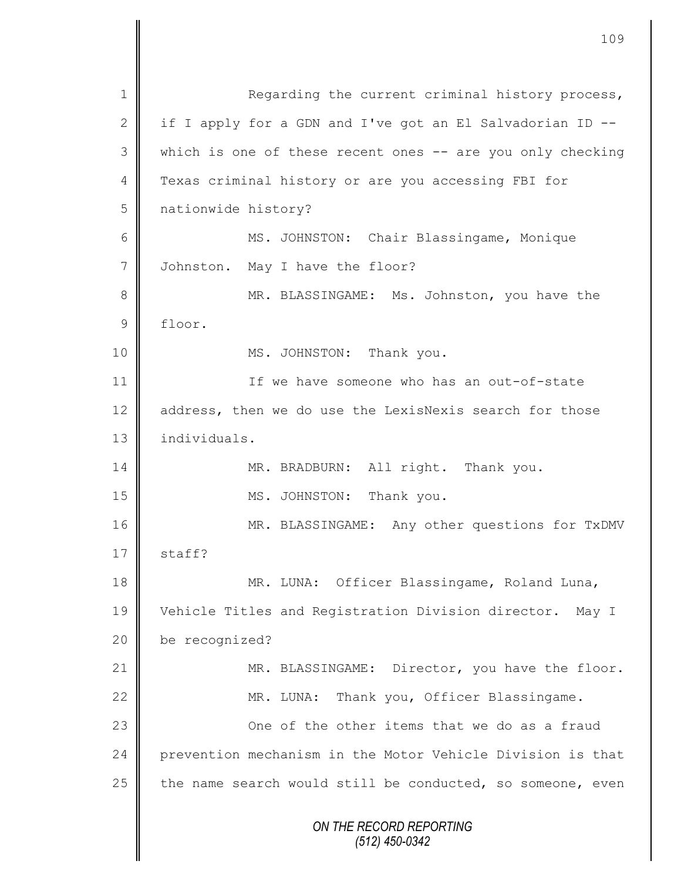Regarding the current criminal history process, if I apply for a GDN and I've got an El Salvadorian ID -- which is one of these recent ones -- are you only checking Texas criminal history or are you accessing FBI for nationwide history?

MS. JOHNSTON: Chair Blassingame, Monique Johnston. May I have the floor?

MR. BLASSINGAME: Ms. Johnston, you have the floor.

MS. JOHNSTON: Thank you.

If we have someone who has an out-of-state address, then we do use the LexisNexis search for those individuals.

MR. BRADBURN: All right. Thank you.

MS. JOHNSTON: Thank you.

MR. BLASSINGAME: Any other questions for TxDMV staff?

MR. LUNA: Officer Blassingame, Roland Luna, Vehicle Titles and Registration Division director. May I be recognized?

MR. BLASSINGAME: Director, you have the floor.

MR. LUNA: Thank you, Officer Blassingame.

One of the other items that we do as a fraud prevention mechanism in the Motor Vehicle Division is that the name search would still be conducted, so someone, even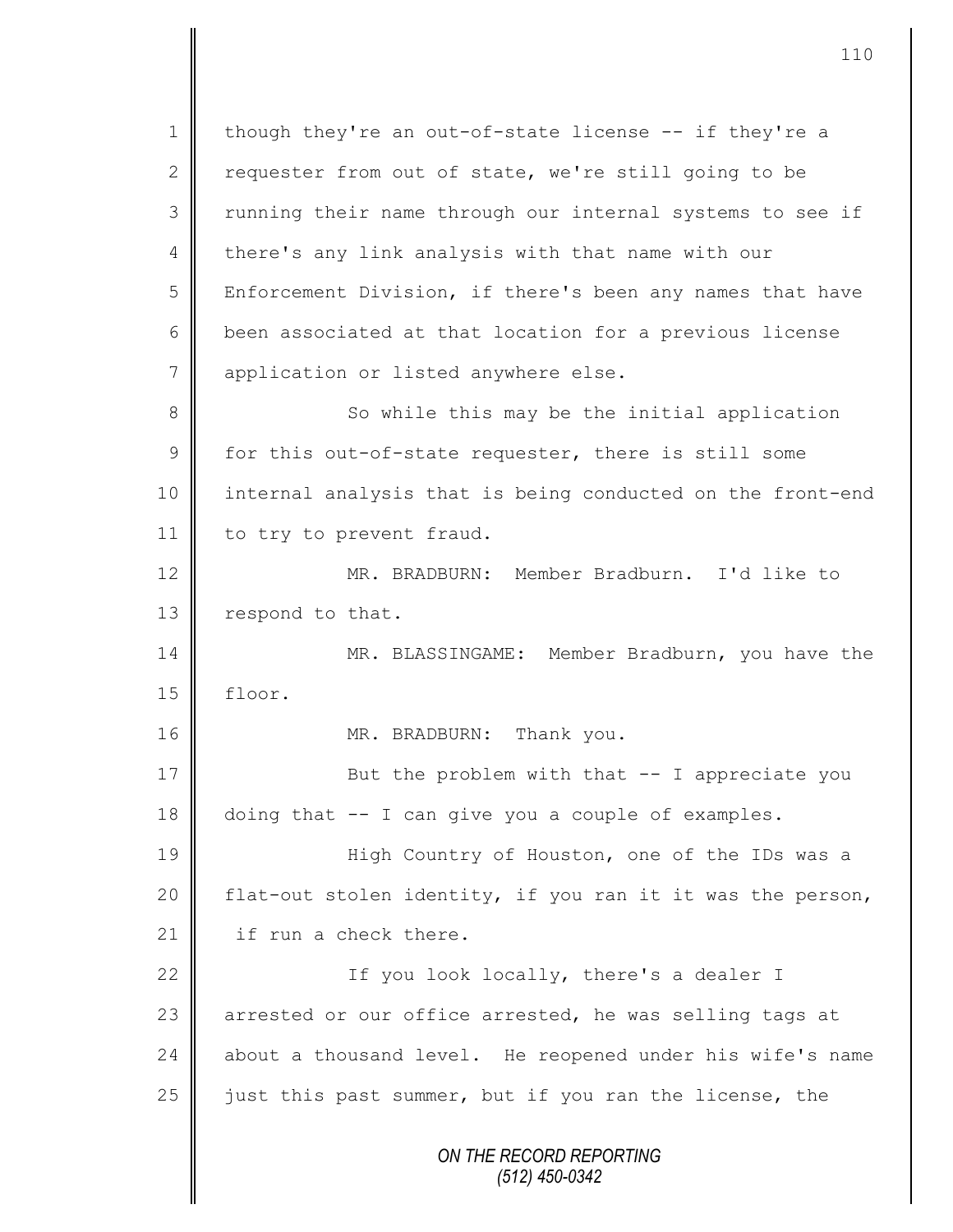though they're an out-of-state license -- if they're a requester from out of state, we're still going to be running their name through our internal systems to see if there's any link analysis with that name with our Enforcement Division, if there's been any names that have been associated at that location for a previous license application or listed anywhere else.

So while this may be the initial application for this out-of-state requester, there is still some internal analysis that is being conducted on the front-end to try to prevent fraud.

MR. BRADBURN: Member Bradburn. I'd like to respond to that.

MR. BLASSINGAME: Member Bradburn, you have the floor.

MR. BRADBURN: Thank you.

But the problem with that -- I appreciate you doing that -- I can give you a couple of examples.

High Country of Houston, one of the IDs was a flat-out stolen identity, if you ran it it was the person, if run a check there.

If you look locally, there's a dealer I arrested or our office arrested, he was selling tags at about a thousand level. He reopened under his wife's name just this past summer, but if you ran the license, the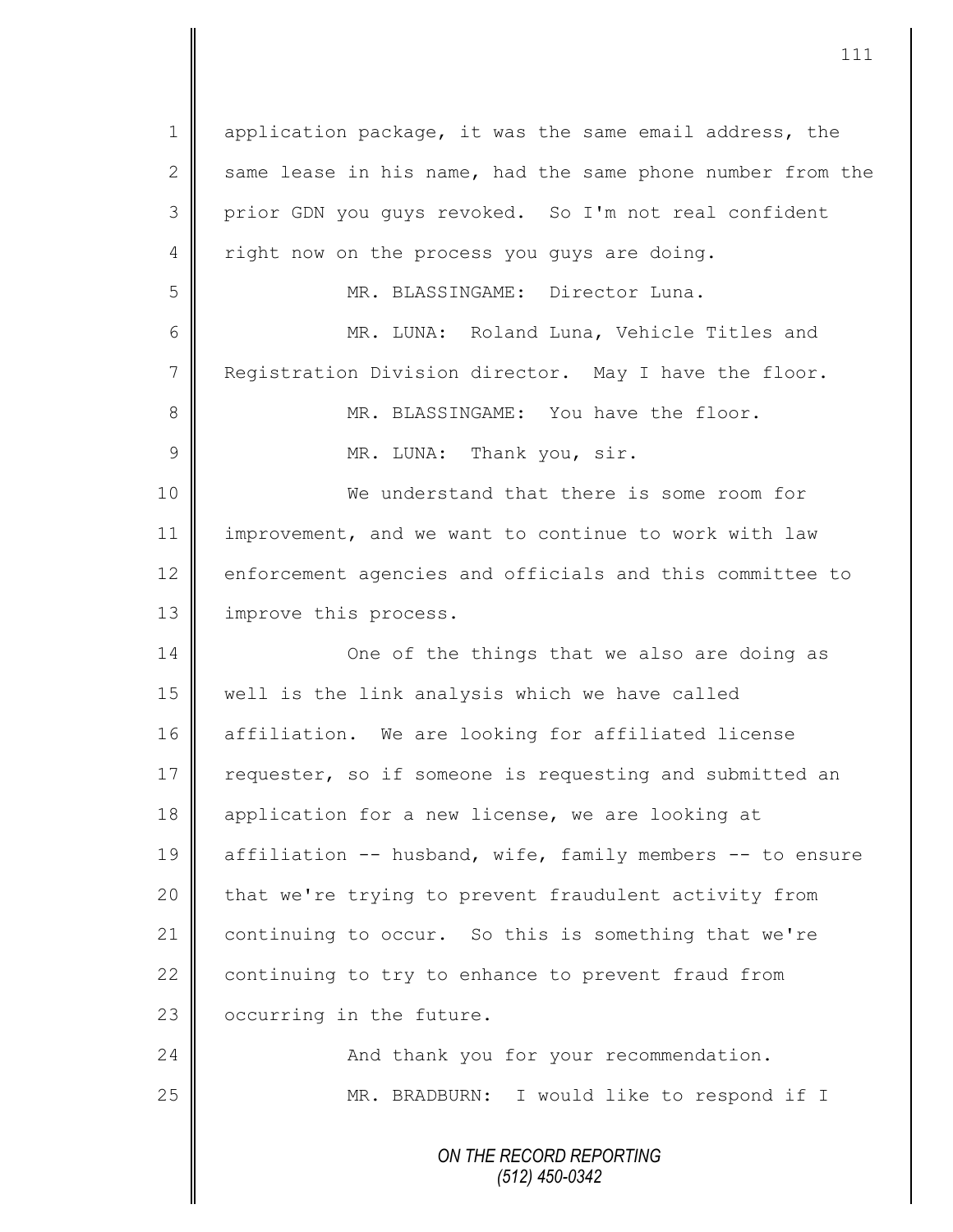application package, it was the same email address, the same lease in his name, had the same phone number from the prior GDN you guys revoked. So I'm not real confident right now on the process you guys are doing.

MR. BLASSINGAME: Director Luna.

MR. LUNA: Roland Luna, Vehicle Titles and Registration Division director. May I have the floor.

MR. BLASSINGAME: You have the floor.

MR. LUNA: Thank you, sir.

We understand that there is some room for improvement, and we want to continue to work with law enforcement agencies and officials and this committee to improve this process.

One of the things that we also are doing as well is the link analysis which we have called affiliation. We are looking for affiliated license requester, so if someone is requesting and submitted an application for a new license, we are looking at affiliation -- husband, wife, family members -- to ensure that we're trying to prevent fraudulent activity from continuing to occur. So this is something that we're continuing to try to enhance to prevent fraud from occurring in the future.

And thank you for your recommendation.

MR. BRADBURN: I would like to respond if I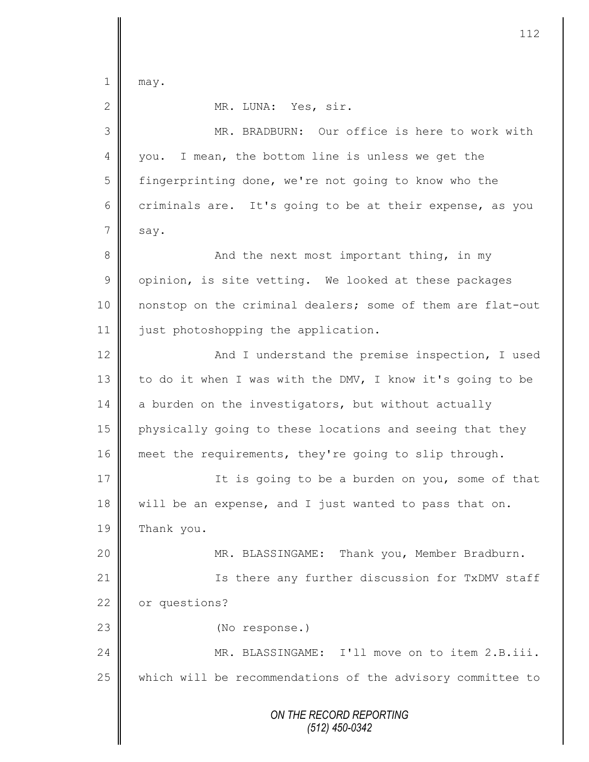may.

MR. LUNA: Yes, sir.

MR. BRADBURN: Our office is here to work with you. I mean, the bottom line is unless we get the fingerprinting done, we're not going to know who the criminals are. It's going to be at their expense, as you say.

And the next most important thing, in my opinion, is site vetting. We looked at these packages nonstop on the criminal dealers; some of them are flat-out just photoshopping the application.

And I understand the premise inspection, I used to do it when I was with the DMV, I know it's going to be a burden on the investigators, but without actually physically going to these locations and seeing that they meet the requirements, they're going to slip through.

It is going to be a burden on you, some of that will be an expense, and I just wanted to pass that on. Thank you.

MR. BLASSINGAME: Thank you, Member Bradburn.

Is there any further discussion for TxDMV staff or questions?

(No response.)

MR. BLASSINGAME: I'll move on to item 2.B.iii. which will be recommendations of the advisory committee to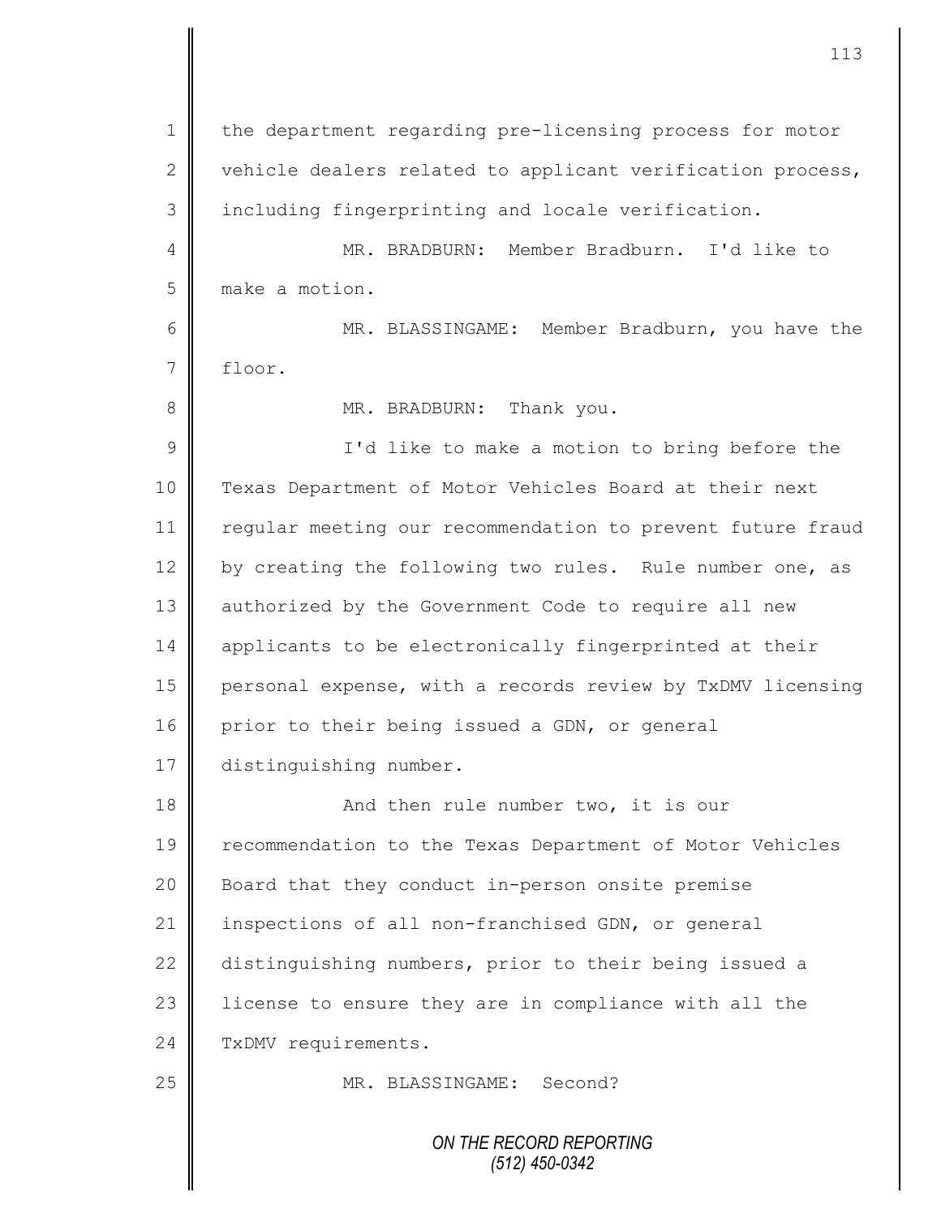the department regarding pre-licensing process for motor vehicle dealers related to applicant verification process, including fingerprinting and locale verification.

MR. BRADBURN: Member Bradburn. I'd like to make a motion.

MR. BLASSINGAME: Member Bradburn, you have the floor.

MR. BRADBURN: Thank you.

I'd like to make a motion to bring before the Texas Department of Motor Vehicles Board at their next regular meeting our recommendation to prevent future fraud by creating the following two rules. Rule number one, as authorized by the Government Code to require all new applicants to be electronically fingerprinted at their personal expense, with a records review by TxDMV licensing prior to their being issued a GDN, or general distinguishing number.

And then rule number two, it is our recommendation to the Texas Department of Motor Vehicles Board that they conduct in-person onsite premise inspections of all non-franchised GDN, or general distinguishing numbers, prior to their being issued a license to ensure they are in compliance with all the TxDMV requirements.

MR. BLASSINGAME: Second?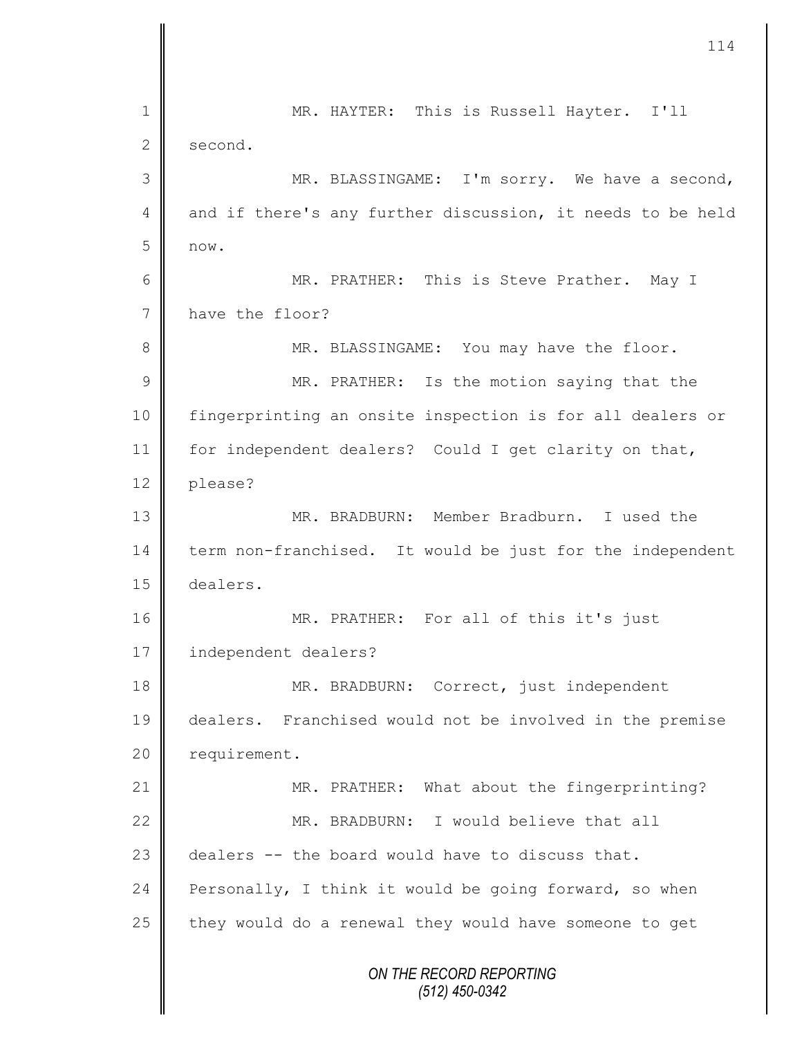MR. HAYTER: This is Russell Hayter. I'll second.

MR. BLASSINGAME: I'm sorry. We have a second, and if there's any further discussion, it needs to be held now.

MR. PRATHER: This is Steve Prather. May I have the floor?

MR. BLASSINGAME: You may have the floor.

MR. PRATHER: Is the motion saying that the fingerprinting an onsite inspection is for all dealers or for independent dealers? Could I get clarity on that, please?

MR. BRADBURN: Member Bradburn. I used the term non-franchised. It would be just for the independent dealers.

MR. PRATHER: For all of this it's just independent dealers?

MR. BRADBURN: Correct, just independent dealers. Franchised would not be involved in the premise requirement.

MR. PRATHER: What about the fingerprinting?

MR. BRADBURN: I would believe that all dealers -- the board would have to discuss that. Personally, I think it would be going forward, so when they would do a renewal they would have someone to get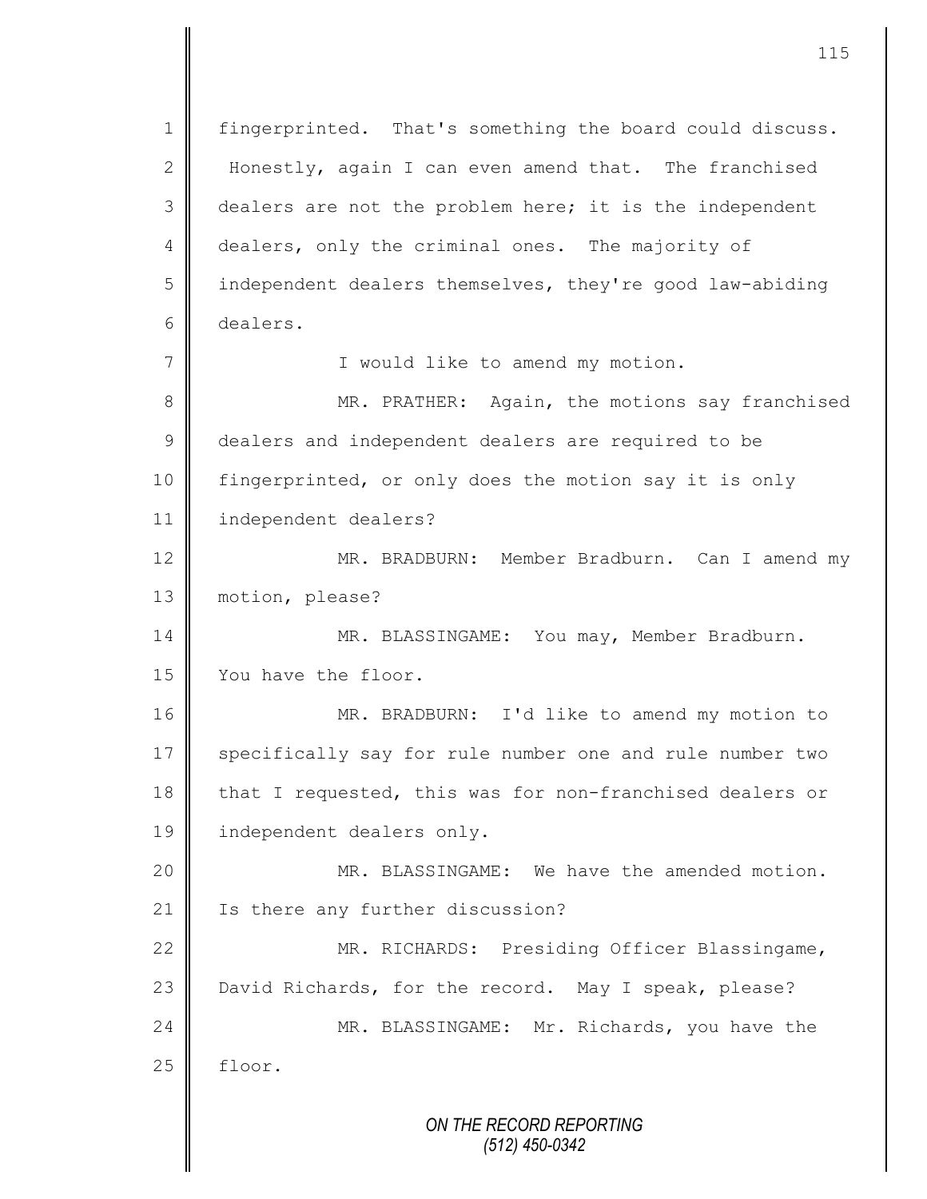fingerprinted. That's something the board could discuss. Honestly, again I can even amend that. The franchised dealers are not the problem here; it is the independent dealers, only the criminal ones. The majority of independent dealers themselves, they're good law-abiding dealers.

I would like to amend my motion.

MR. PRATHER: Again, the motions say franchised dealers and independent dealers are required to be fingerprinted, or only does the motion say it is only independent dealers?

MR. BRADBURN: Member Bradburn. Can I amend my motion, please?

MR. BLASSINGAME: You may, Member Bradburn. You have the floor.

MR. BRADBURN: I'd like to amend my motion to specifically say for rule number one and rule number two that I requested, this was for non-franchised dealers or independent dealers only.

MR. BLASSINGAME: We have the amended motion. Is there any further discussion?

MR. RICHARDS: Presiding Officer Blassingame, David Richards, for the record. May I speak, please?

MR. BLASSINGAME: Mr. Richards, you have the floor.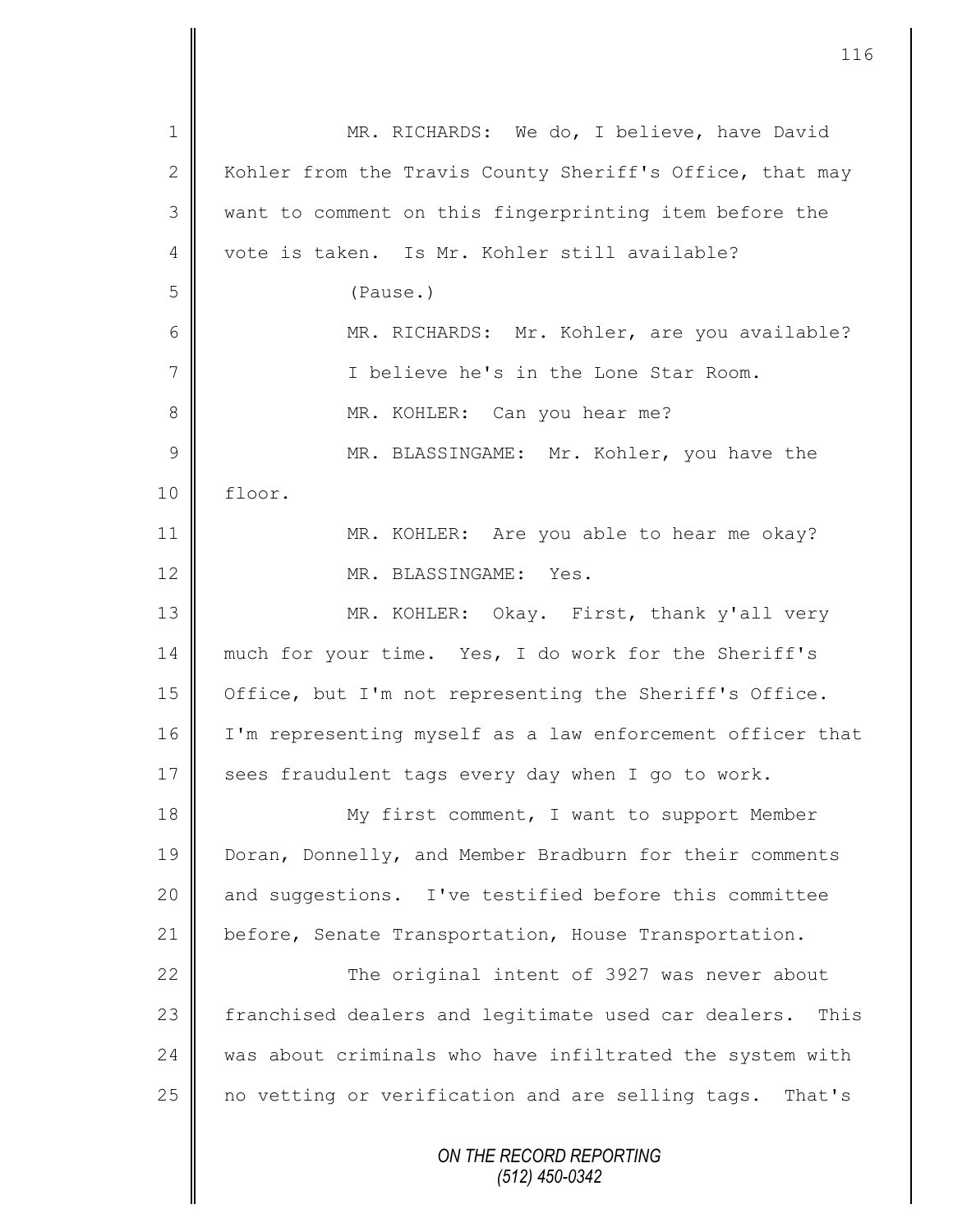MR. RICHARDS: We do, I believe, have David Kohler from the Travis County Sheriff's Office, that may want to comment on this fingerprinting item before the vote is taken. Is Mr. Kohler still available?

(Pause.)

MR. RICHARDS: Mr. Kohler, are you available? I believe he's in the Lone Star Room.

MR. KOHLER: Can you hear me?

MR. BLASSINGAME: Mr. Kohler, you have the floor.

MR. KOHLER: Are you able to hear me okay?

MR. BLASSINGAME: Yes.

MR. KOHLER: Okay. First, thank y'all very much for your time. Yes, I do work for the Sheriff's Office, but I'm not representing the Sheriff's Office. I'm representing myself as a law enforcement officer that sees fraudulent tags every day when I go to work.

My first comment, I want to support Member Doran, Donnelly, and Member Bradburn for their comments and suggestions. I've testified before this committee before, Senate Transportation, House Transportation.

The original intent of 3927 was never about franchised dealers and legitimate used car dealers. This was about criminals who have infiltrated the system with no vetting or verification and are selling tags. That's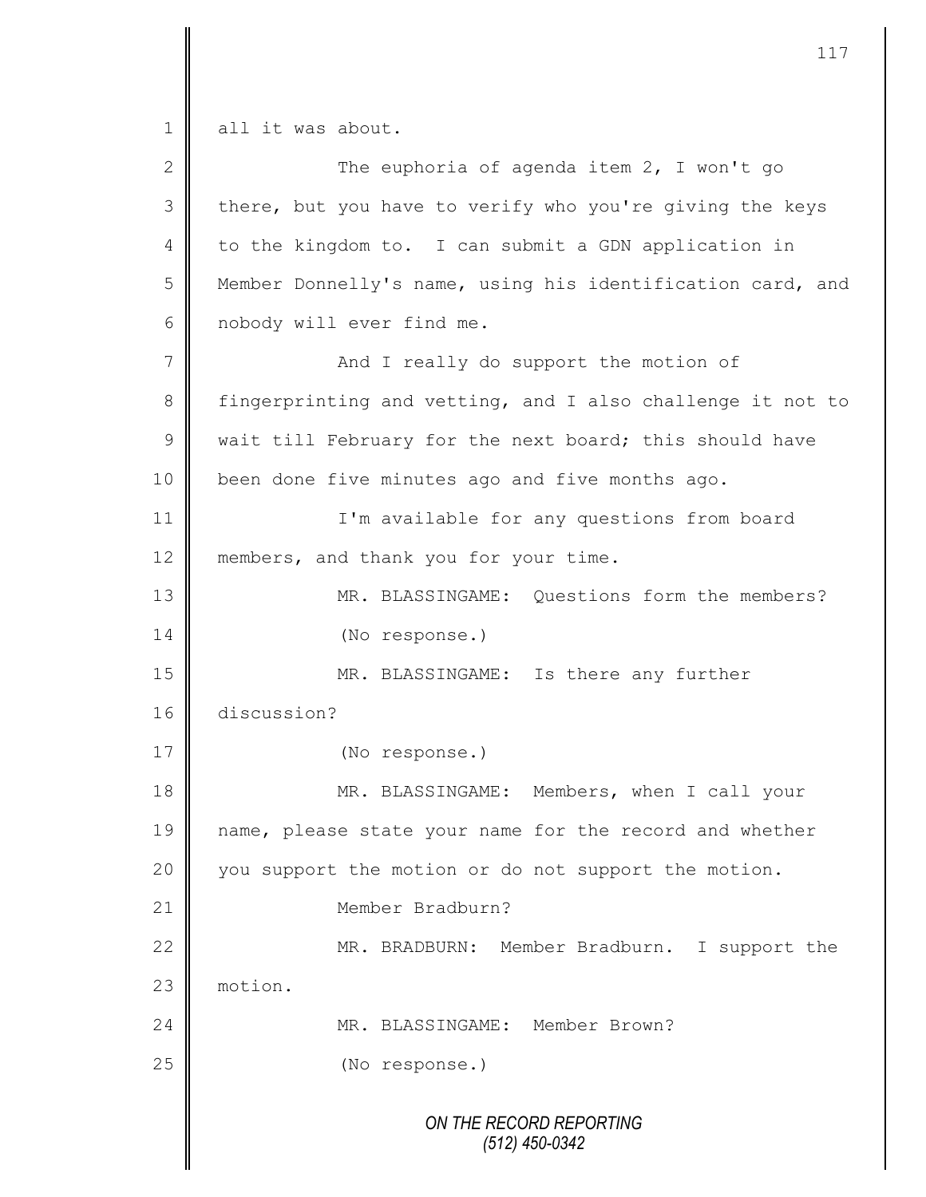all it was about.

The euphoria of agenda item 2, I won't go there, but you have to verify who you're giving the keys to the kingdom to. I can submit a GDN application in Member Donnelly's name, using his identification card, and nobody will ever find me.

And I really do support the motion of fingerprinting and vetting, and I also challenge it not to wait till February for the next board; this should have been done five minutes ago and five months ago.

I'm available for any questions from board members, and thank you for your time.

MR. BLASSINGAME: Questions form the members?

(No response.)

MR. BLASSINGAME: Is there any further discussion?

(No response.)

MR. BLASSINGAME: Members, when I call your name, please state your name for the record and whether you support the motion or do not support the motion.

Member Bradburn?

MR. BRADBURN: Member Bradburn. I support the motion.

MR. BLASSINGAME: Member Brown?

(No response.)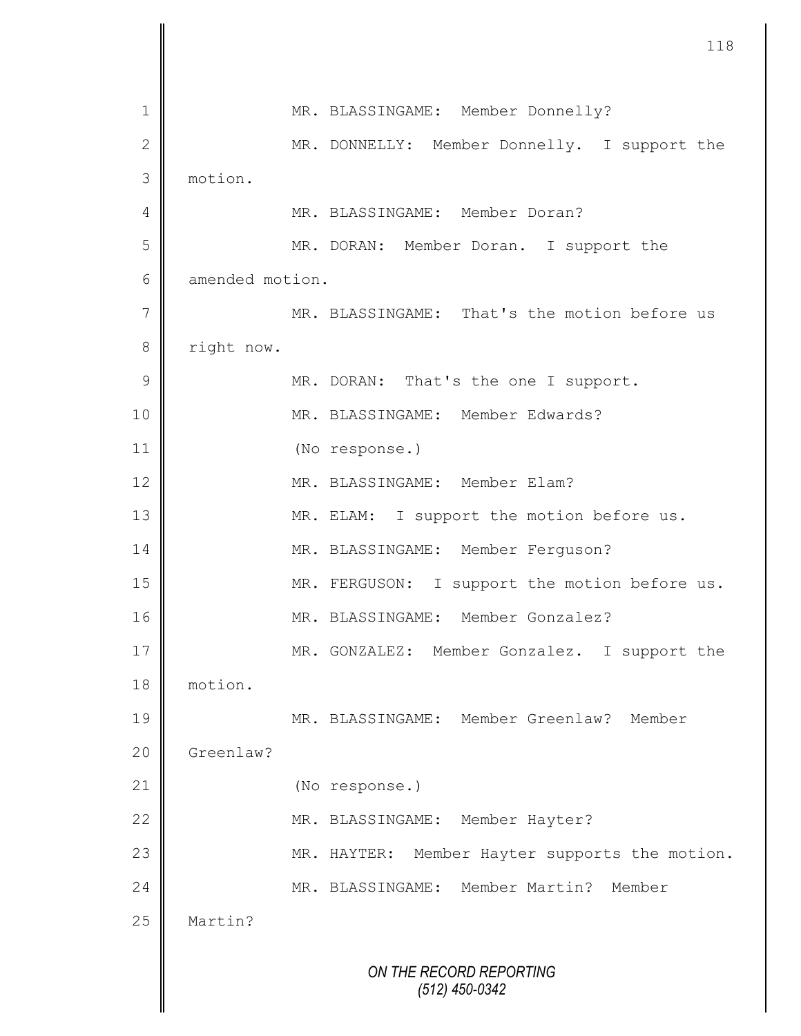MR. BLASSINGAME: Member Donnelly?

MR. DONNELLY: Member Donnelly. I support the motion.

MR. BLASSINGAME: Member Doran?

MR. DORAN: Member Doran. I support the amended motion.

MR. BLASSINGAME: That's the motion before us right now.

MR. DORAN: That's the one I support.

MR. BLASSINGAME: Member Edwards?

(No response.)

MR. BLASSINGAME: Member Elam?

MR. ELAM: I support the motion before us.

MR. BLASSINGAME: Member Ferguson?

MR. FERGUSON: I support the motion before us.

MR. BLASSINGAME: Member Gonzalez?

MR. GONZALEZ: Member Gonzalez. I support the motion.

MR. BLASSINGAME: Member Greenlaw? Member Greenlaw?

(No response.)

MR. BLASSINGAME: Member Hayter?

MR. HAYTER: Member Hayter supports the motion.

MR. BLASSINGAME: Member Martin? Member Martin?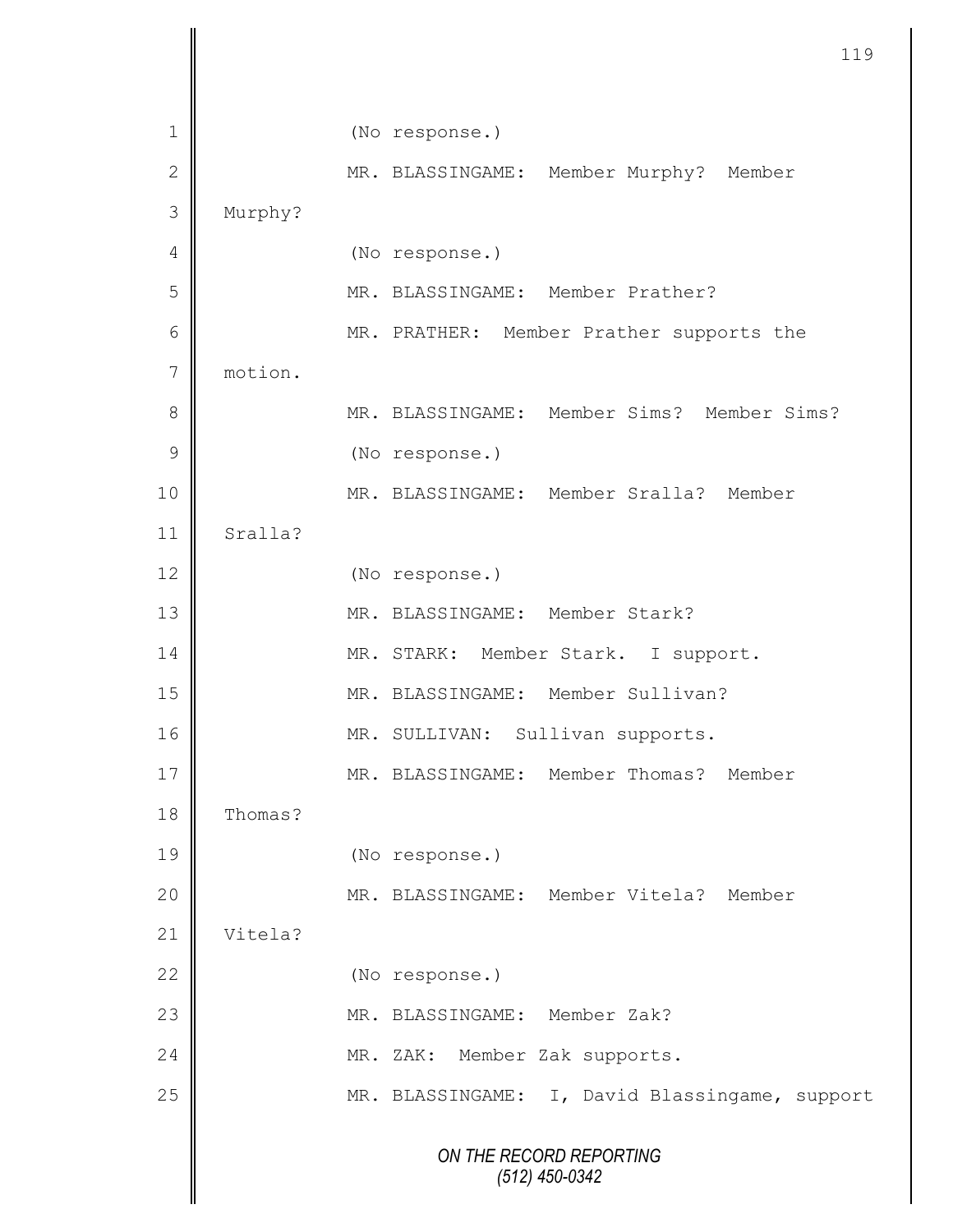(No response.)

MR. BLASSINGAME: Member Murphy? Member Murphy?

(No response.)

MR. BLASSINGAME: Member Prather?

MR. PRATHER: Member Prather supports the motion.

MR. BLASSINGAME: Member Sims? Member Sims?

(No response.)

MR. BLASSINGAME: Member Sralla? Member Sralla?

(No response.)

MR. BLASSINGAME: Member Stark?

MR. STARK: Member Stark. I support.

MR. BLASSINGAME: Member Sullivan?

MR. SULLIVAN: Sullivan supports.

MR. BLASSINGAME: Member Thomas? Member Thomas?

(No response.)

MR. BLASSINGAME: Member Vitela? Member Vitela?

(No response.)

MR. BLASSINGAME: Member Zak?

MR. ZAK: Member Zak supports.

MR. BLASSINGAME: I, David Blassingame, support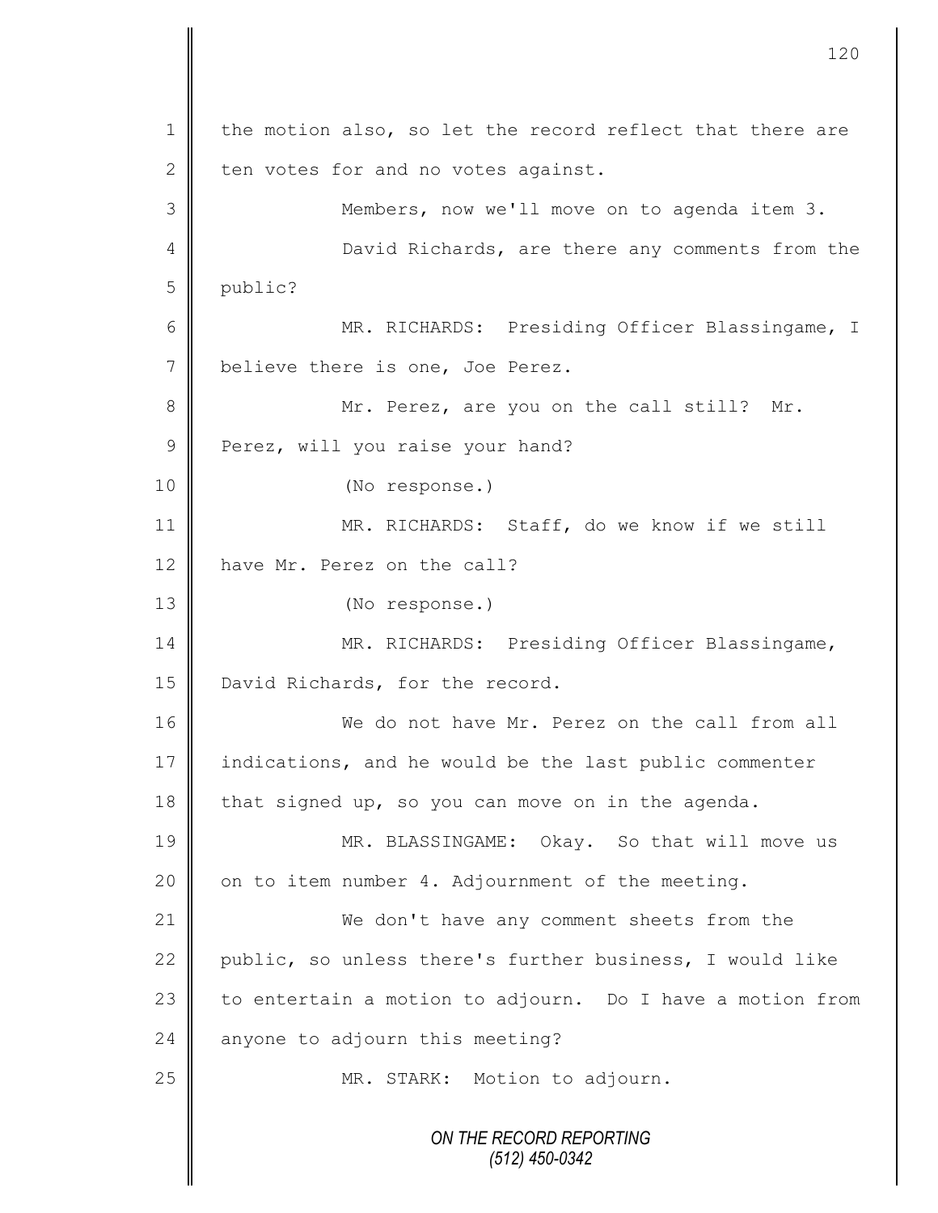the motion also, so let the record reflect that there are ten votes for and no votes against.

Members, now we'll move on to agenda item 3.

David Richards, are there any comments from the public?

MR. RICHARDS: Presiding Officer Blassingame, I believe there is one, Joe Perez.

Mr. Perez, are you on the call still? Mr. Perez, will you raise your hand?

(No response.)

MR. RICHARDS: Staff, do we know if we still have Mr. Perez on the call?

(No response.)

MR. RICHARDS: Presiding Officer Blassingame, David Richards, for the record.

We do not have Mr. Perez on the call from all indications, and he would be the last public commenter that signed up, so you can move on in the agenda.

MR. BLASSINGAME: Okay. So that will move us on to item number 4. Adjournment of the meeting.

We don't have any comment sheets from the public, so unless there's further business, I would like to entertain a motion to adjourn. Do I have a motion from anyone to adjourn this meeting?

MR. STARK: Motion to adjourn.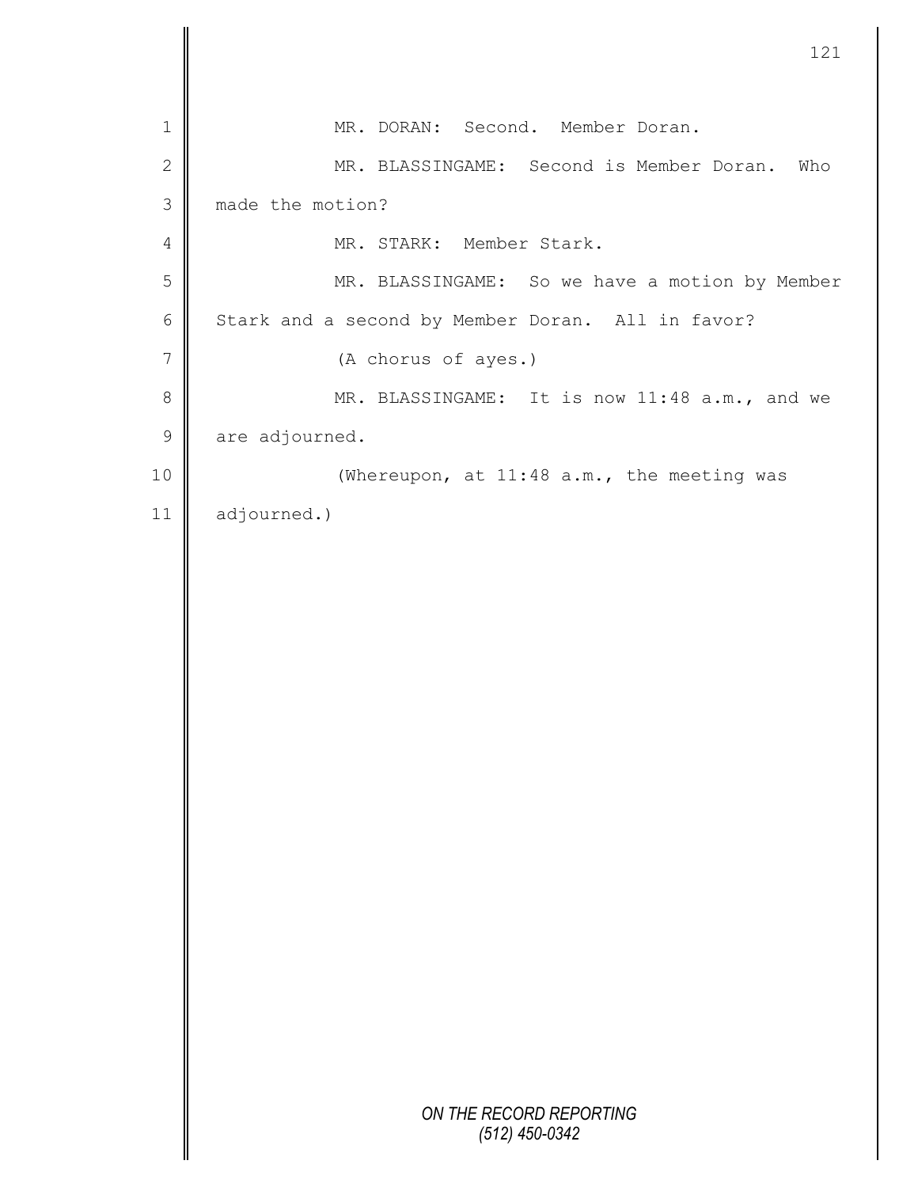MR. DORAN: Second. Member Doran.

MR. BLASSINGAME: Second is Member Doran. Who made the motion?

MR. STARK: Member Stark.

MR. BLASSINGAME: So we have a motion by Member Stark and a second by Member Doran. All in favor?

(A chorus of ayes.)

MR. BLASSINGAME: It is now 11:48 a.m., and we are adjourned.

(Whereupon, at 11:48 a.m., the meeting was adjourned.)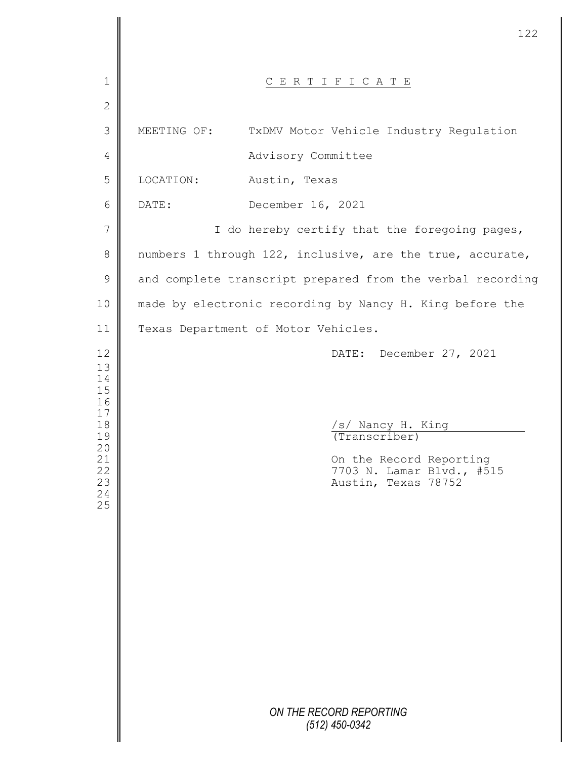# C E R T I F I C A T E

MEETING OF: TxDMV Motor Vehicle Industry Regulation Advisory Committee

LOCATION: Austin, Texas

DATE: December 16, 2021

I do hereby certify that the foregoing pages, numbers 1 through 122, inclusive, are the true, accurate, and complete transcript prepared from the verbal recording made by electronic recording by Nancy H. King before the Texas Department of Motor Vehicles.

DATE: December 27, 2021

/s/ Nancy H. King
(Transcriber)

On the Record Reporting
7703 N. Lamar Blvd., #515
Austin, Texas 78752